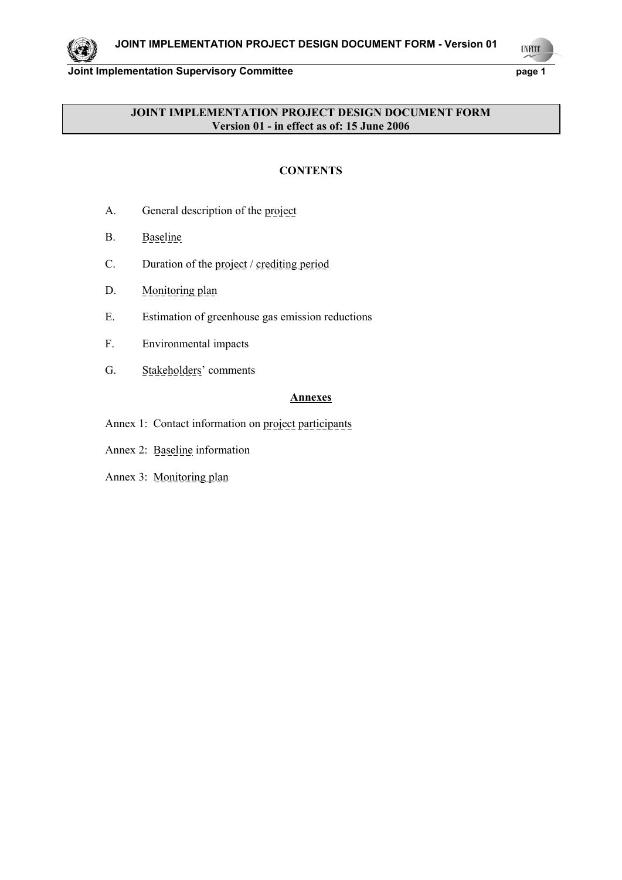**JOINT IMPLEMENTATION PROJECT DESIGN DOCUMENT FORM**
**Version 01 - in effect as of: 15 June 2006**

**CONTENTS**

A. General description of the project

B. Baseline

C. Duration of the project / crediting period

D. Monitoring plan

E. Estimation of greenhouse gas emission reductions

F. Environmental impacts

G. Stakeholders' comments

**Annexes**

Annex 1: Contact information on project participants

Annex 2: Baseline information

Annex 3: Monitoring plan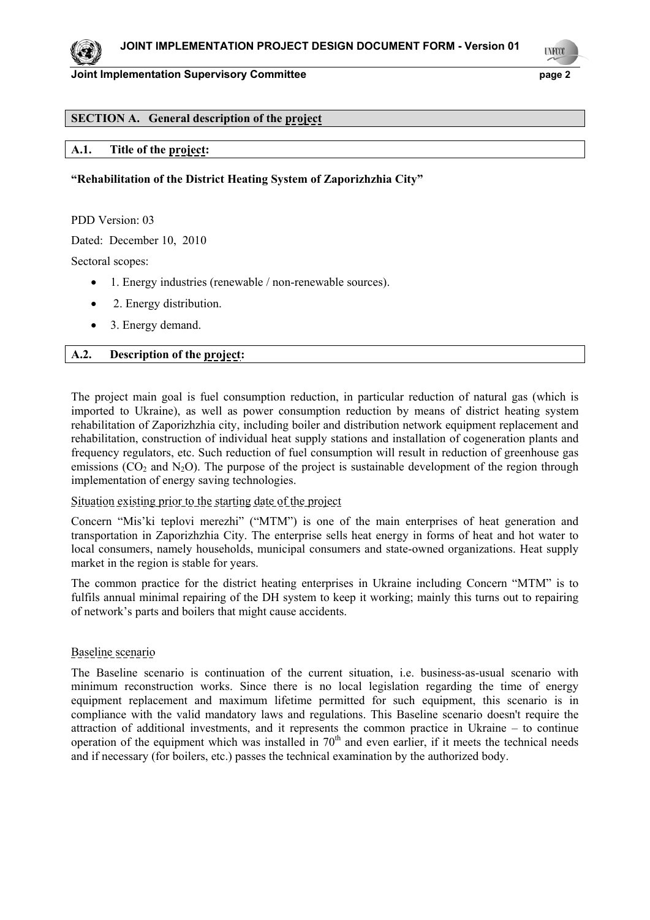## SECTION A. General description of the project

### A.1. Title of the project:

**"Rehabilitation of the District Heating System of Zaporizhzhia City"**

PDD Version: 03

Dated: December 10, 2010

Sectoral scopes:

- 1. Energy industries (renewable / non-renewable sources).
- 2. Energy distribution.
- 3. Energy demand.

### A.2. Description of the project:

The project main goal is fuel consumption reduction, in particular reduction of natural gas (which is imported to Ukraine), as well as power consumption reduction by means of district heating system rehabilitation of Zaporizhzhia city, including boiler and distribution network equipment replacement and rehabilitation, construction of individual heat supply stations and installation of cogeneration plants and frequency regulators, etc. Such reduction of fuel consumption will result in reduction of greenhouse gas emissions ($CO_2$ and $N_2O$). The purpose of the project is sustainable development of the region through implementation of energy saving technologies.

Situation existing prior to the starting date of the project

Concern "Mis'ki teplovi merezhi" ("MTM") is one of the main enterprises of heat generation and transportation in Zaporizhzhia City. The enterprise sells heat energy in forms of heat and hot water to local consumers, namely households, municipal consumers and state-owned organizations. Heat supply market in the region is stable for years.

The common practice for the district heating enterprises in Ukraine including Concern "MTM" is to fulfils annual minimal repairing of the DH system to keep it working; mainly this turns out to repairing of network's parts and boilers that might cause accidents.

Baseline scenario

The Baseline scenario is continuation of the current situation, i.e. business-as-usual scenario with minimum reconstruction works. Since there is no local legislation regarding the time of energy equipment replacement and maximum lifetime permitted for such equipment, this scenario is in compliance with the valid mandatory laws and regulations. This Baseline scenario doesn't require the attraction of additional investments, and it represents the common practice in Ukraine – to continue operation of the equipment which was installed in 70th and even earlier, if it meets the technical needs and if necessary (for boilers, etc.) passes the technical examination by the authorized body.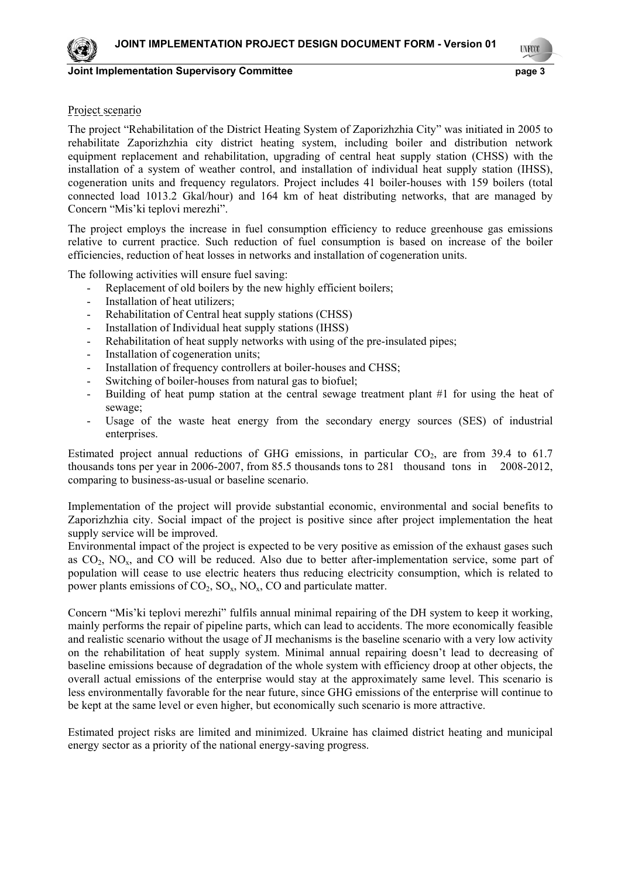Project scenario

The project "Rehabilitation of the District Heating System of Zaporizhzhia City" was initiated in 2005 to rehabilitate Zaporizhzhia city district heating system, including boiler and distribution network equipment replacement and rehabilitation, upgrading of central heat supply station (CHSS) with the installation of a system of weather control, and installation of individual heat supply station (IHSS), cogeneration units and frequency regulators. Project includes 41 boiler-houses with 159 boilers (total connected load 1013.2 Gkal/hour) and 164 km of heat distributing networks, that are managed by Concern "Mis'ki teplovi merezhi".

The project employs the increase in fuel consumption efficiency to reduce greenhouse gas emissions relative to current practice. Such reduction of fuel consumption is based on increase of the boiler efficiencies, reduction of heat losses in networks and installation of cogeneration units.

The following activities will ensure fuel saving:

- Replacement of old boilers by the new highly efficient boilers;
- Installation of heat utilizers;
- Rehabilitation of Central heat supply stations (CHSS)
- Installation of Individual heat supply stations (IHSS)
- Rehabilitation of heat supply networks with using of the pre-insulated pipes;
- Installation of cogeneration units;
- Installation of frequency controllers at boiler-houses and CHSS;
- Switching of boiler-houses from natural gas to biofuel;
- Building of heat pump station at the central sewage treatment plant #1 for using the heat of sewage;
- Usage of the waste heat energy from the secondary energy sources (SES) of industrial enterprises.

Estimated project annual reductions of GHG emissions, in particular $CO_2$, are from 39.4 to 61.7 thousands tons per year in 2006-2007, from 85.5 thousands tons to 281 thousand tons in 2008-2012, comparing to business-as-usual or baseline scenario.

Implementation of the project will provide substantial economic, environmental and social benefits to Zaporizhzhia city. Social impact of the project is positive since after project implementation the heat supply service will be improved.

Environmental impact of the project is expected to be very positive as emission of the exhaust gases such as $CO_2$, $NO_x$, and CO will be reduced. Also due to better after-implementation service, some part of population will cease to use electric heaters thus reducing electricity consumption, which is related to power plants emissions of $CO_2$, $SO_x$, $NO_x$, CO and particulate matter.

Concern "Mis'ki teplovi merezhi" fulfils annual minimal repairing of the DH system to keep it working, mainly performs the repair of pipeline parts, which can lead to accidents. The more economically feasible and realistic scenario without the usage of JI mechanisms is the baseline scenario with a very low activity on the rehabilitation of heat supply system. Minimal annual repairing doesn't lead to decreasing of baseline emissions because of degradation of the whole system with efficiency droop at other objects, the overall actual emissions of the enterprise would stay at the approximately same level. This scenario is less environmentally favorable for the near future, since GHG emissions of the enterprise will continue to be kept at the same level or even higher, but economically such scenario is more attractive.

Estimated project risks are limited and minimized. Ukraine has claimed district heating and municipal energy sector as a priority of the national energy-saving progress.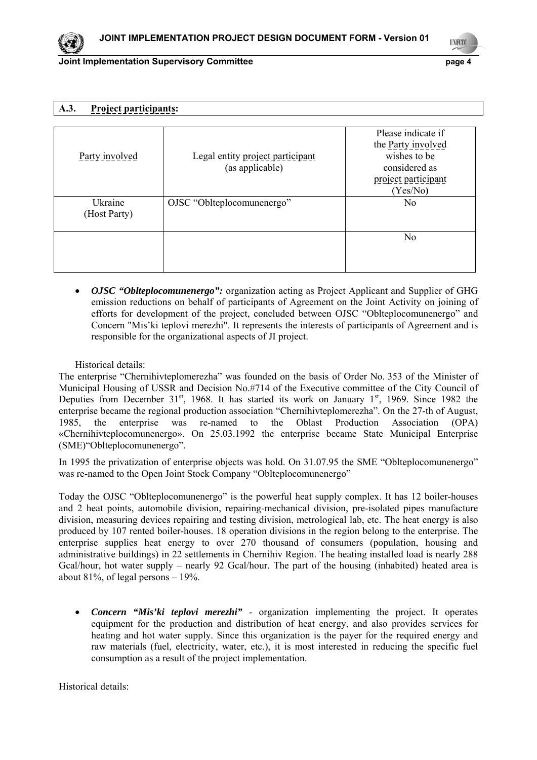## A.3. Project participants:

| Party involved | Legal entity project participant (as applicable) | Please indicate if the Party involved wishes to be considered as project participant (Yes/No) |
|---|---|---|
| Ukraine (Host Party) | OJSC "Oblteplocomunenergo" | No |
| | | No |

- ***OJSC "Oblteplocomunenergo":*** organization acting as Project Applicant and Supplier of GHG emission reductions on behalf of participants of Agreement on the Joint Activity on joining of efforts for development of the project, concluded between OJSC "Oblteplocomunenergo" and Concern "Mis'ki teplovi merezhi". It represents the interests of participants of Agreement and is responsible for the organizational aspects of JI project.

Historical details:

The enterprise "Chernihivteplomerezha" was founded on the basis of Order No. 353 of the Minister of Municipal Housing of USSR and Decision No.#714 of the Executive committee of the City Council of Deputies from December 31st, 1968. It has started its work on January 1st, 1969. Since 1982 the enterprise became the regional production association "Chernihivteplomerezha". On the 27-th of August, 1985, the enterprise was re-named to the Oblast Production Association (OPA) «Chernihivteplocomunenergo». On 25.03.1992 the enterprise became State Municipal Enterprise (SME)"Oblteplocomunenergo".

In 1995 the privatization of enterprise objects was hold. On 31.07.95 the SME "Oblteplocomunenergo" was re-named to the Open Joint Stock Company "Oblteplocomunenergo"

Today the OJSC "Oblteplocomunenergo" is the powerful heat supply complex. It has 12 boiler-houses and 2 heat points, automobile division, repairing-mechanical division, pre-isolated pipes manufacture division, measuring devices repairing and testing division, metrological lab, etc. The heat energy is also produced by 107 rented boiler-houses. 18 operation divisions in the region belong to the enterprise. The enterprise supplies heat energy to over 270 thousand of consumers (population, housing and administrative buildings) in 22 settlements in Chernihiv Region. The heating installed load is nearly 288 Gcal/hour, hot water supply – nearly 92 Gcal/hour. The part of the housing (inhabited) heated area is about 81%, of legal persons – 19%.

- ***Concern "Mis'ki teplovi merezhi"*** - organization implementing the project. It operates equipment for the production and distribution of heat energy, and also provides services for heating and hot water supply. Since this organization is the payer for the required energy and raw materials (fuel, electricity, water, etc.), it is most interested in reducing the specific fuel consumption as a result of the project implementation.

Historical details: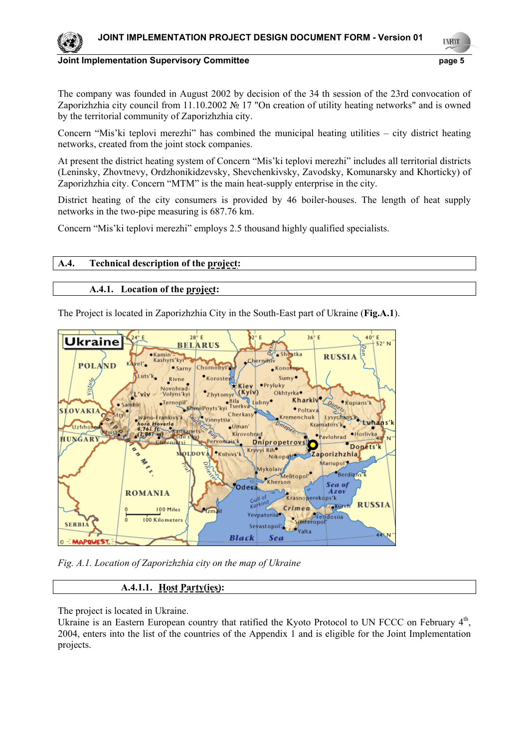The company was founded in August 2002 by decision of the 34 th session of the 23rd convocation of Zaporizhzhia city council from 11.10.2002 № 17 "On creation of utility heating networks" and is owned by the territorial community of Zaporizhzhia city.

Concern “Mis’ki teplovi merezhi” has combined the municipal heating utilities – city district heating networks, created from the joint stock companies.

At present the district heating system of Concern “Mis’ki teplovi merezhi” includes all territorial districts (Leninsky, Zhovtnevy, Ordzhonikidzevsky, Shevchenkivsky, Zavodsky, Komunarsky and Khorticky) of Zaporizhzhia city. Concern “MTM” is the main heat-supply enterprise in the city.

District heating of the city consumers is provided by 46 boiler-houses. The length of heat supply networks in the two-pipe measuring is 687.76 km.

Concern “Mis’ki teplovi merezhi” employs 2.5 thousand highly qualified specialists.

## A.4. Technical description of the project:

### A.4.1. Location of the project:

The Project is located in Zaporizhzhia City in the South-East part of Ukraine (**Fig.A.1**).

*Fig. A.1. Location of Zaporizhzhia city on the map of Ukraine*

#### A.4.1.1. Host Party(ies):

The project is located in Ukraine.
Ukraine is an Eastern European country that ratified the Kyoto Protocol to UN FCCC on February 4th, 2004, enters into the list of the countries of the Appendix 1 and is eligible for the Joint Implementation projects.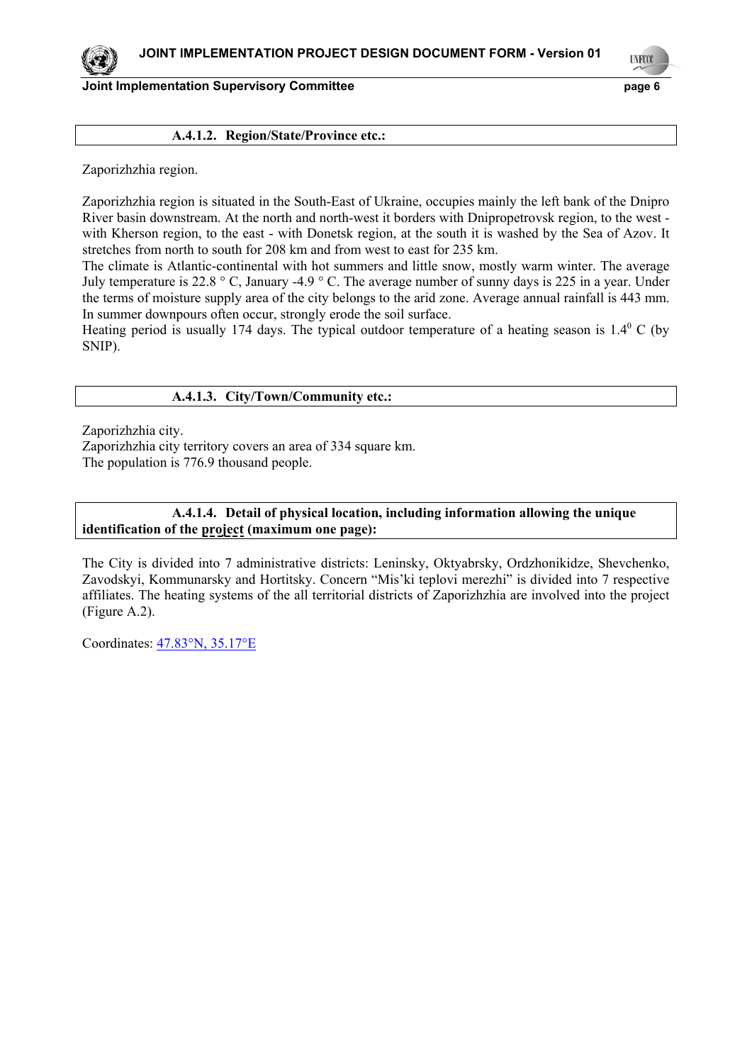#### A.4.1.2. Region/State/Province etc.:

Zaporizhzhia region.

Zaporizhzhia region is situated in the South-East of Ukraine, occupies mainly the left bank of the Dnipro River basin downstream. At the north and north-west it borders with Dnipropetrovsk region, to the west - with Kherson region, to the east - with Donetsk region, at the south it is washed by the Sea of Azov. It stretches from north to south for 208 km and from west to east for 235 km.

The climate is Atlantic-continental with hot summers and little snow, mostly warm winter. The average July temperature is 22.8 ° C, January -4.9 ° C. The average number of sunny days is 225 in a year. Under the terms of moisture supply area of the city belongs to the arid zone. Average annual rainfall is 443 mm. In summer downpours often occur, strongly erode the soil surface.

Heating period is usually 174 days. The typical outdoor temperature of a heating season is $1.4^{0}$ C (by SNIP).

#### A.4.1.3. City/Town/Community etc.:

Zaporizhzhia city.

Zaporizhzhia city territory covers an area of 334 square km.

The population is 776.9 thousand people.

#### A.4.1.4. Detail of physical location, including information allowing the unique identification of the project (maximum one page):

The City is divided into 7 administrative districts: Leninsky, Oktyabrsky, Ordzhonikidze, Shevchenko, Zavodskyi, Kommunarsky and Hortitsky. Concern "Mis'ki teplovi merezhi" is divided into 7 respective affiliates. The heating systems of the all territorial districts of Zaporizhzhia are involved into the project (Figure A.2).

Coordinates: 47.83°N, 35.17°E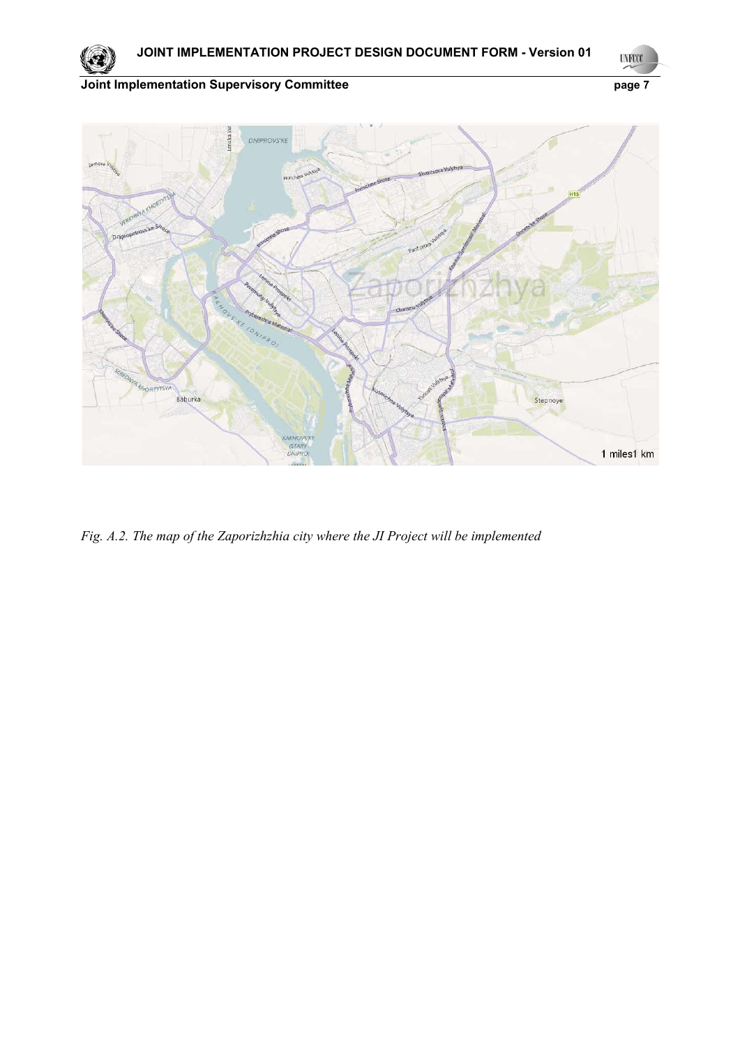*Fig. A.2. The map of the Zaporizhzhia city where the JI Project will be implemented*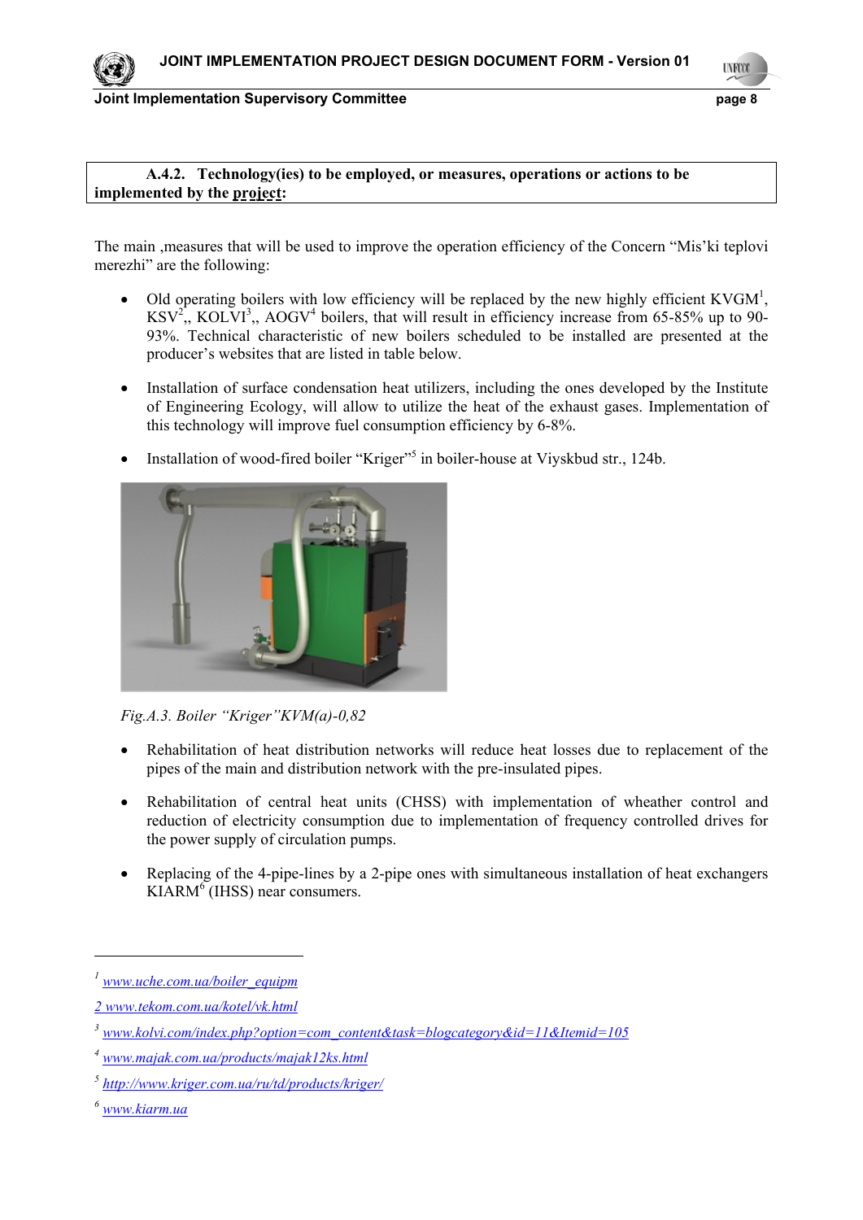**A.4.2. Technology(ies) to be employed, or measures, operations or actions to be implemented by the project:**

The main ,measures that will be used to improve the operation efficiency of the Concern "Mis'ki teplovi merezhi" are the following:

- Old operating boilers with low efficiency will be replaced by the new highly efficient KVGM[1], KSV[2],, KOLVI[3],, AOGV[4] boilers, that will result in efficiency increase from 65-85% up to 90-93%. Technical characteristic of new boilers scheduled to be installed are presented at the producer's websites that are listed in table below.

- Installation of surface condensation heat utilizers, including the ones developed by the Institute of Engineering Ecology, will allow to utilize the heat of the exhaust gases. Implementation of this technology will improve fuel consumption efficiency by 6-8%.

- Installation of wood-fired boiler "Kriger"[5] in boiler-house at Viyskbud str., 124b.

*Fig.A.3. Boiler "Kriger"KVM(a)-0,82*

- Rehabilitation of heat distribution networks will reduce heat losses due to replacement of the pipes of the main and distribution network with the pre-insulated pipes.

- Rehabilitation of central heat units (CHSS) with implementation of wheather control and reduction of electricity consumption due to implementation of frequency controlled drives for the power supply of circulation pumps.

- Replacing of the 4-pipe-lines by a 2-pipe ones with simultaneous installation of heat exchangers KIARM[6] (IHSS) near consumers.

---

[1] www.uche.com.ua/boiler_equipm

[2] www.tekom.com.ua/kotel/vk.html

[3] www.kolvi.com/index.php?option=com_content&task=blogcategory&id=11&Itemid=105

[4] www.majak.com.ua/products/majak12ks.html

[5] http://www.kriger.com.ua/ru/td/products/kriger/

[6] www.kiarm.ua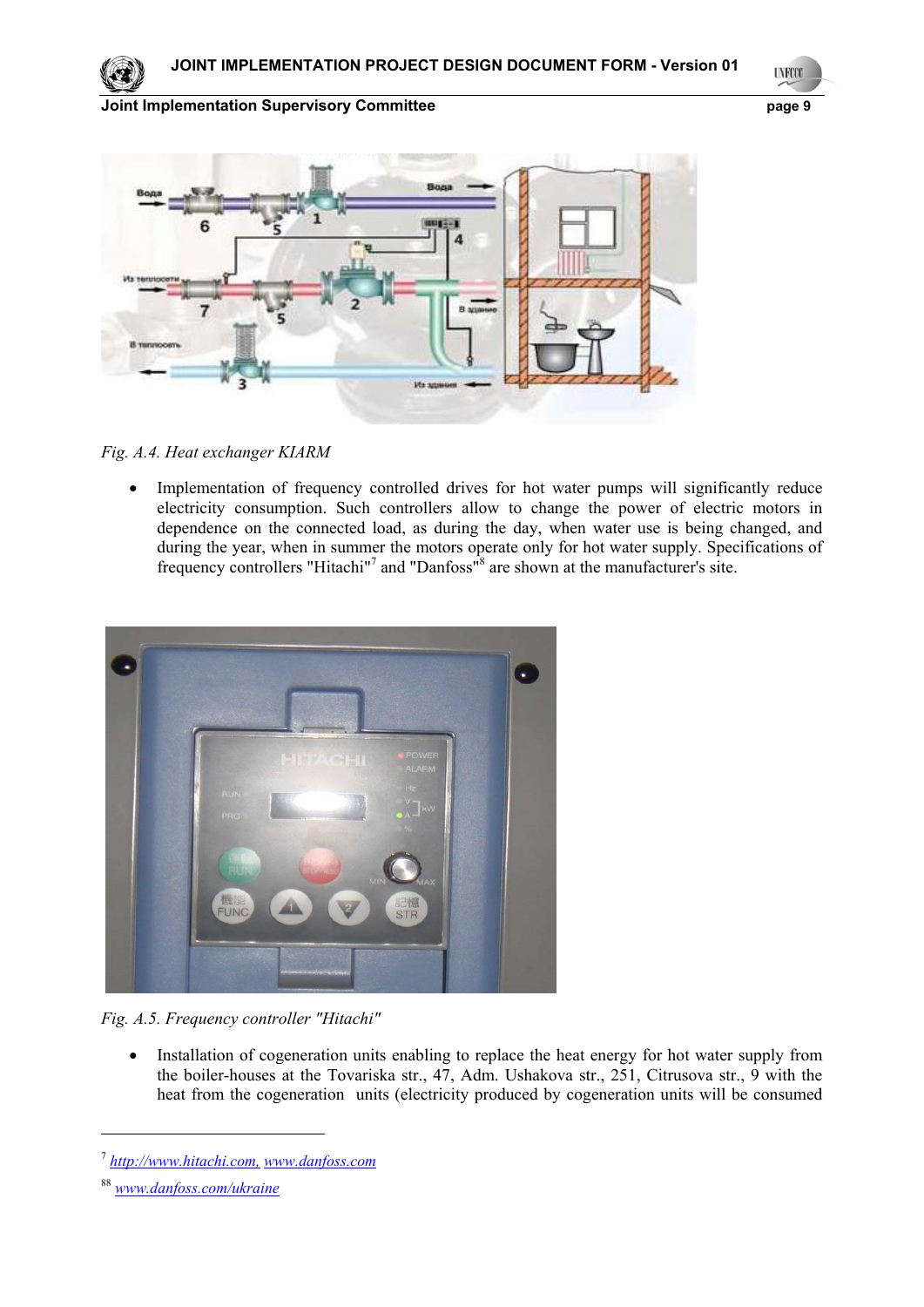Fig. A.4. *Heat exchanger KIARM*

- Implementation of frequency controlled drives for hot water pumps will significantly reduce electricity consumption. Such controllers allow to change the power of electric motors in dependence on the connected load, as during the day, when water use is being changed, and during the year, when in summer the motors operate only for hot water supply. Specifications of frequency controllers "Hitachi"[7] and "Danfoss"[8] are shown at the manufacturer's site.

*Fig. A.5. Frequency controller "Hitachi"*

- Installation of cogeneration units enabling to replace the heat energy for hot water supply from the boiler-houses at the Tovariska str., 47, Adm. Ushakova str., 251, Citrusova str., 9 with the heat from the cogeneration units (electricity produced by cogeneration units will be consumed

---

[7] http://www.hitachi.com, www.danfoss.com

[8] www.danfoss.com/ukraine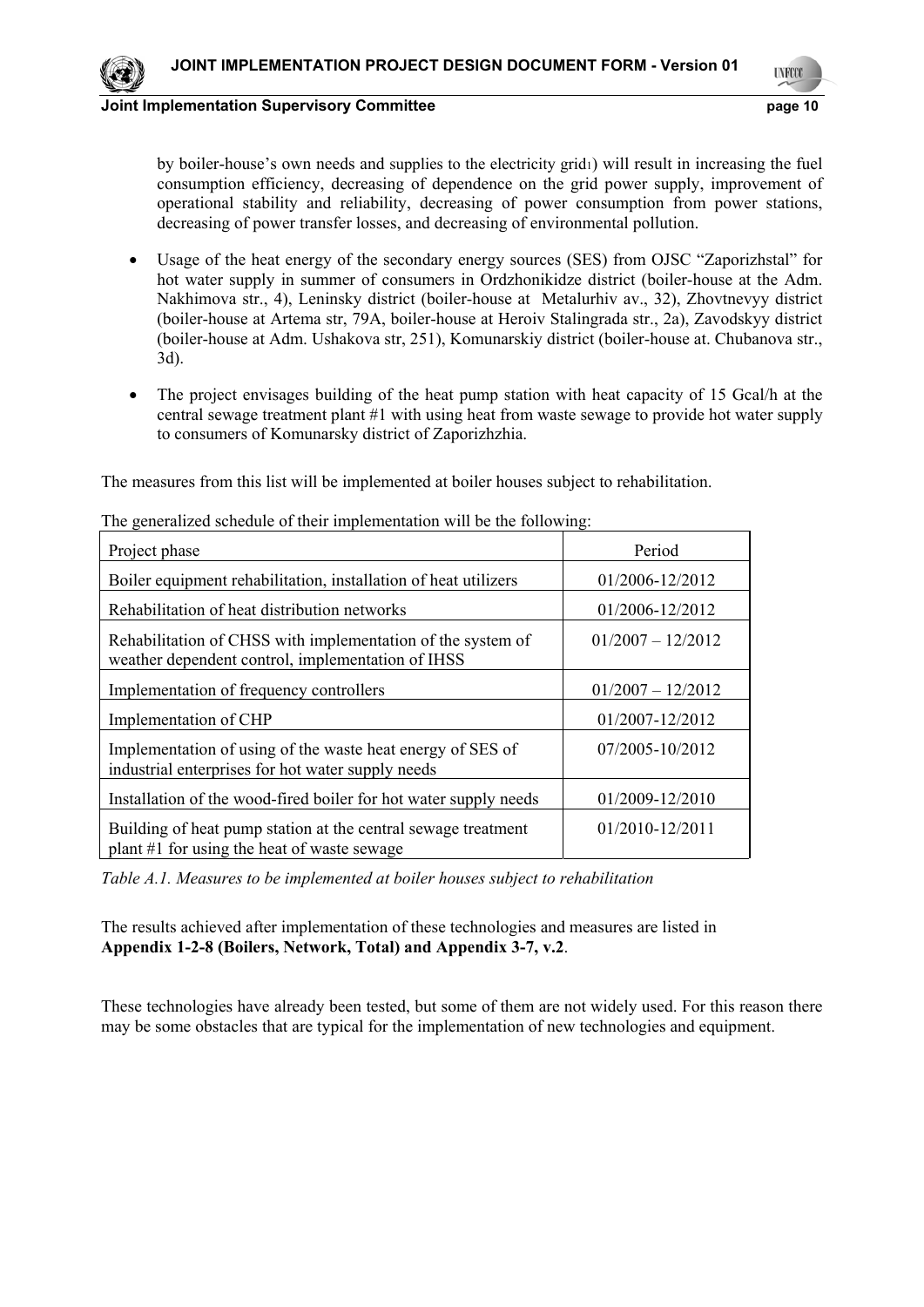by boiler-house's own needs and supplies to the electricity grid[1]) will result in increasing the fuel consumption efficiency, decreasing of dependence on the grid power supply, improvement of operational stability and reliability, decreasing of power consumption from power stations, decreasing of power transfer losses, and decreasing of environmental pollution.

- Usage of the heat energy of the secondary energy sources (SES) from OJSC "Zaporizhstal" for hot water supply in summer of consumers in Ordzhonikidze district (boiler-house at the Adm. Nakhimova str., 4), Leninsky district (boiler-house at Metalurhiv av., 32), Zhovtnevyy district (boiler-house at Artema str, 79A, boiler-house at Heroiv Stalingrada str., 2a), Zavodskyy district (boiler-house at Adm. Ushakova str, 251), Komunarskiy district (boiler-house at. Chubanova str., 3d).
- The project envisages building of the heat pump station with heat capacity of 15 Gcal/h at the central sewage treatment plant #1 with using heat from waste sewage to provide hot water supply to consumers of Komunarsky district of Zaporizhzhia.

The measures from this list will be implemented at boiler houses subject to rehabilitation.

The generalized schedule of their implementation will be the following:

| Project phase | Period |
|---|---|
| Boiler equipment rehabilitation, installation of heat utilizers | 01/2006-12/2012 |
| Rehabilitation of heat distribution networks | 01/2006-12/2012 |
| Rehabilitation of CHSS with implementation of the system of weather dependent control, implementation of IHSS | 01/2007 – 12/2012 |
| Implementation of frequency controllers | 01/2007 – 12/2012 |
| Implementation of CHP | 01/2007-12/2012 |
| Implementation of using of the waste heat energy of SES of industrial enterprises for hot water supply needs | 07/2005-10/2012 |
| Installation of the wood-fired boiler for hot water supply needs | 01/2009-12/2010 |
| Building of heat pump station at the central sewage treatment plant #1 for using the heat of waste sewage | 01/2010-12/2011 |

*Table A.1. Measures to be implemented at boiler houses subject to rehabilitation*

The results achieved after implementation of these technologies and measures are listed in **Appendix 1-2-8 (Boilers, Network, Total) and Appendix 3-7, v.2**.

These technologies have already been tested, but some of them are not widely used. For this reason there may be some obstacles that are typical for the implementation of new technologies and equipment.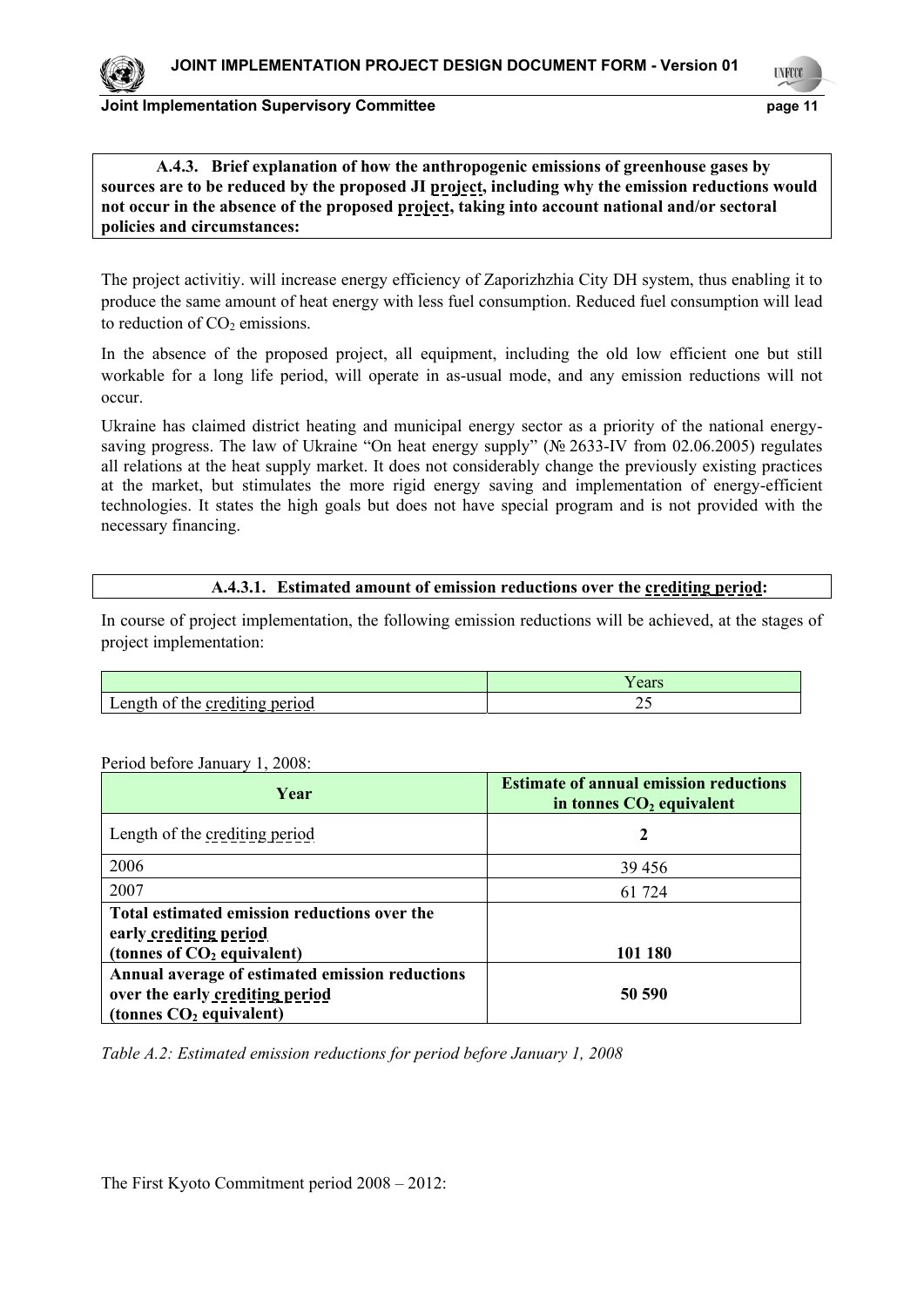**A.4.3. Brief explanation of how the anthropogenic emissions of greenhouse gases by sources are to be reduced by the proposed JI project, including why the emission reductions would not occur in the absence of the proposed project, taking into account national and/or sectoral policies and circumstances:**

The project activitiy. will increase energy efficiency of Zaporizhzhia City DH system, thus enabling it to produce the same amount of heat energy with less fuel consumption. Reduced fuel consumption will lead to reduction of $CO_2$ emissions.

In the absence of the proposed project, all equipment, including the old low efficient one but still workable for a long life period, will operate in as-usual mode, and any emission reductions will not occur.

Ukraine has claimed district heating and municipal energy sector as a priority of the national energy-saving progress. The law of Ukraine "On heat energy supply" (№ 2633-IV from 02.06.2005) regulates all relations at the heat supply market. It does not considerably change the previously existing practices at the market, but stimulates the more rigid energy saving and implementation of energy-efficient technologies. It states the high goals but does not have special program and is not provided with the necessary financing.

**A.4.3.1. Estimated amount of emission reductions over the crediting period:**

In course of project implementation, the following emission reductions will be achieved, at the stages of project implementation:

| | Years |
|---|---|
| Length of the crediting period | 25 |

Period before January 1, 2008:

| **Year** | **Estimate of annual emission reductions in tonnes $CO_2$ equivalent** |
|---|---|
| Length of the crediting period | **2** |
| 2006 | 39 456 |
| 2007 | 61 724 |
| **Total estimated emission reductions over the early crediting period (tonnes of $CO_2$ equivalent)** | **101 180** |
| **Annual average of estimated emission reductions over the early crediting period (tonnes $CO_2$ equivalent)** | **50 590** |

*Table A.2: Estimated emission reductions for period before January 1, 2008*

The First Kyoto Commitment period 2008 – 2012: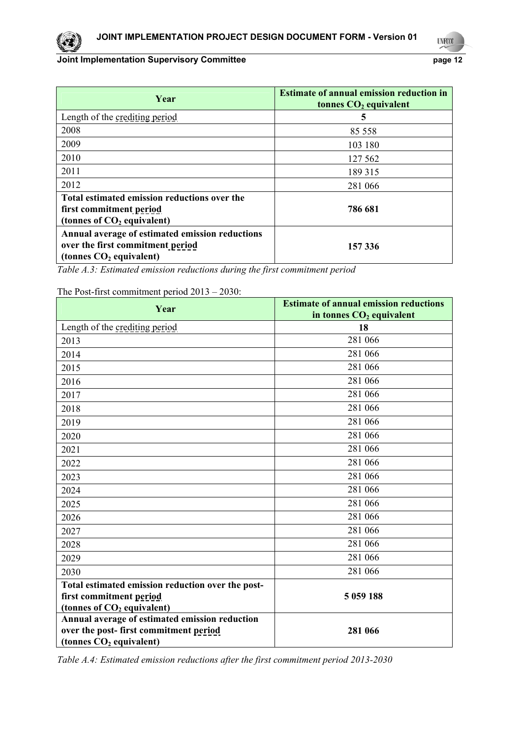| Year | Estimate of annual emission reduction in tonnes $CO_2$ equivalent |
|---|---|
| Length of the crediting period | **5** |
| 2008 | 85 558 |
| 2009 | 103 180 |
| 2010 | 127 562 |
| 2011 | 189 315 |
| 2012 | 281 066 |
| **Total estimated emission reductions over the first commitment period (tonnes of $CO_2$ equivalent)** | **786 681** |
| **Annual average of estimated emission reductions over the first commitment period (tonnes $CO_2$ equivalent)** | **157 336** |

*Table A.3: Estimated emission reductions during the first commitment period*

The Post-first commitment period 2013 – 2030:

| Year | Estimate of annual emission reductions in tonnes $CO_2$ equivalent |
|---|---|
| Length of the crediting period | **18** |
| 2013 | 281 066 |
| 2014 | 281 066 |
| 2015 | 281 066 |
| 2016 | 281 066 |
| 2017 | 281 066 |
| 2018 | 281 066 |
| 2019 | 281 066 |
| 2020 | 281 066 |
| 2021 | 281 066 |
| 2022 | 281 066 |
| 2023 | 281 066 |
| 2024 | 281 066 |
| 2025 | 281 066 |
| 2026 | 281 066 |
| 2027 | 281 066 |
| 2028 | 281 066 |
| 2029 | 281 066 |
| 2030 | 281 066 |
| **Total estimated emission reduction over the post-first commitment period (tonnes of $CO_2$ equivalent)** | **5 059 188** |
| **Annual average of estimated emission reduction over the post- first commitment period (tonnes $CO_2$ equivalent)** | **281 066** |

*Table A.4: Estimated emission reductions after the first commitment period 2013-2030*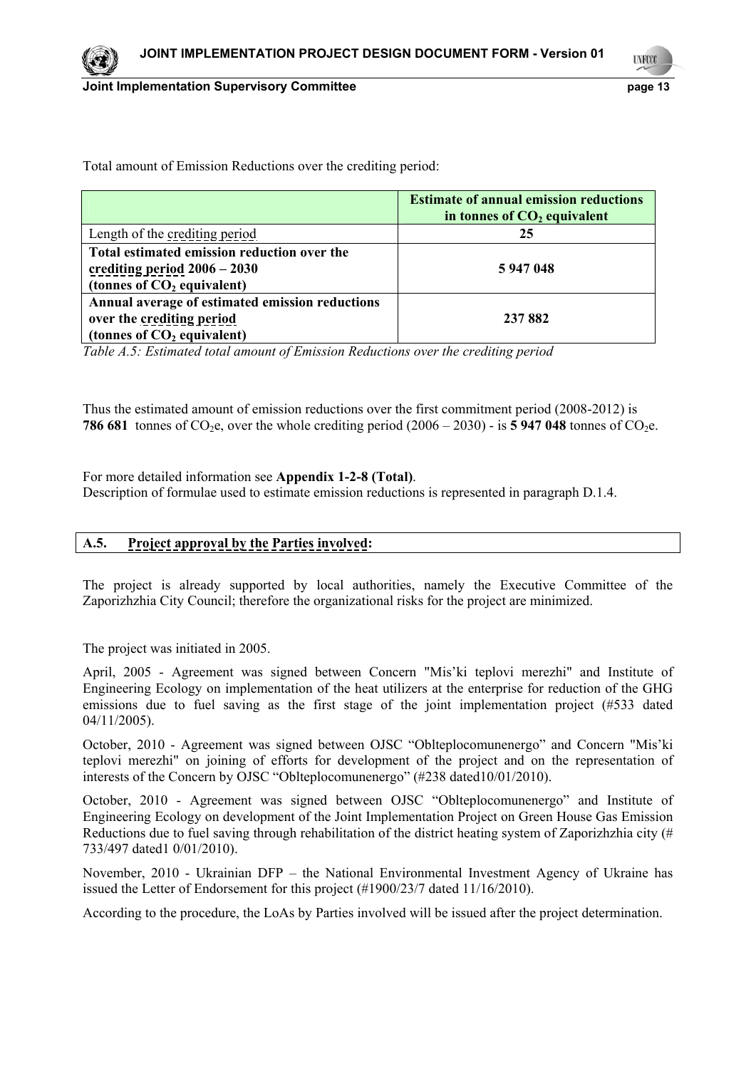Total amount of Emission Reductions over the crediting period:

| | **Estimate of annual emission reductions in tonnes of $CO_2$ equivalent** |
|---|---|
| Length of the crediting period | **25** |
| **Total estimated emission reduction over the crediting period 2006 – 2030 (tonnes of $CO_2$ equivalent)** | **5 947 048** |
| **Annual average of estimated emission reductions over the crediting period (tonnes of $CO_2$ equivalent)** | **237 882** |

*Table A.5: Estimated total amount of Emission Reductions over the crediting period*

Thus the estimated amount of emission reductions over the first commitment period (2008-2012) is **786 681** tonnes of $CO_2$e, over the whole crediting period (2006 – 2030) - is **5 947 048** tonnes of $CO_2$e.

For more detailed information see **Appendix 1-2-8 (Total)**.
Description of formulae used to estimate emission reductions is represented in paragraph D.1.4.

## A.5. Project approval by the Parties involved:

The project is already supported by local authorities, namely the Executive Committee of the Zaporizhzhia City Council; therefore the organizational risks for the project are minimized.

The project was initiated in 2005.

April, 2005 - Agreement was signed between Concern "Mis'ki teplovi merezhi" and Institute of Engineering Ecology on implementation of the heat utilizers at the enterprise for reduction of the GHG emissions due to fuel saving as the first stage of the joint implementation project (#533 dated 04/11/2005).

October, 2010 - Agreement was signed between OJSC "Oblteplocomunenergo" and Concern "Mis'ki teplovi merezhi" on joining of efforts for development of the project and on the representation of interests of the Concern by OJSC "Oblteplocomunenergo" (#238 dated10/01/2010).

October, 2010 - Agreement was signed between OJSC "Oblteplocomunenergo" and Institute of Engineering Ecology on development of the Joint Implementation Project on Green House Gas Emission Reductions due to fuel saving through rehabilitation of the district heating system of Zaporizhzhia city (# 733/497 dated1 0/01/2010).

November, 2010 - Ukrainian DFP – the National Environmental Investment Agency of Ukraine has issued the Letter of Endorsement for this project (#1900/23/7 dated 11/16/2010).

According to the procedure, the LoAs by Parties involved will be issued after the project determination.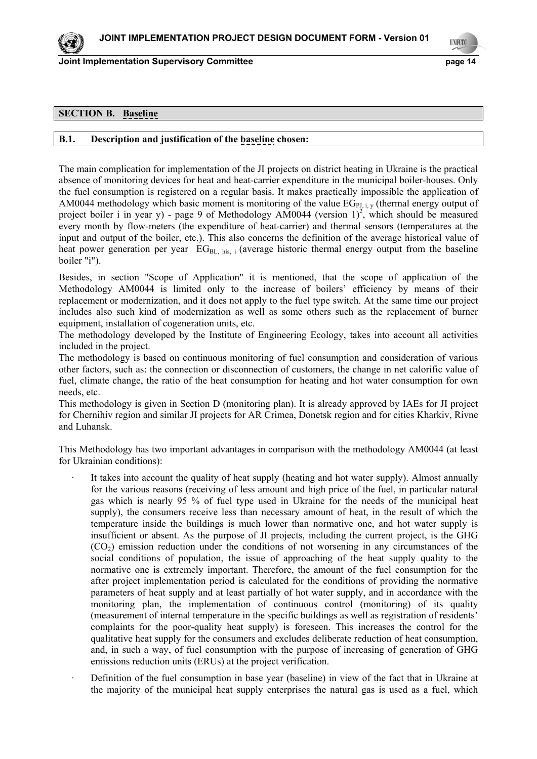## SECTION B. Baseline

### B.1. Description and justification of the baseline chosen:

The main complication for implementation of the JI projects on district heating in Ukraine is the practical absence of monitoring devices for heat and heat-carrier expenditure in the municipal boiler-houses. Only the fuel consumption is registered on a regular basis. It makes practically impossible the application of AM0044 methodology which basic moment is monitoring of the value $EG_{PJ,\,i,\,y}$ (thermal energy output of project boiler i in year y) - page 9 of Methodology AM0044 (version 1)[2], which should be measured every month by flow-meters (the expenditure of heat-carrier) and thermal sensors (temperatures at the input and output of the boiler, etc.). This also concerns the definition of the average historical value of heat power generation per year $EG_{BL,\,his,\,i}$ (average historic thermal energy output from the baseline boiler "i").

Besides, in section "Scope of Application" it is mentioned, that the scope of application of the Methodology AM0044 is limited only to the increase of boilers' efficiency by means of their replacement or modernization, and it does not apply to the fuel type switch. At the same time our project includes also such kind of modernization as well as some others such as the replacement of burner equipment, installation of cogeneration units, etc.

The methodology developed by the Institute of Engineering Ecology, takes into account all activities included in the project.

The methodology is based on continuous monitoring of fuel consumption and consideration of various other factors, such as: the connection or disconnection of customers, the change in net calorific value of fuel, climate change, the ratio of the heat consumption for heating and hot water consumption for own needs, etc.

This methodology is given in Section D (monitoring plan). It is already approved by IAEs for JI project for Chernihiv region and similar JI projects for AR Crimea, Donetsk region and for cities Kharkiv, Rivne and Luhansk.

This Methodology has two important advantages in comparison with the methodology AM0044 (at least for Ukrainian conditions):

- It takes into account the quality of heat supply (heating and hot water supply). Almost annually for the various reasons (receiving of less amount and high price of the fuel, in particular natural gas which is nearly 95 % of fuel type used in Ukraine for the needs of the municipal heat supply), the consumers receive less than necessary amount of heat, in the result of which the temperature inside the buildings is much lower than normative one, and hot water supply is insufficient or absent. As the purpose of JI projects, including the current project, is the GHG ($CO_2$) emission reduction under the conditions of not worsening in any circumstances of the social conditions of population, the issue of approaching of the heat supply quality to the normative one is extremely important. Therefore, the amount of the fuel consumption for the after project implementation period is calculated for the conditions of providing the normative parameters of heat supply and at least partially of hot water supply, and in accordance with the monitoring plan, the implementation of continuous control (monitoring) of its quality (measurement of internal temperature in the specific buildings as well as registration of residents' complaints for the poor-quality heat supply) is foreseen. This increases the control for the qualitative heat supply for the consumers and excludes deliberate reduction of heat consumption, and, in such a way, of fuel consumption with the purpose of increasing of generation of GHG emissions reduction units (ERUs) at the project verification.
- Definition of the fuel consumption in base year (baseline) in view of the fact that in Ukraine at the majority of the municipal heat supply enterprises the natural gas is used as a fuel, which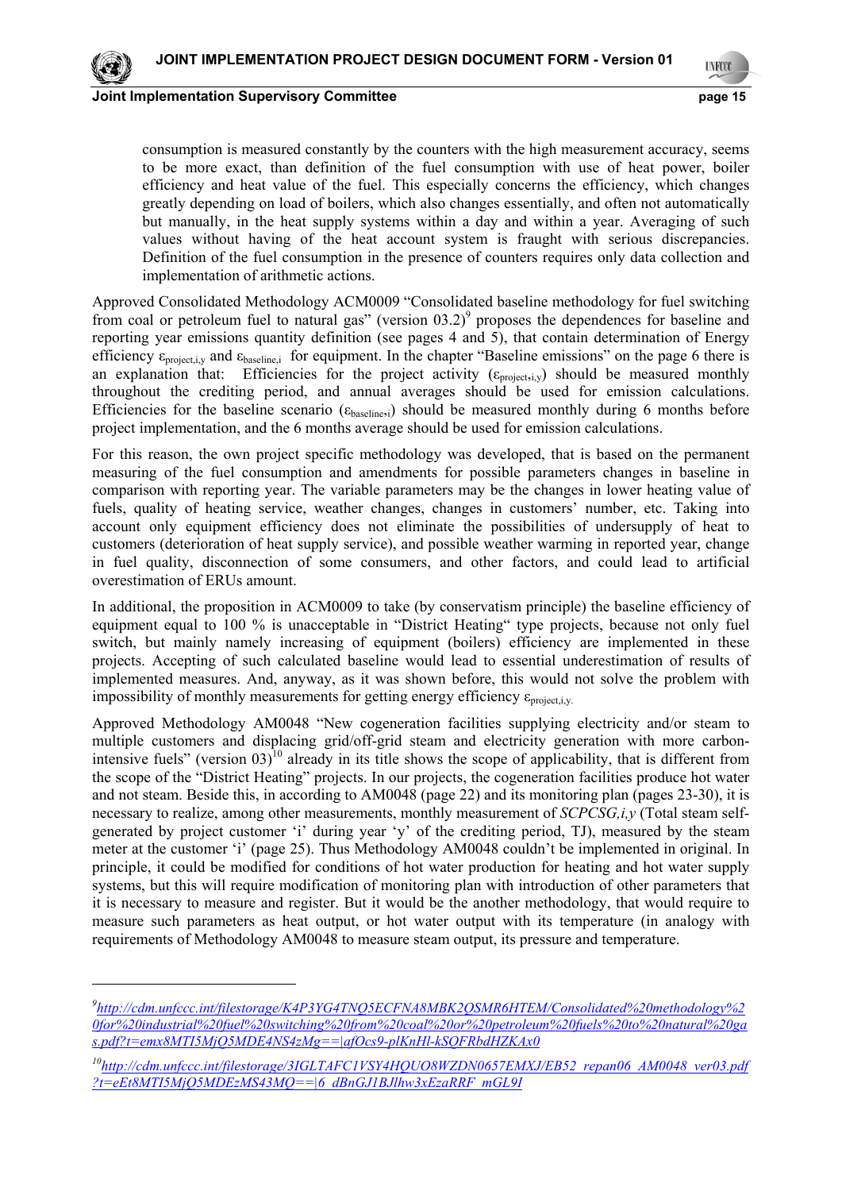consumption is measured constantly by the counters with the high measurement accuracy, seems to be more exact, than definition of the fuel consumption with use of heat power, boiler efficiency and heat value of the fuel. This especially concerns the efficiency, which changes greatly depending on load of boilers, which also changes essentially, and often not automatically but manually, in the heat supply systems within a day and within a year. Averaging of such values without having of the heat account system is fraught with serious discrepancies. Definition of the fuel consumption in the presence of counters requires only data collection and implementation of arithmetic actions.

Approved Consolidated Methodology ACM0009 "Consolidated baseline methodology for fuel switching from coal or petroleum fuel to natural gas" (version 03.2)[9] proposes the dependences for baseline and reporting year emissions quantity definition (see pages 4 and 5), that contain determination of Energy efficiency $\varepsilon_{project,i,y}$ and $\varepsilon_{baseline,i}$ for equipment. In the chapter "Baseline emissions" on the page 6 there is an explanation that: Efficiencies for the project activity ($\varepsilon_{project,i,y}$) should be measured monthly throughout the crediting period, and annual averages should be used for emission calculations. Efficiencies for the baseline scenario ($\varepsilon_{baseline,i}$) should be measured monthly during 6 months before project implementation, and the 6 months average should be used for emission calculations.

For this reason, the own project specific methodology was developed, that is based on the permanent measuring of the fuel consumption and amendments for possible parameters changes in baseline in comparison with reporting year. The variable parameters may be the changes in lower heating value of fuels, quality of heating service, weather changes, changes in customers' number, etc. Taking into account only equipment efficiency does not eliminate the possibilities of undersupply of heat to customers (deterioration of heat supply service), and possible weather warming in reported year, change in fuel quality, disconnection of some consumers, and other factors, and could lead to artificial overestimation of ERUs amount.

In additional, the proposition in ACM0009 to take (by conservatism principle) the baseline efficiency of equipment equal to 100 % is unacceptable in "District Heating" type projects, because not only fuel switch, but mainly namely increasing of equipment (boilers) efficiency are implemented in these projects. Accepting of such calculated baseline would lead to essential underestimation of results of implemented measures. And, anyway, as it was shown before, this would not solve the problem with impossibility of monthly measurements for getting energy efficiency $\varepsilon_{project,i,y.}$

Approved Methodology AM0048 "New cogeneration facilities supplying electricity and/or steam to multiple customers and displacing grid/off-grid steam and electricity generation with more carbon-intensive fuels" (version 03)[10] already in its title shows the scope of applicability, that is different from the scope of the "District Heating" projects. In our projects, the cogeneration facilities produce hot water and not steam. Beside this, in according to AM0048 (page 22) and its monitoring plan (pages 23-30), it is necessary to realize, among other measurements, monthly measurement of *SCPCSG,i,y* (Total steam self-generated by project customer 'i' during year 'y' of the crediting period, TJ), measured by the steam meter at the customer 'i' (page 25). Thus Methodology AM0048 couldn't be implemented in original. In principle, it could be modified for conditions of hot water production for heating and hot water supply systems, but this will require modification of monitoring plan with introduction of other parameters that it is necessary to measure and register. But it would be the another methodology, that would require to measure such parameters as heat output, or hot water output with its temperature (in analogy with requirements of Methodology AM0048 to measure steam output, its pressure and temperature.

---

[9] *http://cdm.unfccc.int/filestorage/K4P3YG4TNQ5ECFNA8MBK2QSMR6HTEM/Consolidated%20methodology%20for%20industrial%20fuel%20switching%20from%20coal%20or%20petroleum%20fuels%20to%20natural%20gas.pdf?t=emx8MTI5MjQ5MDE4NS4zMg==|afOcs9-plKnHl-kSQFRbdHZKAx0*

[10] *http://cdm.unfccc.int/filestorage/3IGLTAFC1VSY4HQUO8WZDN0657EMXJ/EB52_repan06_AM0048_ver03.pdf?t=eEt8MTI5MjQ5MDEzMS43MQ==|6_dBnGJ1BJlhw3xEzaRRF_mGL9I*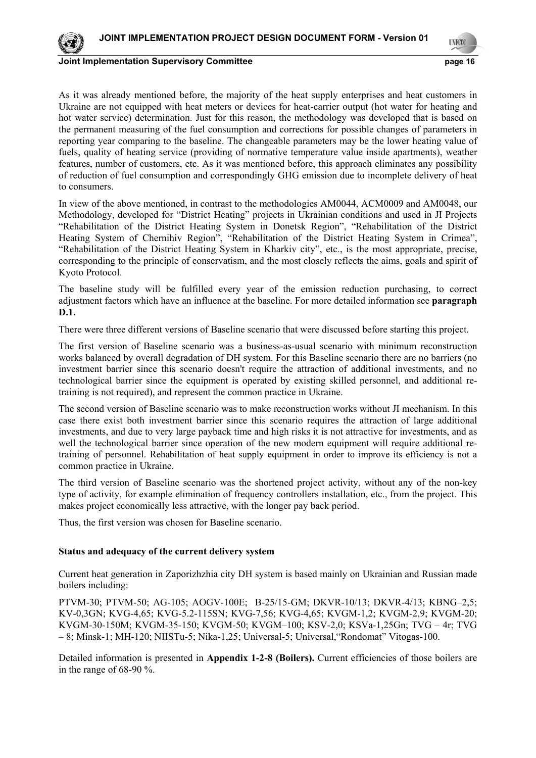As it was already mentioned before, the majority of the heat supply enterprises and heat customers in Ukraine are not equipped with heat meters or devices for heat-carrier output (hot water for heating and hot water service) determination. Just for this reason, the methodology was developed that is based on the permanent measuring of the fuel consumption and corrections for possible changes of parameters in reporting year comparing to the baseline. The changeable parameters may be the lower heating value of fuels, quality of heating service (providing of normative temperature value inside apartments), weather features, number of customers, etc. As it was mentioned before, this approach eliminates any possibility of reduction of fuel consumption and correspondingly GHG emission due to incomplete delivery of heat to consumers.

In view of the above mentioned, in contrast to the methodologies AM0044, ACM0009 and AM0048, our Methodology, developed for "District Heating" projects in Ukrainian conditions and used in JI Projects "Rehabilitation of the District Heating System in Donetsk Region", "Rehabilitation of the District Heating System of Chernihiv Region", "Rehabilitation of the District Heating System in Crimea", "Rehabilitation of the District Heating System in Kharkiv city", etc., is the most appropriate, precise, corresponding to the principle of conservatism, and the most closely reflects the aims, goals and spirit of Kyoto Protocol.

The baseline study will be fulfilled every year of the emission reduction purchasing, to correct adjustment factors which have an influence at the baseline. For more detailed information see **paragraph D.1.**

There were three different versions of Baseline scenario that were discussed before starting this project.

The first version of Baseline scenario was a business-as-usual scenario with minimum reconstruction works balanced by overall degradation of DH system. For this Baseline scenario there are no barriers (no investment barrier since this scenario doesn't require the attraction of additional investments, and no technological barrier since the equipment is operated by existing skilled personnel, and additional re-training is not required), and represent the common practice in Ukraine.

The second version of Baseline scenario was to make reconstruction works without JI mechanism. In this case there exist both investment barrier since this scenario requires the attraction of large additional investments, and due to very large payback time and high risks it is not attractive for investments, and as well the technological barrier since operation of the new modern equipment will require additional re-training of personnel. Rehabilitation of heat supply equipment in order to improve its efficiency is not a common practice in Ukraine.

The third version of Baseline scenario was the shortened project activity, without any of the non-key type of activity, for example elimination of frequency controllers installation, etc., from the project. This makes project economically less attractive, with the longer pay back period.

Thus, the first version was chosen for Baseline scenario.

**Status and adequacy of the current delivery system**

Current heat generation in Zaporizhzhia city DH system is based mainly on Ukrainian and Russian made boilers including:

PTVM-30; PTVM-50; AG-105; AOGV-100E; B-25/15-GM; DKVR-10/13; DKVR-4/13; KBNG–2,5; KV-0,3GN; KVG-4,65; KVG-5.2-115SN; KVG-7,56; KVG-4,65; KVGM-1,2; KVGM-2,9; KVGM-20; KVGM-30-150M; KVGM-35-150; KVGM-50; KVGM–100; KSV-2,0; KSVa-1,25Gn; TVG – 4r; TVG – 8; Minsk-1; MH-120; NIISTu-5; Nika-1,25; Universal-5; Universal,"Rondomat" Vitogas-100.

Detailed information is presented in **Appendix 1-2-8 (Boilers).** Current efficiencies of those boilers are in the range of 68-90 %.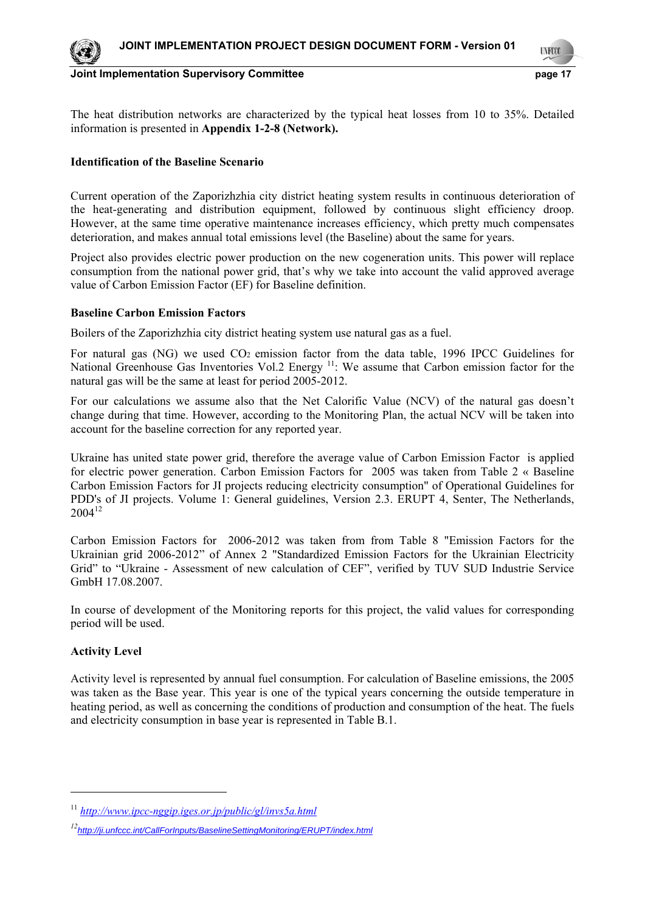The heat distribution networks are characterized by the typical heat losses from 10 to 35%. Detailed information is presented in **Appendix 1-2-8 (Network).**

**Identification of the Baseline Scenario**

Current operation of the Zaporizhzhia city district heating system results in continuous deterioration of the heat-generating and distribution equipment, followed by continuous slight efficiency droop. However, at the same time operative maintenance increases efficiency, which pretty much compensates deterioration, and makes annual total emissions level (the Baseline) about the same for years.

Project also provides electric power production on the new cogeneration units. This power will replace consumption from the national power grid, that's why we take into account the valid approved average value of Carbon Emission Factor (EF) for Baseline definition.

**Baseline Carbon Emission Factors**

Boilers of the Zaporizhzhia city district heating system use natural gas as a fuel.

For natural gas (NG) we used $CO_2$ emission factor from the data table, 1996 IPCC Guidelines for National Greenhouse Gas Inventories Vol.2 Energy [11]: We assume that Carbon emission factor for the natural gas will be the same at least for period 2005-2012.

For our calculations we assume also that the Net Calorific Value (NCV) of the natural gas doesn't change during that time. However, according to the Monitoring Plan, the actual NCV will be taken into account for the baseline correction for any reported year.

Ukraine has united state power grid, therefore the average value of Carbon Emission Factor is applied for electric power generation. Carbon Emission Factors for 2005 was taken from Table 2 « Baseline Carbon Emission Factors for JI projects reducing electricity consumption" of Operational Guidelines for PDD's of JI projects. Volume 1: General guidelines, Version 2.3. ERUPT 4, Senter, The Netherlands, 2004[12]

Carbon Emission Factors for 2006-2012 was taken from from Table 8 "Emission Factors for the Ukrainian grid 2006-2012" of Annex 2 "Standardized Emission Factors for the Ukrainian Electricity Grid" to "Ukraine - Assessment of new calculation of CEF", verified by TUV SUD Industrie Service GmbH 17.08.2007.

In course of development of the Monitoring reports for this project, the valid values for corresponding period will be used.

**Activity Level**

Activity level is represented by annual fuel consumption. For calculation of Baseline emissions, the 2005 was taken as the Base year. This year is one of the typical years concerning the outside temperature in heating period, as well as concerning the conditions of production and consumption of the heat. The fuels and electricity consumption in base year is represented in Table B.1.

---

[11] *http://www.ipcc-nggip.iges.or.jp/public/gl/invs5a.html*

[12] *http://ji.unfccc.int/CallForInputs/BaselineSettingMonitoring/ERUPT/index.html*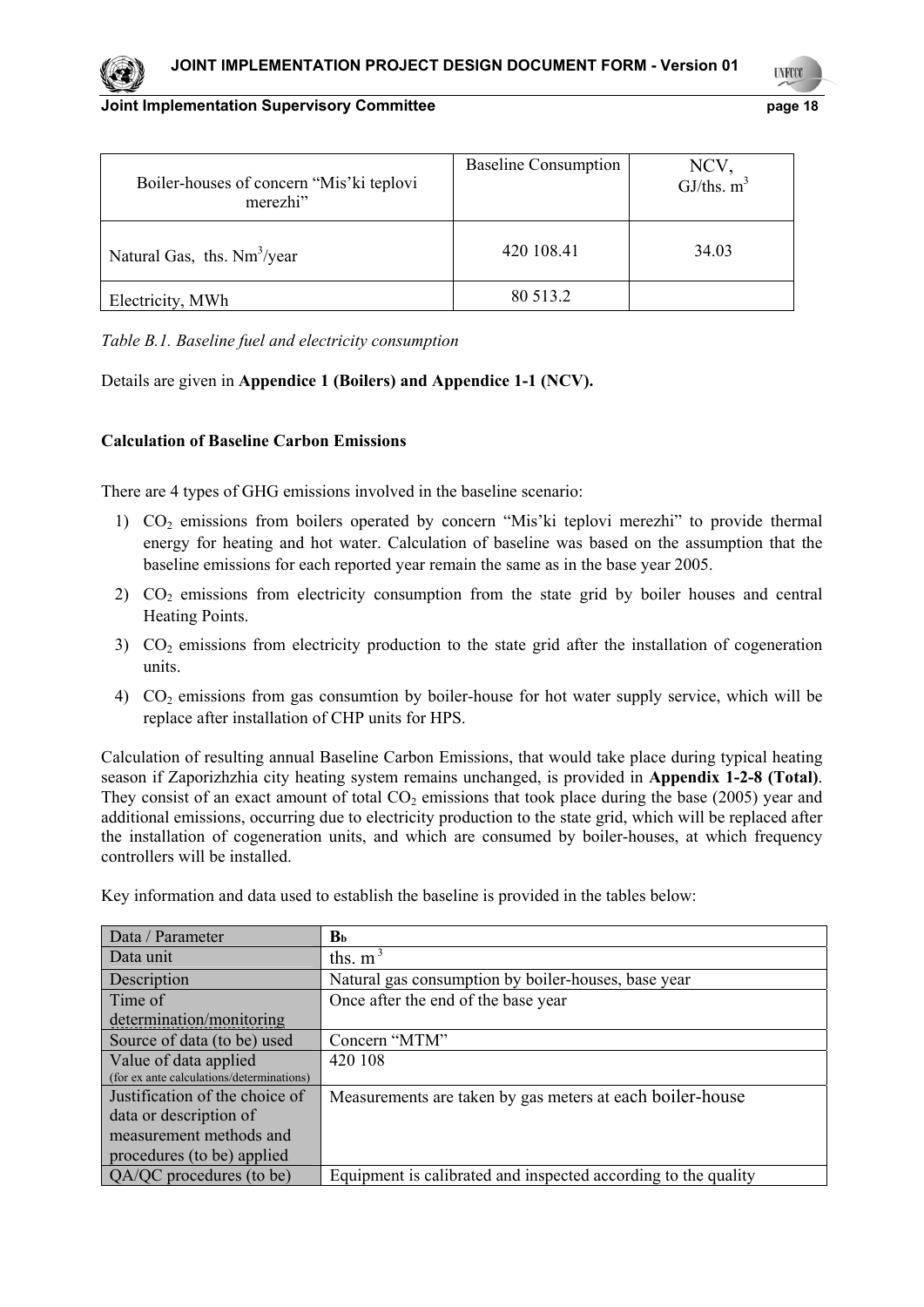| Boiler-houses of concern "Mis'ki teplovi merezhi" | Baseline Consumption | NCV, GJ/ths. $m^3$ |
|---|---|---|
| Natural Gas, ths. $Nm^3$/year | 420 108.41 | 34.03 |
| Electricity, MWh | 80 513.2 | |

*Table B.1. Baseline fuel and electricity consumption*

Details are given in **Appendice 1 (Boilers) and Appendice 1-1 (NCV).**

**Calculation of Baseline Carbon Emissions**

There are 4 types of GHG emissions involved in the baseline scenario:

1) $CO_2$ emissions from boilers operated by concern "Mis'ki teplovi merezhi" to provide thermal energy for heating and hot water. Calculation of baseline was based on the assumption that the baseline emissions for each reported year remain the same as in the base year 2005.
2) $CO_2$ emissions from electricity consumption from the state grid by boiler houses and central Heating Points.
3) $CO_2$ emissions from electricity production to the state grid after the installation of cogeneration units.
4) $CO_2$ emissions from gas consumtion by boiler-house for hot water supply service, which will be replace after installation of CHP units for HPS.

Calculation of resulting annual Baseline Carbon Emissions, that would take place during typical heating season if Zaporizhzhia city heating system remains unchanged, is provided in **Appendix 1-2-8 (Total)**. They consist of an exact amount of total $CO_2$ emissions that took place during the base (2005) year and additional emissions, occurring due to electricity production to the state grid, which will be replaced after the installation of cogeneration units, and which are consumed by boiler-houses, at which frequency controllers will be installed.

Key information and data used to establish the baseline is provided in the tables below:

| Data / Parameter | $B_b$ |
|---|---|
| Data unit | ths. $m^3$ |
| Description | Natural gas consumption by boiler-houses, base year |
| Time of determination/monitoring | Once after the end of the base year |
| Source of data (to be) used | Concern "MTM" |
| Value of data applied (for ex ante calculations/determinations) | 420 108 |
| Justification of the choice of data or description of measurement methods and procedures (to be) applied | Measurements are taken by gas meters at each boiler-house |
| QA/QC procedures (to be) | Equipment is calibrated and inspected according to the quality |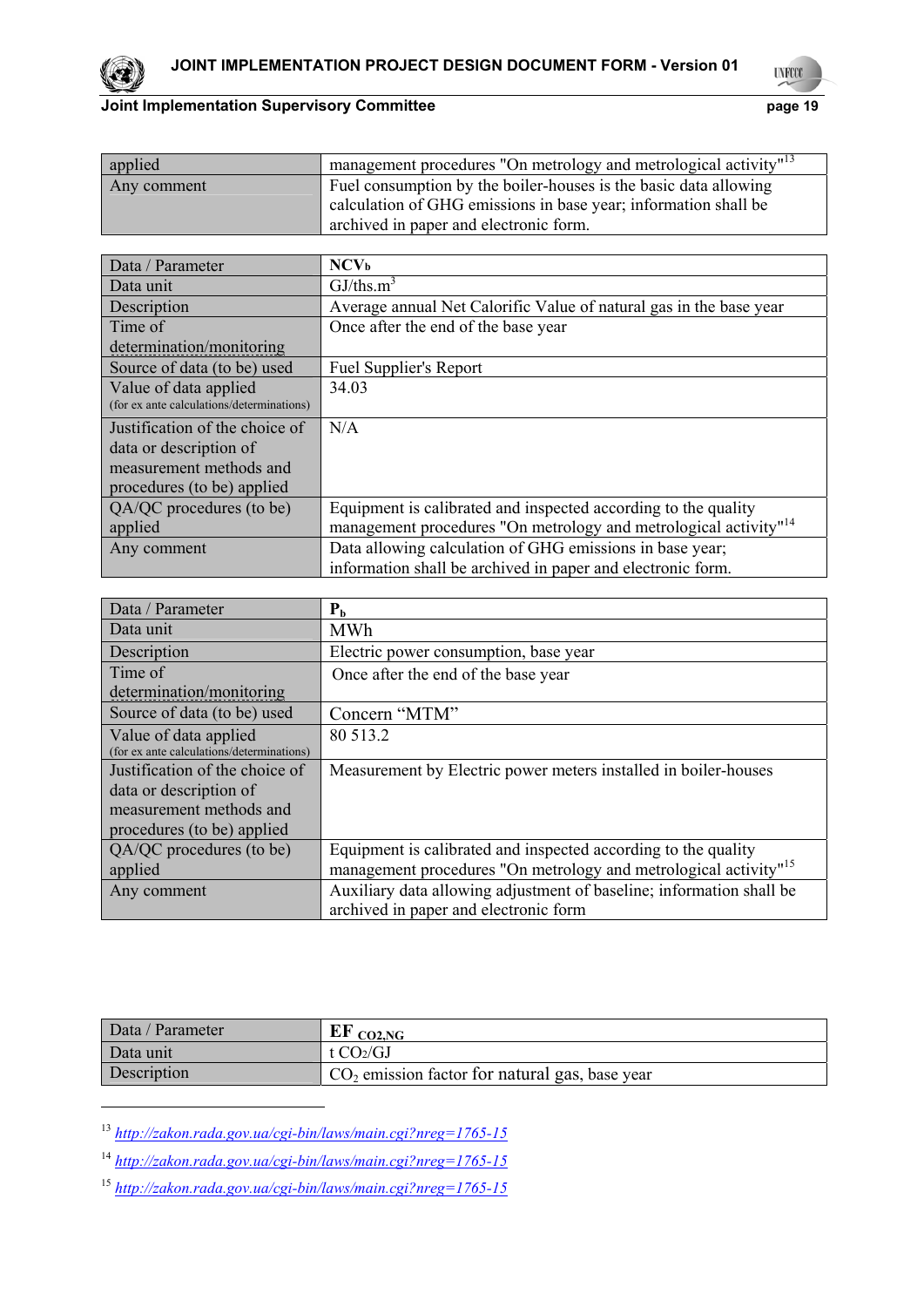| applied | management procedures "On metrology and metrological activity"[13] |
|---|---|
| Any comment | Fuel consumption by the boiler-houses is the basic data allowing calculation of GHG emissions in base year; information shall be archived in paper and electronic form. |

| Data / Parameter | $NCV_b$ |
|---|---|
| Data unit | GJ/ths.m$^3$ |
| Description | Average annual Net Calorific Value of natural gas in the base year |
| Time of determination/monitoring | Once after the end of the base year |
| Source of data (to be) used | Fuel Supplier's Report |
| Value of data applied (for ex ante calculations/determinations) | 34.03 |
| Justification of the choice of data or description of measurement methods and procedures (to be) applied | N/A |
| QA/QC procedures (to be) applied | Equipment is calibrated and inspected according to the quality management procedures "On metrology and metrological activity"[14] |
| Any comment | Data allowing calculation of GHG emissions in base year; information shall be archived in paper and electronic form. |

| Data / Parameter | $P_b$ |
|---|---|
| Data unit | MWh |
| Description | Electric power consumption, base year |
| Time of determination/monitoring | Once after the end of the base year |
| Source of data (to be) used | Concern "MTM" |
| Value of data applied (for ex ante calculations/determinations) | 80 513.2 |
| Justification of the choice of data or description of measurement methods and procedures (to be) applied | Measurement by Electric power meters installed in boiler-houses |
| QA/QC procedures (to be) applied | Equipment is calibrated and inspected according to the quality management procedures "On metrology and metrological activity"[15] |
| Any comment | Auxiliary data allowing adjustment of baseline; information shall be archived in paper and electronic form |

| Data / Parameter | $EF_{CO2,NG}$ |
|---|---|
| Data unit | t $CO_2$/GJ |
| Description | $CO_2$ emission factor for natural gas, base year |

[13] *http://zakon.rada.gov.ua/cgi-bin/laws/main.cgi?nreg=1765-15*

[14] *http://zakon.rada.gov.ua/cgi-bin/laws/main.cgi?nreg=1765-15*

[15] *http://zakon.rada.gov.ua/cgi-bin/laws/main.cgi?nreg=1765-15*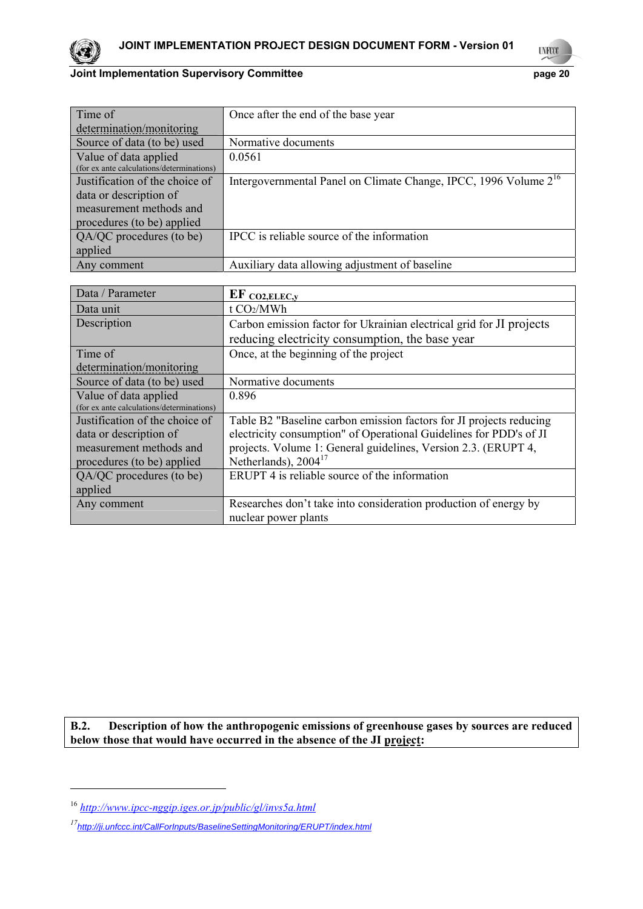| Time of determination/monitoring | Once after the end of the base year |
| --- | --- |
| Source of data (to be) used | Normative documents |
| Value of data applied (for ex ante calculations/determinations) | 0.0561 |
| Justification of the choice of data or description of measurement methods and procedures (to be) applied | Intergovernmental Panel on Climate Change, IPCC, 1996 Volume 2[16] |
| QA/QC procedures (to be) applied | IPCC is reliable source of the information |
| Any comment | Auxiliary data allowing adjustment of baseline |

| Data / Parameter | $EF_{CO2,ELEC,y}$ |
| --- | --- |
| Data unit | t $CO_2$/MWh |
| Description | Carbon emission factor for Ukrainian electrical grid for JI projects reducing electricity consumption, the base year |
| Time of determination/monitoring | Once, at the beginning of the project |
| Source of data (to be) used | Normative documents |
| Value of data applied (for ex ante calculations/determinations) | 0.896 |
| Justification of the choice of data or description of measurement methods and procedures (to be) applied | Table B2 "Baseline carbon emission factors for JI projects reducing electricity consumption" of Operational Guidelines for PDD's of JI projects. Volume 1: General guidelines, Version 2.3. (ERUPT 4, Netherlands), 2004[17] |
| QA/QC procedures (to be) applied | ERUPT 4 is reliable source of the information |
| Any comment | Researches don't take into consideration production of energy by nuclear power plants |

**B.2. Description of how the anthropogenic emissions of greenhouse gases by sources are reduced below those that would have occurred in the absence of the JI project:**

---

[16] *http://www.ipcc-nggip.iges.or.jp/public/gl/invs5a.html*

[17] *http://ji.unfccc.int/CallForInputs/BaselineSettingMonitoring/ERUPT/index.html*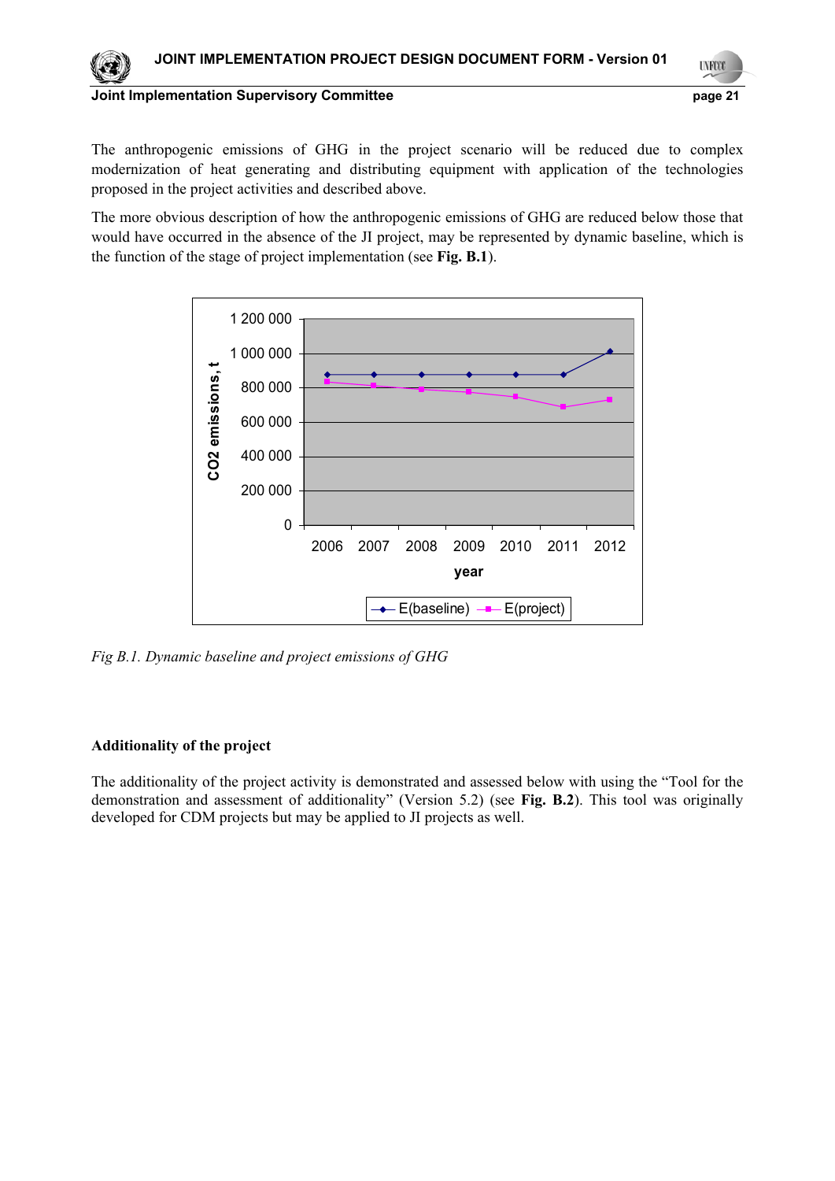The anthropogenic emissions of GHG in the project scenario will be reduced due to complex modernization of heat generating and distributing equipment with application of the technologies proposed in the project activities and described above.

The more obvious description of how the anthropogenic emissions of GHG are reduced below those that would have occurred in the absence of the JI project, may be represented by dynamic baseline, which is the function of the stage of project implementation (see **Fig. B.1**).

*Fig B.1. Dynamic baseline and project emissions of GHG*

**Additionality of the project**

The additionality of the project activity is demonstrated and assessed below with using the "Tool for the demonstration and assessment of additionality" (Version 5.2) (see **Fig. B.2**). This tool was originally developed for CDM projects but may be applied to JI projects as well.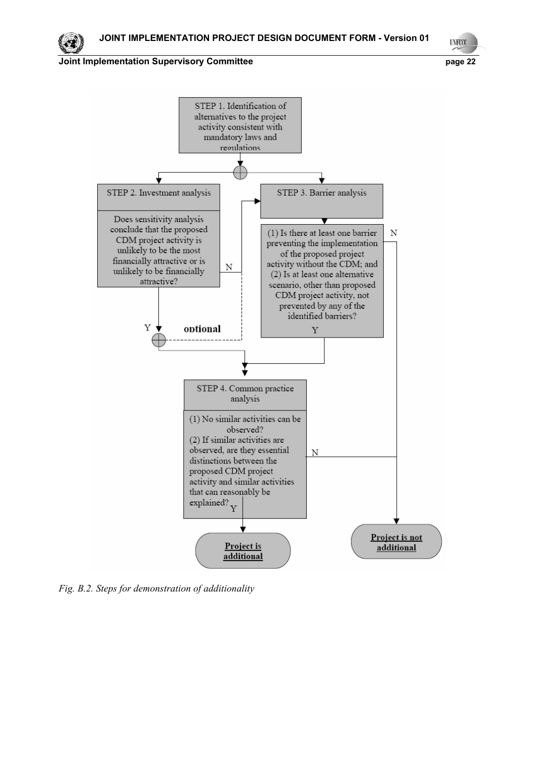STEP 1. Identification of alternatives to the project activity consistent with mandatory laws and regulations

STEP 2. Investment analysis

Does sensitivity analysis conclude that the proposed CDM project activity is unlikely to be the most financially attractive or is unlikely to be financially attractive?

STEP 3. Barrier analysis

(1) Is there at least one barrier preventing the implementation of the proposed project activity without the CDM; and
(2) Is at least one alternative scenario, other than proposed CDM project activity, not prevented by any of the identified barriers?

N

Y

N

Y

optional

STEP 4. Common practice analysis

(1) No similar activities can be observed?
(2) If similar activities are observed, are they essential distinctions between the proposed CDM project activity and similar activities that can reasonably be explained?

N

Y

**Project is additional**

**Project is not additional**

*Fig. B.2. Steps for demonstration of additionality*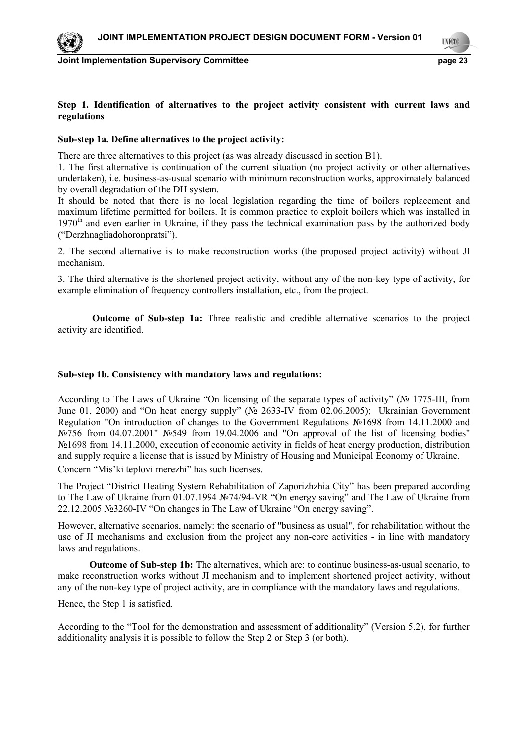**Step 1. Identification of alternatives to the project activity consistent with current laws and regulations**

**Sub-step 1a. Define alternatives to the project activity:**

There are three alternatives to this project (as was already discussed in section B1).

1. The first alternative is continuation of the current situation (no project activity or other alternatives undertaken), i.e. business-as-usual scenario with minimum reconstruction works, approximately balanced by overall degradation of the DH system.

It should be noted that there is no local legislation regarding the time of boilers replacement and maximum lifetime permitted for boilers. It is common practice to exploit boilers which was installed in 1970[th] and even earlier in Ukraine, if they pass the technical examination pass by the authorized body ("Derzhnagliadohoronpratsi").

2. The second alternative is to make reconstruction works (the proposed project activity) without JI mechanism.

3. The third alternative is the shortened project activity, without any of the non-key type of activity, for example elimination of frequency controllers installation, etc., from the project.

**Outcome of Sub-step 1a:** Three realistic and credible alternative scenarios to the project activity are identified.

**Sub-step 1b. Consistency with mandatory laws and regulations:**

According to The Laws of Ukraine "On licensing of the separate types of activity" (№ 1775-III, from June 01, 2000) and "On heat energy supply" (№ 2633-IV from 02.06.2005); Ukrainian Government Regulation "On introduction of changes to the Government Regulations №1698 from 14.11.2000 and №756 from 04.07.2001" №549 from 19.04.2006 and "On approval of the list of licensing bodies" №1698 from 14.11.2000, execution of economic activity in fields of heat energy production, distribution and supply require a license that is issued by Ministry of Housing and Municipal Economy of Ukraine.

Concern "Mis'ki teplovi merezhi" has such licenses.

The Project "District Heating System Rehabilitation of Zaporizhzhia City" has been prepared according to The Law of Ukraine from 01.07.1994 №74/94-VR "On energy saving" and The Law of Ukraine from 22.12.2005 №3260-IV "On changes in The Law of Ukraine "On energy saving".

However, alternative scenarios, namely: the scenario of "business as usual", for rehabilitation without the use of JI mechanisms and exclusion from the project any non-core activities - in line with mandatory laws and regulations.

**Outcome of Sub-step 1b:** The alternatives, which are: to continue business-as-usual scenario, to make reconstruction works without JI mechanism and to implement shortened project activity, without any of the non-key type of project activity, are in compliance with the mandatory laws and regulations.

Hence, the Step 1 is satisfied.

According to the "Tool for the demonstration and assessment of additionality" (Version 5.2), for further additionality analysis it is possible to follow the Step 2 or Step 3 (or both).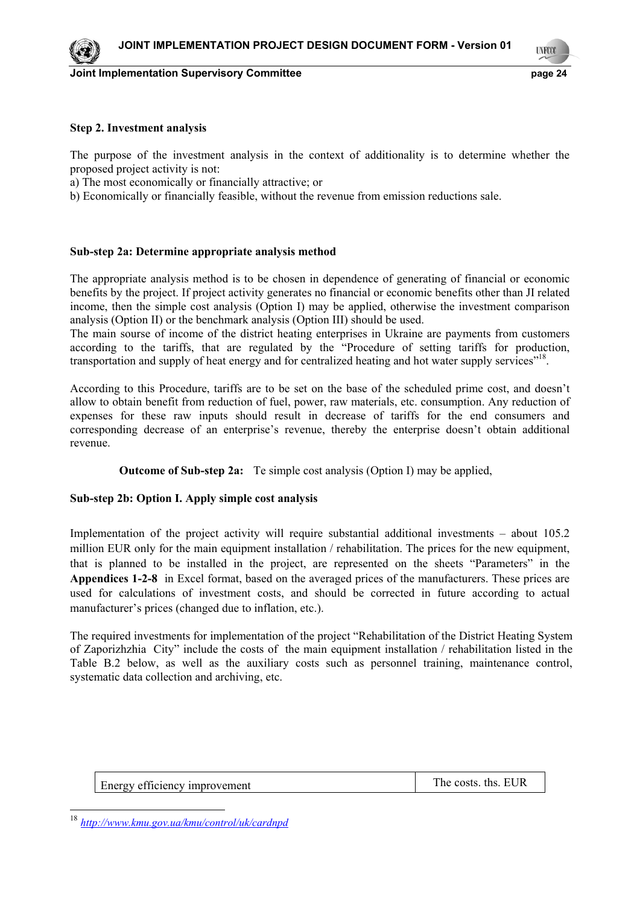**Step 2. Investment analysis**

The purpose of the investment analysis in the context of additionality is to determine whether the proposed project activity is not:

a) The most economically or financially attractive; or

b) Economically or financially feasible, without the revenue from emission reductions sale.

**Sub-step 2a: Determine appropriate analysis method**

The appropriate analysis method is to be chosen in dependence of generating of financial or economic benefits by the project. If project activity generates no financial or economic benefits other than JI related income, then the simple cost analysis (Option I) may be applied, otherwise the investment comparison analysis (Option II) or the benchmark analysis (Option III) should be used.

The main sourse of income of the district heating enterprises in Ukraine are payments from customers according to the tariffs, that are regulated by the "Procedure of setting tariffs for production, transportation and supply of heat energy and for centralized heating and hot water supply services"[18].

According to this Procedure, tariffs are to be set on the base of the scheduled prime cost, and doesn't allow to obtain benefit from reduction of fuel, power, raw materials, etc. consumption. Any reduction of expenses for these raw inputs should result in decrease of tariffs for the end consumers and corresponding decrease of an enterprise's revenue, thereby the enterprise doesn't obtain additional revenue.

**Outcome of Sub-step 2a:** Te simple cost analysis (Option I) may be applied,

**Sub-step 2b: Option I. Apply simple cost analysis**

Implementation of the project activity will require substantial additional investments – about 105.2 million EUR only for the main equipment installation / rehabilitation. The prices for the new equipment, that is planned to be installed in the project, are represented on the sheets "Parameters" in the **Appendices 1-2-8** in Excel format, based on the averaged prices of the manufacturers. These prices are used for calculations of investment costs, and should be corrected in future according to actual manufacturer's prices (changed due to inflation, etc.).

The required investments for implementation of the project "Rehabilitation of the District Heating System of Zaporizhzhia City" include the costs of the main equipment installation / rehabilitation listed in the Table B.2 below, as well as the auxiliary costs such as personnel training, maintenance control, systematic data collection and archiving, etc.

| Energy efficiency improvement | The costs. ths. EUR |
|---|---|

[18] http://www.kmu.gov.ua/kmu/control/uk/cardnpd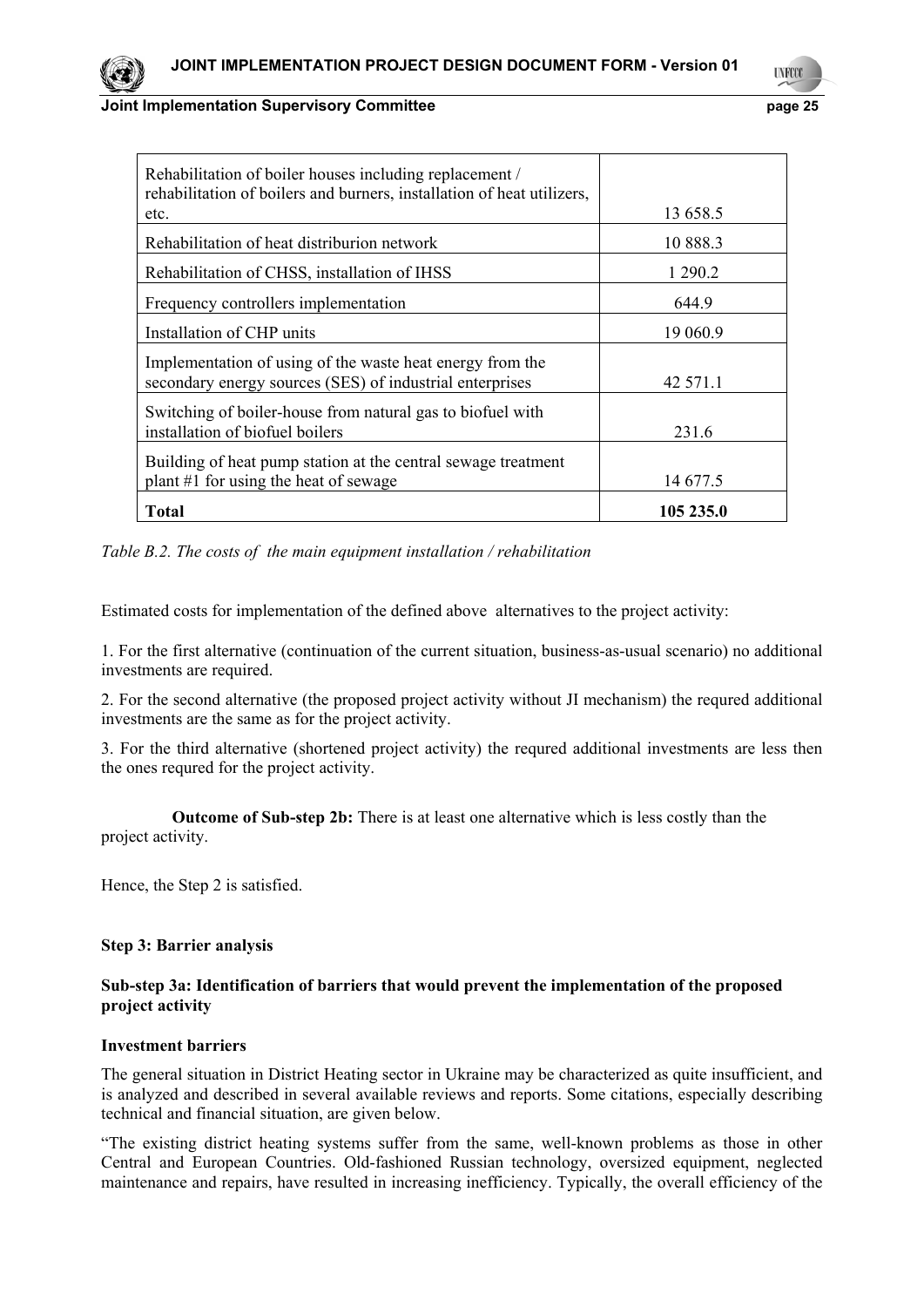| | |
|---|---|
| Rehabilitation of boiler houses including replacement / rehabilitation of boilers and burners, installation of heat utilizers, etc. | 13 658.5 |
| Rehabilitation of heat distriburion network | 10 888.3 |
| Rehabilitation of CHSS, installation of IHSS | 1 290.2 |
| Frequency controllers implementation | 644.9 |
| Installation of CHP units | 19 060.9 |
| Implementation of using of the waste heat energy from the secondary energy sources (SES) of industrial enterprises | 42 571.1 |
| Switching of boiler-house from natural gas to biofuel with installation of biofuel boilers | 231.6 |
| Building of heat pump station at the central sewage treatment plant #1 for using the heat of sewage | 14 677.5 |
| **Total** | **105 235.0** |

*Table B.2. The costs of the main equipment installation / rehabilitation*

Estimated costs for implementation of the defined above alternatives to the project activity:

1. For the first alternative (continuation of the current situation, business-as-usual scenario) no additional investments are required.

2. For the second alternative (the proposed project activity without JI mechanism) the requred additional investments are the same as for the project activity.

3. For the third alternative (shortened project activity) the requred additional investments are less then the ones requred for the project activity.

**Outcome of Sub-step 2b:** There is at least one alternative which is less costly than the project activity.

Hence, the Step 2 is satisfied.

**Step 3: Barrier analysis**

**Sub-step 3a: Identification of barriers that would prevent the implementation of the proposed project activity**

**Investment barriers**

The general situation in District Heating sector in Ukraine may be characterized as quite insufficient, and is analyzed and described in several available reviews and reports. Some citations, especially describing technical and financial situation, are given below.

"The existing district heating systems suffer from the same, well-known problems as those in other Central and European Countries. Old-fashioned Russian technology, oversized equipment, neglected maintenance and repairs, have resulted in increasing inefficiency. Typically, the overall efficiency of the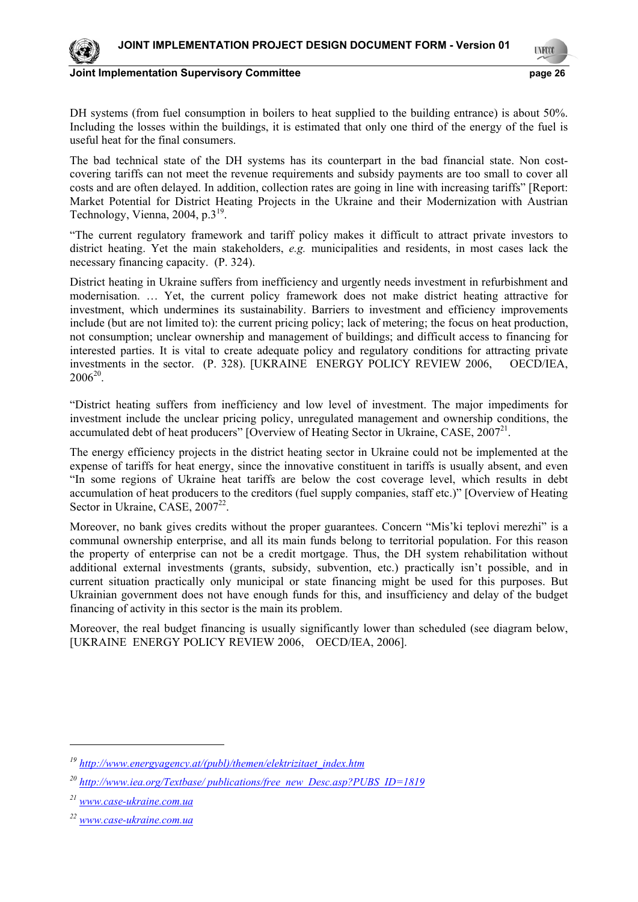DH systems (from fuel consumption in boilers to heat supplied to the building entrance) is about 50%. Including the losses within the buildings, it is estimated that only one third of the energy of the fuel is useful heat for the final consumers.

The bad technical state of the DH systems has its counterpart in the bad financial state. Non cost-covering tariffs can not meet the revenue requirements and subsidy payments are too small to cover all costs and are often delayed. In addition, collection rates are going in line with increasing tariffs" [Report: Market Potential for District Heating Projects in the Ukraine and their Modernization with Austrian Technology, Vienna, 2004, p.3[19].

"The current regulatory framework and tariff policy makes it difficult to attract private investors to district heating. Yet the main stakeholders, *e.g.* municipalities and residents, in most cases lack the necessary financing capacity. (P. 324).

District heating in Ukraine suffers from inefficiency and urgently needs investment in refurbishment and modernisation. … Yet, the current policy framework does not make district heating attractive for investment, which undermines its sustainability. Barriers to investment and efficiency improvements include (but are not limited to): the current pricing policy; lack of metering; the focus on heat production, not consumption; unclear ownership and management of buildings; and difficult access to financing for interested parties. It is vital to create adequate policy and regulatory conditions for attracting private investments in the sector. (P. 328). [UKRAINE ENERGY POLICY REVIEW 2006, OECD/IEA, 2006[20].

"District heating suffers from inefficiency and low level of investment. The major impediments for investment include the unclear pricing policy, unregulated management and ownership conditions, the accumulated debt of heat producers" [Overview of Heating Sector in Ukraine, CASE, 2007[21].

The energy efficiency projects in the district heating sector in Ukraine could not be implemented at the expense of tariffs for heat energy, since the innovative constituent in tariffs is usually absent, and even "In some regions of Ukraine heat tariffs are below the cost coverage level, which results in debt accumulation of heat producers to the creditors (fuel supply companies, staff etc.)" [Overview of Heating Sector in Ukraine, CASE, 2007[22].

Moreover, no bank gives credits without the proper guarantees. Concern "Mis'ki teplovi merezhi" is a communal ownership enterprise, and all its main funds belong to territorial population. For this reason the property of enterprise can not be a credit mortgage. Thus, the DH system rehabilitation without additional external investments (grants, subsidy, subvention, etc.) practically isn't possible, and in current situation practically only municipal or state financing might be used for this purposes. But Ukrainian government does not have enough funds for this, and insufficiency and delay of the budget financing of activity in this sector is the main its problem.

Moreover, the real budget financing is usually significantly lower than scheduled (see diagram below, [UKRAINE ENERGY POLICY REVIEW 2006, OECD/IEA, 2006].

---

[19] http://www.energyagency.at/(publ)/themen/elektrizitaet_index.htm

[20] http://www.iea.org/Textbase/ publications/free_new_Desc.asp?PUBS_ID=1819

[21] www.case-ukraine.com.ua

[22] www.case-ukraine.com.ua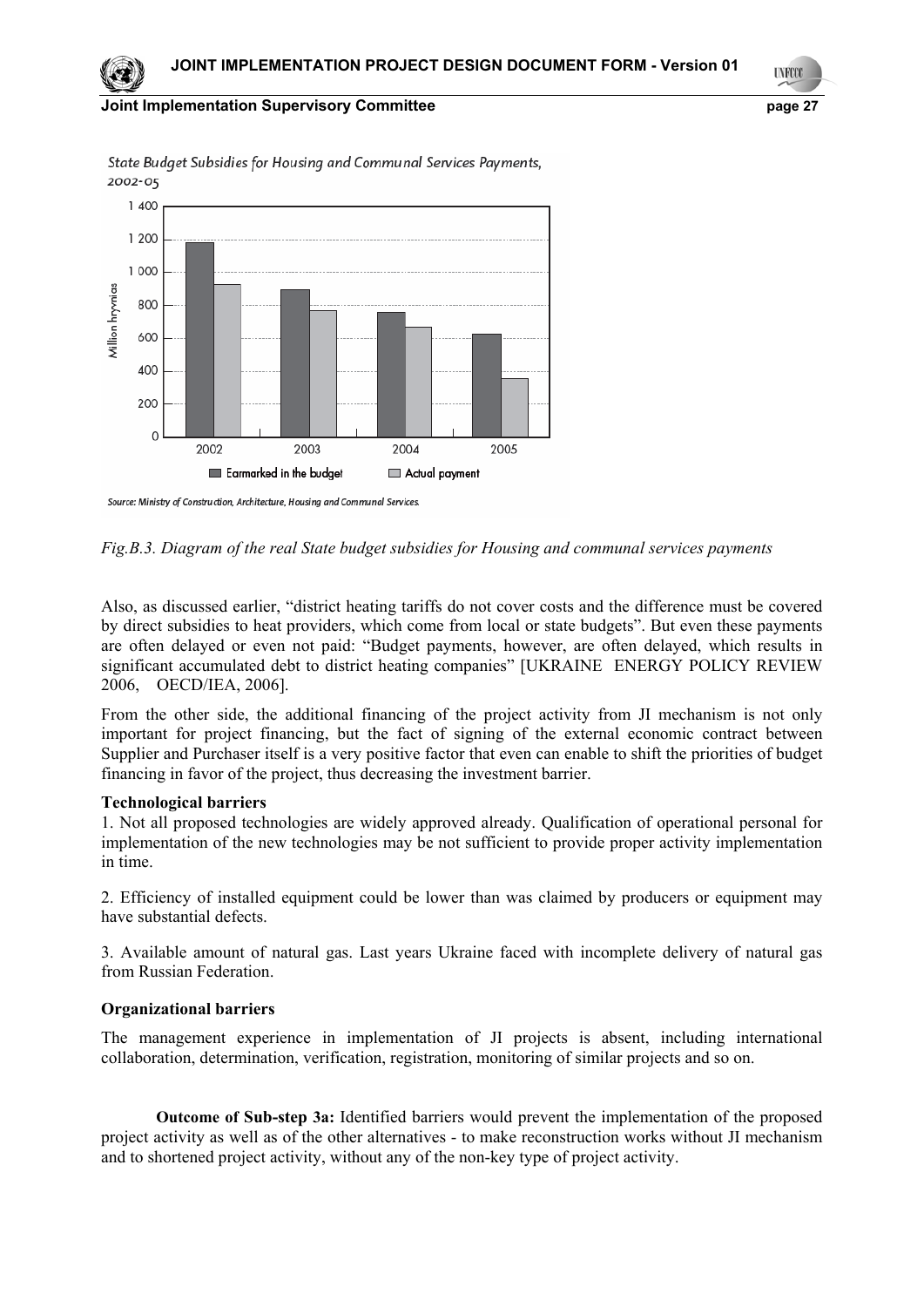*Fig.B.3. Diagram of the real State budget subsidies for Housing and communal services payments*

Also, as discussed earlier, "district heating tariffs do not cover costs and the difference must be covered by direct subsidies to heat providers, which come from local or state budgets". But even these payments are often delayed or even not paid: "Budget payments, however, are often delayed, which results in significant accumulated debt to district heating companies" [UKRAINE ENERGY POLICY REVIEW 2006, OECD/IEA, 2006].

From the other side, the additional financing of the project activity from JI mechanism is not only important for project financing, but the fact of signing of the external economic contract between Supplier and Purchaser itself is a very positive factor that even can enable to shift the priorities of budget financing in favor of the project, thus decreasing the investment barrier.

**Technological barriers**

1. Not all proposed technologies are widely approved already. Qualification of operational personal for implementation of the new technologies may be not sufficient to provide proper activity implementation in time.

2. Efficiency of installed equipment could be lower than was claimed by producers or equipment may have substantial defects.

3. Available amount of natural gas. Last years Ukraine faced with incomplete delivery of natural gas from Russian Federation.

**Organizational barriers**

The management experience in implementation of JI projects is absent, including international collaboration, determination, verification, registration, monitoring of similar projects and so on.

**Outcome of Sub-step 3a:** Identified barriers would prevent the implementation of the proposed project activity as well as of the other alternatives - to make reconstruction works without JI mechanism and to shortened project activity, without any of the non-key type of project activity.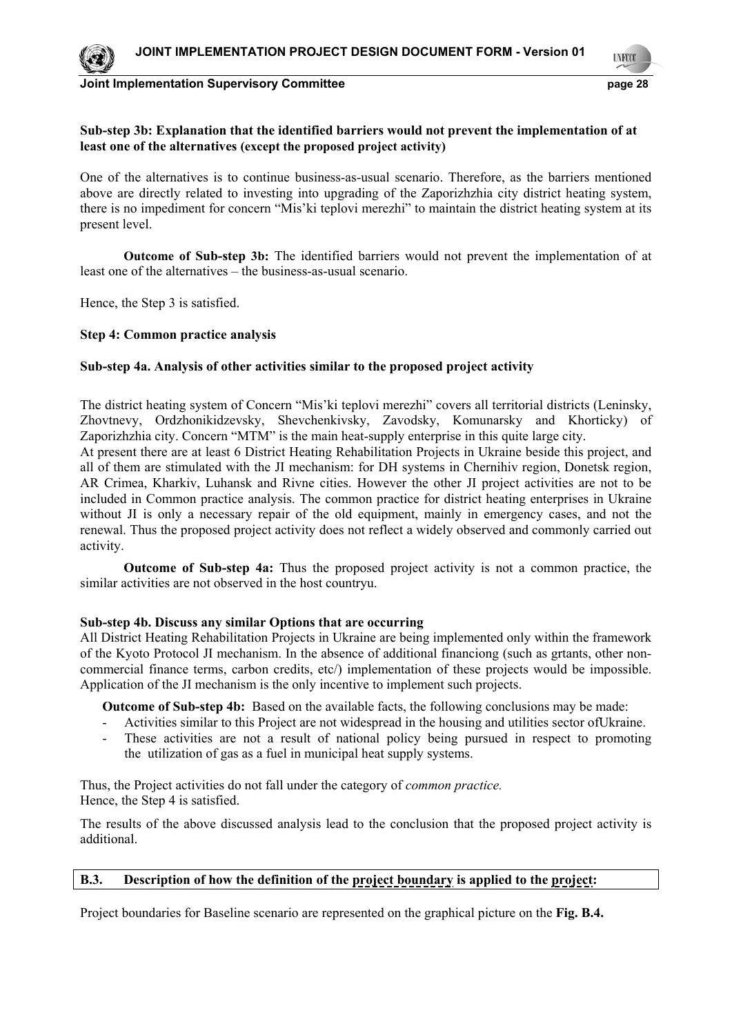**Sub-step 3b: Explanation that the identified barriers would not prevent the implementation of at least one of the alternatives (except the proposed project activity)**

One of the alternatives is to continue business-as-usual scenario. Therefore, as the barriers mentioned above are directly related to investing into upgrading of the Zaporizhzhia city district heating system, there is no impediment for concern "Mis'ki teplovi merezhi" to maintain the district heating system at its present level.

**Outcome of Sub-step 3b:** The identified barriers would not prevent the implementation of at least one of the alternatives – the business-as-usual scenario.

Hence, the Step 3 is satisfied.

**Step 4: Common practice analysis**

**Sub-step 4a. Analysis of other activities similar to the proposed project activity**

The district heating system of Concern "Mis'ki teplovi merezhi" covers all territorial districts (Leninsky, Zhovtnevy, Ordzhonikidzevsky, Shevchenkivsky, Zavodsky, Komunarsky and Khorticky) of Zaporizhzhia city. Concern "MTM" is the main heat-supply enterprise in this quite large city.
At present there are at least 6 District Heating Rehabilitation Projects in Ukraine beside this project, and all of them are stimulated with the JI mechanism: for DH systems in Chernihiv region, Donetsk region, AR Crimea, Kharkiv, Luhansk and Rivne cities. However the other JI project activities are not to be included in Common practice analysis. The common practice for district heating enterprises in Ukraine without JI is only a necessary repair of the old equipment, mainly in emergency cases, and not the renewal. Thus the proposed project activity does not reflect a widely observed and commonly carried out activity.

**Outcome of Sub-step 4a:** Thus the proposed project activity is not a common practice, the similar activities are not observed in the host countryu.

**Sub-step 4b. Discuss any similar Options that are occurring**
All District Heating Rehabilitation Projects in Ukraine are being implemented only within the framework of the Kyoto Protocol JI mechanism. In the absence of additional financiong (such as grtants, other non-commercial finance terms, carbon credits, etc/) implementation of these projects would be impossible. Application of the JI mechanism is the only incentive to implement such projects.

**Outcome of Sub-step 4b:** Based on the available facts, the following conclusions may be made:

- Activities similar to this Project are not widespread in the housing and utilities sector ofUkraine.
- These activities are not a result of national policy being pursued in respect to promoting the utilization of gas as a fuel in municipal heat supply systems.

Thus, the Project activities do not fall under the category of *common practice.*
Hence, the Step 4 is satisfied.

The results of the above discussed analysis lead to the conclusion that the proposed project activity is additional.

## B.3. Description of how the definition of the project boundary is applied to the project:

Project boundaries for Baseline scenario are represented on the graphical picture on the **Fig. B.4.**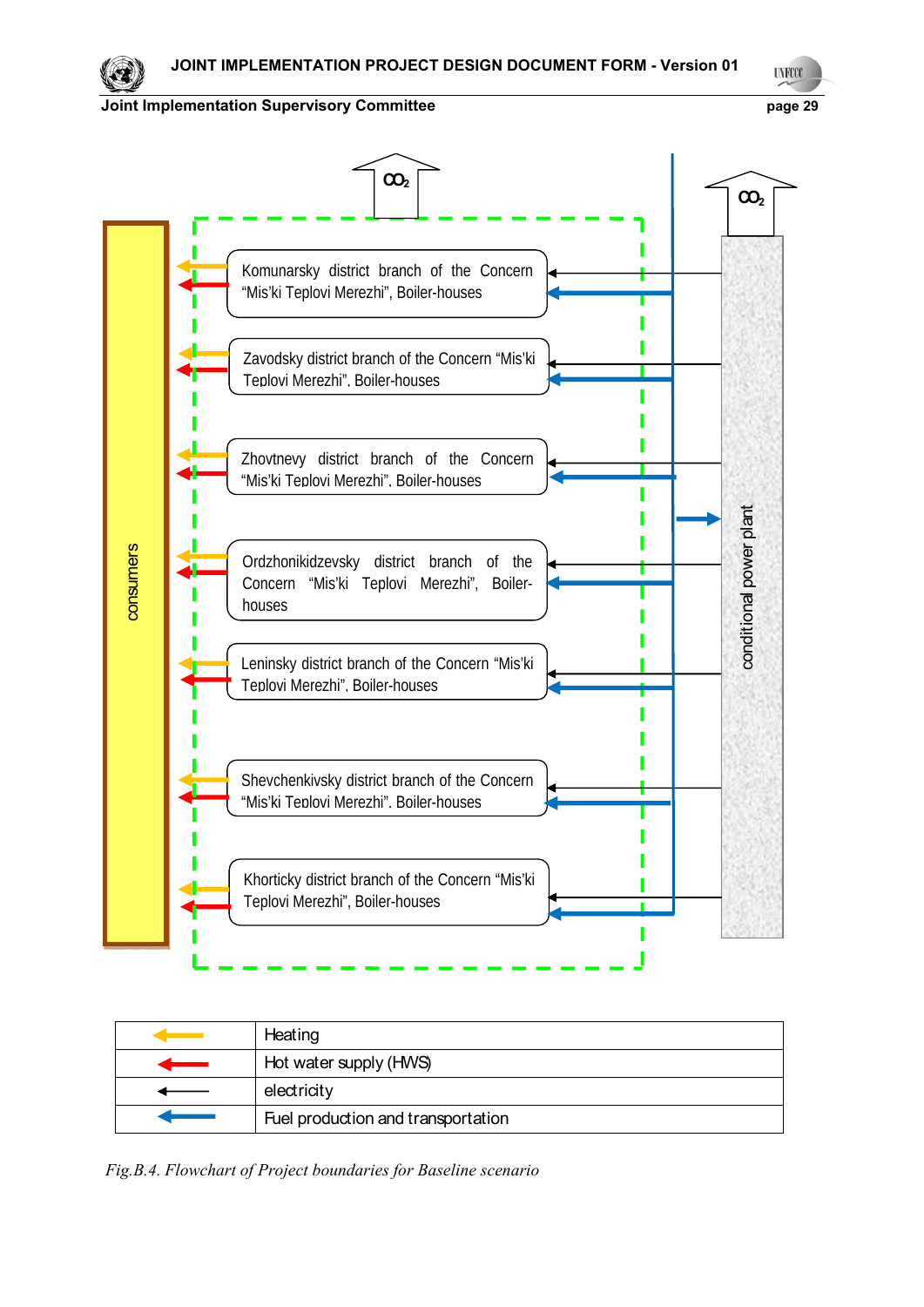$CO_2$

$CO_2$

consumers

Komunarsky district branch of the Concern "Mis'ki Teplovi Merezhi", Boiler-houses

Zavodsky district branch of the Concern "Mis'ki Teplovi Merezhi", Boiler-houses

Zhovtnevy district branch of the Concern "Mis'ki Teplovi Merezhi", Boiler-houses

Ordzhonikidzevsky district branch of the Concern "Mis'ki Teplovi Merezhi", Boiler-houses

Leninsky district branch of the Concern "Mis'ki Teplovi Merezhi", Boiler-houses

Shevchenkivsky district branch of the Concern "Mis'ki Teplovi Merezhi", Boiler-houses

Khorticky district branch of the Concern "Mis'ki Teplovi Merezhi", Boiler-houses

conditional power plant

| | |
|---|---|
| (yellow arrow) | Heating |
| (red arrow) | Hot water supply (HWS) |
| (black arrow) | electricity |
| (blue arrow) | Fuel production and transportation |

*Fig.B.4. Flowchart of Project boundaries for Baseline scenario*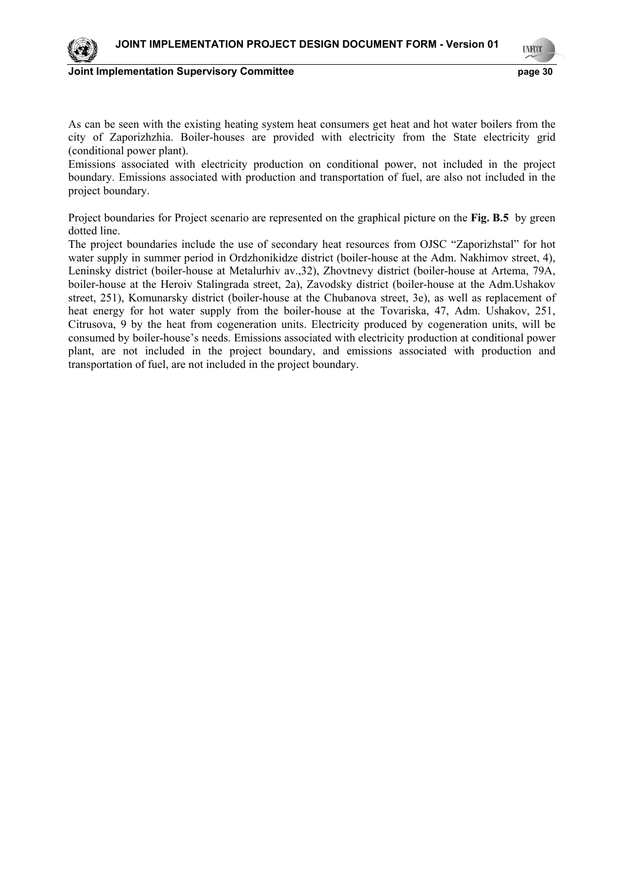As can be seen with the existing heating system heat consumers get heat and hot water boilers from the city of Zaporizhzhia. Boiler-houses are provided with electricity from the State electricity grid (conditional power plant).

Emissions associated with electricity production on conditional power, not included in the project boundary. Emissions associated with production and transportation of fuel, are also not included in the project boundary.

Project boundaries for Project scenario are represented on the graphical picture on the **Fig. B.5** by green dotted line.

The project boundaries include the use of secondary heat resources from OJSC "Zaporizhstal" for hot water supply in summer period in Ordzhonikidze district (boiler-house at the Adm. Nakhimov street, 4), Leninsky district (boiler-house at Metalurhiv av.,32), Zhovtnevy district (boiler-house at Artema, 79A, boiler-house at the Heroiv Stalingrada street, 2a), Zavodsky district (boiler-house at the Adm.Ushakov street, 251), Komunarsky district (boiler-house at the Chubanova street, 3e), as well as replacement of heat energy for hot water supply from the boiler-house at the Tovariska, 47, Adm. Ushakov, 251, Citrusova, 9 by the heat from cogeneration units. Electricity produced by cogeneration units, will be consumed by boiler-house's needs. Emissions associated with electricity production at conditional power plant, are not included in the project boundary, and emissions associated with production and transportation of fuel, are not included in the project boundary.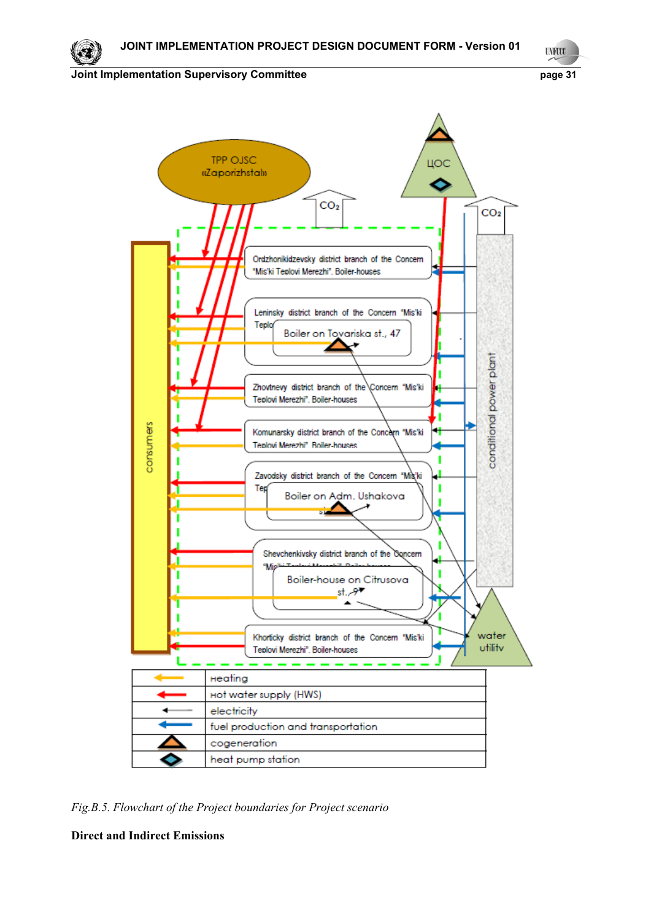*Fig.B.5. Flowchart of the Project boundaries for Project scenario*

**Direct and Indirect Emissions**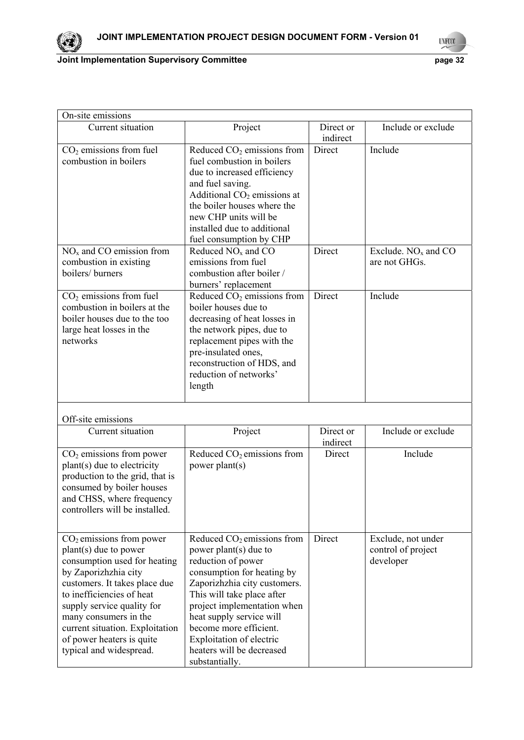| On-site emissions | | | |
|---|---|---|---|
| Current situation | Project | Direct or indirect | Include or exclude |
| $CO_2$ emissions from fuel combustion in boilers | Reduced $CO_2$ emissions from fuel combustion in boilers due to increased efficiency and fuel saving. Additional $CO_2$ emissions at the boiler houses where the new CHP units will be installed due to additional fuel consumption by CHP | Direct | Include |
| $NO_x$ and CO emission from combustion in existing boilers/ burners | Reduced $NO_x$ and CO emissions from fuel combustion after boiler / burners' replacement | Direct | Exclude. $NO_x$ and CO are not GHGs. |
| $CO_2$ emissions from fuel combustion in boilers at the boiler houses due to the too large heat losses in the networks | Reduced $CO_2$ emissions from boiler houses due to decreasing of heat losses in the network pipes, due to replacement pipes with the pre-insulated ones, reconstruction of HDS, and reduction of networks' length | Direct | Include |

| Off-site emissions | | | |
|---|---|---|---|
| Current situation | Project | Direct or indirect | Include or exclude |
| $CO_2$ emissions from power plant(s) due to electricity production to the grid, that is consumed by boiler houses and CHSS, where frequency controllers will be installed. | Reduced $CO_2$ emissions from power plant(s) | Direct | Include |
| $CO_2$ emissions from power plant(s) due to power consumption used for heating by Zaporizhzhia city customers. It takes place due to inefficiencies of heat supply service quality for many consumers in the current situation. Exploitation of power heaters is quite typical and widespread. | Reduced $CO_2$ emissions from power plant(s) due to reduction of power consumption for heating by Zaporizhzhia city customers. This will take place after project implementation when heat supply service will become more efficient. Exploitation of electric heaters will be decreased substantially. | Direct | Exclude, not under control of project developer |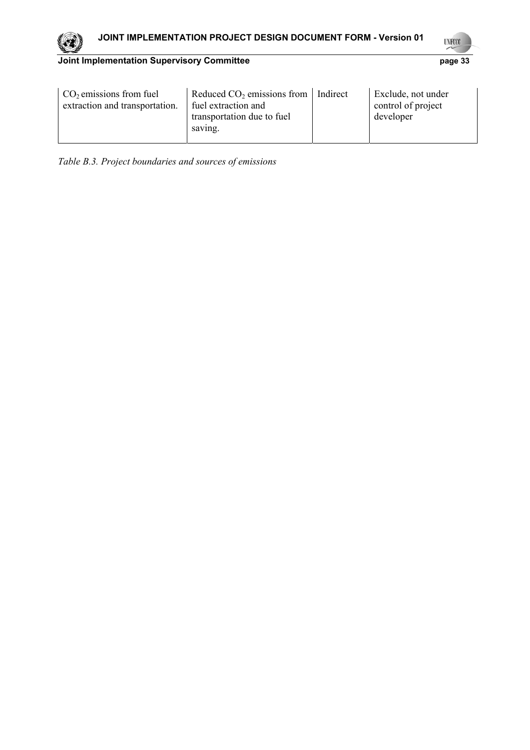| | | | |
|---|---|---|---|
| $CO_2$ emissions from fuel extraction and transportation. | Reduced $CO_2$ emissions from fuel extraction and transportation due to fuel saving. | Indirect | Exclude, not under control of project developer |

*Table B.3. Project boundaries and sources of emissions*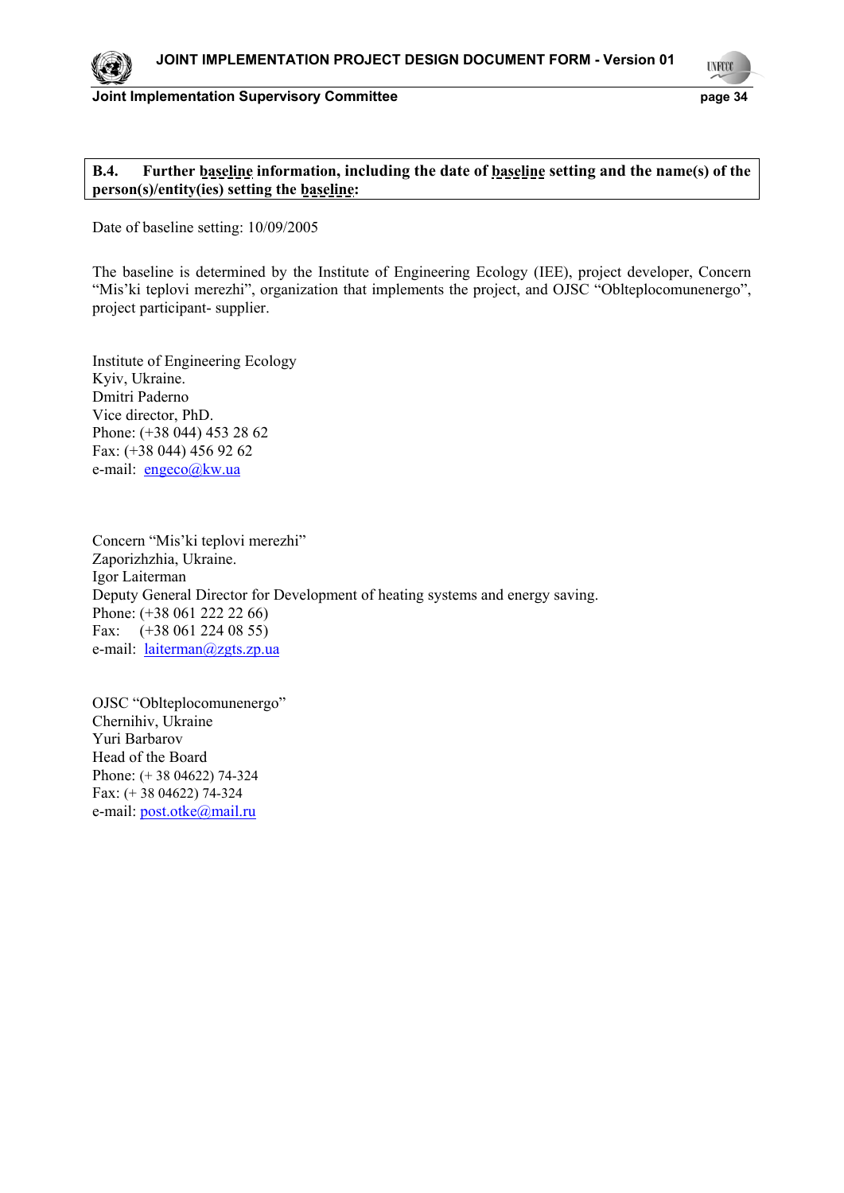**B.4. Further baseline information, including the date of baseline setting and the name(s) of the person(s)/entity(ies) setting the baseline:**

Date of baseline setting: 10/09/2005

The baseline is determined by the Institute of Engineering Ecology (IEE), project developer, Concern "Mis'ki teplovi merezhi", organization that implements the project, and OJSC "Oblteplocomunenergo", project participant- supplier.

Institute of Engineering Ecology
Kyiv, Ukraine.
Dmitri Paderno
Vice director, PhD.
Phone: (+38 044) 453 28 62
Fax: (+38 044) 456 92 62
e-mail: engeco@kw.ua

Concern "Mis'ki teplovi merezhi"
Zaporizhzhia, Ukraine.
Igor Laiterman
Deputy General Director for Development of heating systems and energy saving.
Phone: (+38 061 222 22 66)
Fax: (+38 061 224 08 55)
e-mail: laiterman@zgts.zp.ua

OJSC "Oblteplocomunenergo"
Chernihiv, Ukraine
Yuri Barbarov
Head of the Board
Phone: (+ 38 04622) 74-324
Fax: (+ 38 04622) 74-324
e-mail: post.otke@mail.ru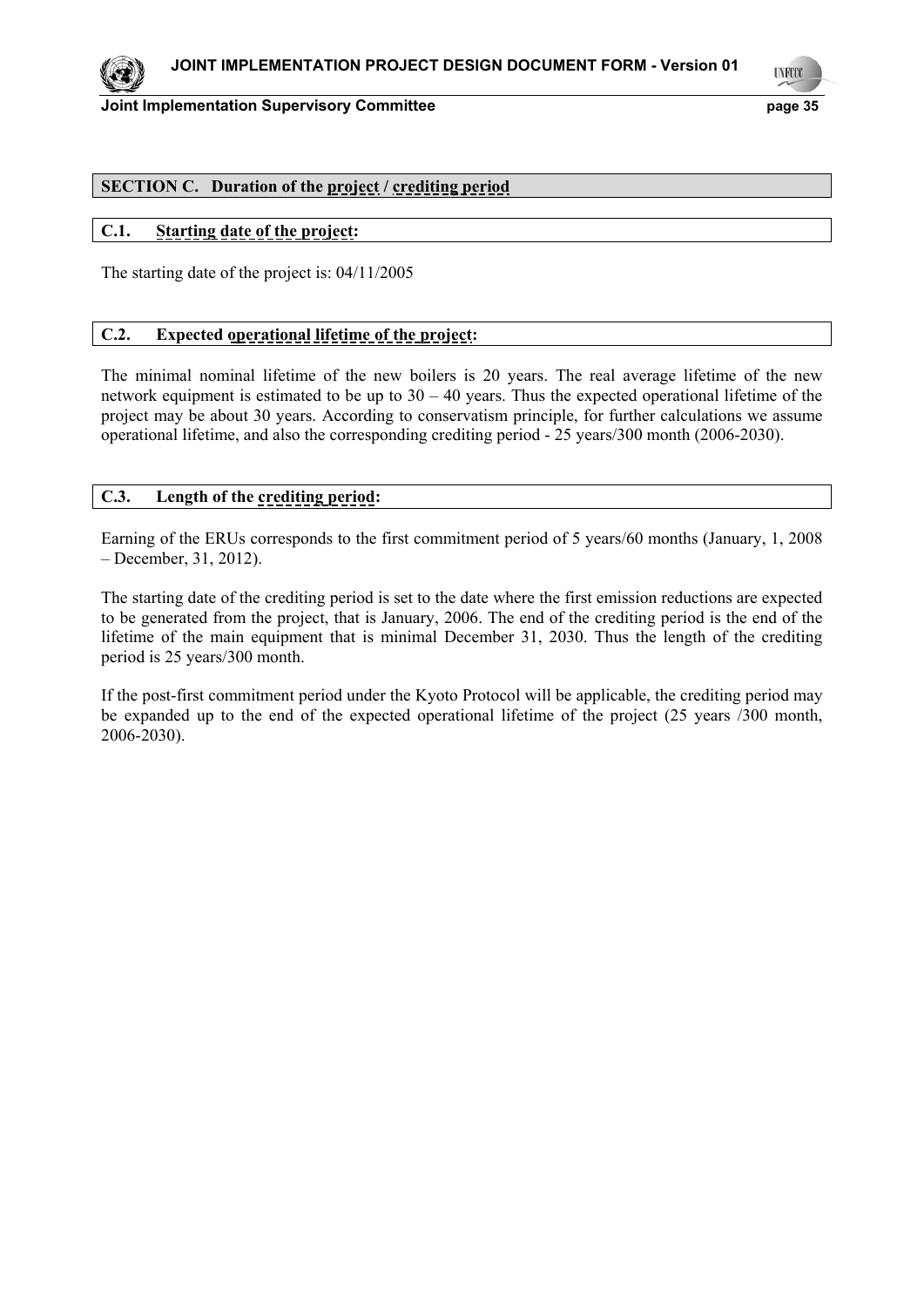## SECTION C. Duration of the project / crediting period

### C.1. Starting date of the project:

The starting date of the project is: 04/11/2005

### C.2. Expected operational lifetime of the project:

The minimal nominal lifetime of the new boilers is 20 years. The real average lifetime of the new network equipment is estimated to be up to 30 – 40 years. Thus the expected operational lifetime of the project may be about 30 years. According to conservatism principle, for further calculations we assume operational lifetime, and also the corresponding crediting period - 25 years/300 month (2006-2030).

### C.3. Length of the crediting period:

Earning of the ERUs corresponds to the first commitment period of 5 years/60 months (January, 1, 2008 – December, 31, 2012).

The starting date of the crediting period is set to the date where the first emission reductions are expected to be generated from the project, that is January, 2006. The end of the crediting period is the end of the lifetime of the main equipment that is minimal December 31, 2030. Thus the length of the crediting period is 25 years/300 month.

If the post-first commitment period under the Kyoto Protocol will be applicable, the crediting period may be expanded up to the end of the expected operational lifetime of the project (25 years /300 month, 2006-2030).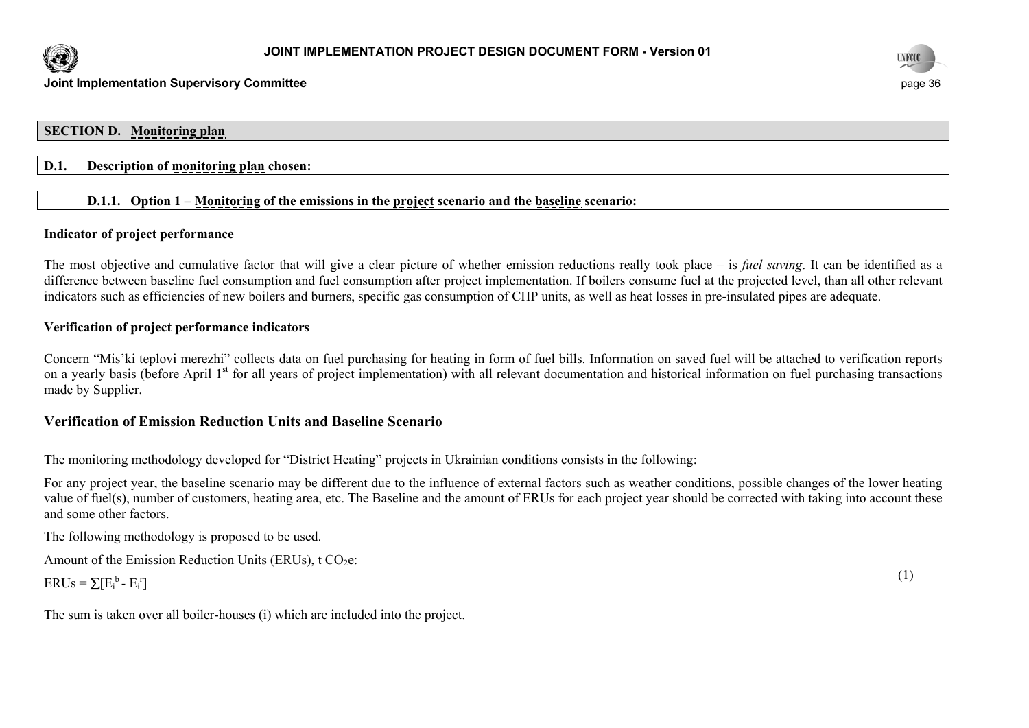## SECTION D. Monitoring plan

### D.1. Description of monitoring plan chosen:

#### D.1.1. Option 1 – Monitoring of the emissions in the project scenario and the baseline scenario:

**Indicator of project performance**

The most objective and cumulative factor that will give a clear picture of whether emission reductions really took place – is *fuel saving*. It can be identified as a difference between baseline fuel consumption and fuel consumption after project implementation. If boilers consume fuel at the projected level, than all other relevant indicators such as efficiencies of new boilers and burners, specific gas consumption of CHP units, as well as heat losses in pre-insulated pipes are adequate.

**Verification of project performance indicators**

Concern "Mis'ki teplovi merezhi" collects data on fuel purchasing for heating in form of fuel bills. Information on saved fuel will be attached to verification reports on a yearly basis (before April 1st for all years of project implementation) with all relevant documentation and historical information on fuel purchasing transactions made by Supplier.

### Verification of Emission Reduction Units and Baseline Scenario

The monitoring methodology developed for "District Heating" projects in Ukrainian conditions consists in the following:

For any project year, the baseline scenario may be different due to the influence of external factors such as weather conditions, possible changes of the lower heating value of fuel(s), number of customers, heating area, etc. The Baseline and the amount of ERUs for each project year should be corrected with taking into account these and some other factors.

The following methodology is proposed to be used.

Amount of the Emission Reduction Units (ERUs), t $CO_2e$:

$$ERUs = \sum[E_i^b - E_i^r] \quad (1)$$

The sum is taken over all boiler-houses (i) which are included into the project.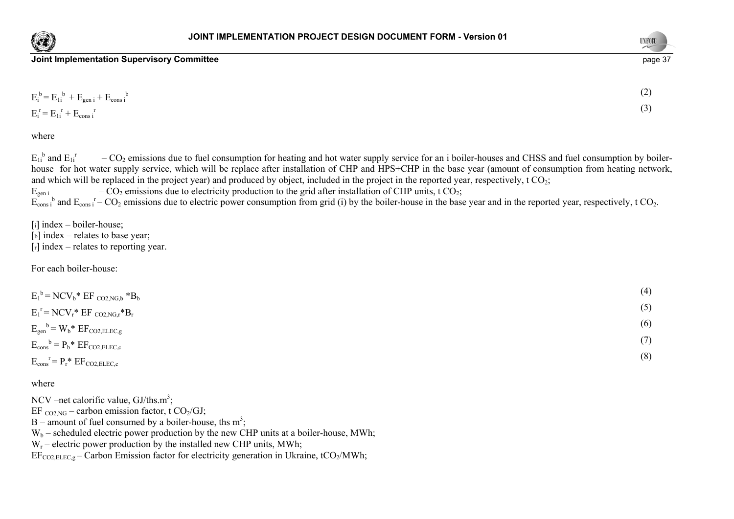$$E_i^b = E_{1i}^b + E_{gen\ i} + E_{cons\ i}^b \quad (2)$$

$$E_i^r = E_{1i}^r + E_{cons\ i}^r \quad (3)$$

where

$E_{1i}^b$ and $E_{1i}^r$ – $CO_2$ emissions due to fuel consumption for heating and hot water supply service for an i boiler-houses and CHSS and fuel consumption by boiler-house for hot water supply service, which will be replace after installation of CHP and HPS+CHP in the base year (amount of consumption from heating network, and which will be replaced in the project year) and produced by object, included in the project in the reported year, respectively, t $CO_2$;

$E_{gen\ i}$ – $CO_2$ emissions due to electricity production to the grid after installation of CHP units, t $CO_2$;

$E_{cons\ i}^b$ and $E_{cons\ i}^r$ – $CO_2$ emissions due to electric power consumption from grid (i) by the boiler-house in the base year and in the reported year, respectively, t $CO_2$.

[i] index – boiler-house;
[b] index – relates to base year;
[r] index – relates to reporting year.

For each boiler-house:

$$E_1^b = NCV_b * EF_{CO2,NG,b} * B_b \quad (4)$$

$$E_1^r = NCV_r * EF_{CO2,NG,r} * B_r \quad (5)$$

$$E_{gen}^b = W_b * EF_{CO2,ELEC,g} \quad (6)$$

$$E_{cons}^b = P_b * EF_{CO2,ELEC,c} \quad (7)$$

$$E_{cons}^r = P_r * EF_{CO2,ELEC,c} \quad (8)$$

where

NCV –net calorific value, GJ/ths.$m^3$;
$EF_{CO2,NG}$ – carbon emission factor, t $CO_2$/GJ;
B – amount of fuel consumed by a boiler-house, ths $m^3$;
$W_b$ – scheduled electric power production by the new CHP units at a boiler-house, MWh;
$W_r$ – electric power production by the installed new CHP units, MWh;
$EF_{CO2,ELEC,g}$ – Carbon Emission factor for electricity generation in Ukraine, t$CO_2$/MWh;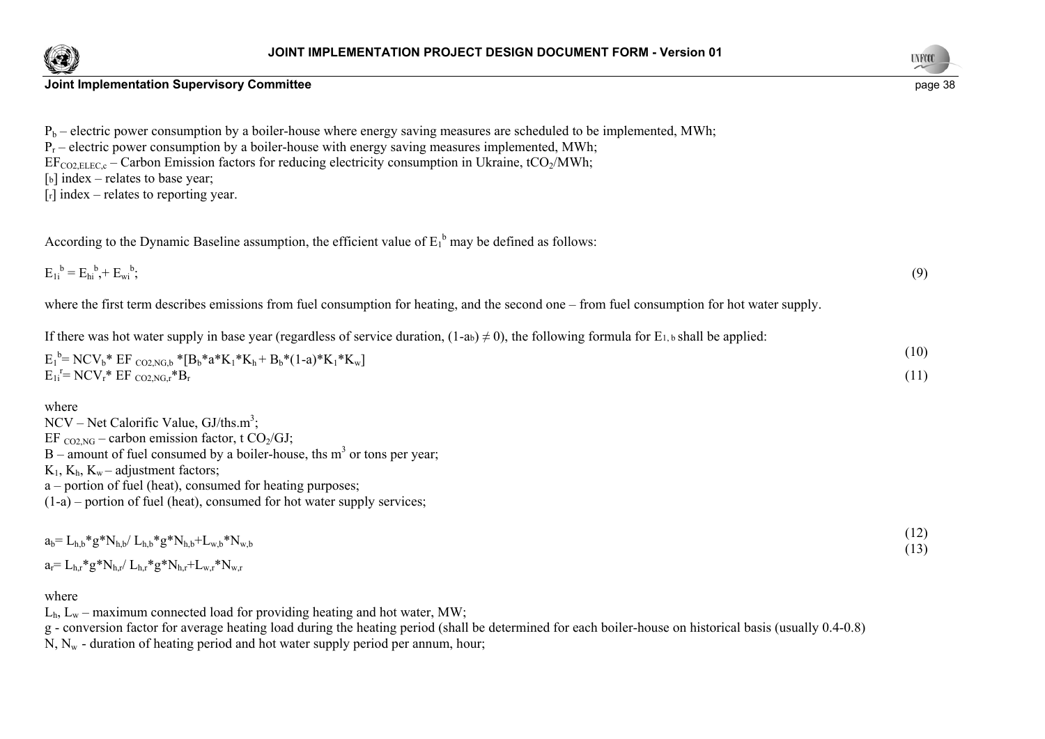$P_b$ – electric power consumption by a boiler-house where energy saving measures are scheduled to be implemented, MWh;
$P_r$ – electric power consumption by a boiler-house with energy saving measures implemented, MWh;
$EF_{CO2,ELEC,c}$ – Carbon Emission factors for reducing electricity consumption in Ukraine, $tCO_2/MWh$;
[b] index – relates to base year;
[r] index – relates to reporting year.

According to the Dynamic Baseline assumption, the efficient value of $E_1^b$ may be defined as follows:

$$E_{1i}^{b} = E_{hi}^{b}, + E_{wi}^{b}; \quad (9)$$

where the first term describes emissions from fuel consumption for heating, and the second one – from fuel consumption for hot water supply.

If there was hot water supply in base year (regardless of service duration, $(1-a_b) \neq 0$), the following formula for $E_{1,b}$ shall be applied:

$$E_1^{b} = NCV_b * EF_{CO2,NG,b} * [B_b * a * K_1 * K_h + B_b * (1-a) * K_1 * K_w] \quad (10)$$

$$E_{1i}^{r} = NCV_r * EF_{CO2,NG,r} * B_r \quad (11)$$

where
NCV – Net Calorific Value, GJ/ths.$m^3$;
$EF_{CO2,NG}$ – carbon emission factor, t $CO_2$/GJ;
B – amount of fuel consumed by a boiler-house, ths $m^3$ or tons per year;
$K_1$, $K_h$, $K_w$ – adjustment factors;
a – portion of fuel (heat), consumed for heating purposes;
(1-a) – portion of fuel (heat), consumed for hot water supply services;

$$a_b = L_{h,b} * g * N_{h,b} / L_{h,b} * g * N_{h,b} + L_{w,b} * N_{w,b} \quad (12)$$

$$a_r = L_{h,r} * g * N_{h,r} / L_{h,r} * g * N_{h,r} + L_{w,r} * N_{w,r} \quad (13)$$

where
$L_h$, $L_w$ – maximum connected load for providing heating and hot water, MW;
g - conversion factor for average heating load during the heating period (shall be determined for each boiler-house on historical basis (usually 0.4-0.8)
N, $N_w$ - duration of heating period and hot water supply period per annum, hour;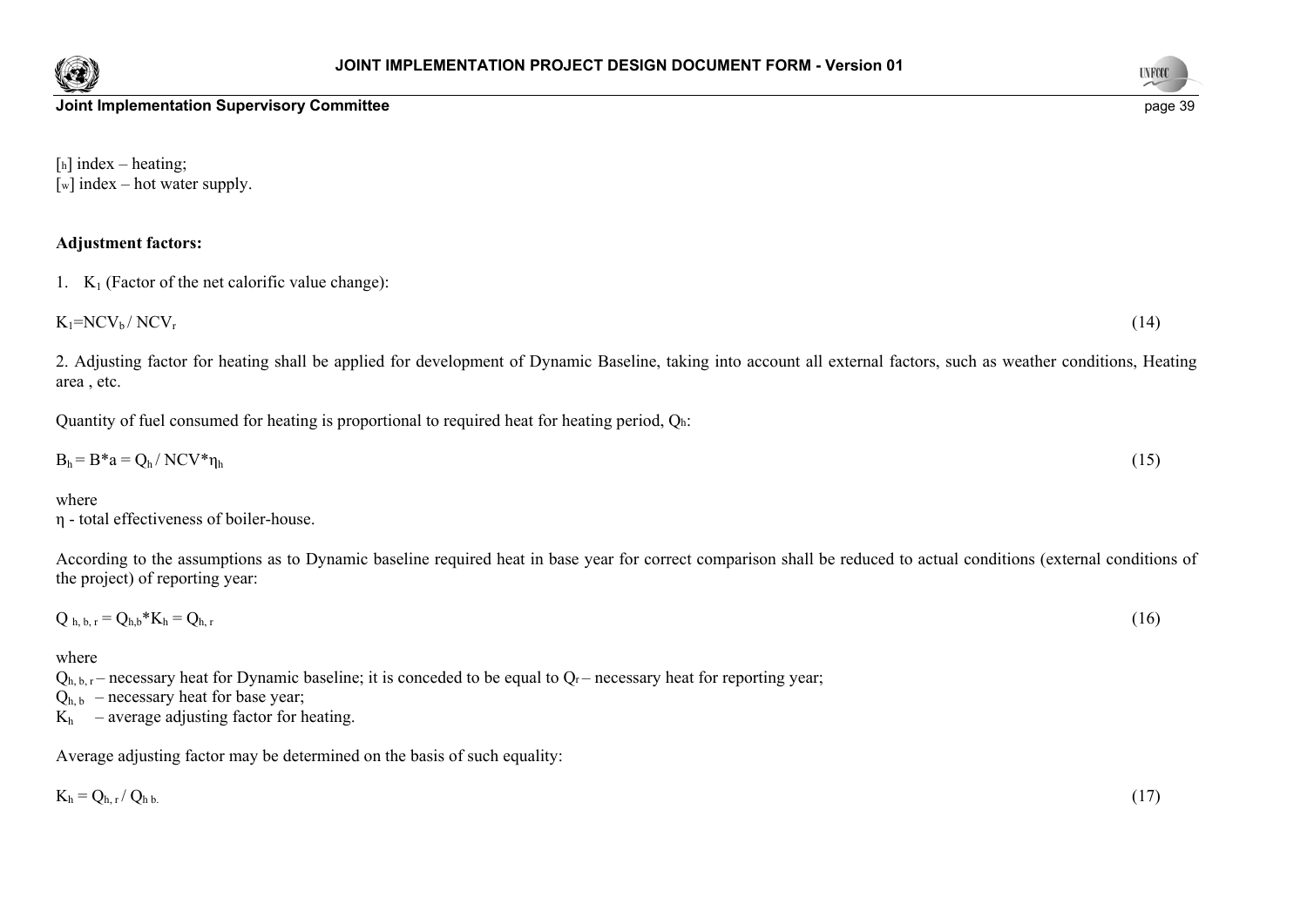[h] index – heating;
[w] index – hot water supply.

**Adjustment factors:**

1. $K_1$ (Factor of the net calorific value change):

$$K_1 = NCV_b / NCV_r \quad (14)$$

2. Adjusting factor for heating shall be applied for development of Dynamic Baseline, taking into account all external factors, such as weather conditions, Heating area , etc.

Quantity of fuel consumed for heating is proportional to required heat for heating period, $Q_h$:

$$B_h = B*a = Q_h / NCV*\eta_h \quad (15)$$

where
η - total effectiveness of boiler-house.

According to the assumptions as to Dynamic baseline required heat in base year for correct comparison shall be reduced to actual conditions (external conditions of the project) of reporting year:

$$Q_{h, b, r} = Q_{h,b}*K_h = Q_{h, r} \quad (16)$$

where
$Q_{h, b, r}$ – necessary heat for Dynamic baseline; it is conceded to be equal to $Q_r$ – necessary heat for reporting year;
$Q_{h, b}$ – necessary heat for base year;
$K_h$ – average adjusting factor for heating.

Average adjusting factor may be determined on the basis of such equality:

$$K_h = Q_{h, r} / Q_{h\ b.} \quad (17)$$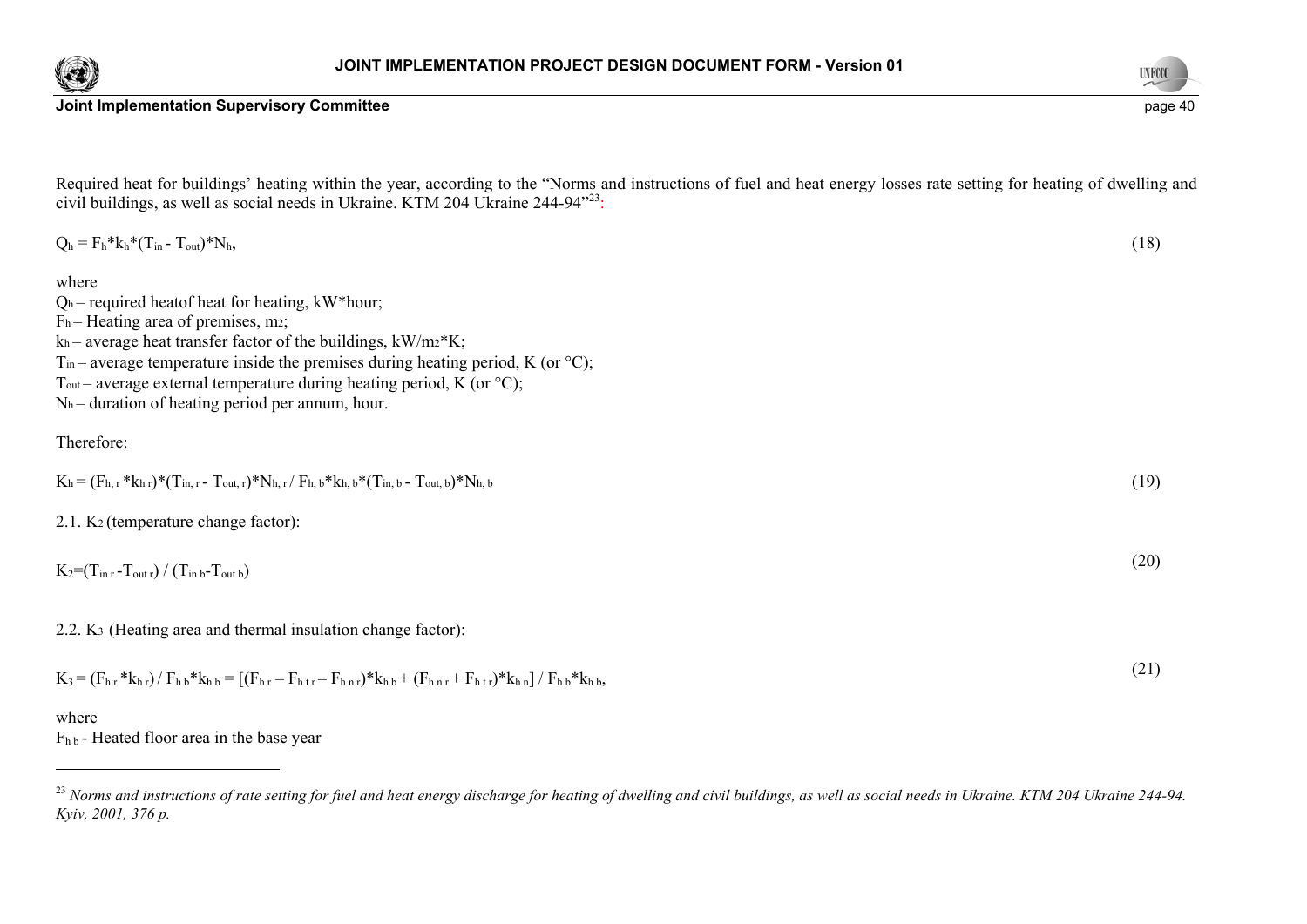Required heat for buildings' heating within the year, according to the "Norms and instructions of fuel and heat energy losses rate setting for heating of dwelling and civil buildings, as well as social needs in Ukraine. KTM 204 Ukraine 244-94"[23]:

$$Q_h = F_h * k_h * (T_{in} - T_{out}) * N_h, \qquad (18)$$

where

$Q_h$ – required heatof heat for heating, kW*hour;

$F_h$ – Heating area of premises, m2;

$k_h$ – average heat transfer factor of the buildings, kW/m2*K;

$T_{in}$ – average temperature inside the premises during heating period, K (or °C);

$T_{out}$ – average external temperature during heating period, K (or °C);

$N_h$ – duration of heating period per annum, hour.

Therefore:

$$K_h = (F_{h,r} * k_{h\,r}) * (T_{in,r} - T_{out,r}) * N_{h,r} / F_{h,b} * k_{h,b} * (T_{in,b} - T_{out,b}) * N_{h,b} \qquad (19)$$

2.1. $K_2$ (temperature change factor):

$$K_2 = (T_{in\,r} - T_{out\,r}) / (T_{in\,b} - T_{out\,b}) \qquad (20)$$

2.2. $K_3$ (Heating area and thermal insulation change factor):

$$K_3 = (F_{h\,r} * k_{h\,r}) / F_{h\,b} * k_{h\,b} = [(F_{h\,r} - F_{h\,t\,r} - F_{h\,n\,r}) * k_{h\,b} + (F_{h\,n\,r} + F_{h\,t\,r}) * k_{h\,n}] / F_{h\,b} * k_{h\,b}, \qquad (21)$$

where

$F_{h\,b}$ - Heated floor area in the base year

---

[23] *Norms and instructions of rate setting for fuel and heat energy discharge for heating of dwelling and civil buildings, as well as social needs in Ukraine. KTM 204 Ukraine 244-94. Kyiv, 2001, 376 p.*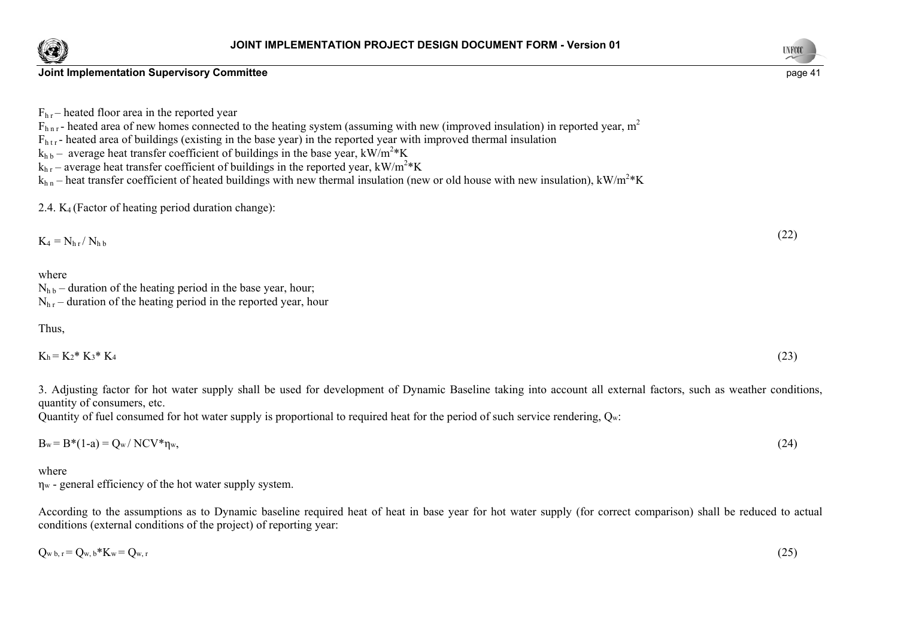$F_{h\,r}$ – heated floor area in the reported year
$F_{h\,n\,r}$ - heated area of new homes connected to the heating system (assuming with new (improved insulation) in reported year, $m^2$
$F_{h\,t\,r}$ - heated area of buildings (existing in the base year) in the reported year with improved thermal insulation
$k_{h\,b}$ – average heat transfer coefficient of buildings in the base year, $kW/m^2*K$
$k_{h\,r}$ – average heat transfer coefficient of buildings in the reported year, $kW/m^2*K$
$k_{h\,n}$ – heat transfer coefficient of heated buildings with new thermal insulation (new or old house with new insulation), $kW/m^2*K$

2.4. $K_4$ (Factor of heating period duration change):

$$K_4 = N_{h\,r} / N_{h\,b} \tag{22}$$

where
$N_{h\,b}$ – duration of the heating period in the base year, hour;
$N_{h\,r}$ – duration of the heating period in the reported year, hour

Thus,

$$K_h = K_2 * K_3 * K_4 \tag{23}$$

3. Adjusting factor for hot water supply shall be used for development of Dynamic Baseline taking into account all external factors, such as weather conditions, quantity of consumers, etc.
Quantity of fuel consumed for hot water supply is proportional to required heat for the period of such service rendering, $Q_w$:

$$B_w = B*(1\text{-}a) = Q_w / NCV*\eta_w, \tag{24}$$

where
$\eta_w$ - general efficiency of the hot water supply system.

According to the assumptions as to Dynamic baseline required heat of heat in base year for hot water supply (for correct comparison) shall be reduced to actual conditions (external conditions of the project) of reporting year:

$$Q_{w\,b,\,r} = Q_{w,\,b}*K_w = Q_{w,\,r} \tag{25}$$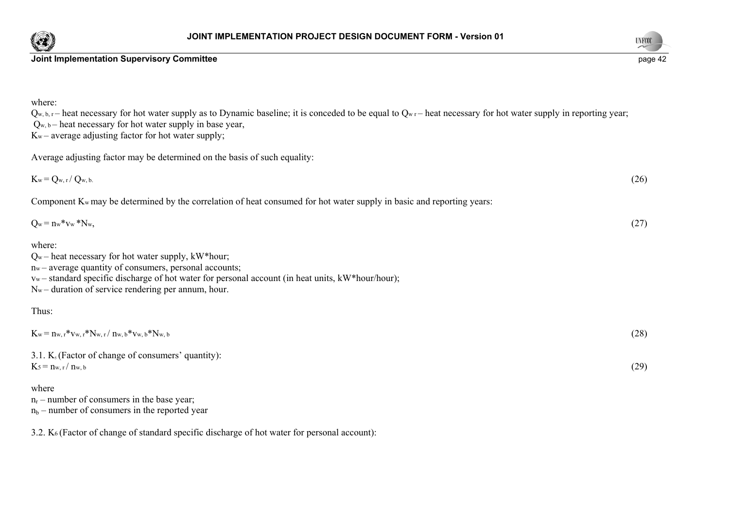where:
$Q_{w, b, r}$ – heat necessary for hot water supply as to Dynamic baseline; it is conceded to be equal to $Q_{w r}$ – heat necessary for hot water supply in reporting year;
$Q_{w, b}$ – heat necessary for hot water supply in base year,
$K_w$ – average adjusting factor for hot water supply;

Average adjusting factor may be determined on the basis of such equality:

$$K_w = Q_{w, r} / Q_{w, b.} \tag{26}$$

Component $K_w$ may be determined by the correlation of heat consumed for hot water supply in basic and reporting years:

$$Q_w = n_w * v_w * N_w, \tag{27}$$

where:
$Q_w$ – heat necessary for hot water supply, kW*hour;
$n_w$ – average quantity of consumers, personal accounts;
$v_w$ – standard specific discharge of hot water for personal account (in heat units, kW*hour/hour);
$N_w$ – duration of service rendering per annum, hour.

Thus:

$$K_w = n_{w, r} * v_{w, r} * N_{w, r} / n_{w, b} * v_{w, b} * N_{w, b} \tag{28}$$

3.1. $K_5$ (Factor of change of consumers' quantity):

$$K_5 = n_{w, r} / n_{w, b} \tag{29}$$

where
$n_r$ – number of consumers in the base year;
$n_b$ – number of consumers in the reported year

3.2. $K_6$ (Factor of change of standard specific discharge of hot water for personal account):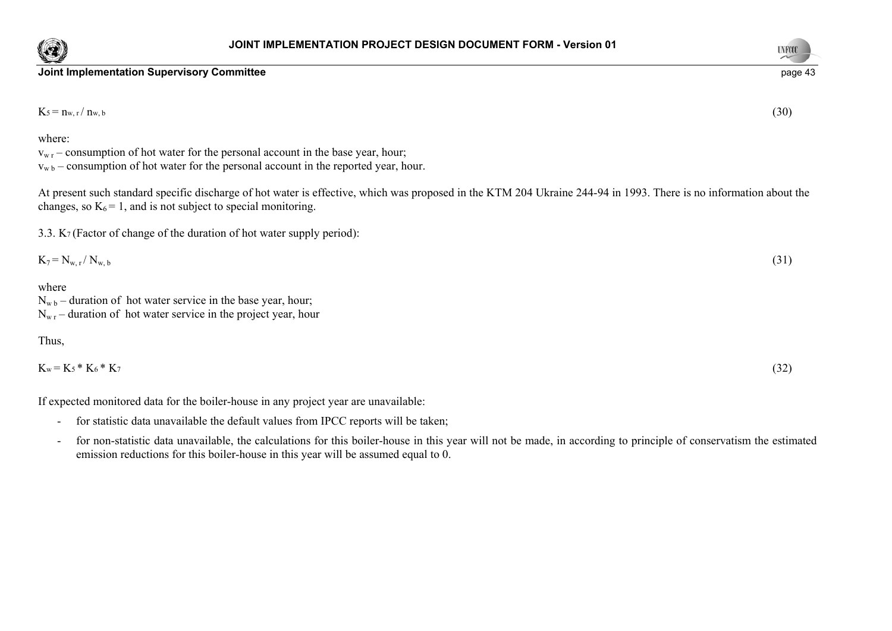$$K_5 = n_{w,r} / n_{w,b} \quad (30)$$

where:

$v_{w\,r}$ – consumption of hot water for the personal account in the base year, hour;

$v_{w\,b}$ – consumption of hot water for the personal account in the reported year, hour.

At present such standard specific discharge of hot water is effective, which was proposed in the KTM 204 Ukraine 244-94 in 1993. There is no information about the changes, so $K_6 = 1$, and is not subject to special monitoring.

3.3. $K_7$ (Factor of change of the duration of hot water supply period):

$$K_7 = N_{w,r} / N_{w,b} \quad (31)$$

where

$N_{w\,b}$ – duration of hot water service in the base year, hour;

$N_{w\,r}$ – duration of hot water service in the project year, hour

Thus,

$$K_w = K_5 * K_6 * K_7 \quad (32)$$

If expected monitored data for the boiler-house in any project year are unavailable:

- for statistic data unavailable the default values from IPCC reports will be taken;
- for non-statistic data unavailable, the calculations for this boiler-house in this year will not be made, in according to principle of conservatism the estimated emission reductions for this boiler-house in this year will be assumed equal to 0.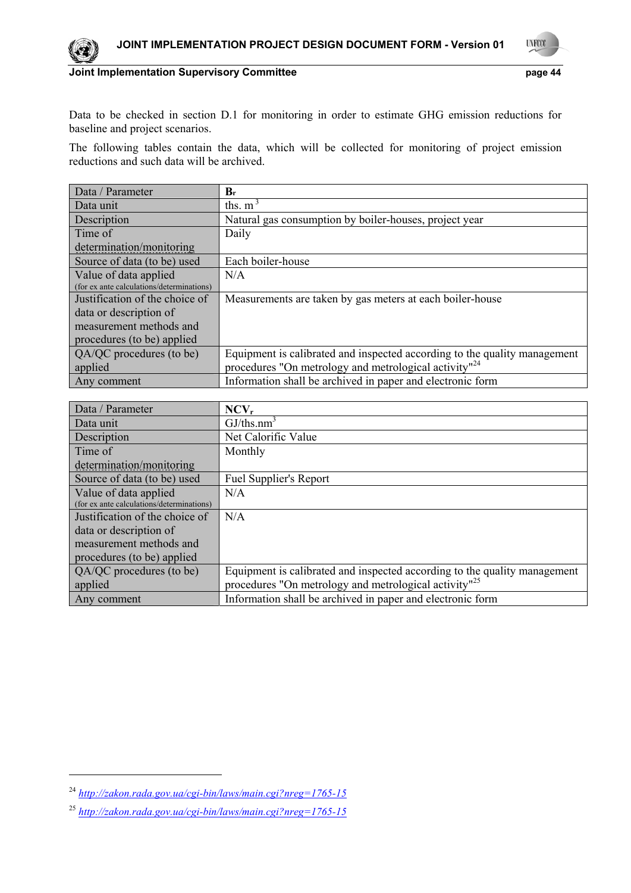Data to be checked in section D.1 for monitoring in order to estimate GHG emission reductions for baseline and project scenarios.

The following tables contain the data, which will be collected for monitoring of project emission reductions and such data will be archived.

| Data / Parameter | $B_r$ |
|---|---|
| Data unit | ths. $m^3$ |
| Description | Natural gas consumption by boiler-houses, project year |
| Time of determination/monitoring | Daily |
| Source of data (to be) used | Each boiler-house |
| Value of data applied (for ex ante calculations/determinations) | N/A |
| Justification of the choice of data or description of measurement methods and procedures (to be) applied | Measurements are taken by gas meters at each boiler-house |
| QA/QC procedures (to be) applied | Equipment is calibrated and inspected according to the quality management procedures "On metrology and metrological activity"[24] |
| Any comment | Information shall be archived in paper and electronic form |

| Data / Parameter | $NCV_r$ |
|---|---|
| Data unit | GJ/ths.$nm^3$ |
| Description | Net Calorific Value |
| Time of determination/monitoring | Monthly |
| Source of data (to be) used | Fuel Supplier's Report |
| Value of data applied (for ex ante calculations/determinations) | N/A |
| Justification of the choice of data or description of measurement methods and procedures (to be) applied | N/A |
| QA/QC procedures (to be) applied | Equipment is calibrated and inspected according to the quality management procedures "On metrology and metrological activity"[25] |
| Any comment | Information shall be archived in paper and electronic form |

[24] http://zakon.rada.gov.ua/cgi-bin/laws/main.cgi?nreg=1765-15

[25] http://zakon.rada.gov.ua/cgi-bin/laws/main.cgi?nreg=1765-15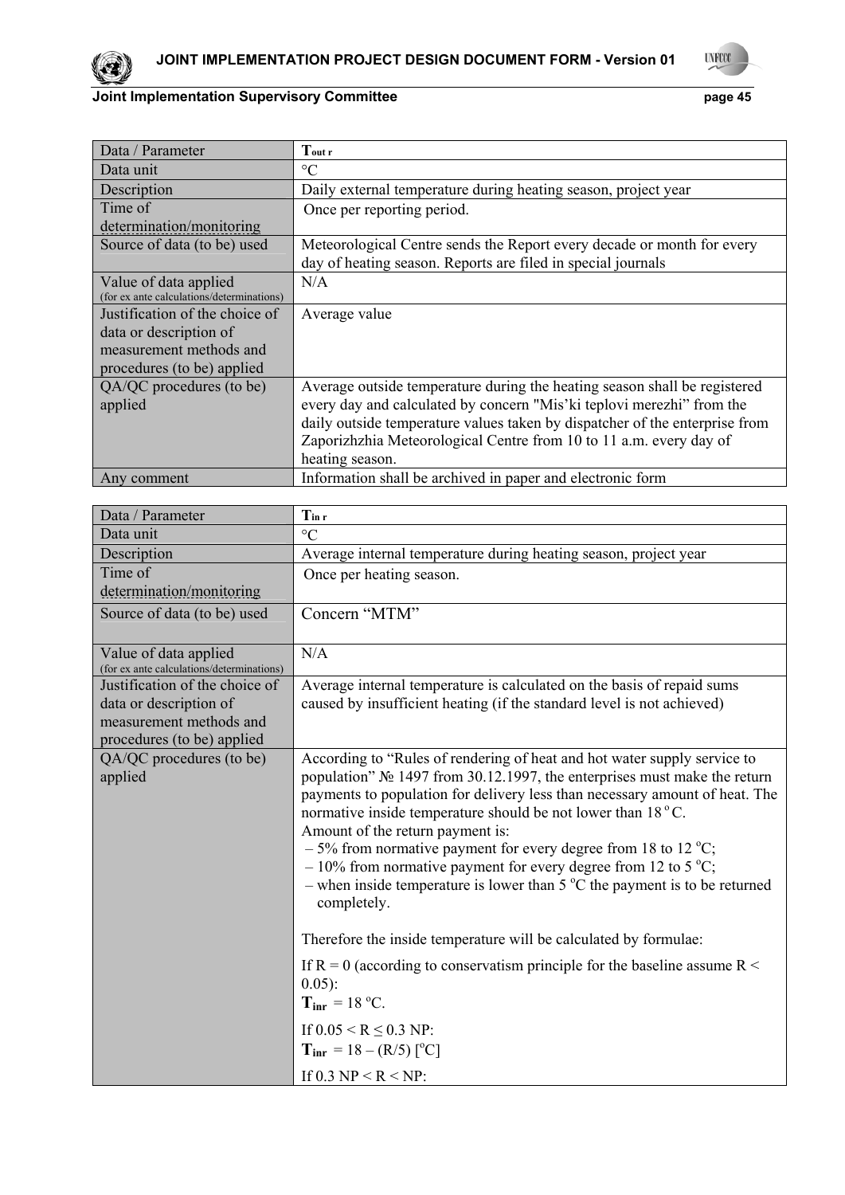| Data / Parameter | $T_{out\ r}$ |
|---|---|
| Data unit | °C |
| Description | Daily external temperature during heating season, project year |
| Time of determination/monitoring | Once per reporting period. |
| Source of data (to be) used | Meteorological Centre sends the Report every decade or month for every day of heating season. Reports are filed in special journals |
| Value of data applied (for ex ante calculations/determinations) | N/A |
| Justification of the choice of data or description of measurement methods and procedures (to be) applied | Average value |
| QA/QC procedures (to be) applied | Average outside temperature during the heating season shall be registered every day and calculated by concern "Mis'ki teplovi merezhi" from the daily outside temperature values taken by dispatcher of the enterprise from Zaporizhzhia Meteorological Centre from 10 to 11 a.m. every day of heating season. |
| Any comment | Information shall be archived in paper and electronic form |

| Data / Parameter | $T_{in\ r}$ |
|---|---|
| Data unit | °C |
| Description | Average internal temperature during heating season, project year |
| Time of determination/monitoring | Once per heating season. |
| Source of data (to be) used | Concern "MTM" |
| Value of data applied (for ex ante calculations/determinations) | N/A |
| Justification of the choice of data or description of measurement methods and procedures (to be) applied | Average internal temperature is calculated on the basis of repaid sums caused by insufficient heating (if the standard level is not achieved) |
| QA/QC procedures (to be) applied | According to "Rules of rendering of heat and hot water supply service to population" № 1497 from 30.12.1997, the enterprises must make the return payments to population for delivery less than necessary amount of heat. The normative inside temperature should be not lower than 18 °C.<br>Amount of the return payment is:<br>– 5% from normative payment for every degree from 18 to 12 °C;<br>– 10% from normative payment for every degree from 12 to 5 °C;<br>– when inside temperature is lower than 5 °C the payment is to be returned completely.<br><br>Therefore the inside temperature will be calculated by formulae:<br><br>If R = 0 (according to conservatism principle for the baseline assume R < 0.05):<br>$T_{inr}$ = 18 °C.<br><br>If 0.05 < R ≤ 0.3 NP:<br>$T_{inr}$ = 18 – (R/5) [°C]<br><br>If 0.3 NP < R < NP: |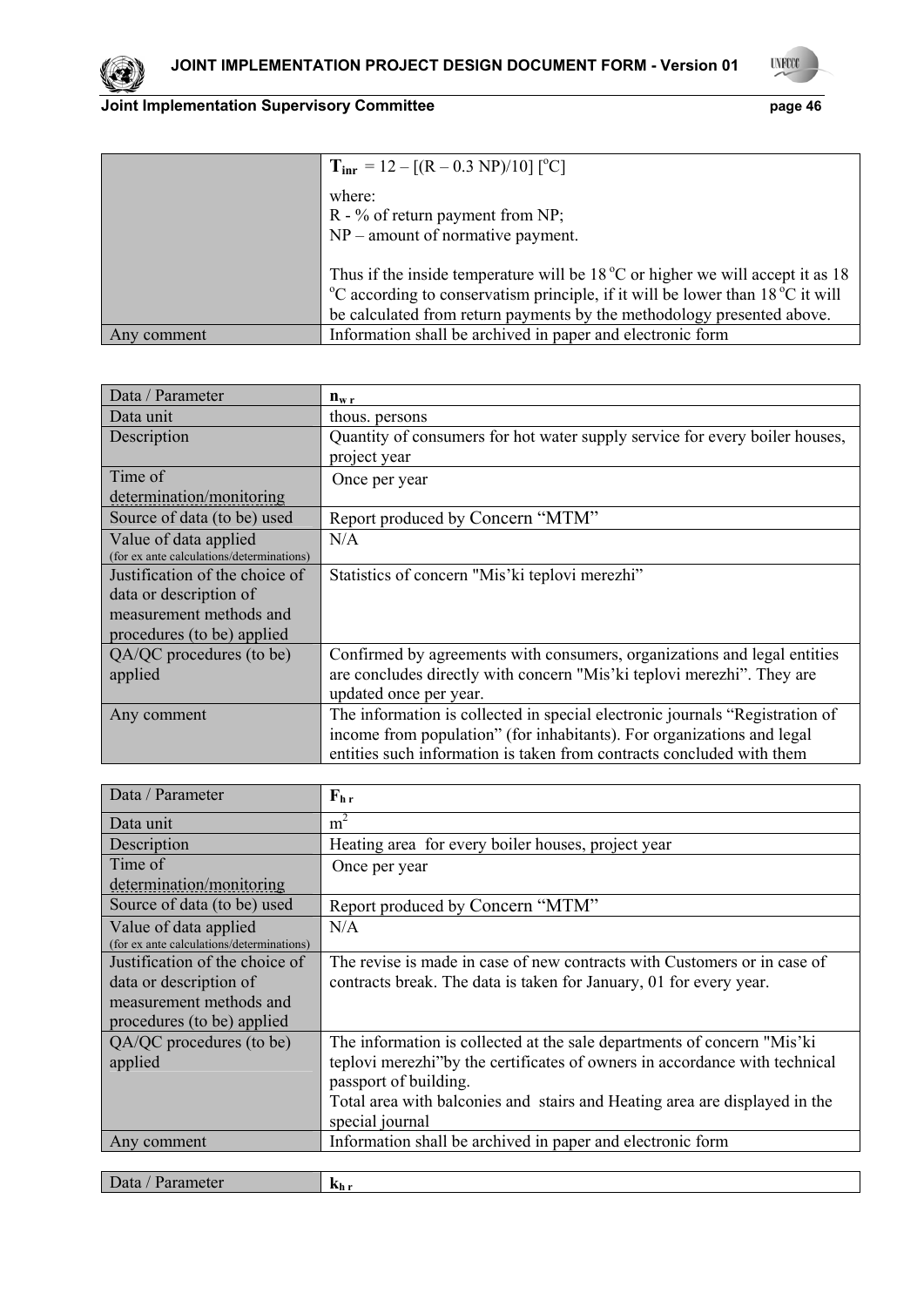| | |
|---|---|
| | $T_{inr} = 12 – [(R – 0.3 NP)/10] [^oC]$<br><br>where:<br>R - % of return payment from NP;<br>NP – amount of normative payment.<br><br>Thus if the inside temperature will be 18 $^oC$ or higher we will accept it as 18 $^oC$ according to conservatism principle, if it will be lower than 18 $^oC$ it will be calculated from return payments by the methodology presented above. |
| Any comment | Information shall be archived in paper and electronic form |

| Data / Parameter | $n_{w\ r}$ |
|---|---|
| Data unit | thous. persons |
| Description | Quantity of consumers for hot water supply service for every boiler houses, project year |
| Time of determination/monitoring | Once per year |
| Source of data (to be) used | Report produced by Concern “MTM” |
| Value of data applied (for ex ante calculations/determinations) | N/A |
| Justification of the choice of data or description of measurement methods and procedures (to be) applied | Statistics of concern "Mis’ki teplovi merezhi” |
| QA/QC procedures (to be) applied | Confirmed by agreements with consumers, organizations and legal entities are concludes directly with concern "Mis’ki teplovi merezhi”. They are updated once per year. |
| Any comment | The information is collected in special electronic journals “Registration of income from population” (for inhabitants). For organizations and legal entities such information is taken from contracts concluded with them |

| Data / Parameter | $F_{h\ r}$ |
|---|---|
| Data unit | $m^2$ |
| Description | Heating area for every boiler houses, project year |
| Time of determination/monitoring | Once per year |
| Source of data (to be) used | Report produced by Concern “MTM” |
| Value of data applied (for ex ante calculations/determinations) | N/A |
| Justification of the choice of data or description of measurement methods and procedures (to be) applied | The revise is made in case of new contracts with Customers or in case of contracts break. The data is taken for January, 01 for every year. |
| QA/QC procedures (to be) applied | The information is collected at the sale departments of concern "Mis’ki teplovi merezhi”by the certificates of owners in accordance with technical passport of building.<br>Total area with balconies and stairs and Heating area are displayed in the special journal |
| Any comment | Information shall be archived in paper and electronic form |

| Data / Parameter | $k_{h\ r}$ |
|---|---|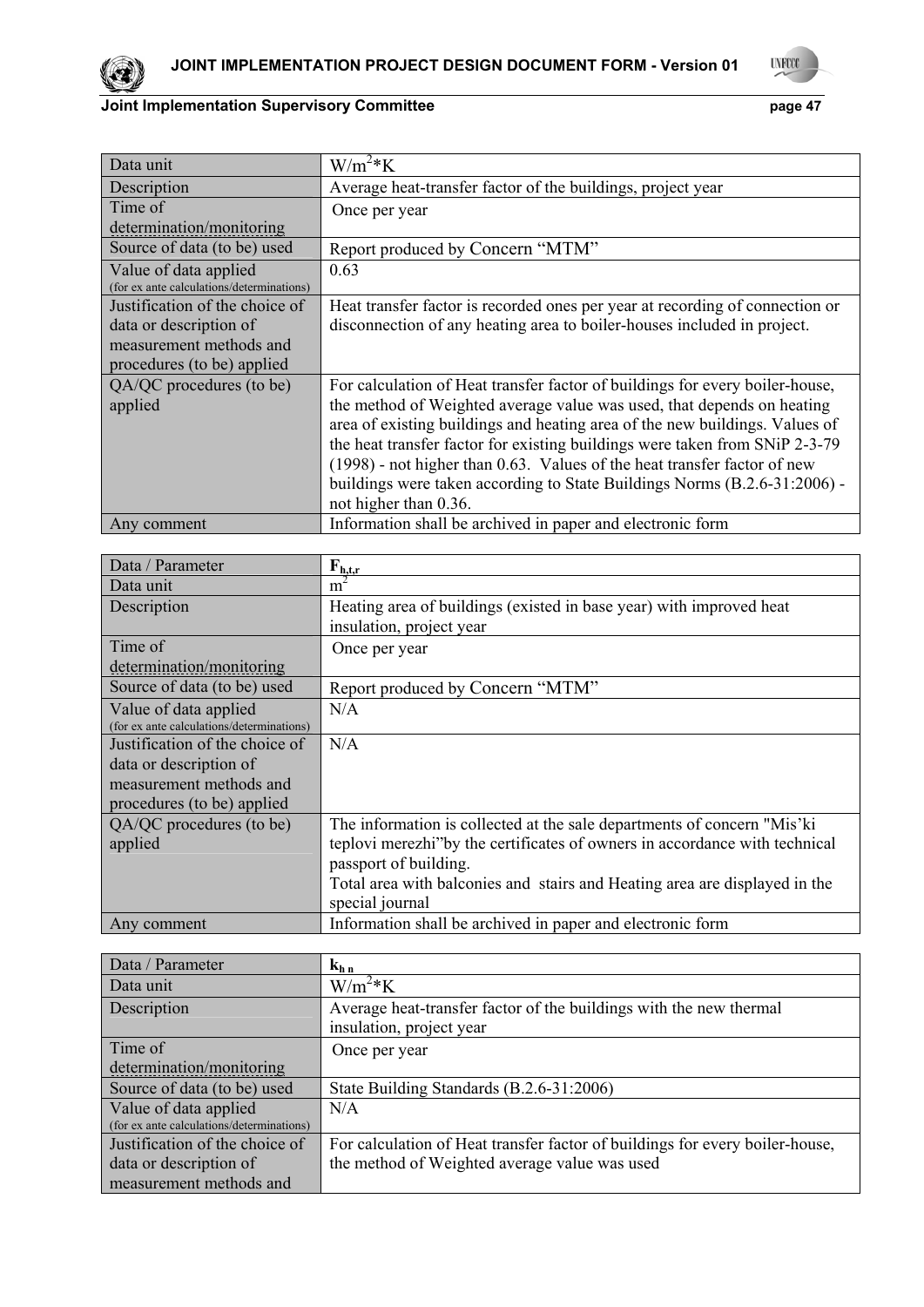| | |
|---|---|
| Data unit | $W/m^2*K$ |
| Description | Average heat-transfer factor of the buildings, project year |
| Time of determination/monitoring | Once per year |
| Source of data (to be) used | Report produced by Concern "MTM" |
| Value of data applied (for ex ante calculations/determinations) | 0.63 |
| Justification of the choice of data or description of measurement methods and procedures (to be) applied | Heat transfer factor is recorded ones per year at recording of connection or disconnection of any heating area to boiler-houses included in project. |
| QA/QC procedures (to be) applied | For calculation of Heat transfer factor of buildings for every boiler-house, the method of Weighted average value was used, that depends on heating area of existing buildings and heating area of the new buildings. Values of the heat transfer factor for existing buildings were taken from SNiP 2-3-79 (1998) - not higher than 0.63. Values of the heat transfer factor of new buildings were taken according to State Buildings Norms (B.2.6-31:2006) - not higher than 0.36. |
| Any comment | Information shall be archived in paper and electronic form |

| Data / Parameter | $F_{h,t,r}$ |
|---|---|
| Data unit | $m^2$ |
| Description | Heating area of buildings (existed in base year) with improved heat insulation, project year |
| Time of determination/monitoring | Once per year |
| Source of data (to be) used | Report produced by Concern "MTM" |
| Value of data applied (for ex ante calculations/determinations) | N/A |
| Justification of the choice of data or description of measurement methods and procedures (to be) applied | N/A |
| QA/QC procedures (to be) applied | The information is collected at the sale departments of concern "Mis'ki teplovi merezhi"by the certificates of owners in accordance with technical passport of building. Total area with balconies and stairs and Heating area are displayed in the special journal |
| Any comment | Information shall be archived in paper and electronic form |

| Data / Parameter | $k_{h\ n}$ |
|---|---|
| Data unit | $W/m^2*K$ |
| Description | Average heat-transfer factor of the buildings with the new thermal insulation, project year |
| Time of determination/monitoring | Once per year |
| Source of data (to be) used | State Building Standards (B.2.6-31:2006) |
| Value of data applied (for ex ante calculations/determinations) | N/A |
| Justification of the choice of data or description of measurement methods and | For calculation of Heat transfer factor of buildings for every boiler-house, the method of Weighted average value was used |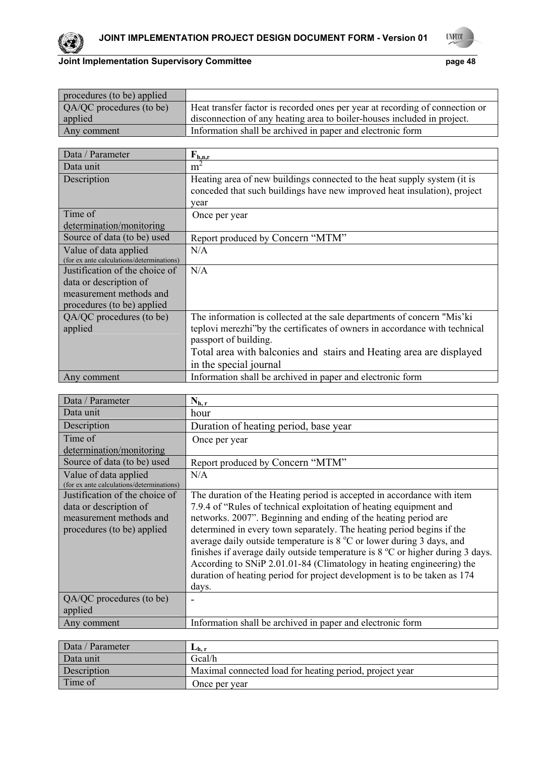| procedures (to be) applied | |
|---|---|
| QA/QC procedures (to be) applied | Heat transfer factor is recorded ones per year at recording of connection or disconnection of any heating area to boiler-houses included in project. |
| Any comment | Information shall be archived in paper and electronic form |

| Data / Parameter | $F_{h,n,r}$ |
|---|---|
| Data unit | $m^2$ |
| Description | Heating area of new buildings connected to the heat supply system (it is conceded that such buildings have new improved heat insulation), project year |
| Time of determination/monitoring | Once per year |
| Source of data (to be) used | Report produced by Concern "MTM" |
| Value of data applied (for ex ante calculations/determinations) | N/A |
| Justification of the choice of data or description of measurement methods and procedures (to be) applied | N/A |
| QA/QC procedures (to be) applied | The information is collected at the sale departments of concern "Mis'ki teplovi merezhi"by the certificates of owners in accordance with technical passport of building. Total area with balconies and stairs and Heating area are displayed in the special journal |
| Any comment | Information shall be archived in paper and electronic form |

| Data / Parameter | $N_{h,r}$ |
|---|---|
| Data unit | hour |
| Description | Duration of heating period, base year |
| Time of determination/monitoring | Once per year |
| Source of data (to be) used | Report produced by Concern "MTM" |
| Value of data applied (for ex ante calculations/determinations) | N/A |
| Justification of the choice of data or description of measurement methods and procedures (to be) applied | The duration of the Heating period is accepted in accordance with item 7.9.4 of "Rules of technical exploitation of heating equipment and networks. 2007". Beginning and ending of the heating period are determined in every town separately. The heating period begins if the average daily outside temperature is 8 °C or lower during 3 days, and finishes if average daily outside temperature is 8 °C or higher during 3 days. According to SNiP 2.01.01-84 (Climatology in heating engineering) the duration of heating period for project development is to be taken as 174 days. |
| QA/QC procedures (to be) applied | - |
| Any comment | Information shall be archived in paper and electronic form |

| Data / Parameter | $L_{h,r}$ |
|---|---|
| Data unit | Gcal/h |
| Description | Maximal connected load for heating period, project year |
| Time of | Once per year |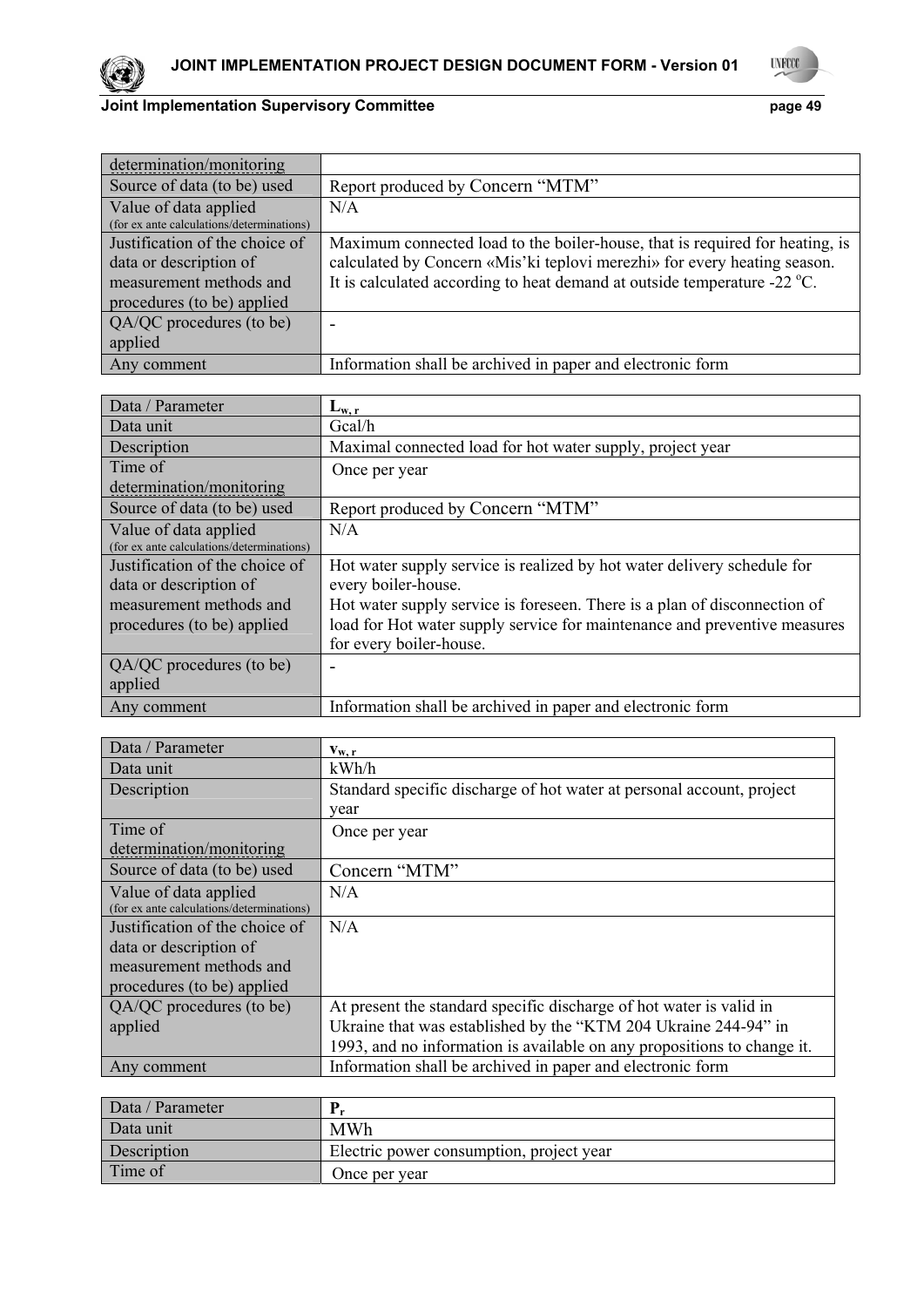| determination/monitoring | |
|---|---|
| Source of data (to be) used | Report produced by Concern "MTM" |
| Value of data applied (for ex ante calculations/determinations) | N/A |
| Justification of the choice of data or description of measurement methods and procedures (to be) applied | Maximum connected load to the boiler-house, that is required for heating, is calculated by Concern «Mis'ki teplovi merezhi» for every heating season. It is calculated according to heat demand at outside temperature -22 $^{o}$C. |
| QA/QC procedures (to be) applied | - |
| Any comment | Information shall be archived in paper and electronic form |

| Data / Parameter | $L_{w,r}$ |
|---|---|
| Data unit | Gcal/h |
| Description | Maximal connected load for hot water supply, project year |
| Time of determination/monitoring | Once per year |
| Source of data (to be) used | Report produced by Concern "MTM" |
| Value of data applied (for ex ante calculations/determinations) | N/A |
| Justification of the choice of data or description of measurement methods and procedures (to be) applied | Hot water supply service is realized by hot water delivery schedule for every boiler-house. Hot water supply service is foreseen. There is a plan of disconnection of load for Hot water supply service for maintenance and preventive measures for every boiler-house. |
| QA/QC procedures (to be) applied | - |
| Any comment | Information shall be archived in paper and electronic form |

| Data / Parameter | $v_{w,r}$ |
|---|---|
| Data unit | kWh/h |
| Description | Standard specific discharge of hot water at personal account, project year |
| Time of determination/monitoring | Once per year |
| Source of data (to be) used | Concern "MTM" |
| Value of data applied (for ex ante calculations/determinations) | N/A |
| Justification of the choice of data or description of measurement methods and procedures (to be) applied | N/A |
| QA/QC procedures (to be) applied | At present the standard specific discharge of hot water is valid in Ukraine that was established by the "KTM 204 Ukraine 244-94" in 1993, and no information is available on any propositions to change it. |
| Any comment | Information shall be archived in paper and electronic form |

| Data / Parameter | $P_r$ |
|---|---|
| Data unit | MWh |
| Description | Electric power consumption, project year |
| Time of | Once per year |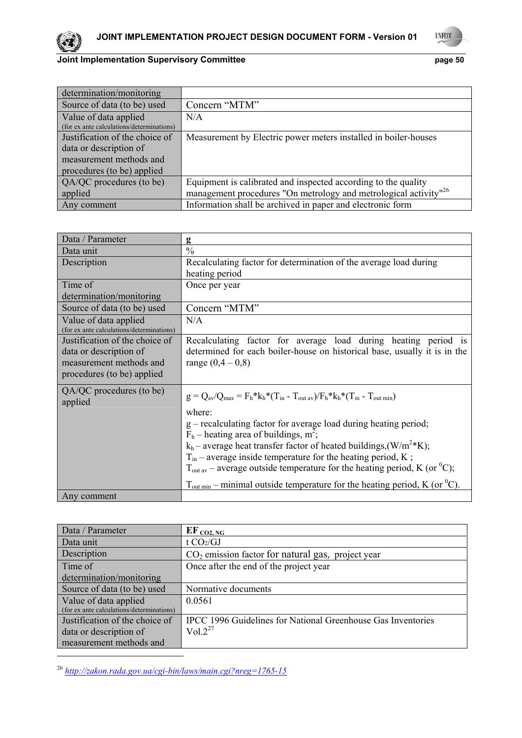| determination/monitoring | |
|---|---|
| Source of data (to be) used | Concern "MTM" |
| Value of data applied (for ex ante calculations/determinations) | N/A |
| Justification of the choice of data or description of measurement methods and procedures (to be) applied | Measurement by Electric power meters installed in boiler-houses |
| QA/QC procedures (to be) applied | Equipment is calibrated and inspected according to the quality management procedures "On metrology and metrological activity"[26] |
| Any comment | Information shall be archived in paper and electronic form |

| Data / Parameter | **g** |
|---|---|
| Data unit | % |
| Description | Recalculating factor for determination of the average load during heating period |
| Time of determination/monitoring | Once per year |
| Source of data (to be) used | Concern "MTM" |
| Value of data applied (for ex ante calculations/determinations) | N/A |
| Justification of the choice of data or description of measurement methods and procedures (to be) applied | Recalculating factor for average load during heating period is determined for each boiler-house on historical base, usually it is in the range (0,4 – 0,8) |
| QA/QC procedures (to be) applied | $g = Q_{av}/Q_{max} = F_h*k_h*(T_{in} - T_{out\ av})/F_h*k_h*(T_{in} - T_{out\ min})$ <br> where: <br> g – recalculating factor for average load during heating period; <br> $F_h$ – heating area of buildings, $m^2$; <br> $k_h$ – average heat transfer factor of heated buildings,($W/m^2*K$); <br> $T_{in}$ – average inside temperature for the heating period, K ; <br> $T_{out\ av}$ – average outside temperature for the heating period, K (or $^0C$); <br> $T_{out\ min}$ – minimal outside temperature for the heating period, K (or $^0C$). |
| Any comment | |

| Data / Parameter | **$EF_{CO2,\ NG}$** |
|---|---|
| Data unit | t $CO_2$/GJ |
| Description | $CO_2$ emission factor for natural gas, project year |
| Time of determination/monitoring | Once after the end of the project year |
| Source of data (to be) used | Normative documents |
| Value of data applied (for ex ante calculations/determinations) | 0.0561 |
| Justification of the choice of data or description of measurement methods and | IPCC 1996 Guidelines for National Greenhouse Gas Inventories Vol.2[27] |

[26] http://zakon.rada.gov.ua/cgi-bin/laws/main.cgi?nreg=1765-15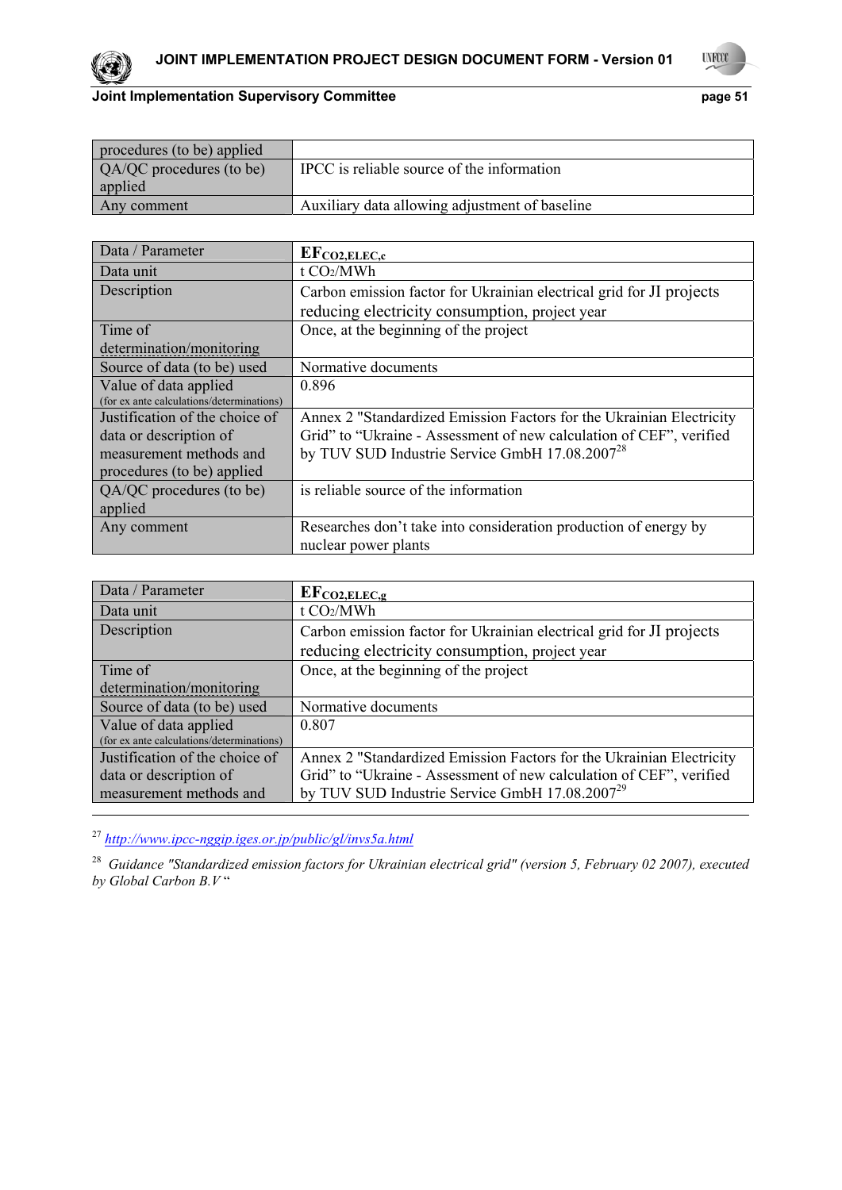| procedures (to be) applied | |
|---|---|
| QA/QC procedures (to be) applied | IPCC is reliable source of the information |
| Any comment | Auxiliary data allowing adjustment of baseline |

| Data / Parameter | $EF_{CO2,ELEC,c}$ |
|---|---|
| Data unit | t $CO_2$/MWh |
| Description | Carbon emission factor for Ukrainian electrical grid for JI projects reducing electricity consumption, project year |
| Time of determination/monitoring | Once, at the beginning of the project |
| Source of data (to be) used | Normative documents |
| Value of data applied (for ex ante calculations/determinations) | 0.896 |
| Justification of the choice of data or description of measurement methods and procedures (to be) applied | Annex 2 "Standardized Emission Factors for the Ukrainian Electricity Grid" to "Ukraine - Assessment of new calculation of CEF", verified by TUV SUD Industrie Service GmbH 17.08.2007[28] |
| QA/QC procedures (to be) applied | is reliable source of the information |
| Any comment | Researches don't take into consideration production of energy by nuclear power plants |

| Data / Parameter | $EF_{CO2,ELEC,g}$ |
|---|---|
| Data unit | t $CO_2$/MWh |
| Description | Carbon emission factor for Ukrainian electrical grid for JI projects reducing electricity consumption, project year |
| Time of determination/monitoring | Once, at the beginning of the project |
| Source of data (to be) used | Normative documents |
| Value of data applied (for ex ante calculations/determinations) | 0.807 |
| Justification of the choice of data or description of measurement methods and | Annex 2 "Standardized Emission Factors for the Ukrainian Electricity Grid" to "Ukraine - Assessment of new calculation of CEF", verified by TUV SUD Industrie Service GmbH 17.08.2007[29] |

[27] http://www.ipcc-nggip.iges.or.jp/public/gl/invs5a.html

[28] *Guidance "Standardized emission factors for Ukrainian electrical grid" (version 5, February 02 2007), executed by Global Carbon B.V"*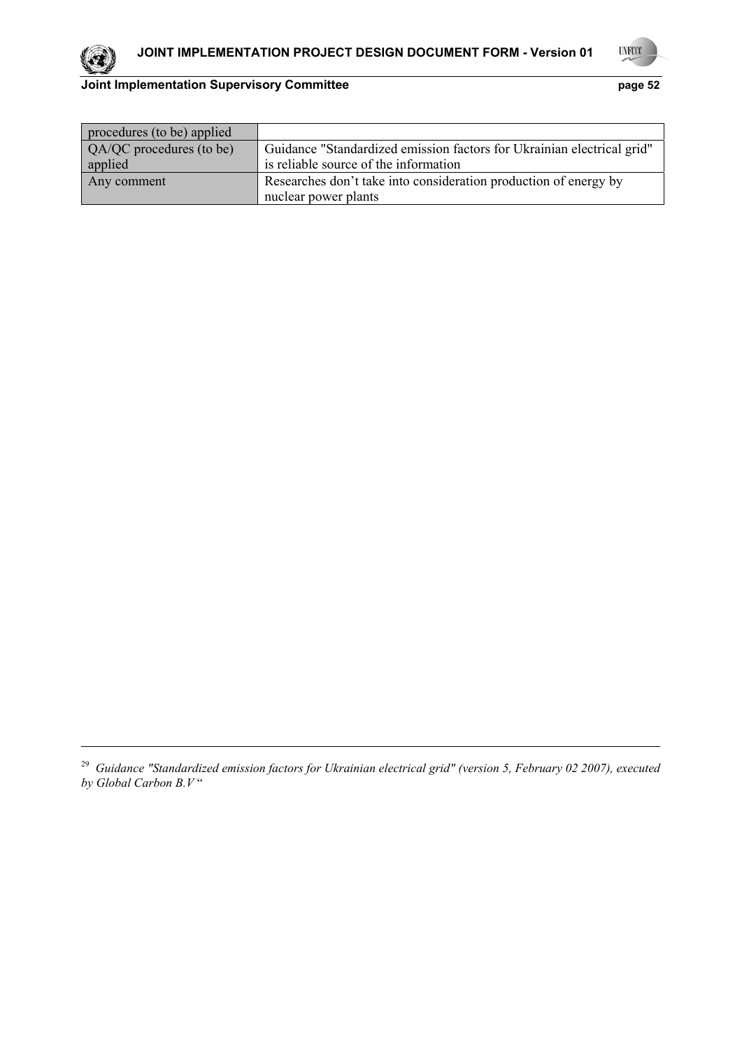| procedures (to be) applied | |
|---|---|
| QA/QC procedures (to be) applied | Guidance "Standardized emission factors for Ukrainian electrical grid" is reliable source of the information |
| Any comment | Researches don't take into consideration production of energy by nuclear power plants |

---

[29] *Guidance "Standardized emission factors for Ukrainian electrical grid" (version 5, February 02 2007), executed by Global Carbon B.V* "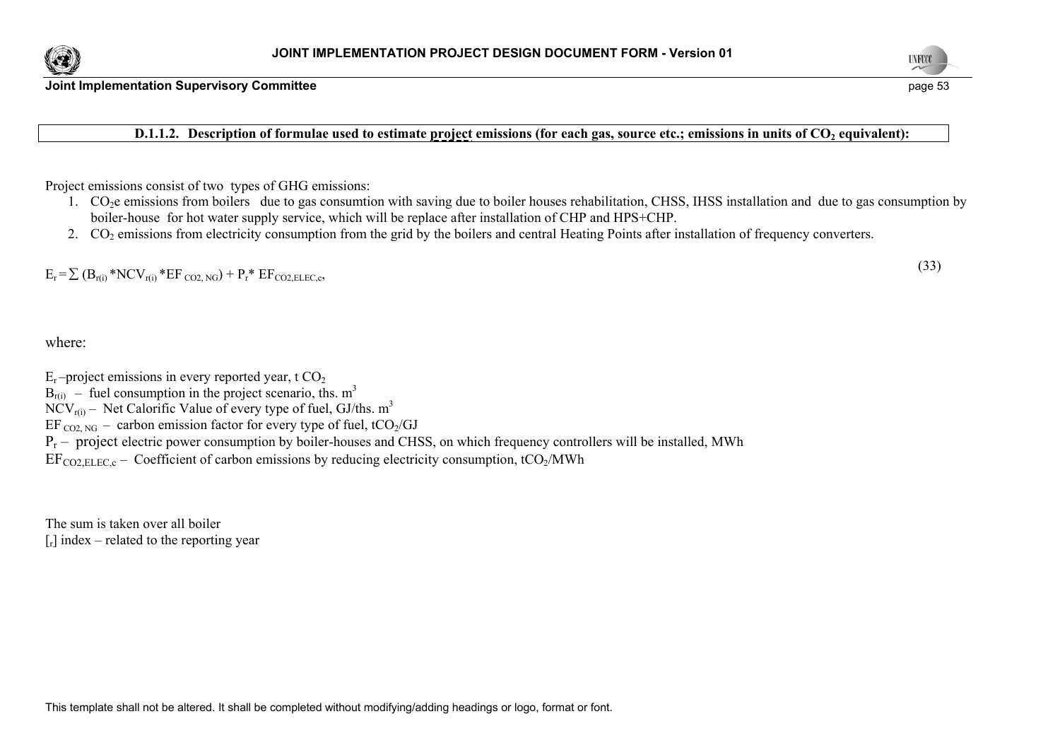**D.1.1.2. Description of formulae used to estimate project emissions (for each gas, source etc.; emissions in units of $CO_2$ equivalent):**

Project emissions consist of two types of GHG emissions:

1. $CO_2$e emissions from boilers due to gas consumtion with saving due to boiler houses rehabilitation, CHSS, IHSS installation and due to gas consumption by boiler-house for hot water supply service, which will be replace after installation of CHP and HPS+CHP.
2. $CO_2$ emissions from electricity consumption from the grid by the boilers and central Heating Points after installation of frequency converters.

$$E_r = \sum (B_{r(i)} * NCV_{r(i)} * EF_{CO2,NG}) + P_r * EF_{CO2,ELEC,c}, \qquad (33)$$

where:

$E_r$ – project emissions in every reported year, t $CO_2$

$B_{r(i)}$ – fuel consumption in the project scenario, ths. $m^3$

$NCV_{r(i)}$ – Net Calorific Value of every type of fuel, GJ/ths. $m^3$

$EF_{CO2,NG}$ – carbon emission factor for every type of fuel, $tCO_2$/GJ

$P_r$ – project electric power consumption by boiler-houses and CHSS, on which frequency controllers will be installed, MWh

$EF_{CO2,ELEC,c}$ – Coefficient of carbon emissions by reducing electricity consumption, $tCO_2$/MWh

The sum is taken over all boiler

[$_r$] index – related to the reporting year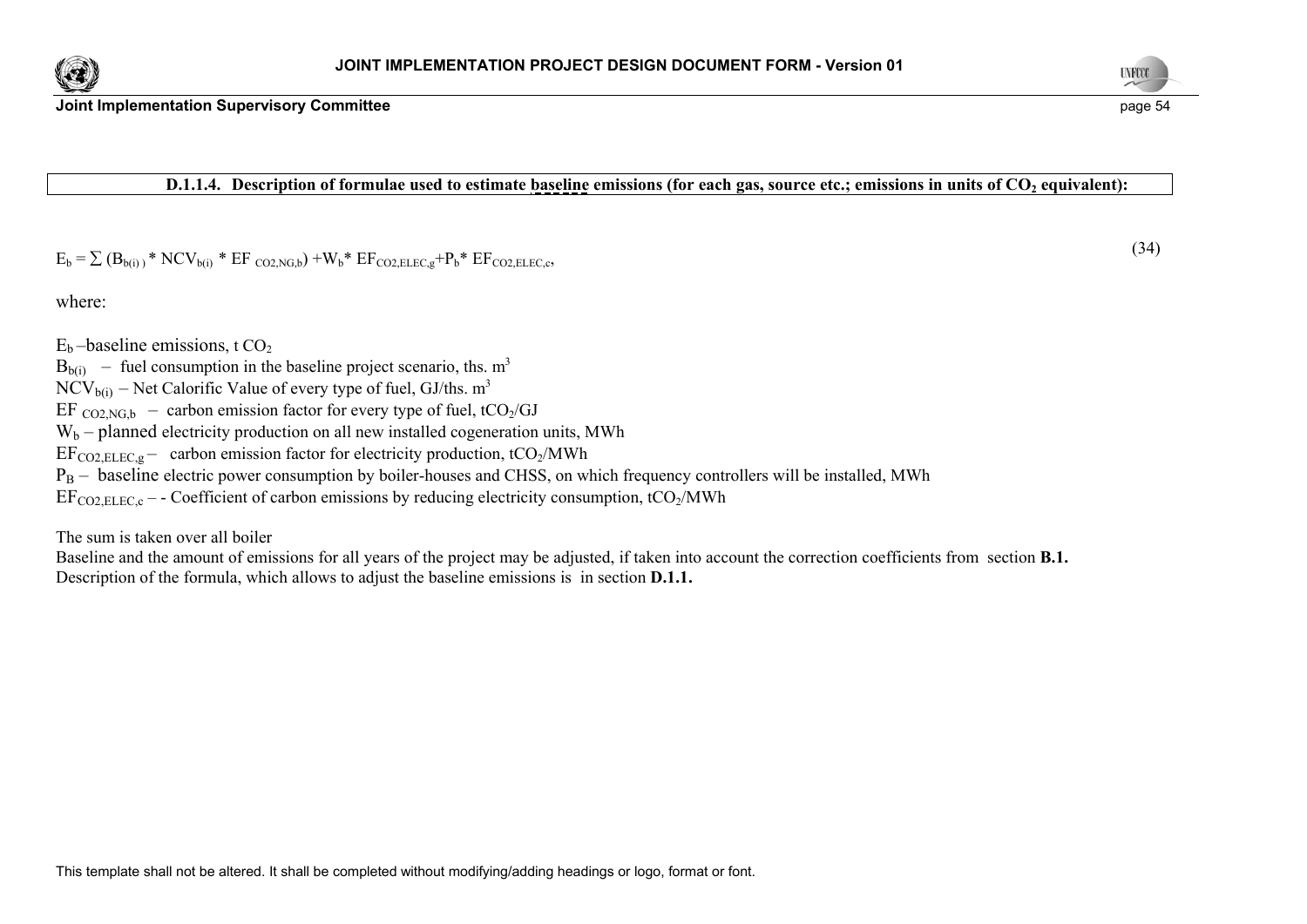**D.1.1.4. Description of formulae used to estimate baseline emissions (for each gas, source etc.; emissions in units of $CO_2$ equivalent):**

$$E_b = \sum (B_{b(i)} * NCV_{b(i)} * EF_{CO2,NG,b}) + W_b * EF_{CO2,ELEC,g} + P_b * EF_{CO2,ELEC,c}, \quad (34)$$

where:

$E_b$ –baseline emissions, t $CO_2$

$B_{b(i)}$ – fuel consumption in the baseline project scenario, ths. $m^3$

$NCV_{b(i)}$ – Net Calorific Value of every type of fuel, GJ/ths. $m^3$

$EF_{CO2,NG,b}$ – carbon emission factor for every type of fuel, $tCO_2$/GJ

$W_b$ – planned electricity production on all new installed cogeneration units, MWh

$EF_{CO2,ELEC,g}$ – carbon emission factor for electricity production, $tCO_2$/MWh

$P_B$ – baseline electric power consumption by boiler-houses and CHSS, on which frequency controllers will be installed, MWh

$EF_{CO2,ELEC,c}$ – - Coefficient of carbon emissions by reducing electricity consumption, $tCO_2$/MWh

The sum is taken over all boiler

Baseline and the amount of emissions for all years of the project may be adjusted, if taken into account the correction coefficients from section **B.1.**

Description of the formula, which allows to adjust the baseline emissions is in section **D.1.1.**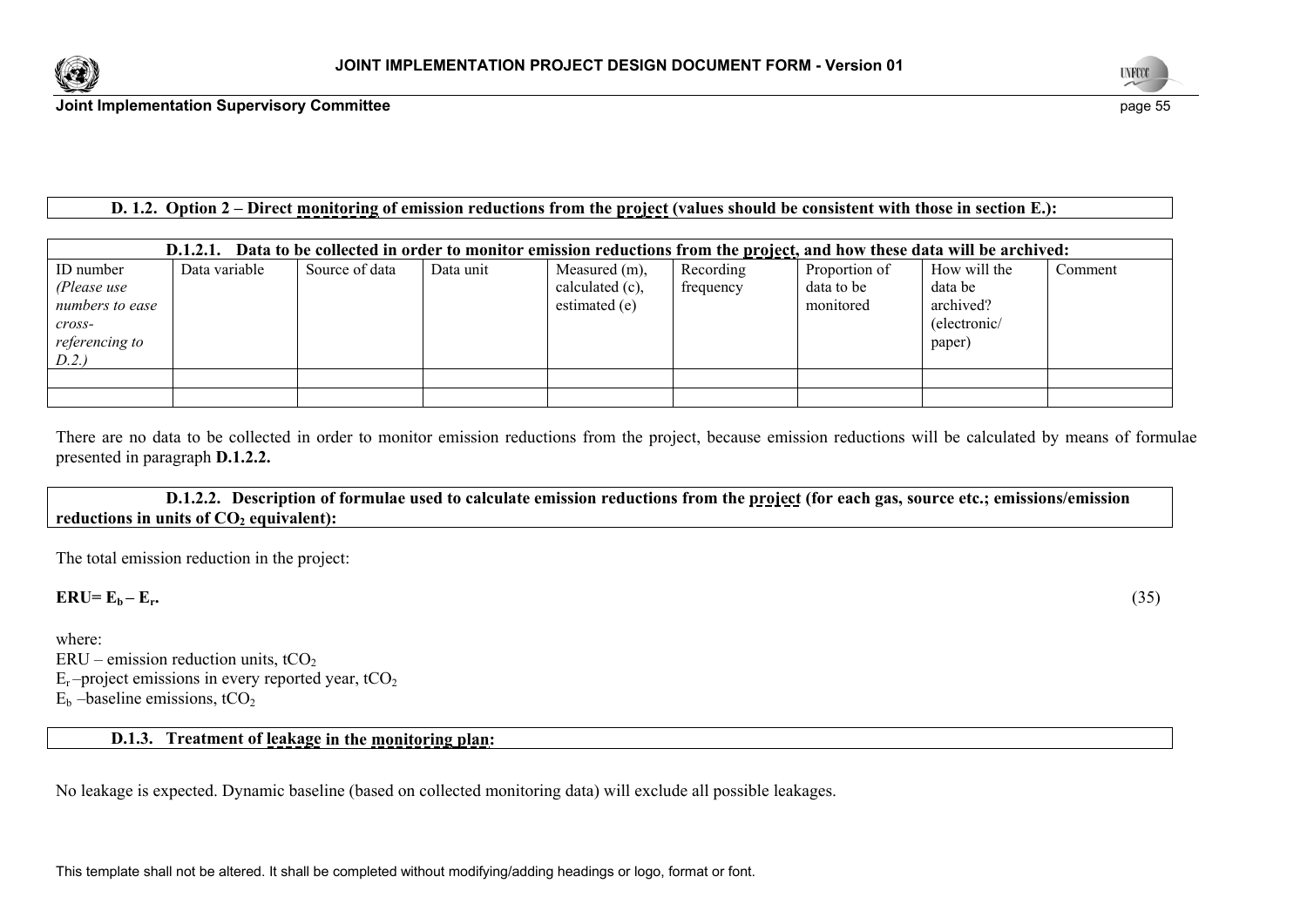**D. 1.2. Option 2 – Direct monitoring of emission reductions from the project (values should be consistent with those in section E.):**

| **D.1.2.1. Data to be collected in order to monitor emission reductions from the project, and how these data will be archived:** | | | | | | | | |
|---|---|---|---|---|---|---|---|---|
| ID number *(Please use numbers to ease cross-referencing to D.2.)* | Data variable | Source of data | Data unit | Measured (m), calculated (c), estimated (e) | Recording frequency | Proportion of data to be monitored | How will the data be archived? (electronic/ paper) | Comment |
| | | | | | | | | |
| | | | | | | | | |

There are no data to be collected in order to monitor emission reductions from the project, because emission reductions will be calculated by means of formulae presented in paragraph **D.1.2.2.**

**D.1.2.2. Description of formulae used to calculate emission reductions from the project (for each gas, source etc.; emissions/emission reductions in units of $CO_2$ equivalent):**

The total emission reduction in the project:

$$\mathbf{ERU = E_b - E_r.} \qquad (35)$$

where:
ERU – emission reduction units, $tCO_2$
$E_r$ –project emissions in every reported year, $tCO_2$
$E_b$ –baseline emissions, $tCO_2$

**D.1.3. Treatment of leakage in the monitoring plan:**

No leakage is expected. Dynamic baseline (based on collected monitoring data) will exclude all possible leakages.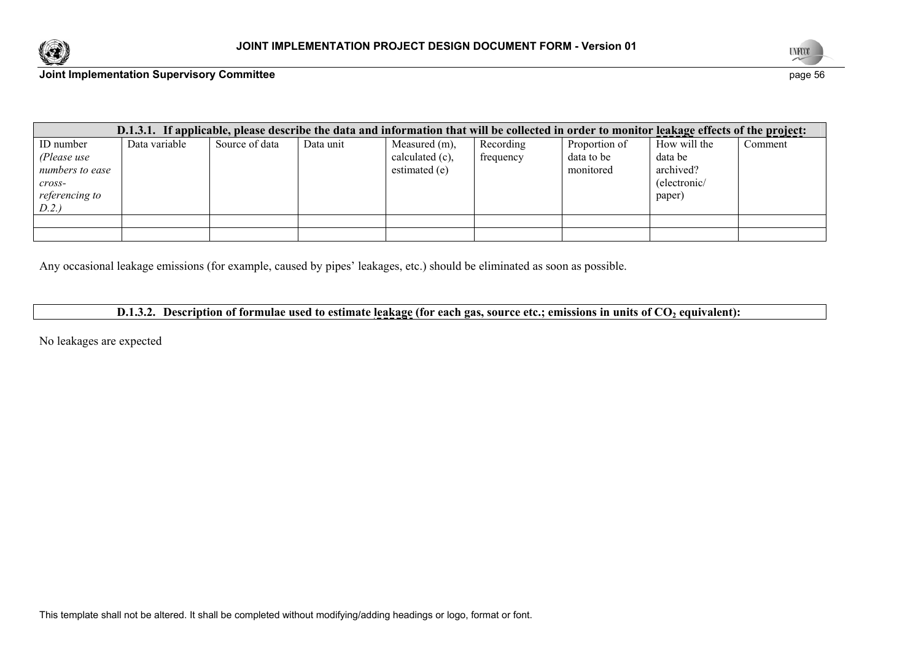| **D.1.3.1. If applicable, please describe the data and information that will be collected in order to monitor leakage effects of the project:** | | | | | | | | |
|---|---|---|---|---|---|---|---|---|
| ID number *(Please use numbers to ease cross-referencing to D.2.)* | Data variable | Source of data | Data unit | Measured (m), calculated (c), estimated (e) | Recording frequency | Proportion of data to be monitored | How will the data be archived? (electronic/ paper) | Comment |
| | | | | | | | | |
| | | | | | | | | |

Any occasional leakage emissions (for example, caused by pipes' leakages, etc.) should be eliminated as soon as possible.

**D.1.3.2. Description of formulae used to estimate leakage (for each gas, source etc.; emissions in units of $CO_2$ equivalent):**

No leakages are expected

This template shall not be altered. It shall be completed without modifying/adding headings or logo, format or font.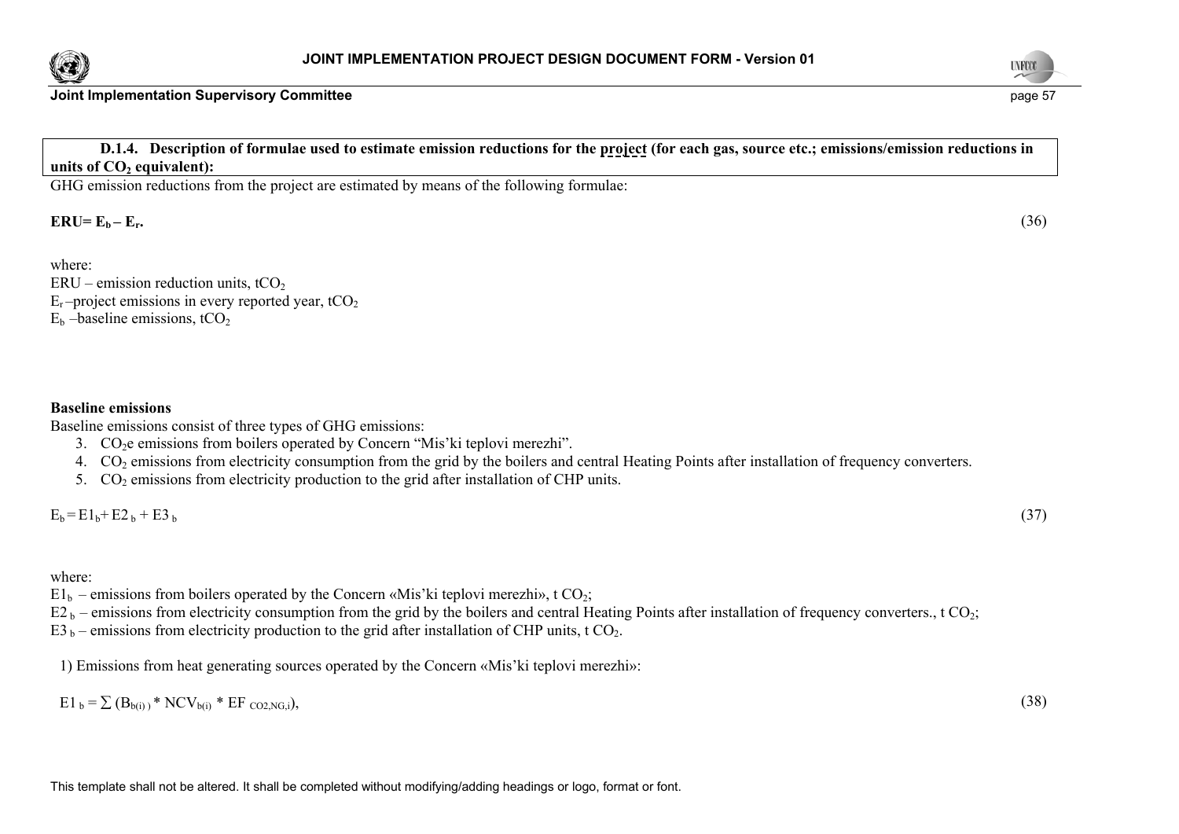**D.1.4. Description of formulae used to estimate emission reductions for the project (for each gas, source etc.; emissions/emission reductions in units of $CO_2$ equivalent):**

GHG emission reductions from the project are estimated by means of the following formulae:

$$\mathbf{ERU = E_b - E_r.} \tag{36}$$

where:

ERU – emission reduction units, $tCO_2$

$E_r$ –project emissions in every reported year, $tCO_2$

$E_b$ –baseline emissions, $tCO_2$

**Baseline emissions**

Baseline emissions consist of three types of GHG emissions:

3. $CO_2e$ emissions from boilers operated by Concern "Mis'ki teplovi merezhi".
4. $CO_2$ emissions from electricity consumption from the grid by the boilers and central Heating Points after installation of frequency converters.
5. $CO_2$ emissions from electricity production to the grid after installation of CHP units.

$$E_b = E1_b + E2_b + E3_b \tag{37}$$

where:

$E1_b$ – emissions from boilers operated by the Concern «Mis'ki teplovi merezhi», t $CO_2$;

$E2_b$ – emissions from electricity consumption from the grid by the boilers and central Heating Points after installation of frequency converters., t $CO_2$;

$E3_b$ – emissions from electricity production to the grid after installation of CHP units, t $CO_2$.

1) Emissions from heat generating sources operated by the Concern «Mis'ki teplovi merezhi»:

$$E1_b = \sum (B_{b(i)} * NCV_{b(i)} * EF_{CO2,NG,i}), \tag{38}$$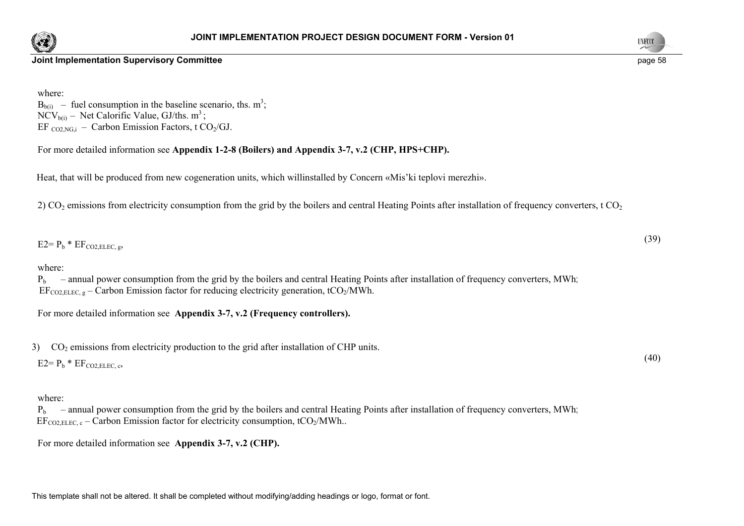where:

$B_{b(i)}$ – fuel consumption in the baseline scenario, ths. $m^3$;

$NCV_{b(i)}$ – Net Calorific Value, GJ/ths. $m^3$;

$EF_{CO2,NG,i}$ – Carbon Emission Factors, t $CO_2$/GJ.

For more detailed information see **Appendix 1-2-8 (Boilers) and Appendix 3-7, v.2 (CHP, HPS+CHP).**

Heat, that will be produced from new cogeneration units, which willinstalled by Concern «Mis'ki teplovi merezhi».

2) $CO_2$ emissions from electricity consumption from the grid by the boilers and central Heating Points after installation of frequency converters, t $CO_2$

$$E2= P_b * EF_{CO2,ELEC,\ g}, \quad (39)$$

where:

$P_b$ – annual power consumption from the grid by the boilers and central Heating Points after installation of frequency converters, MWh;

$EF_{CO2,ELEC,\ g}$ – Carbon Emission factor for reducing electricity generation, $tCO_2$/MWh.

For more detailed information see **Appendix 3-7, v.2 (Frequency controllers).**

3) $CO_2$ emissions from electricity production to the grid after installation of CHP units.

$$E2= P_b * EF_{CO2,ELEC,\ c}, \quad (40)$$

where:

$P_b$ – annual power consumption from the grid by the boilers and central Heating Points after installation of frequency converters, MWh;

$EF_{CO2,ELEC,\ c}$ – Carbon Emission factor for electricity consumption, $tCO_2$/MWh..

For more detailed information see **Appendix 3-7, v.2 (CHP).**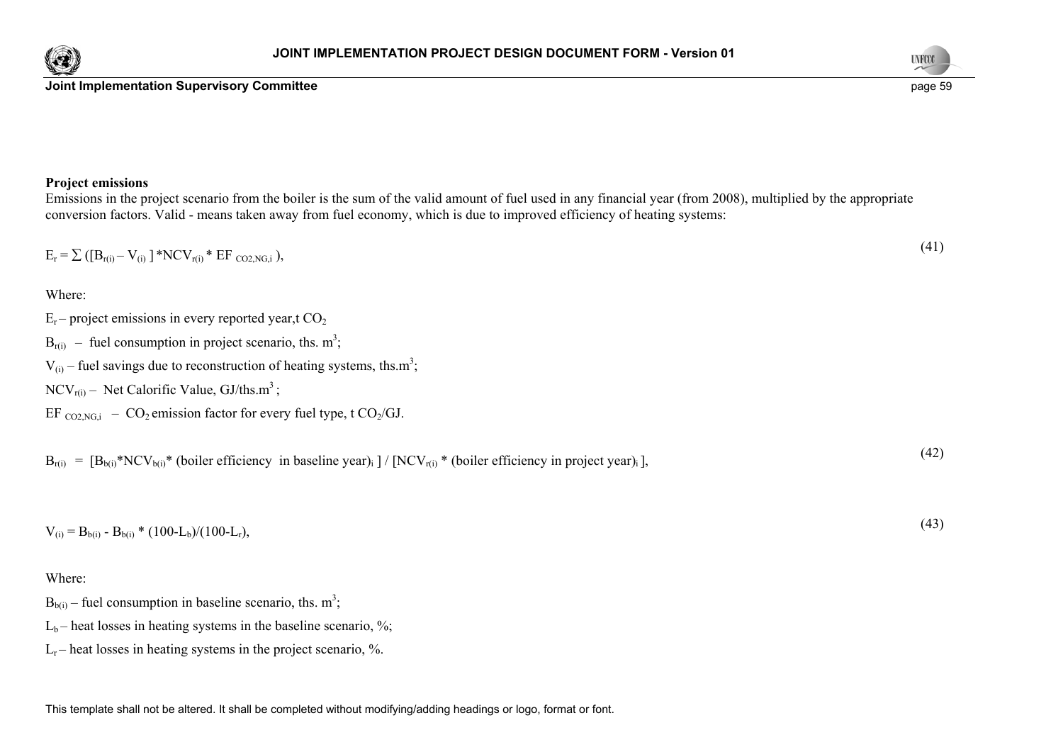**Project emissions**

Emissions in the project scenario from the boiler is the sum of the valid amount of fuel used in any financial year (from 2008), multiplied by the appropriate conversion factors. Valid - means taken away from fuel economy, which is due to improved efficiency of heating systems:

$$E_r = \sum ([B_{r(i)} - V_{(i)}] * NCV_{r(i)} * EF_{CO2,NG,i}), \quad (41)$$

Where:

$E_r$ – project emissions in every reported year,t $CO_2$

$B_{r(i)}$ – fuel consumption in project scenario, ths. $m^3$;

$V_{(i)}$ – fuel savings due to reconstruction of heating systems, ths.$m^3$;

$NCV_{r(i)}$ – Net Calorific Value, GJ/ths.$m^3$;

$EF_{CO2,NG,i}$ – $CO_2$ emission factor for every fuel type, t $CO_2$/GJ.

$$B_{r(i)} = [B_{b(i)} * NCV_{b(i)} * (\text{boiler efficiency in baseline year})_i] / [NCV_{r(i)} * (\text{boiler efficiency in project year})_i], \quad (42)$$

$$V_{(i)} = B_{b(i)} - B_{b(i)} * (100-L_b)/(100-L_r), \quad (43)$$

Where:

$B_{b(i)}$ – fuel consumption in baseline scenario, ths. $m^3$;

$L_b$ – heat losses in heating systems in the baseline scenario, %;

$L_r$ – heat losses in heating systems in the project scenario, %.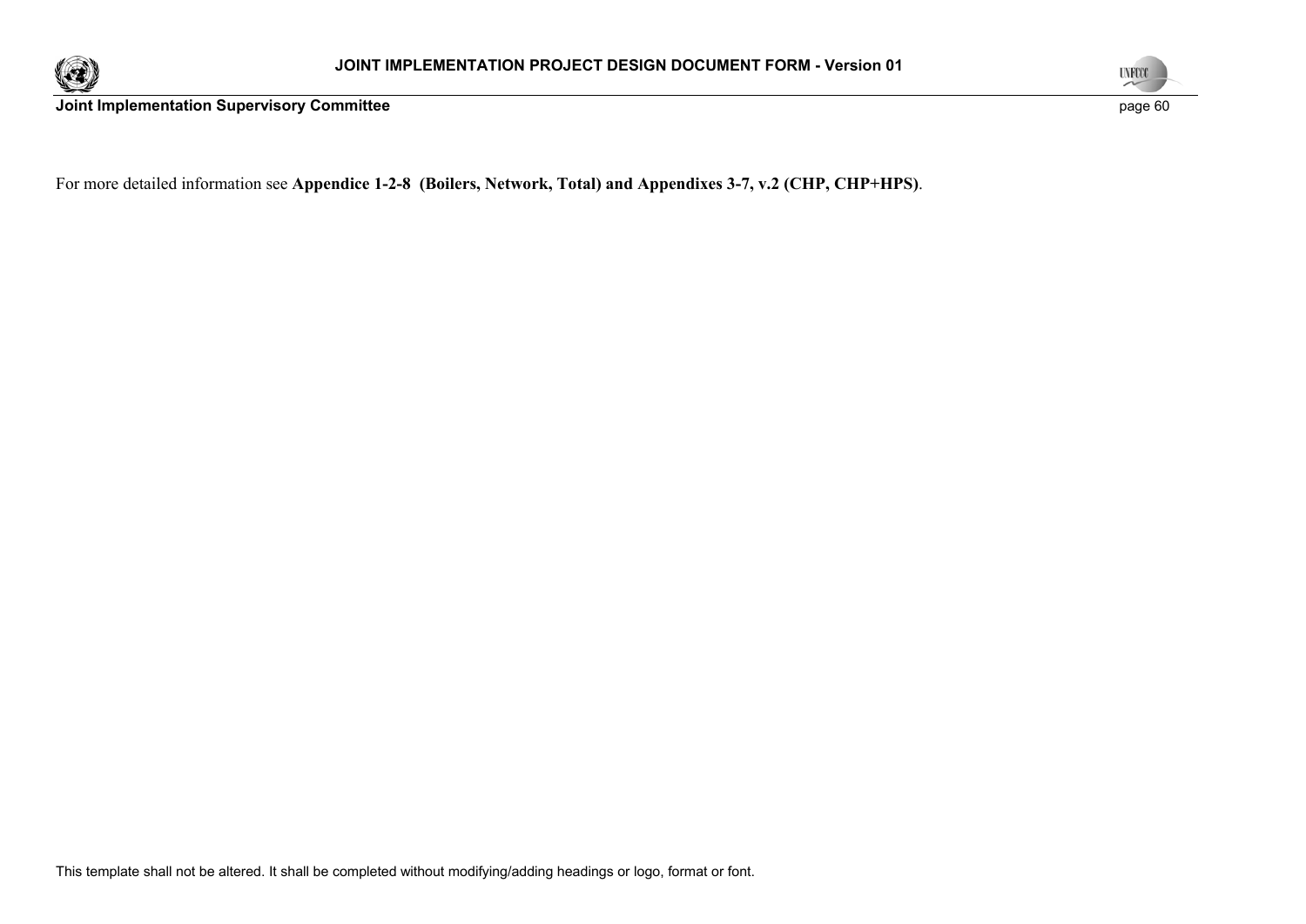For more detailed information see **Appendice 1-2-8 (Boilers, Network, Total) and Appendixes 3-7, v.2 (CHP, CHP+HPS)**.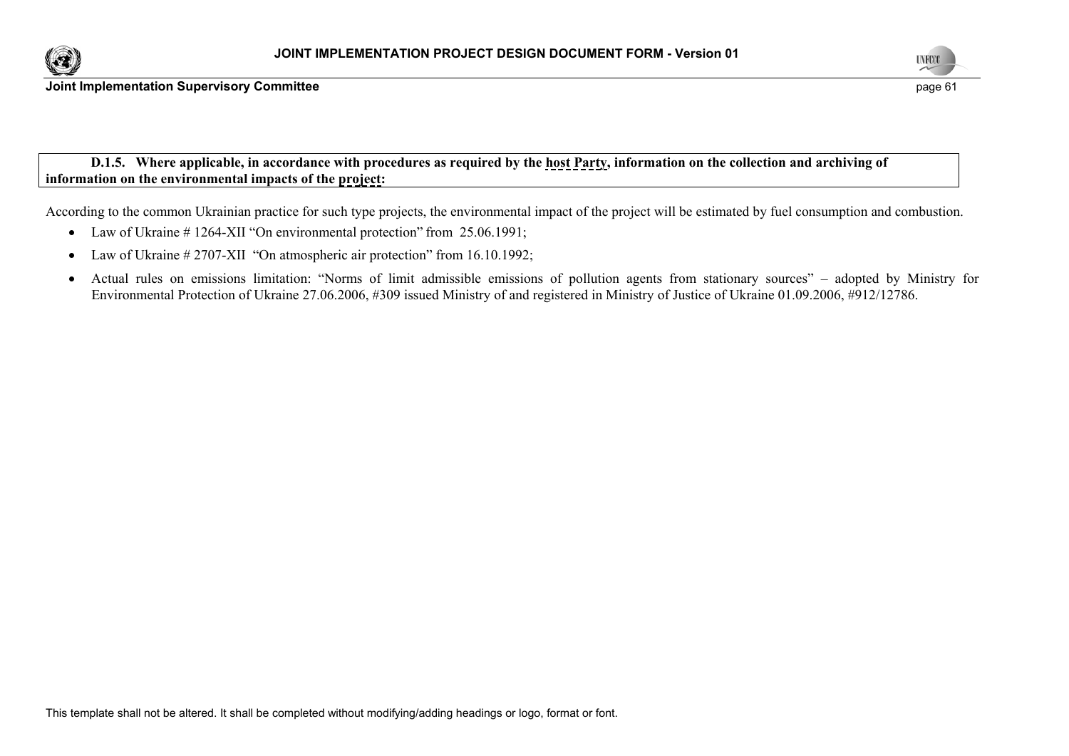**D.1.5. Where applicable, in accordance with procedures as required by the host Party, information on the collection and archiving of information on the environmental impacts of the project:**

According to the common Ukrainian practice for such type projects, the environmental impact of the project will be estimated by fuel consumption and combustion.

- Law of Ukraine # 1264-XII "On environmental protection" from 25.06.1991;
- Law of Ukraine # 2707-XII "On atmospheric air protection" from 16.10.1992;
- Actual rules on emissions limitation: "Norms of limit admissible emissions of pollution agents from stationary sources" – adopted by Ministry for Environmental Protection of Ukraine 27.06.2006, #309 issued Ministry of and registered in Ministry of Justice of Ukraine 01.09.2006, #912/12786.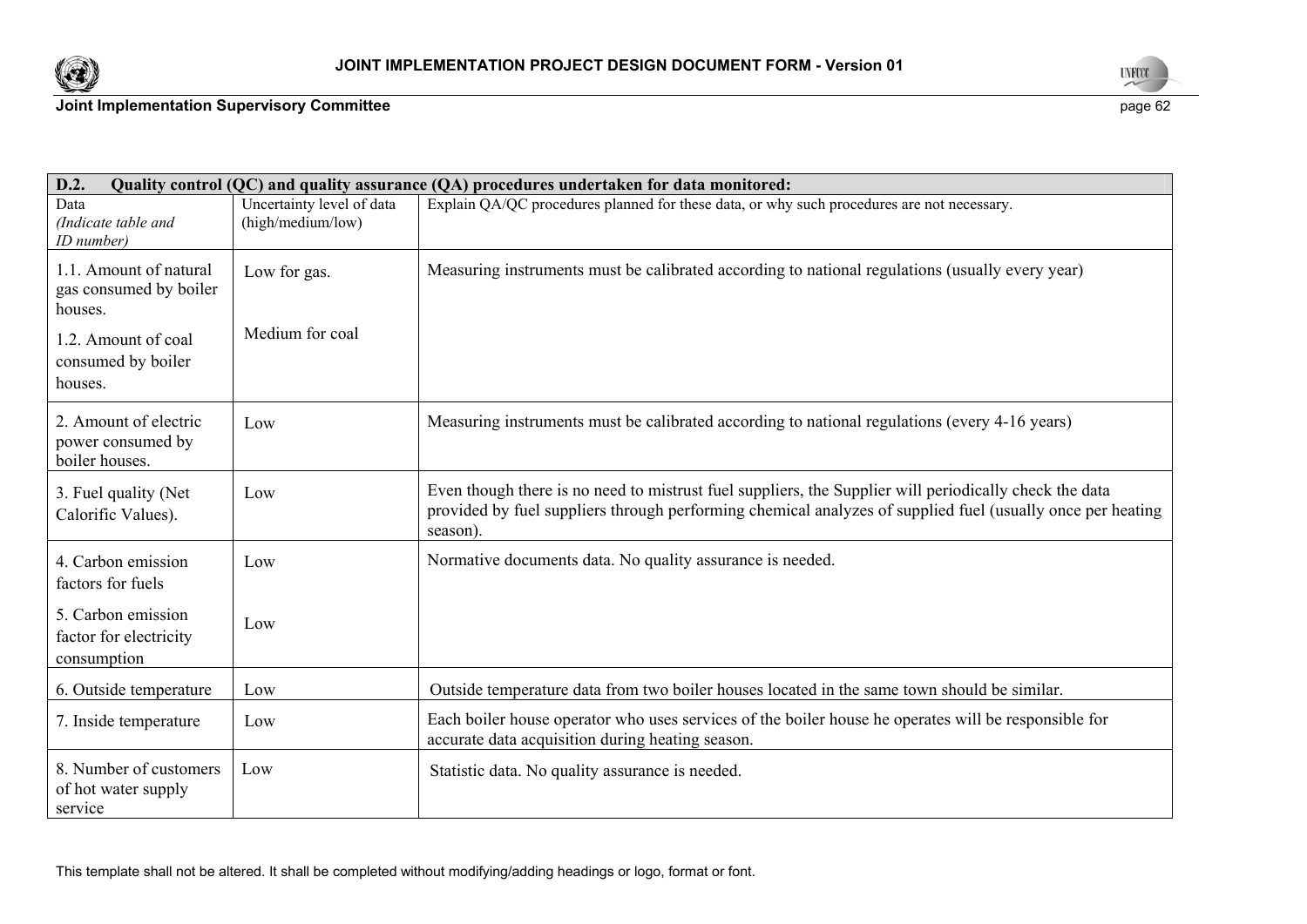| D.2. Quality control (QC) and quality assurance (QA) procedures undertaken for data monitored: | | |
|---|---|---|
| Data *(Indicate table and ID number)* | Uncertainty level of data (high/medium/low) | Explain QA/QC procedures planned for these data, or why such procedures are not necessary. |
| 1.1. Amount of natural gas consumed by boiler houses. 1.2. Amount of coal consumed by boiler houses. | Low for gas. Medium for coal | Measuring instruments must be calibrated according to national regulations (usually every year) |
| 2. Amount of electric power consumed by boiler houses. | Low | Measuring instruments must be calibrated according to national regulations (every 4-16 years) |
| 3. Fuel quality (Net Calorific Values). | Low | Even though there is no need to mistrust fuel suppliers, the Supplier will periodically check the data provided by fuel suppliers through performing chemical analyzes of supplied fuel (usually once per heating season). |
| 4. Carbon emission factors for fuels 5. Carbon emission factor for electricity consumption | Low Low | Normative documents data. No quality assurance is needed. |
| 6. Outside temperature | Low | Outside temperature data from two boiler houses located in the same town should be similar. |
| 7. Inside temperature | Low | Each boiler house operator who uses services of the boiler house he operates will be responsible for accurate data acquisition during heating season. |
| 8. Number of customers of hot water supply service | Low | Statistic data. No quality assurance is needed. |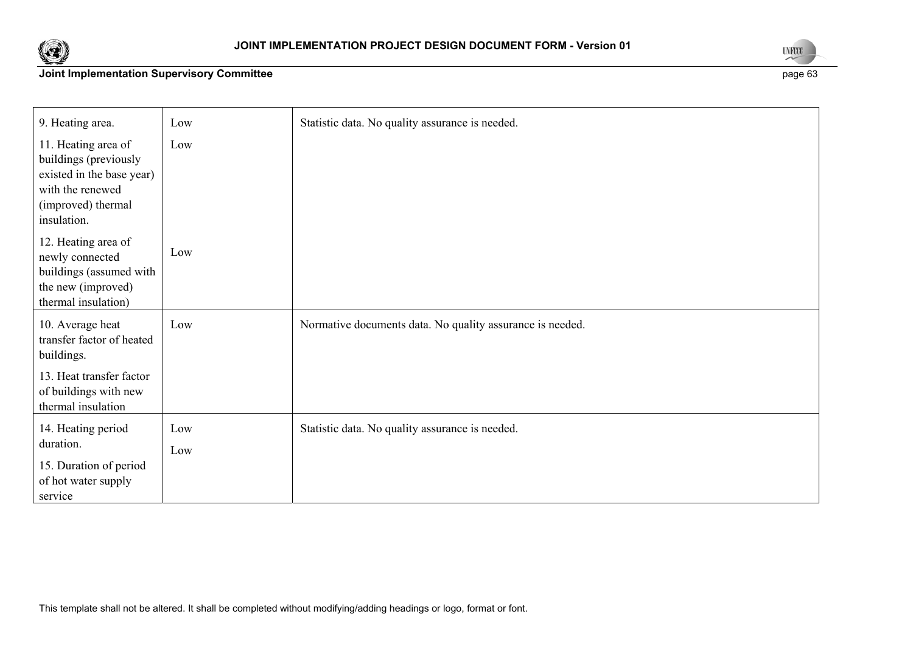| | | |
|---|---|---|
| 9. Heating area.<br>11. Heating area of buildings (previously existed in the base year) with the renewed (improved) thermal insulation.<br>12. Heating area of newly connected buildings (assumed with the new (improved) thermal insulation) | Low<br>Low<br>Low | Statistic data. No quality assurance is needed. |
| 10. Average heat transfer factor of heated buildings.<br>13. Heat transfer factor of buildings with new thermal insulation | Low | Normative documents data. No quality assurance is needed. |
| 14. Heating period duration.<br>15. Duration of period of hot water supply service | Low<br>Low | Statistic data. No quality assurance is needed. |

This template shall not be altered. It shall be completed without modifying/adding headings or logo, format or font.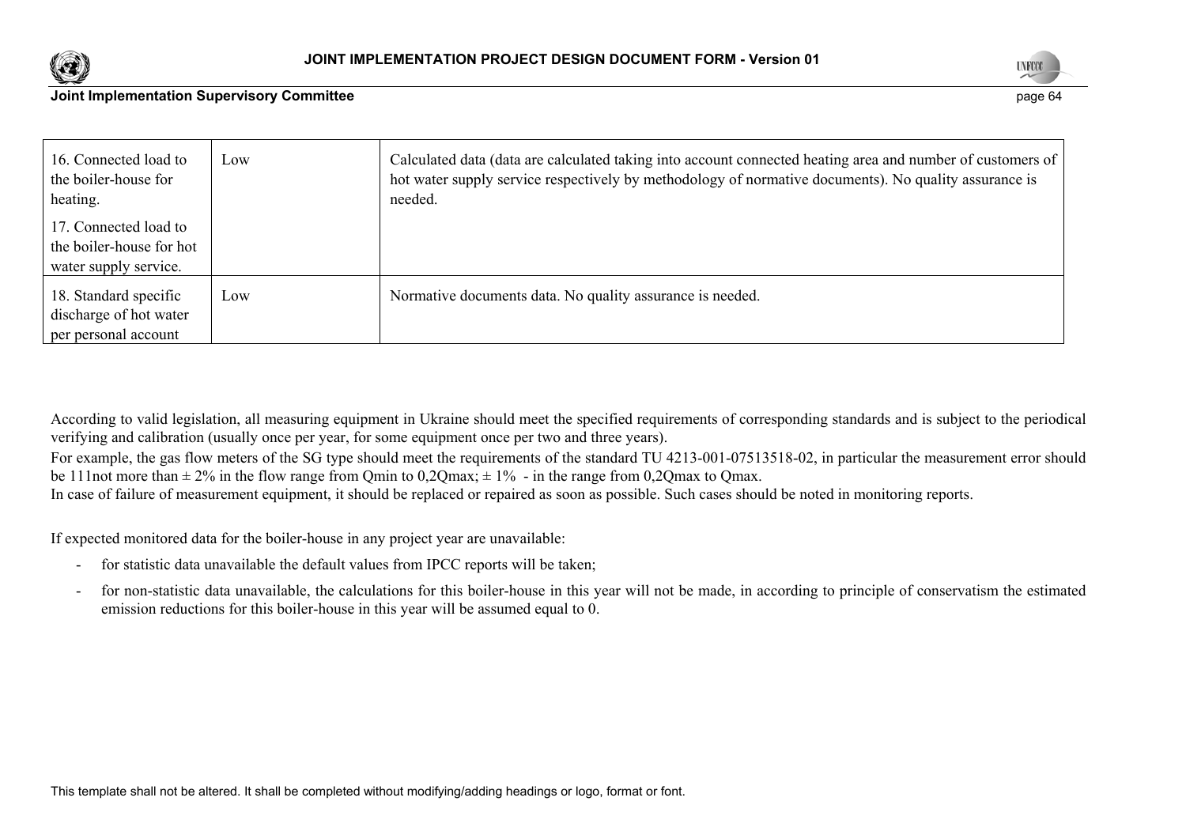| | | |
|---|---|---|
| 16. Connected load to the boiler-house for heating.<br><br>17. Connected load to the boiler-house for hot water supply service. | Low | Calculated data (data are calculated taking into account connected heating area and number of customers of hot water supply service respectively by methodology of normative documents). No quality assurance is needed. |
| 18. Standard specific discharge of hot water per personal account | Low | Normative documents data. No quality assurance is needed. |

According to valid legislation, all measuring equipment in Ukraine should meet the specified requirements of corresponding standards and is subject to the periodical verifying and calibration (usually once per year, for some equipment once per two and three years).

For example, the gas flow meters of the SG type should meet the requirements of the standard TU 4213-001-07513518-02, in particular the measurement error should be 111not more than ± 2% in the flow range from Qmin to 0,2Qmax; ± 1% - in the range from 0,2Qmax to Qmax.

In case of failure of measurement equipment, it should be replaced or repaired as soon as possible. Such cases should be noted in monitoring reports.

If expected monitored data for the boiler-house in any project year are unavailable:

- for statistic data unavailable the default values from IPCC reports will be taken;
- for non-statistic data unavailable, the calculations for this boiler-house in this year will not be made, in according to principle of conservatism the estimated emission reductions for this boiler-house in this year will be assumed equal to 0.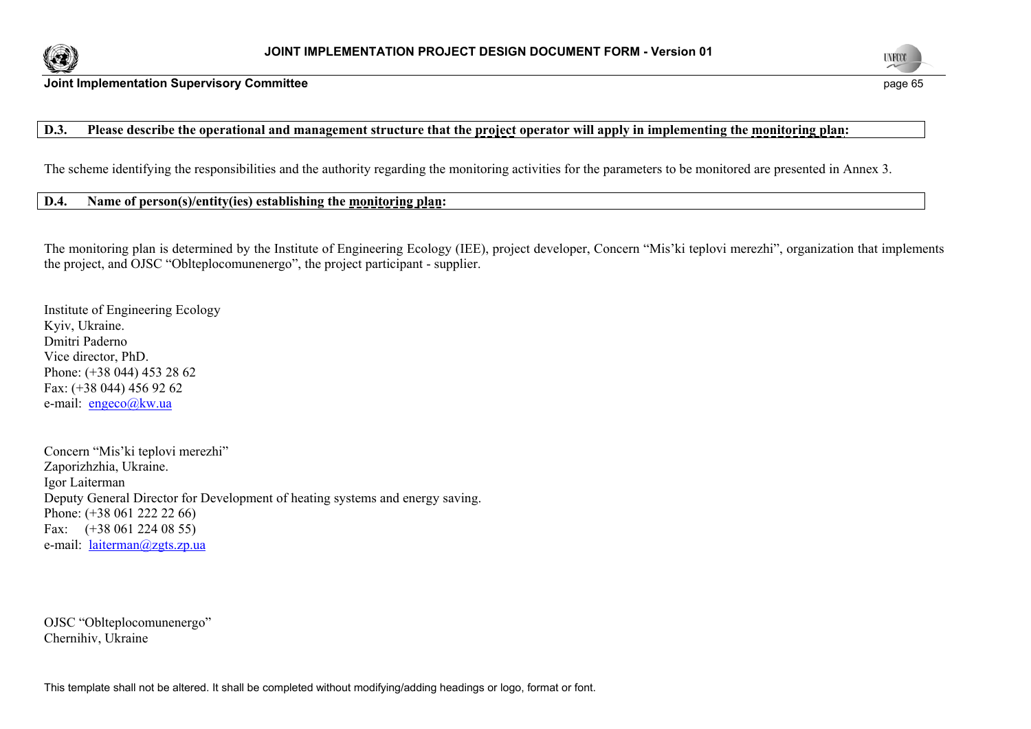**D.3. Please describe the operational and management structure that the project operator will apply in implementing the monitoring plan:**

The scheme identifying the responsibilities and the authority regarding the monitoring activities for the parameters to be monitored are presented in Annex 3.

**D.4. Name of person(s)/entity(ies) establishing the monitoring plan:**

The monitoring plan is determined by the Institute of Engineering Ecology (IEE), project developer, Concern "Mis'ki teplovi merezhi", organization that implements the project, and OJSC "Oblteplocomunenergo", the project participant - supplier.

Institute of Engineering Ecology
Kyiv, Ukraine.
Dmitri Paderno
Vice director, PhD.
Phone: (+38 044) 453 28 62
Fax: (+38 044) 456 92 62
e-mail: engeco@kw.ua

Concern "Mis'ki teplovi merezhi"
Zaporizhzhia, Ukraine.
Igor Laiterman
Deputy General Director for Development of heating systems and energy saving.
Phone: (+38 061 222 22 66)
Fax: (+38 061 224 08 55)
e-mail: laiterman@zgts.zp.ua

OJSC "Oblteplocomunenergo"
Chernihiv, Ukraine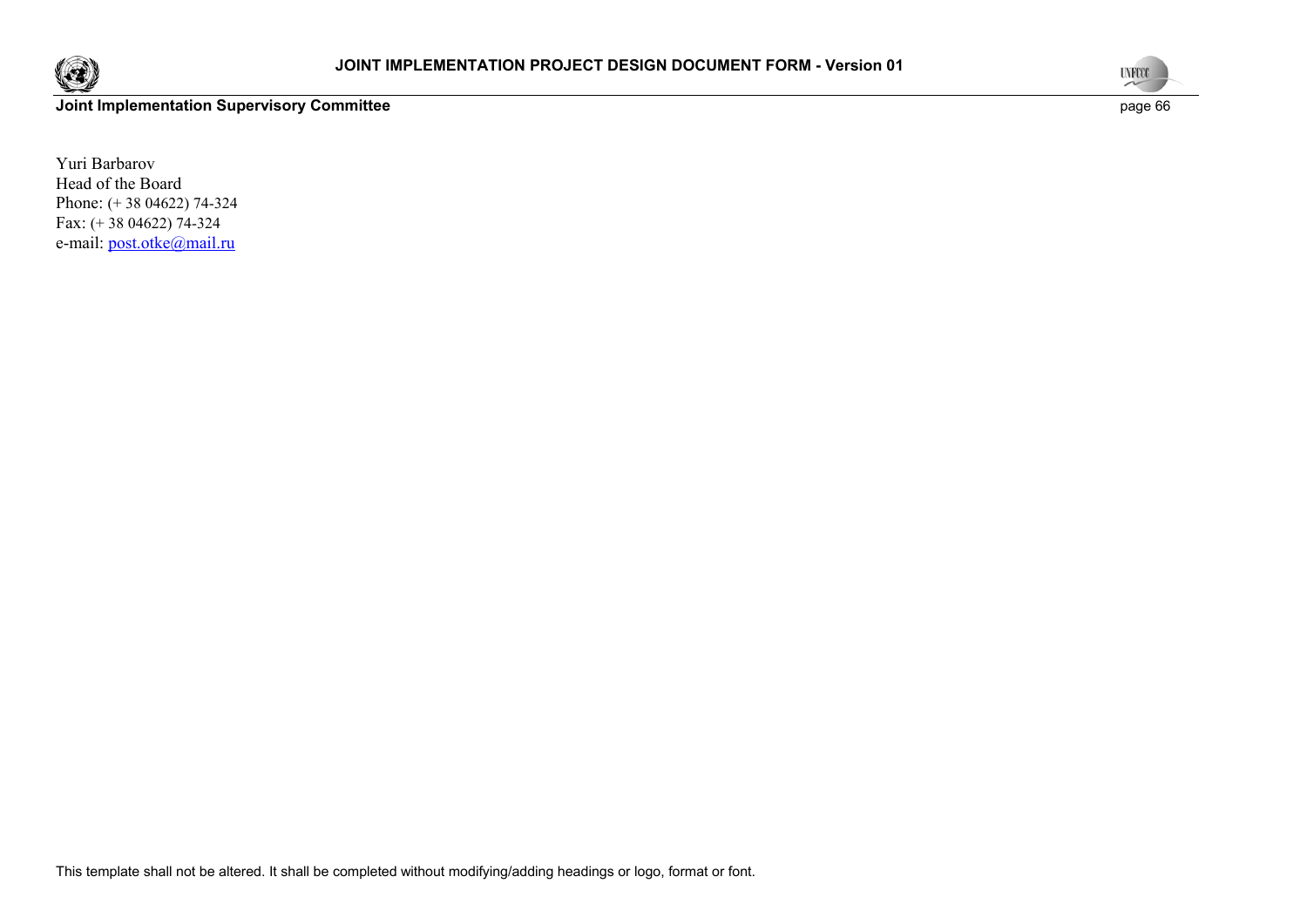Yuri Barbarov
Head of the Board
Phone: (+ 38 04622) 74-324
Fax: (+ 38 04622) 74-324
e-mail: post.otke@mail.ru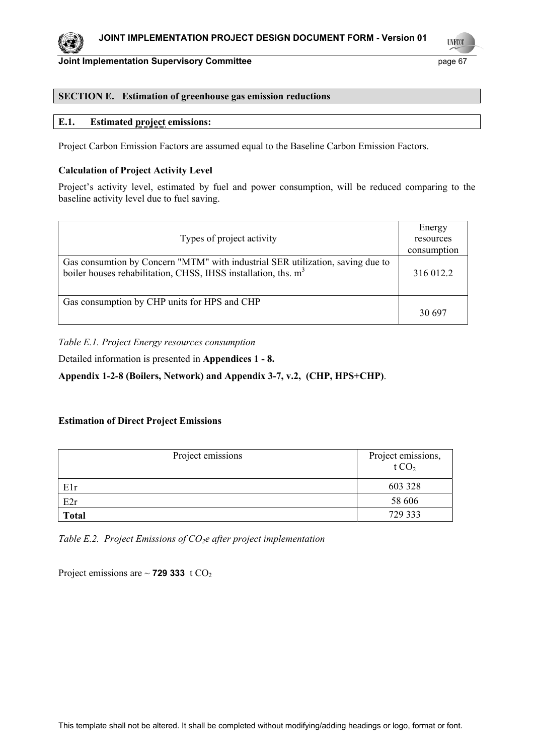## SECTION E. Estimation of greenhouse gas emission reductions

### E.1. Estimated project emissions:

Project Carbon Emission Factors are assumed equal to the Baseline Carbon Emission Factors.

**Calculation of Project Activity Level**

Project's activity level, estimated by fuel and power consumption, will be reduced comparing to the baseline activity level due to fuel saving.

| Types of project activity | Energy resources consumption |
|---|---|
| Gas consumtion by Concern "MTM" with industrial SER utilization, saving due to boiler houses rehabilitation, CHSS, IHSS installation, ths. $m^3$ | 316 012.2 |
| Gas consumption by CHP units for HPS and CHP | 30 697 |

*Table E.1. Project Energy resources consumption*

Detailed information is presented in **Appendices 1 - 8.**

**Appendix 1-2-8 (Boilers, Network) and Appendix 3-7, v.2, (CHP, HPS+CHP)**.

**Estimation of Direct Project Emissions**

| Project emissions | Project emissions, t $CO_2$ |
|---|---|
| E1r | 603 328 |
| E2r | 58 606 |
| **Total** | 729 333 |

*Table E.2. Project Emissions of $CO_2$e after project implementation*

Project emissions are ~ **729 333** t $CO_2$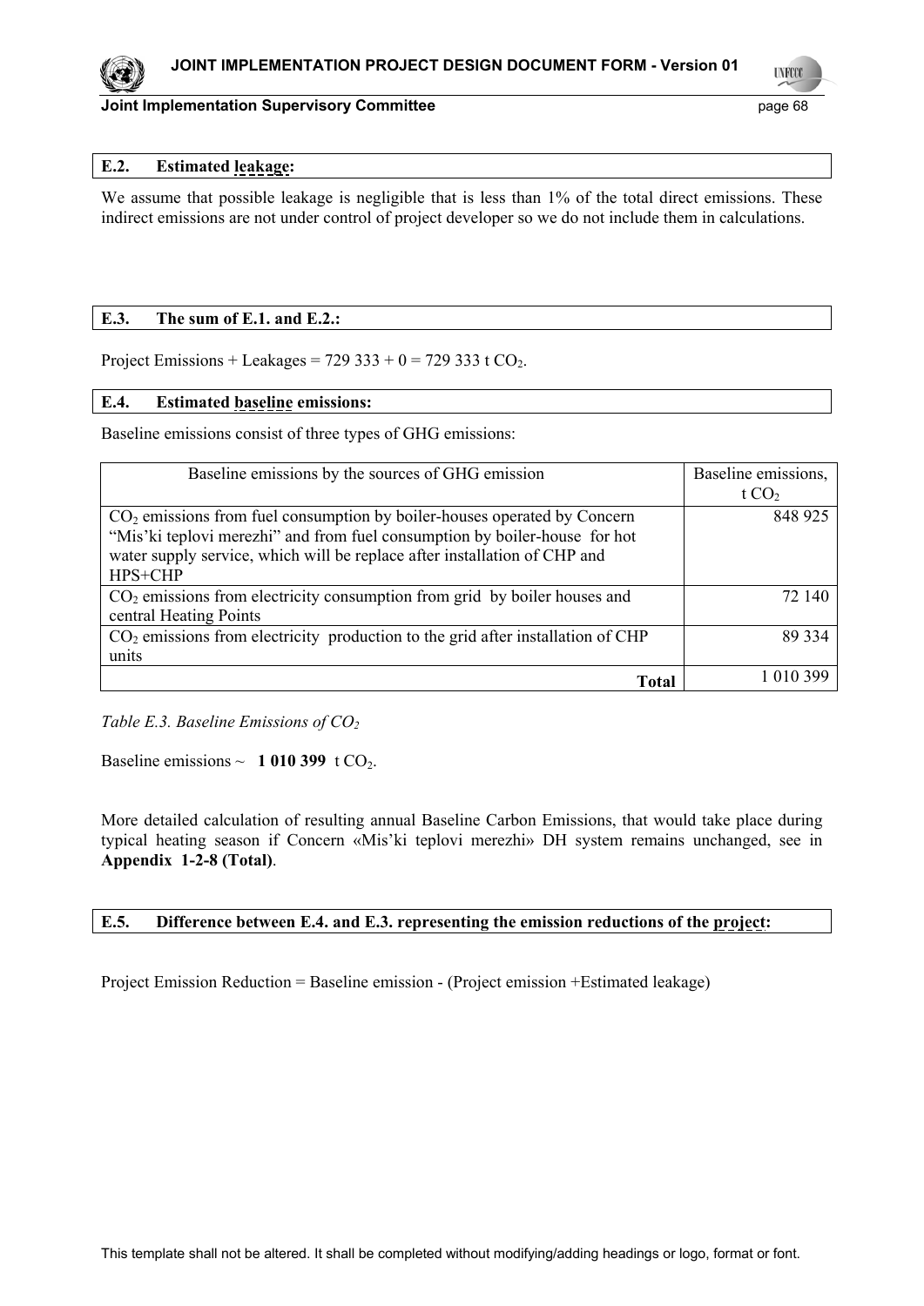## E.2. Estimated leakage:

We assume that possible leakage is negligible that is less than 1% of the total direct emissions. These indirect emissions are not under control of project developer so we do not include them in calculations.

## E.3. The sum of E.1. and E.2.:

Project Emissions + Leakages = 729 333 + 0 = 729 333 t $CO_2$.

## E.4. Estimated baseline emissions:

Baseline emissions consist of three types of GHG emissions:

| Baseline emissions by the sources of GHG emission | Baseline emissions, t $CO_2$ |
|---|---|
| $CO_2$ emissions from fuel consumption by boiler-houses operated by Concern "Mis'ki teplovi merezhi" and from fuel consumption by boiler-house for hot water supply service, which will be replace after installation of CHP and HPS+CHP | 848 925 |
| $CO_2$ emissions from electricity consumption from grid by boiler houses and central Heating Points | 72 140 |
| $CO_2$ emissions from electricity production to the grid after installation of CHP units | 89 334 |
| **Total** | 1 010 399 |

*Table E.3. Baseline Emissions of $CO_2$*

Baseline emissions ~ **1 010 399** t $CO_2$.

More detailed calculation of resulting annual Baseline Carbon Emissions, that would take place during typical heating season if Concern «Mis'ki teplovi merezhi» DH system remains unchanged, see in **Appendix 1-2-8 (Total)**.

## E.5. Difference between E.4. and E.3. representing the emission reductions of the project:

Project Emission Reduction = Baseline emission - (Project emission +Estimated leakage)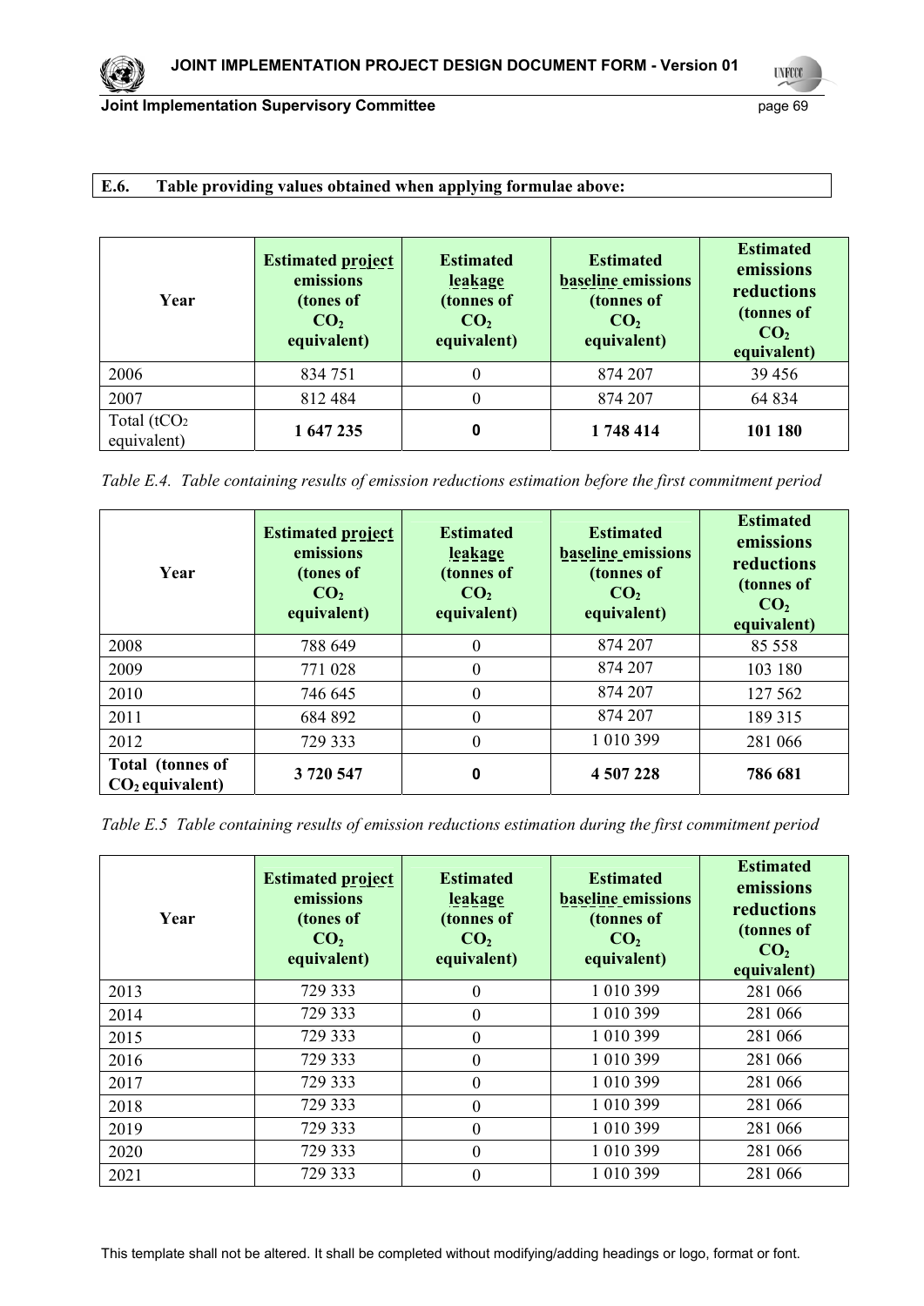**E.6. Table providing values obtained when applying formulae above:**

| Year | Estimated project emissions (tones of $CO_2$ equivalent) | Estimated leakage (tonnes of $CO_2$ equivalent) | Estimated baseline emissions (tonnes of $CO_2$ equivalent) | Estimated emissions reductions (tonnes of $CO_2$ equivalent) |
|---|---|---|---|---|
| 2006 | 834 751 | 0 | 874 207 | 39 456 |
| 2007 | 812 484 | 0 | 874 207 | 64 834 |
| Total ($tCO_2$ equivalent) | **1 647 235** | **0** | **1 748 414** | **101 180** |

*Table E.4. Table containing results of emission reductions estimation before the first commitment period*

| Year | Estimated project emissions (tones of $CO_2$ equivalent) | Estimated leakage (tonnes of $CO_2$ equivalent) | Estimated baseline emissions (tonnes of $CO_2$ equivalent) | Estimated emissions reductions (tonnes of $CO_2$ equivalent) |
|---|---|---|---|---|
| 2008 | 788 649 | 0 | 874 207 | 85 558 |
| 2009 | 771 028 | 0 | 874 207 | 103 180 |
| 2010 | 746 645 | 0 | 874 207 | 127 562 |
| 2011 | 684 892 | 0 | 874 207 | 189 315 |
| 2012 | 729 333 | 0 | 1 010 399 | 281 066 |
| **Total (tonnes of $CO_2$ equivalent)** | **3 720 547** | **0** | **4 507 228** | **786 681** |

*Table E.5 Table containing results of emission reductions estimation during the first commitment period*

| Year | Estimated project emissions (tones of $CO_2$ equivalent) | Estimated leakage (tonnes of $CO_2$ equivalent) | Estimated baseline emissions (tonnes of $CO_2$ equivalent) | Estimated emissions reductions (tonnes of $CO_2$ equivalent) |
|---|---|---|---|---|
| 2013 | 729 333 | 0 | 1 010 399 | 281 066 |
| 2014 | 729 333 | 0 | 1 010 399 | 281 066 |
| 2015 | 729 333 | 0 | 1 010 399 | 281 066 |
| 2016 | 729 333 | 0 | 1 010 399 | 281 066 |
| 2017 | 729 333 | 0 | 1 010 399 | 281 066 |
| 2018 | 729 333 | 0 | 1 010 399 | 281 066 |
| 2019 | 729 333 | 0 | 1 010 399 | 281 066 |
| 2020 | 729 333 | 0 | 1 010 399 | 281 066 |
| 2021 | 729 333 | 0 | 1 010 399 | 281 066 |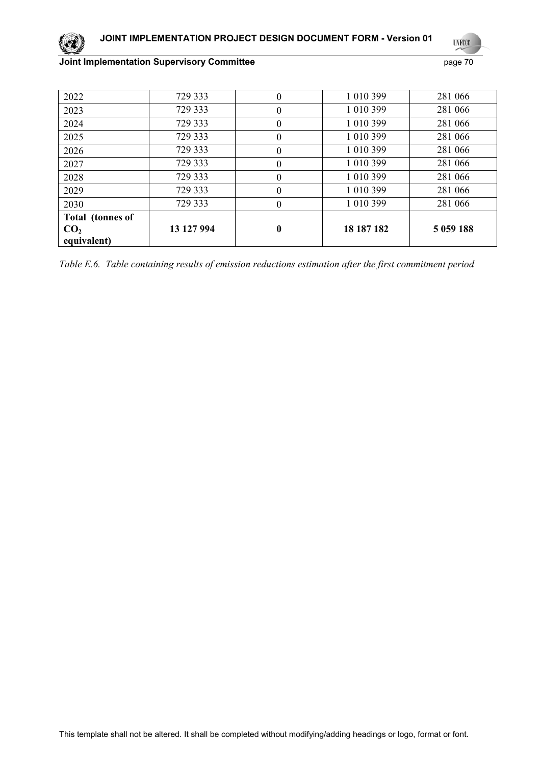| 2022 | 729 333 | 0 | 1 010 399 | 281 066 |
|---|---|---|---|---|
| 2023 | 729 333 | 0 | 1 010 399 | 281 066 |
| 2024 | 729 333 | 0 | 1 010 399 | 281 066 |
| 2025 | 729 333 | 0 | 1 010 399 | 281 066 |
| 2026 | 729 333 | 0 | 1 010 399 | 281 066 |
| 2027 | 729 333 | 0 | 1 010 399 | 281 066 |
| 2028 | 729 333 | 0 | 1 010 399 | 281 066 |
| 2029 | 729 333 | 0 | 1 010 399 | 281 066 |
| 2030 | 729 333 | 0 | 1 010 399 | 281 066 |
| **Total (tonnes of $CO_2$ equivalent)** | **13 127 994** | **0** | **18 187 182** | **5 059 188** |

*Table E.6. Table containing results of emission reductions estimation after the first commitment period*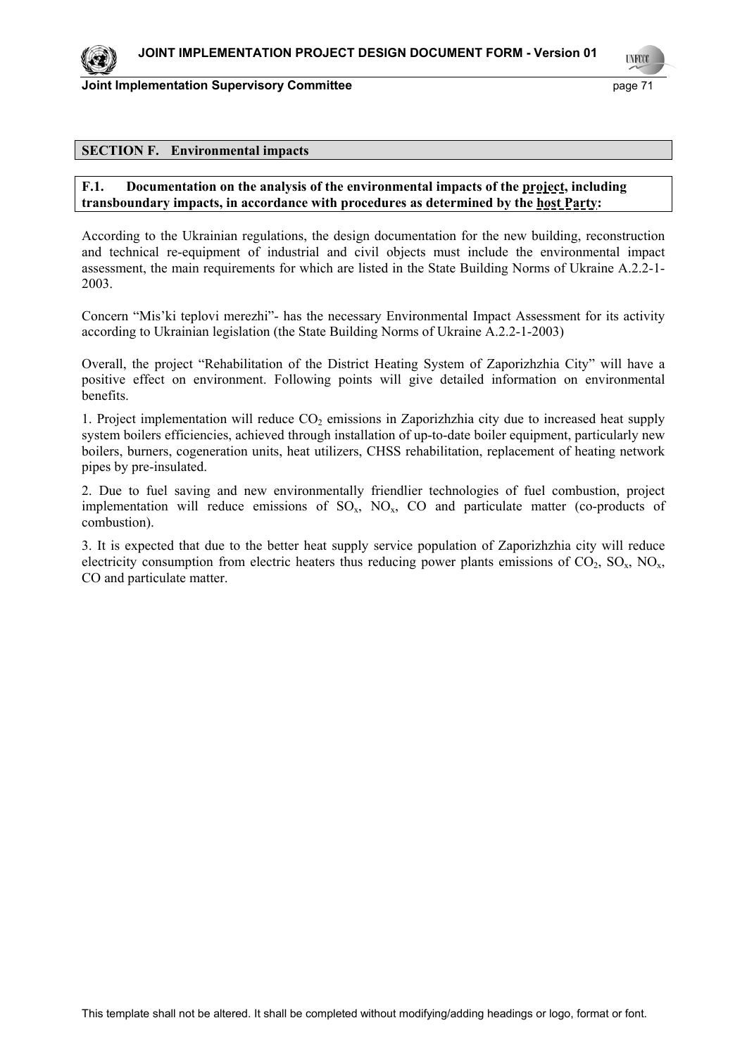## SECTION F. Environmental impacts

**F.1. Documentation on the analysis of the environmental impacts of the project, including transboundary impacts, in accordance with procedures as determined by the host Party:**

According to the Ukrainian regulations, the design documentation for the new building, reconstruction and technical re-equipment of industrial and civil objects must include the environmental impact assessment, the main requirements for which are listed in the State Building Norms of Ukraine A.2.2-1-2003.

Concern "Mis'ki teplovi merezhi"- has the necessary Environmental Impact Assessment for its activity according to Ukrainian legislation (the State Building Norms of Ukraine A.2.2-1-2003)

Overall, the project "Rehabilitation of the District Heating System of Zaporizhzhia City" will have a positive effect on environment. Following points will give detailed information on environmental benefits.

1. Project implementation will reduce $CO_2$ emissions in Zaporizhzhia city due to increased heat supply system boilers efficiencies, achieved through installation of up-to-date boiler equipment, particularly new boilers, burners, cogeneration units, heat utilizers, CHSS rehabilitation, replacement of heating network pipes by pre-insulated.

2. Due to fuel saving and new environmentally friendlier technologies of fuel combustion, project implementation will reduce emissions of $SO_x$, $NO_x$, CO and particulate matter (co-products of combustion).

3. It is expected that due to the better heat supply service population of Zaporizhzhia city will reduce electricity consumption from electric heaters thus reducing power plants emissions of $CO_2$, $SO_x$, $NO_x$, CO and particulate matter.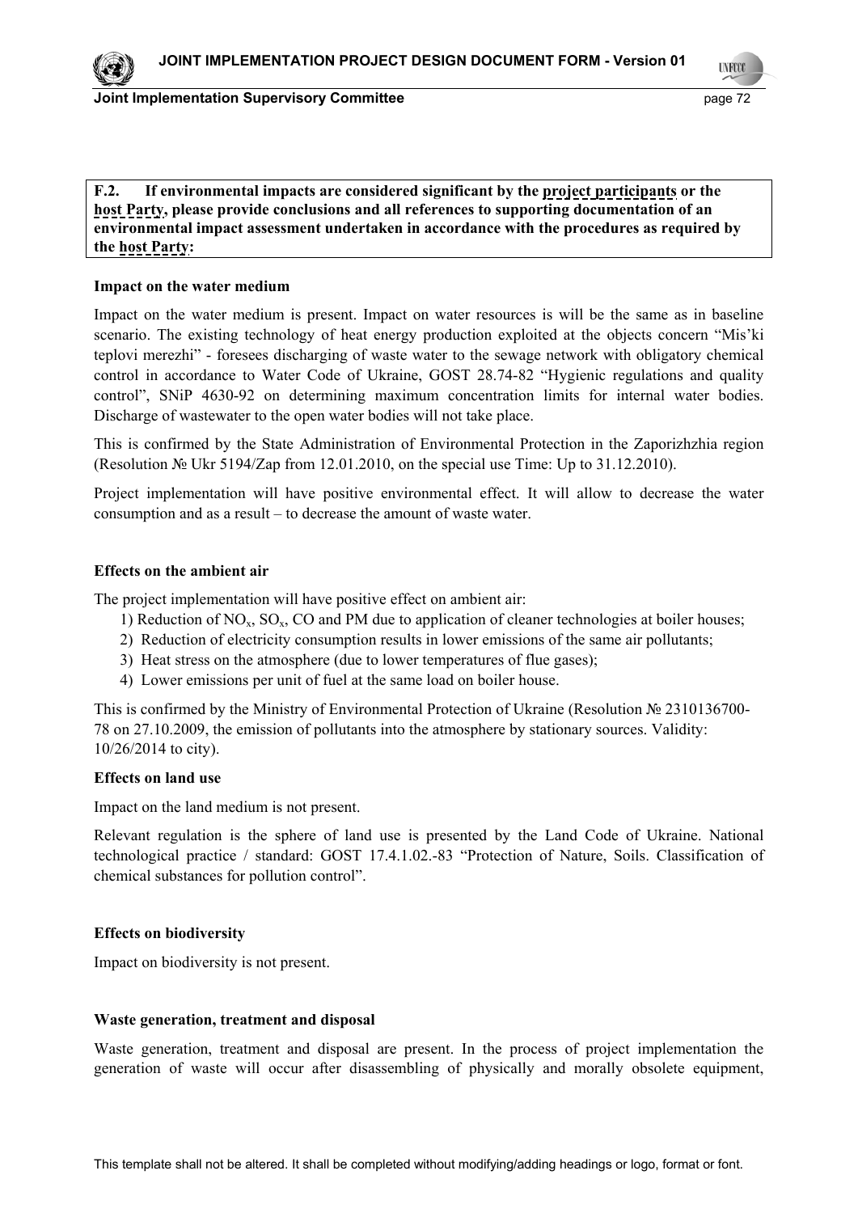**F.2. If environmental impacts are considered significant by the project participants or the host Party, please provide conclusions and all references to supporting documentation of an environmental impact assessment undertaken in accordance with the procedures as required by the host Party:**

**Impact on the water medium**

Impact on the water medium is present. Impact on water resources is will be the same as in baseline scenario. The existing technology of heat energy production exploited at the objects concern "Mis'ki teplovi merezhi" - foresees discharging of waste water to the sewage network with obligatory chemical control in accordance to Water Code of Ukraine, GOST 28.74-82 "Hygienic regulations and quality control", SNiP 4630-92 on determining maximum concentration limits for internal water bodies. Discharge of wastewater to the open water bodies will not take place.

This is confirmed by the State Administration of Environmental Protection in the Zaporizhzhia region (Resolution № Ukr 5194/Zap from 12.01.2010, on the special use Time: Up to 31.12.2010).

Project implementation will have positive environmental effect. It will allow to decrease the water consumption and as a result – to decrease the amount of waste water.

**Effects on the ambient air**

The project implementation will have positive effect on ambient air:

1) Reduction of $NO_x$, $SO_x$, CO and PM due to application of cleaner technologies at boiler houses;
2) Reduction of electricity consumption results in lower emissions of the same air pollutants;
3) Heat stress on the atmosphere (due to lower temperatures of flue gases);
4) Lower emissions per unit of fuel at the same load on boiler house.

This is confirmed by the Ministry of Environmental Protection of Ukraine (Resolution № 2310136700-78 on 27.10.2009, the emission of pollutants into the atmosphere by stationary sources. Validity: 10/26/2014 to city).

**Effects on land use**

Impact on the land medium is not present.

Relevant regulation is the sphere of land use is presented by the Land Code of Ukraine. National technological practice / standard: GOST 17.4.1.02.-83 "Protection of Nature, Soils. Classification of chemical substances for pollution control".

**Effects on biodiversity**

Impact on biodiversity is not present.

**Waste generation, treatment and disposal**

Waste generation, treatment and disposal are present. In the process of project implementation the generation of waste will occur after disassembling of physically and morally obsolete equipment,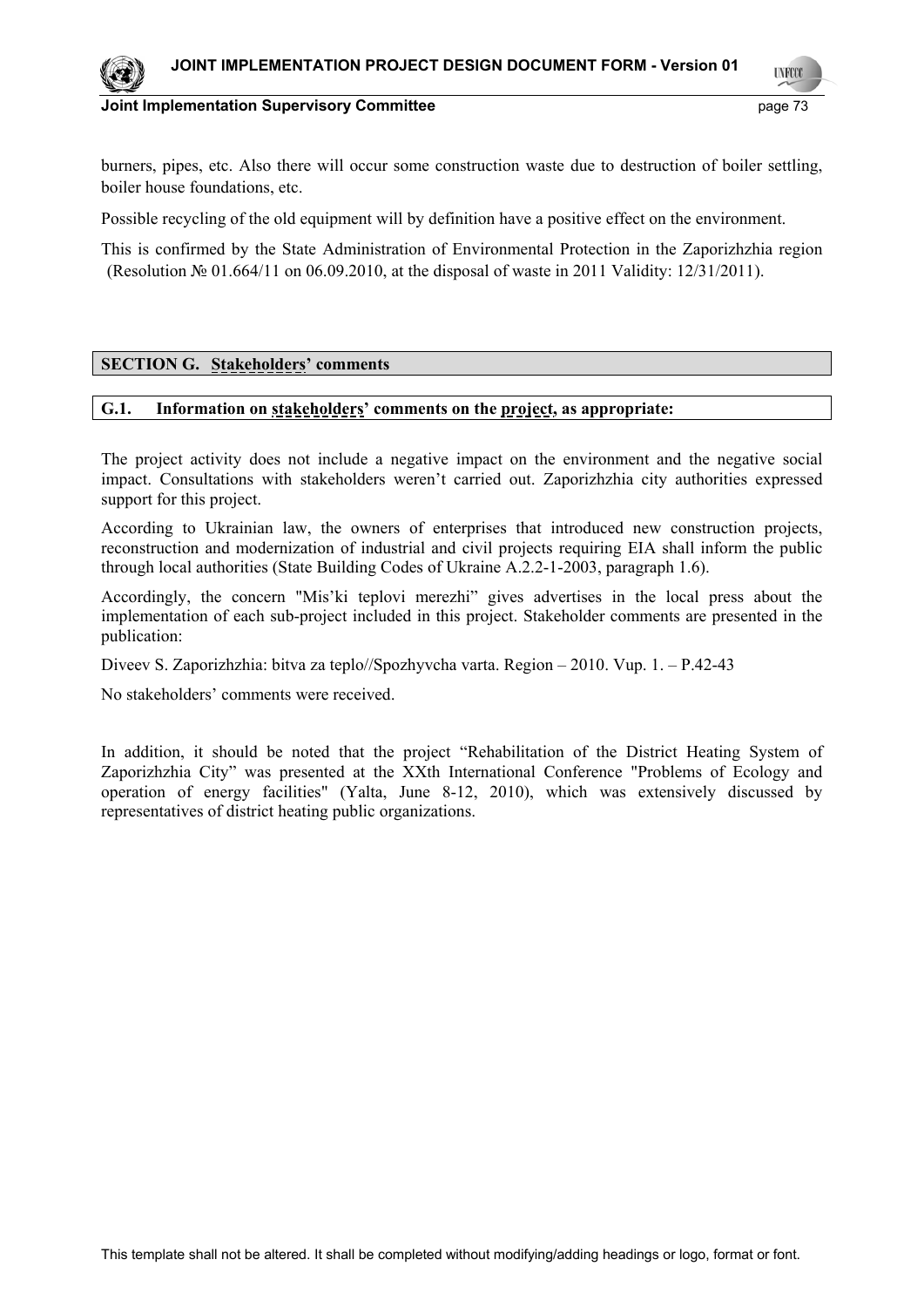burners, pipes, etc. Also there will occur some construction waste due to destruction of boiler settling, boiler house foundations, etc.

Possible recycling of the old equipment will by definition have a positive effect on the environment.

This is confirmed by the State Administration of Environmental Protection in the Zaporizhzhia region (Resolution № 01.664/11 on 06.09.2010, at the disposal of waste in 2011 Validity: 12/31/2011).

## SECTION G. Stakeholders' comments

### G.1. Information on stakeholders' comments on the project, as appropriate:

The project activity does not include a negative impact on the environment and the negative social impact. Consultations with stakeholders weren't carried out. Zaporizhzhia city authorities expressed support for this project.

According to Ukrainian law, the owners of enterprises that introduced new construction projects, reconstruction and modernization of industrial and civil projects requiring EIA shall inform the public through local authorities (State Building Codes of Ukraine A.2.2-1-2003, paragraph 1.6).

Accordingly, the concern "Mis'ki teplovi merezhi" gives advertises in the local press about the implementation of each sub-project included in this project. Stakeholder comments are presented in the publication:

Diveev S. Zaporizhzhia: bitva za teplo//Spozhyvcha varta. Region – 2010. Vup. 1. – P.42-43

No stakeholders' comments were received.

In addition, it should be noted that the project "Rehabilitation of the District Heating System of Zaporizhzhia City" was presented at the XXth International Conference "Problems of Ecology and operation of energy facilities" (Yalta, June 8-12, 2010), which was extensively discussed by representatives of district heating public organizations.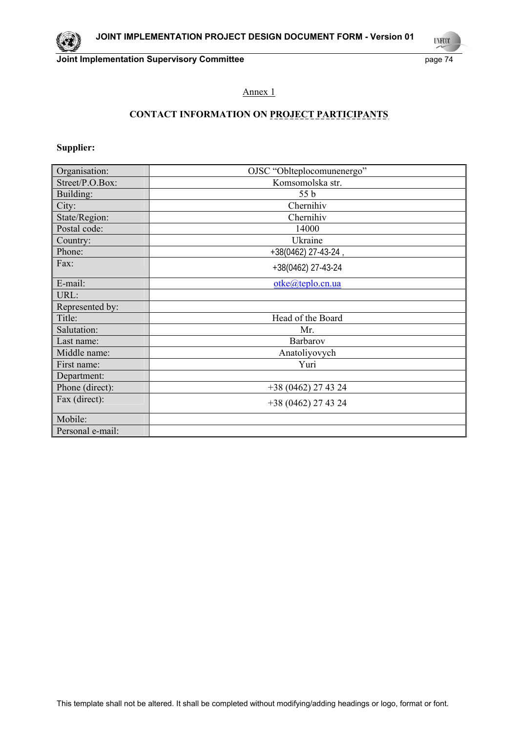Annex 1

**CONTACT INFORMATION ON PROJECT PARTICIPANTS**

**Supplier:**

| | |
|---|---|
| Organisation: | OJSC "Oblteplocomunenergo" |
| Street/P.O.Box: | Komsomolska str. |
| Building: | 55 b |
| City: | Chernihiv |
| State/Region: | Chernihiv |
| Postal code: | 14000 |
| Country: | Ukraine |
| Phone: | +38(0462) 27-43-24 , |
| Fax: | +38(0462) 27-43-24 |
| E-mail: | otke@teplo.cn.ua |
| URL: | |
| Represented by: | |
| Title: | Head of the Board |
| Salutation: | Mr. |
| Last name: | Barbarov |
| Middle name: | Anatoliyovych |
| First name: | Yuri |
| Department: | |
| Phone (direct): | +38 (0462) 27 43 24 |
| Fax (direct): | +38 (0462) 27 43 24 |
| Mobile: | |
| Personal e-mail: | |

This template shall not be altered. It shall be completed without modifying/adding headings or logo, format or font.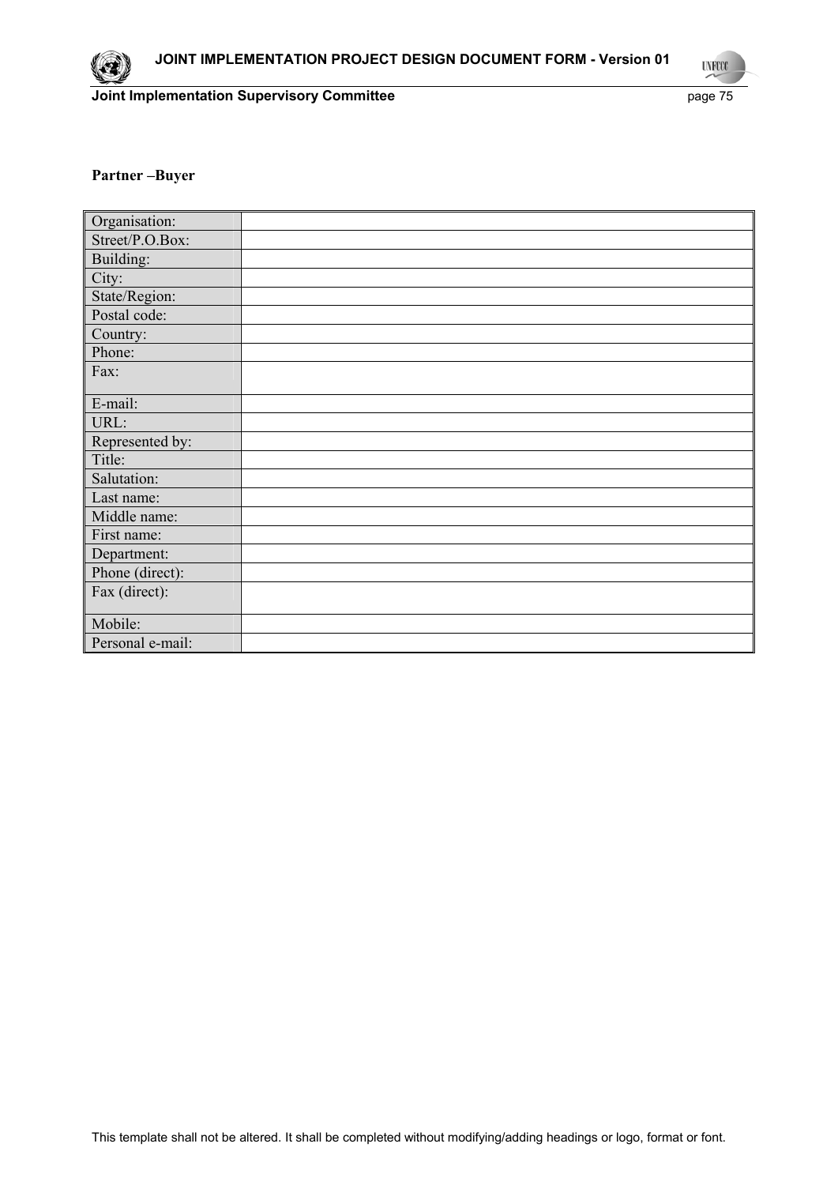**Partner –Buyer**

| Organisation: | |
|---|---|
| Street/P.O.Box: | |
| Building: | |
| City: | |
| State/Region: | |
| Postal code: | |
| Country: | |
| Phone: | |
| Fax: | |
| E-mail: | |
| URL: | |
| Represented by: | |
| Title: | |
| Salutation: | |
| Last name: | |
| Middle name: | |
| First name: | |
| Department: | |
| Phone (direct): | |
| Fax (direct): | |
| Mobile: | |
| Personal e-mail: | |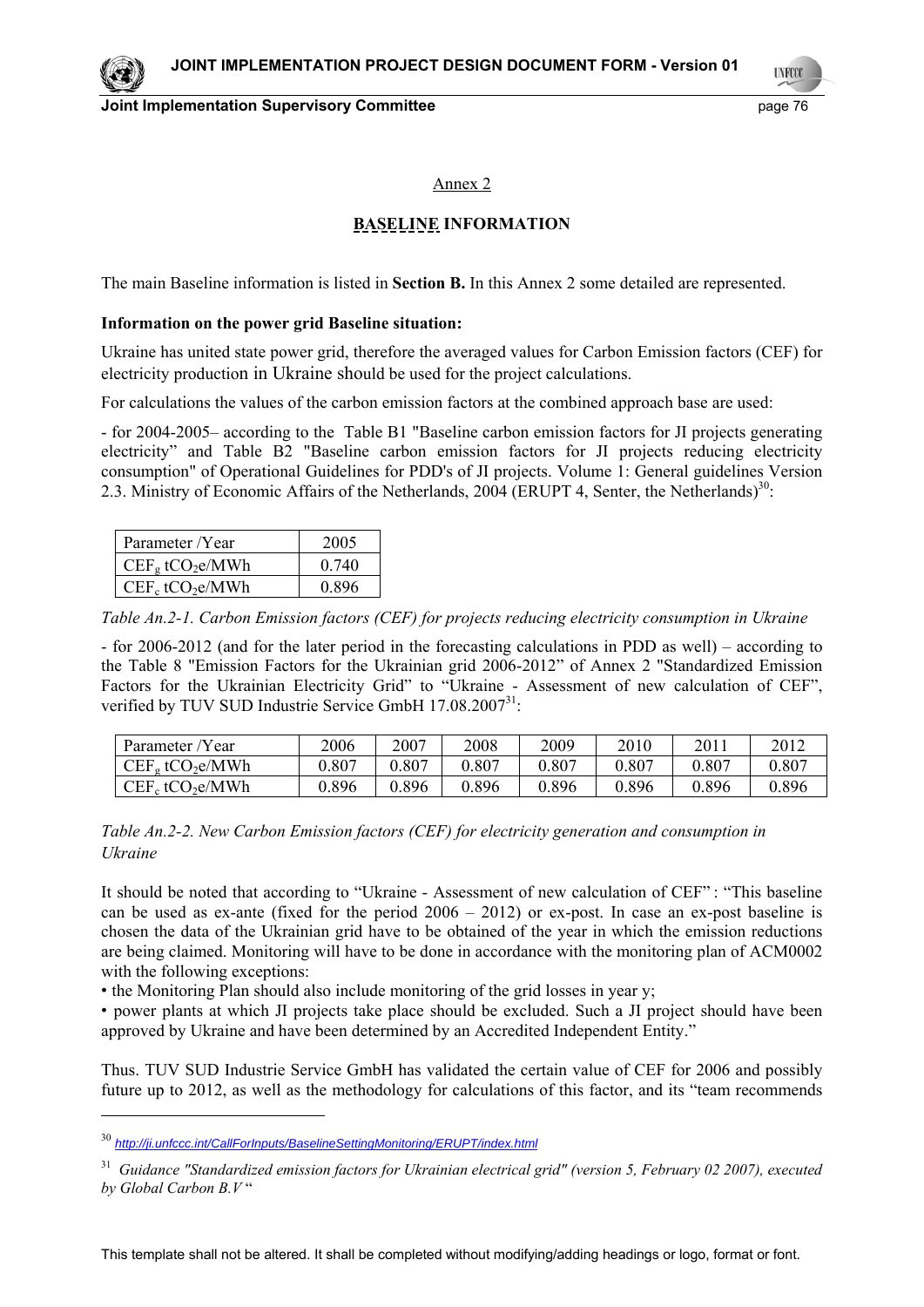Annex 2

## BASELINE INFORMATION

The main Baseline information is listed in **Section B.** In this Annex 2 some detailed are represented.

**Information on the power grid Baseline situation:**

Ukraine has united state power grid, therefore the averaged values for Carbon Emission factors (CEF) for electricity production in Ukraine should be used for the project calculations.

For calculations the values of the carbon emission factors at the combined approach base are used:

- for 2004-2005– according to the Table B1 "Baseline carbon emission factors for JI projects generating electricity" and Table B2 "Baseline carbon emission factors for JI projects reducing electricity consumption" of Operational Guidelines for PDD's of JI projects. Volume 1: General guidelines Version 2.3. Ministry of Economic Affairs of the Netherlands, 2004 (ERUPT 4, Senter, the Netherlands)[30]:

| Parameter /Year | 2005 |
|---|---|
| $CEF_g$ $tCO_2e/MWh$ | 0.740 |
| $CEF_c$ $tCO_2e/MWh$ | 0.896 |

*Table An.2-1. Carbon Emission factors (CEF) for projects reducing electricity consumption in Ukraine*

- for 2006-2012 (and for the later period in the forecasting calculations in PDD as well) – according to the Table 8 "Emission Factors for the Ukrainian grid 2006-2012" of Annex 2 "Standardized Emission Factors for the Ukrainian Electricity Grid" to "Ukraine - Assessment of new calculation of CEF", verified by TUV SUD Industrie Service GmbH 17.08.2007[31]:

| Parameter /Year | 2006 | 2007 | 2008 | 2009 | 2010 | 2011 | 2012 |
|---|---|---|---|---|---|---|---|
| $CEF_g$ $tCO_2e/MWh$ | 0.807 | 0.807 | 0.807 | 0.807 | 0.807 | 0.807 | 0.807 |
| $CEF_c$ $tCO_2e/MWh$ | 0.896 | 0.896 | 0.896 | 0.896 | 0.896 | 0.896 | 0.896 |

*Table An.2-2. New Carbon Emission factors (CEF) for electricity generation and consumption in Ukraine*

It should be noted that according to "Ukraine - Assessment of new calculation of CEF" : "This baseline can be used as ex-ante (fixed for the period 2006 – 2012) or ex-post. In case an ex-post baseline is chosen the data of the Ukrainian grid have to be obtained of the year in which the emission reductions are being claimed. Monitoring will have to be done in accordance with the monitoring plan of ACM0002 with the following exceptions:

• the Monitoring Plan should also include monitoring of the grid losses in year y;

• power plants at which JI projects take place should be excluded. Such a JI project should have been approved by Ukraine and have been determined by an Accredited Independent Entity."

Thus. TUV SUD Industrie Service GmbH has validated the certain value of CEF for 2006 and possibly future up to 2012, as well as the methodology for calculations of this factor, and its "team recommends

---

[30] http://ji.unfccc.int/CallForInputs/BaselineSettingMonitoring/ERUPT/index.html

[31] *Guidance "Standardized emission factors for Ukrainian electrical grid" (version 5, February 02 2007), executed by Global Carbon B.V* "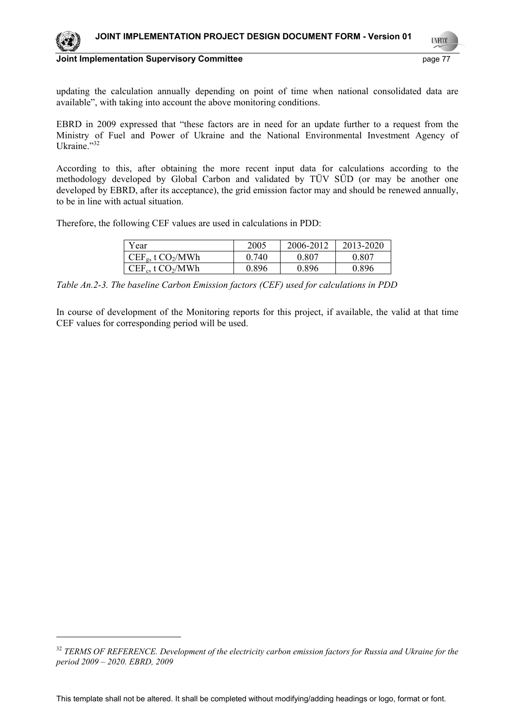updating the calculation annually depending on point of time when national consolidated data are available", with taking into account the above monitoring conditions.

EBRD in 2009 expressed that "these factors are in need for an update further to a request from the Ministry of Fuel and Power of Ukraine and the National Environmental Investment Agency of Ukraine."[32]

According to this, after obtaining the more recent input data for calculations according to the methodology developed by Global Carbon and validated by TÜV SÜD (or may be another one developed by EBRD, after its acceptance), the grid emission factor may and should be renewed annually, to be in line with actual situation.

Therefore, the following CEF values are used in calculations in PDD:

| Year | 2005 | 2006-2012 | 2013-2020 |
|---|---|---|---|
| $CEF_g$, t $CO_2$/MWh | 0.740 | 0.807 | 0.807 |
| $CEF_c$, t $CO_2$/MWh | 0.896 | 0.896 | 0.896 |

*Table An.2-3. The baseline Carbon Emission factors (CEF) used for calculations in PDD*

In course of development of the Monitoring reports for this project, if available, the valid at that time CEF values for corresponding period will be used.

[32] *TERMS OF REFERENCE. Development of the electricity carbon emission factors for Russia and Ukraine for the period 2009 – 2020. EBRD, 2009*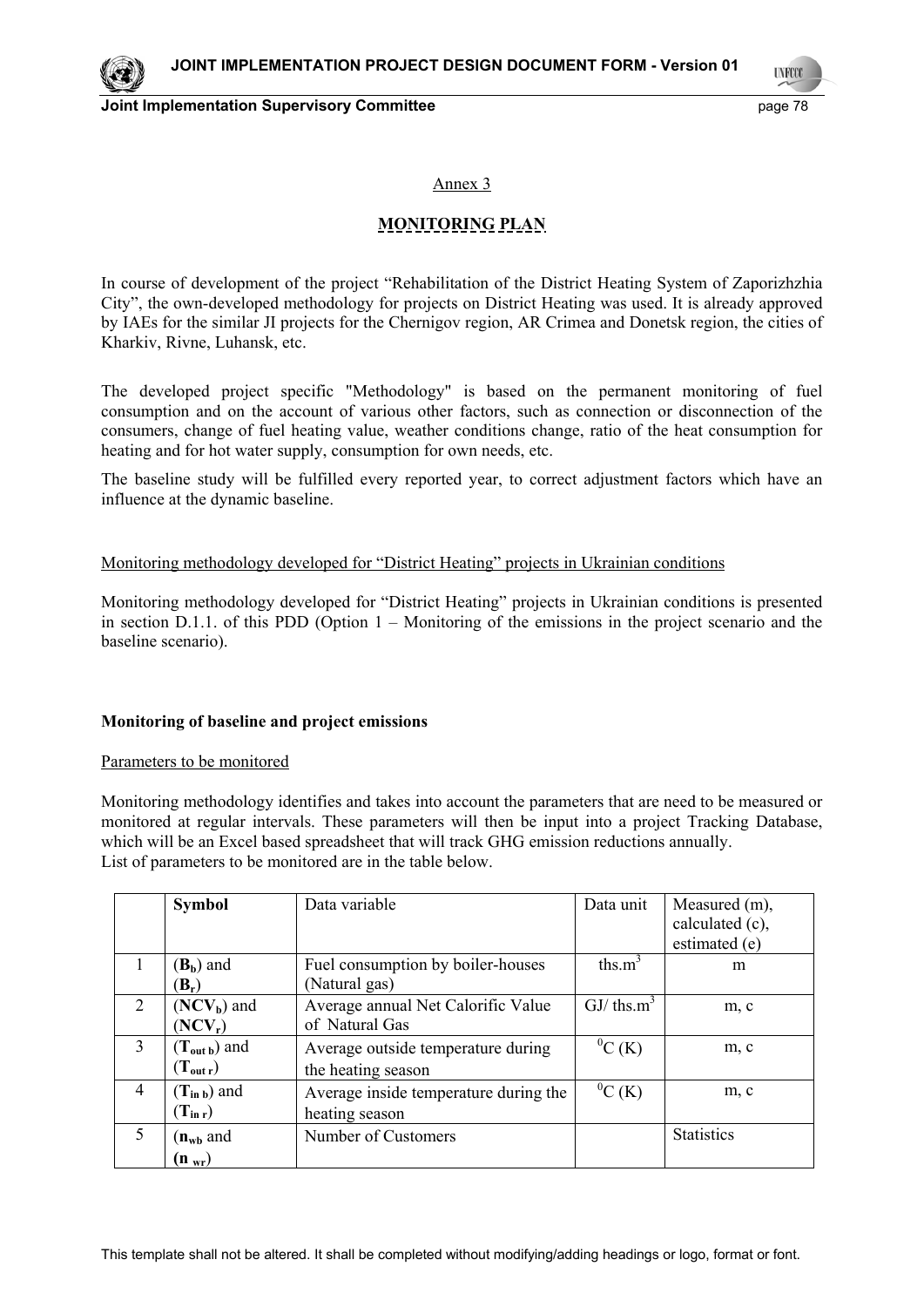Annex 3

## MONITORING PLAN

In course of development of the project "Rehabilitation of the District Heating System of Zaporizhzhia City", the own-developed methodology for projects on District Heating was used. It is already approved by IAEs for the similar JI projects for the Chernigov region, AR Crimea and Donetsk region, the cities of Kharkiv, Rivne, Luhansk, etc.

The developed project specific "Methodology" is based on the permanent monitoring of fuel consumption and on the account of various other factors, such as connection or disconnection of the consumers, change of fuel heating value, weather conditions change, ratio of the heat consumption for heating and for hot water supply, consumption for own needs, etc.

The baseline study will be fulfilled every reported year, to correct adjustment factors which have an influence at the dynamic baseline.

Monitoring methodology developed for "District Heating" projects in Ukrainian conditions

Monitoring methodology developed for "District Heating" projects in Ukrainian conditions is presented in section D.1.1. of this PDD (Option 1 – Monitoring of the emissions in the project scenario and the baseline scenario).

**Monitoring of baseline and project emissions**

Parameters to be monitored

Monitoring methodology identifies and takes into account the parameters that are need to be measured or monitored at regular intervals. These parameters will then be input into a project Tracking Database, which will be an Excel based spreadsheet that will track GHG emission reductions annually.
List of parameters to be monitored are in the table below.

| | **Symbol** | Data variable | Data unit | Measured (m), calculated (c), estimated (e) |
|---|---|---|---|---|
| 1 | ($\mathbf{B_b}$) and ($\mathbf{B_r}$) | Fuel consumption by boiler-houses (Natural gas) | ths.$m^3$ | m |
| 2 | ($\mathbf{NCV_b}$) and ($\mathbf{NCV_r}$) | Average annual Net Calorific Value of Natural Gas | GJ/ ths.$m^3$ | m, c |
| 3 | ($\mathbf{T_{out\ b}}$) and ($\mathbf{T_{out\ r}}$) | Average outside temperature during the heating season | $^0C$ (K) | m, c |
| 4 | ($\mathbf{T_{in\ b}}$) and ($\mathbf{T_{in\ r}}$) | Average inside temperature during the heating season | $^0C$ (K) | m, c |
| 5 | ($\mathbf{n_{wb}}$ and ($\mathbf{n_{wr}}$) | Number of Customers | | Statistics |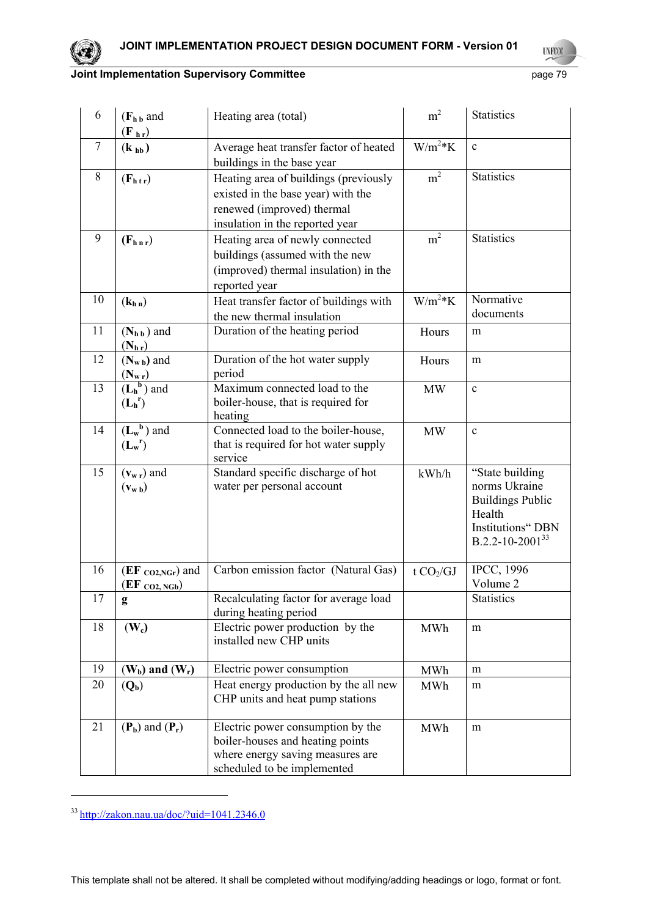| | | | | |
|---|---|---|---|---|
| 6 | ($F_{h\,b}$ and $F_{h\,r}$) | Heating area (total) | $m^2$ | Statistics |
| 7 | ($k_{hb}$) | Average heat transfer factor of heated buildings in the base year | $W/m^2*K$ | c |
| 8 | ($F_{h\,t\,r}$) | Heating area of buildings (previously existed in the base year) with the renewed (improved) thermal insulation in the reported year | $m^2$ | Statistics |
| 9 | ($F_{h\,n\,r}$) | Heating area of newly connected buildings (assumed with the new (improved) thermal insulation) in the reported year | $m^2$ | Statistics |
| 10 | ($k_{h\,n}$) | Heat transfer factor of buildings with the new thermal insulation | $W/m^2*K$ | Normative documents |
| 11 | ($N_{h\,b}$) and ($N_{h\,r}$) | Duration of the heating period | Hours | m |
| 12 | ($N_{w\,b}$) and ($N_{w\,r}$) | Duration of the hot water supply period | Hours | m |
| 13 | ($L_h^b$) and ($L_h^r$) | Maximum connected load to the boiler-house, that is required for heating | MW | c |
| 14 | ($L_w^b$) and ($L_w^r$) | Connected load to the boiler-house, that is required for hot water supply service | MW | c |
| 15 | ($v_{w\,r}$) and ($v_{w\,b}$) | Standard specific discharge of hot water per personal account | kWh/h | "State building norms Ukraine Buildings Public Health Institutions" DBN B.2.2-10-2001[33] |
| 16 | ($EF_{CO2,NGr}$) and ($EF_{CO2,\,NGb}$) | Carbon emission factor (Natural Gas) | t $CO_2$/GJ | IPCC, 1996 Volume 2 |
| 17 | **g** | Recalculating factor for average load during heating period | | Statistics |
| 18 | ($W_c$) | Electric power production by the installed new CHP units | MWh | m |
| 19 | ($W_b$) and ($W_r$) | Electric power consumption | MWh | m |
| 20 | ($Q_b$) | Heat energy production by the all new CHP units and heat pump stations | MWh | m |
| 21 | ($P_b$) and ($P_r$) | Electric power consumption by the boiler-houses and heating points where energy saving measures are scheduled to be implemented | MWh | m |

[33] http://zakon.nau.ua/doc/?uid=1041.2346.0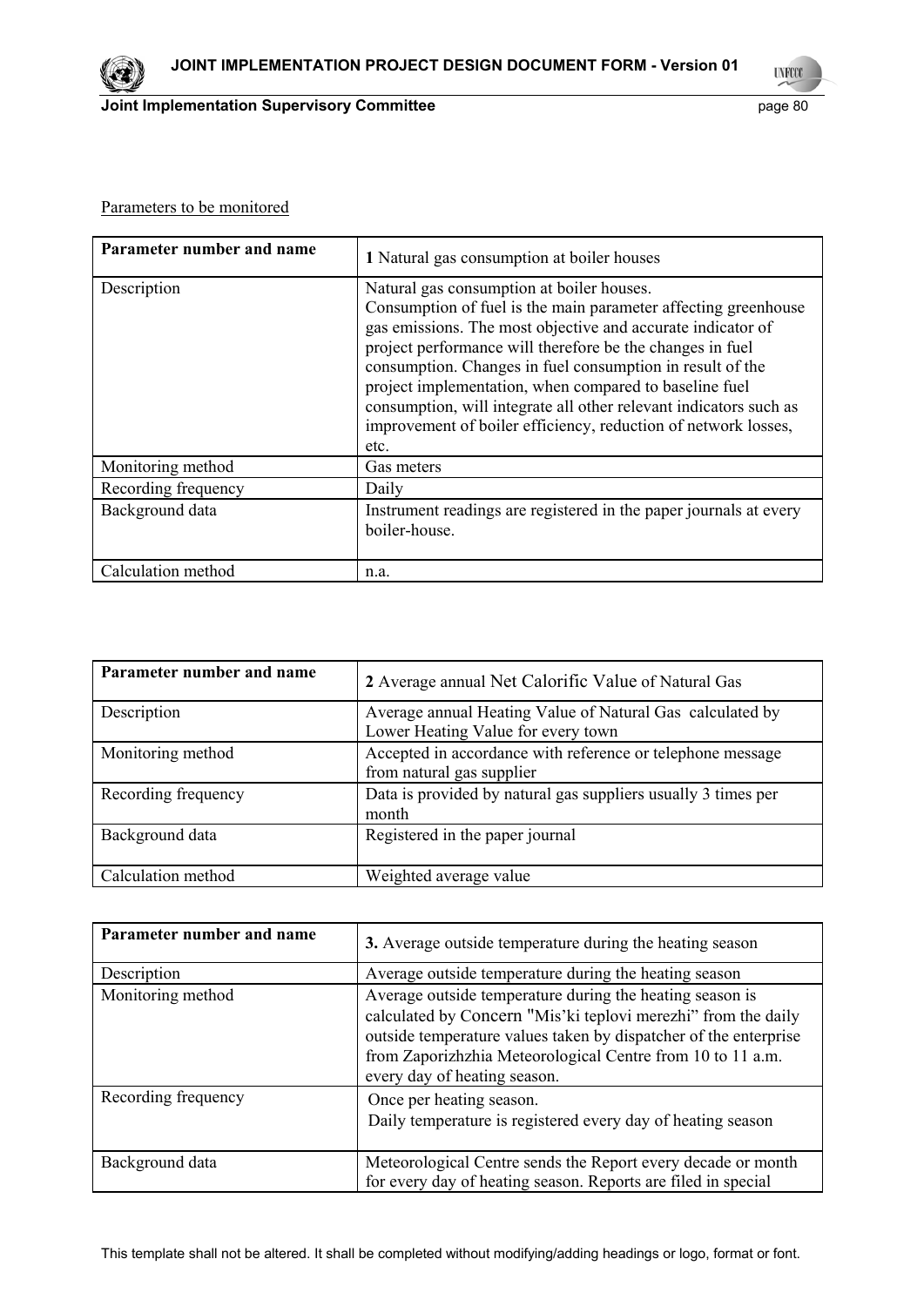Parameters to be monitored

| Parameter number and name | **1** Natural gas consumption at boiler houses |
|---|---|
| Description | Natural gas consumption at boiler houses. Consumption of fuel is the main parameter affecting greenhouse gas emissions. The most objective and accurate indicator of project performance will therefore be the changes in fuel consumption. Changes in fuel consumption in result of the project implementation, when compared to baseline fuel consumption, will integrate all other relevant indicators such as improvement of boiler efficiency, reduction of network losses, etc. |
| Monitoring method | Gas meters |
| Recording frequency | Daily |
| Background data | Instrument readings are registered in the paper journals at every boiler-house. |
| Calculation method | n.a. |

| Parameter number and name | **2** Average annual Net Calorific Value of Natural Gas |
|---|---|
| Description | Average annual Heating Value of Natural Gas calculated by Lower Heating Value for every town |
| Monitoring method | Accepted in accordance with reference or telephone message from natural gas supplier |
| Recording frequency | Data is provided by natural gas suppliers usually 3 times per month |
| Background data | Registered in the paper journal |
| Calculation method | Weighted average value |

| Parameter number and name | **3.** Average outside temperature during the heating season |
|---|---|
| Description | Average outside temperature during the heating season |
| Monitoring method | Average outside temperature during the heating season is calculated by Concern "Mis'ki teplovi merezhi" from the daily outside temperature values taken by dispatcher of the enterprise from Zaporizhzhia Meteorological Centre from 10 to 11 a.m. every day of heating season. |
| Recording frequency | Once per heating season. Daily temperature is registered every day of heating season |
| Background data | Meteorological Centre sends the Report every decade or month for every day of heating season. Reports are filed in special |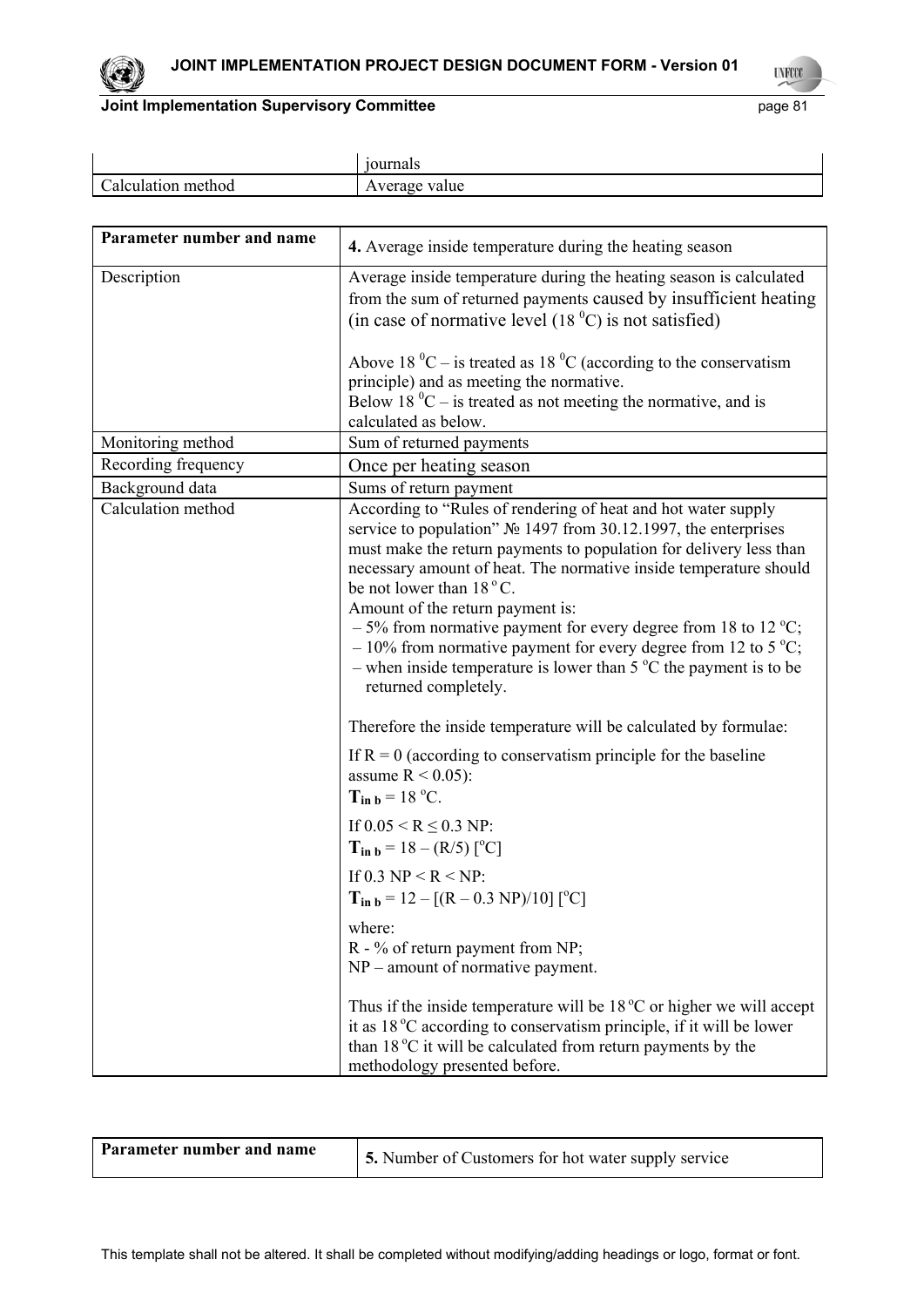| | |
|---|---|
| | journals |
| Calculation method | Average value |

| Parameter number and name | **4.** Average inside temperature during the heating season |
|---|---|
| Description | Average inside temperature during the heating season is calculated from the sum of returned payments caused by insufficient heating (in case of normative level (18 $^0$C) is not satisfied)<br><br>Above 18 $^0$C – is treated as 18 $^0$C (according to the conservatism principle) and as meeting the normative.<br>Below 18 $^0$C – is treated as not meeting the normative, and is calculated as below. |
| Monitoring method | Sum of returned payments |
| Recording frequency | Once per heating season |
| Background data | Sums of return payment |
| Calculation method | According to "Rules of rendering of heat and hot water supply service to population" № 1497 from 30.12.1997, the enterprises must make the return payments to population for delivery less than necessary amount of heat. The normative inside temperature should be not lower than 18 $^o$C.<br>Amount of the return payment is:<br>– 5% from normative payment for every degree from 18 to 12 $^o$C;<br>– 10% from normative payment for every degree from 12 to 5 $^o$C;<br>– when inside temperature is lower than 5 $^o$C the payment is to be returned completely.<br><br>Therefore the inside temperature will be calculated by formulae:<br><br>If R = 0 (according to conservatism principle for the baseline assume $R < 0.05$):<br>$\mathbf{T_{in\ b}} = 18\ ^oC$.<br><br>If $0.05 < R \leq 0.3$ NP:<br>$\mathbf{T_{in\ b}} = 18 - (R/5)\ [^oC]$<br><br>If $0.3\ NP < R < NP$:<br>$\mathbf{T_{in\ b}} = 12 - [(R - 0.3\ NP)/10]\ [^oC]$<br><br>where:<br>R - % of return payment from NP;<br>NP – amount of normative payment.<br><br>Thus if the inside temperature will be 18 $^o$C or higher we will accept it as 18 $^o$C according to conservatism principle, if it will be lower than 18 $^o$C it will be calculated from return payments by the methodology presented before. |

| Parameter number and name | **5.** Number of Customers for hot water supply service |
|---|---|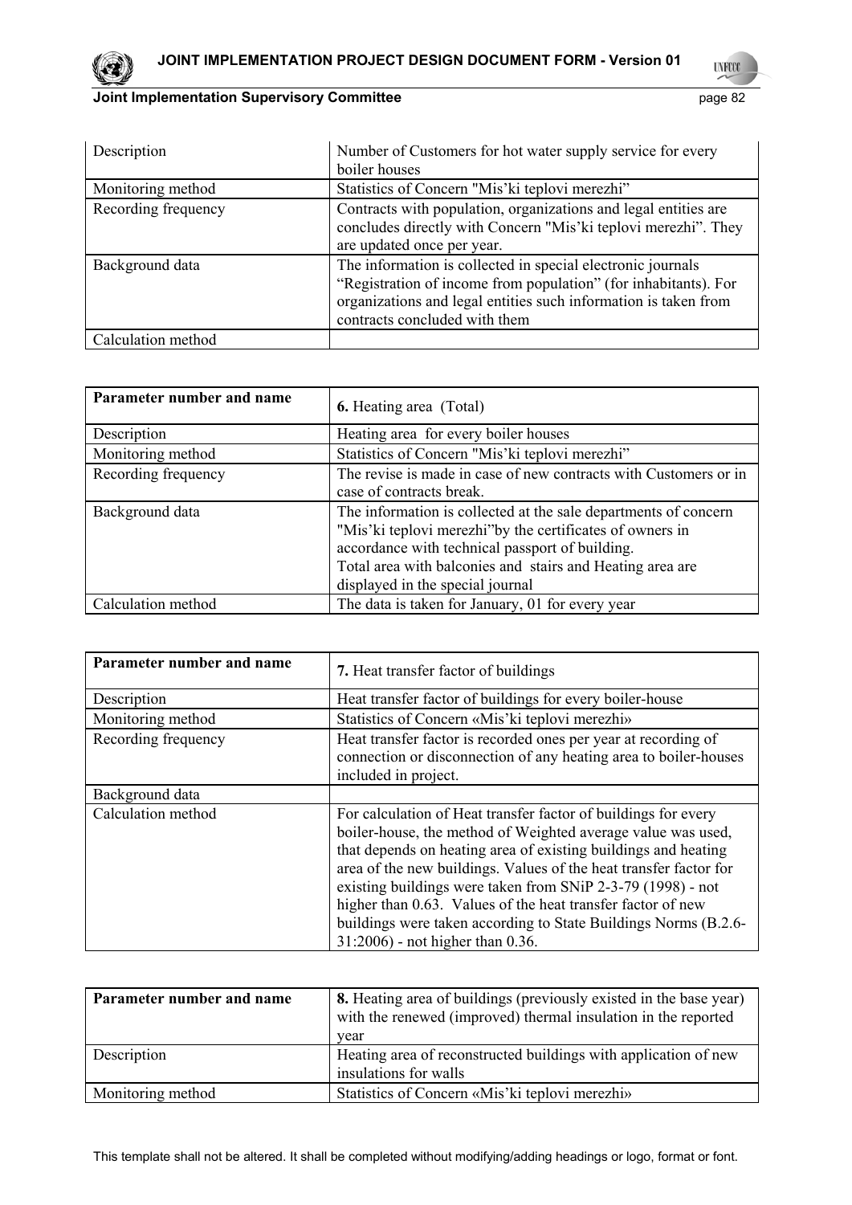| Description | Number of Customers for hot water supply service for every boiler houses |
|---|---|
| Monitoring method | Statistics of Concern "Mis'ki teplovi merezhi" |
| Recording frequency | Contracts with population, organizations and legal entities are concludes directly with Concern "Mis'ki teplovi merezhi". They are updated once per year. |
| Background data | The information is collected in special electronic journals "Registration of income from population" (for inhabitants). For organizations and legal entities such information is taken from contracts concluded with them |
| Calculation method | |

| Parameter number and name | **6.** Heating area (Total) |
|---|---|
| Description | Heating area for every boiler houses |
| Monitoring method | Statistics of Concern "Mis'ki teplovi merezhi" |
| Recording frequency | The revise is made in case of new contracts with Customers or in case of contracts break. |
| Background data | The information is collected at the sale departments of concern "Mis'ki teplovi merezhi"by the certificates of owners in accordance with technical passport of building. Total area with balconies and stairs and Heating area are displayed in the special journal |
| Calculation method | The data is taken for January, 01 for every year |

| Parameter number and name | **7.** Heat transfer factor of buildings |
|---|---|
| Description | Heat transfer factor of buildings for every boiler-house |
| Monitoring method | Statistics of Concern «Mis'ki teplovi merezhi» |
| Recording frequency | Heat transfer factor is recorded ones per year at recording of connection or disconnection of any heating area to boiler-houses included in project. |
| Background data | |
| Calculation method | For calculation of Heat transfer factor of buildings for every boiler-house, the method of Weighted average value was used, that depends on heating area of existing buildings and heating area of the new buildings. Values of the heat transfer factor for existing buildings were taken from SNiP 2-3-79 (1998) - not higher than 0.63. Values of the heat transfer factor of new buildings were taken according to State Buildings Norms (B.2.6-31:2006) - not higher than 0.36. |

| Parameter number and name | **8.** Heating area of buildings (previously existed in the base year) with the renewed (improved) thermal insulation in the reported year |
|---|---|
| Description | Heating area of reconstructed buildings with application of new insulations for walls |
| Monitoring method | Statistics of Concern «Mis'ki teplovi merezhi» |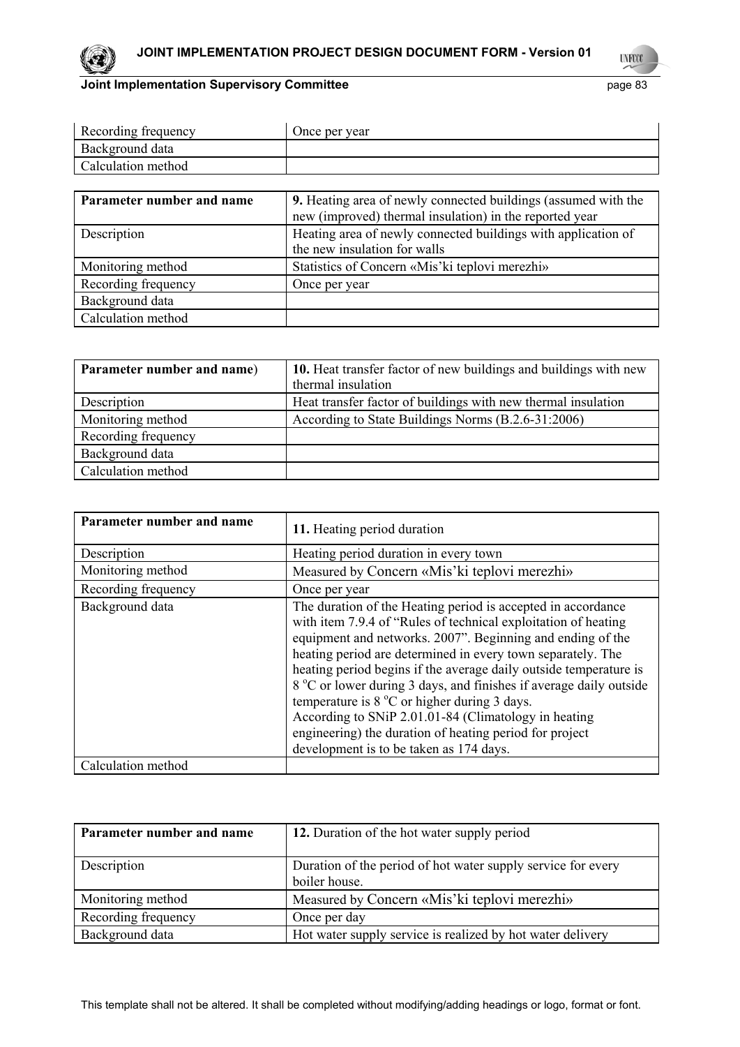| | |
|---|---|
| Recording frequency | Once per year |
| Background data | |
| Calculation method | |

| **Parameter number and name** | **9.** Heating area of newly connected buildings (assumed with the new (improved) thermal insulation) in the reported year |
|---|---|
| Description | Heating area of newly connected buildings with application of the new insulation for walls |
| Monitoring method | Statistics of Concern «Mis'ki teplovi merezhi» |
| Recording frequency | Once per year |
| Background data | |
| Calculation method | |

| **Parameter number and name**) | **10.** Heat transfer factor of new buildings and buildings with new thermal insulation |
|---|---|
| Description | Heat transfer factor of buildings with new thermal insulation |
| Monitoring method | According to State Buildings Norms (B.2.6-31:2006) |
| Recording frequency | |
| Background data | |
| Calculation method | |

| **Parameter number and name** | **11.** Heating period duration |
|---|---|
| Description | Heating period duration in every town |
| Monitoring method | Measured by Concern «Mis'ki teplovi merezhi» |
| Recording frequency | Once per year |
| Background data | The duration of the Heating period is accepted in accordance with item 7.9.4 of "Rules of technical exploitation of heating equipment and networks. 2007". Beginning and ending of the heating period are determined in every town separately. The heating period begins if the average daily outside temperature is 8 $^{o}$C or lower during 3 days, and finishes if average daily outside temperature is 8 $^{o}$C or higher during 3 days.<br>According to SNiP 2.01.01-84 (Climatology in heating engineering) the duration of heating period for project development is to be taken as 174 days. |
| Calculation method | |

| **Parameter number and name** | **12.** Duration of the hot water supply period |
|---|---|
| Description | Duration of the period of hot water supply service for every boiler house. |
| Monitoring method | Measured by Concern «Mis'ki teplovi merezhi» |
| Recording frequency | Once per day |
| Background data | Hot water supply service is realized by hot water delivery |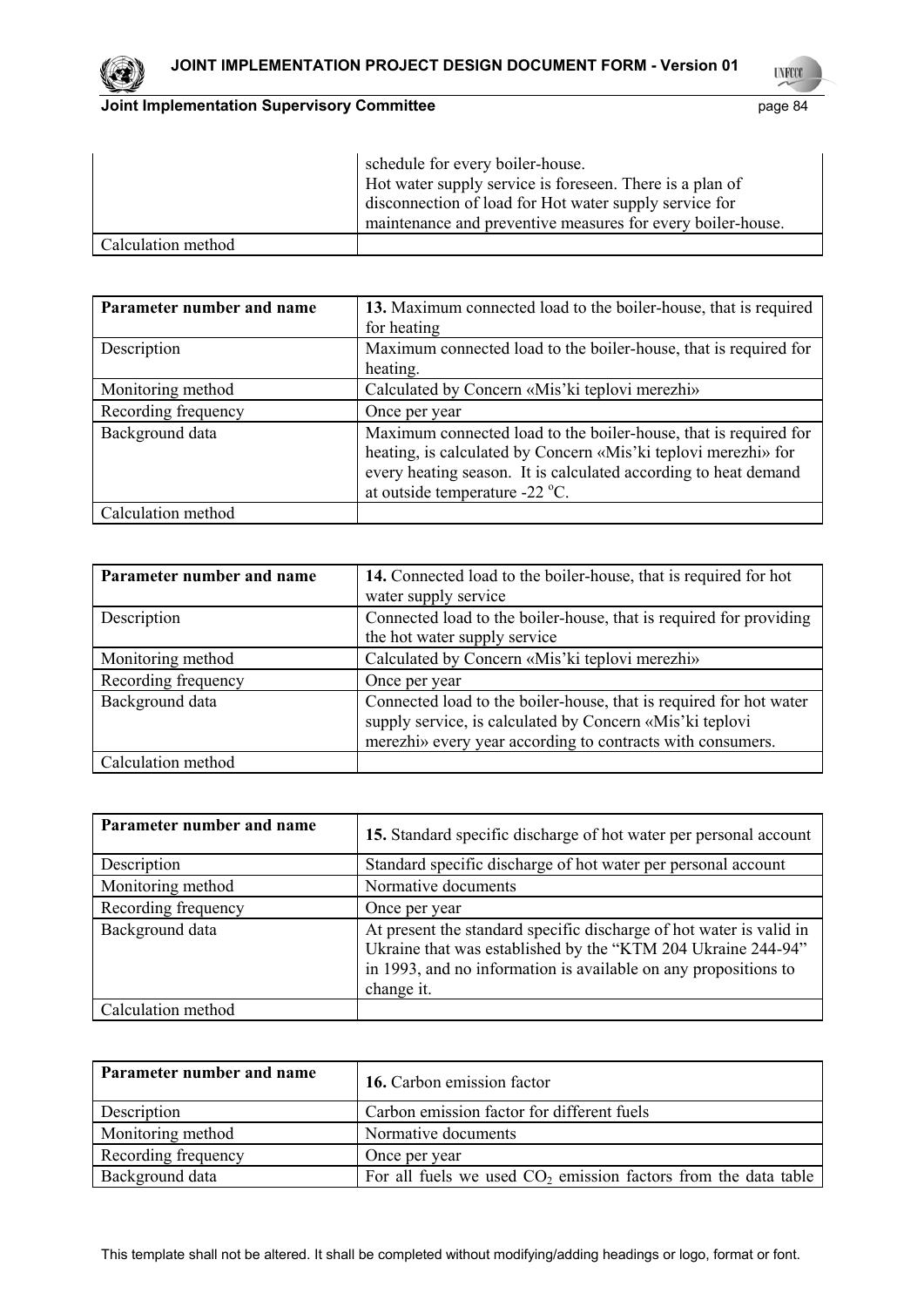| | |
|---|---|
| | schedule for every boiler-house.<br>Hot water supply service is foreseen. There is a plan of disconnection of load for Hot water supply service for maintenance and preventive measures for every boiler-house. |
| Calculation method | |

| **Parameter number and name** | **13.** Maximum connected load to the boiler-house, that is required for heating |
|---|---|
| Description | Maximum connected load to the boiler-house, that is required for heating. |
| Monitoring method | Calculated by Concern «Mis'ki teplovi merezhi» |
| Recording frequency | Once per year |
| Background data | Maximum connected load to the boiler-house, that is required for heating, is calculated by Concern «Mis'ki teplovi merezhi» for every heating season. It is calculated according to heat demand at outside temperature -22 $^oC$. |
| Calculation method | |

| **Parameter number and name** | **14.** Connected load to the boiler-house, that is required for hot water supply service |
|---|---|
| Description | Connected load to the boiler-house, that is required for providing the hot water supply service |
| Monitoring method | Calculated by Concern «Mis'ki teplovi merezhi» |
| Recording frequency | Once per year |
| Background data | Connected load to the boiler-house, that is required for hot water supply service, is calculated by Concern «Mis'ki teplovi merezhi» every year according to contracts with consumers. |
| Calculation method | |

| **Parameter number and name** | **15.** Standard specific discharge of hot water per personal account |
|---|---|
| Description | Standard specific discharge of hot water per personal account |
| Monitoring method | Normative documents |
| Recording frequency | Once per year |
| Background data | At present the standard specific discharge of hot water is valid in Ukraine that was established by the "KTM 204 Ukraine 244-94" in 1993, and no information is available on any propositions to change it. |
| Calculation method | |

| **Parameter number and name** | **16.** Carbon emission factor |
|---|---|
| Description | Carbon emission factor for different fuels |
| Monitoring method | Normative documents |
| Recording frequency | Once per year |
| Background data | For all fuels we used $CO_2$ emission factors from the data table |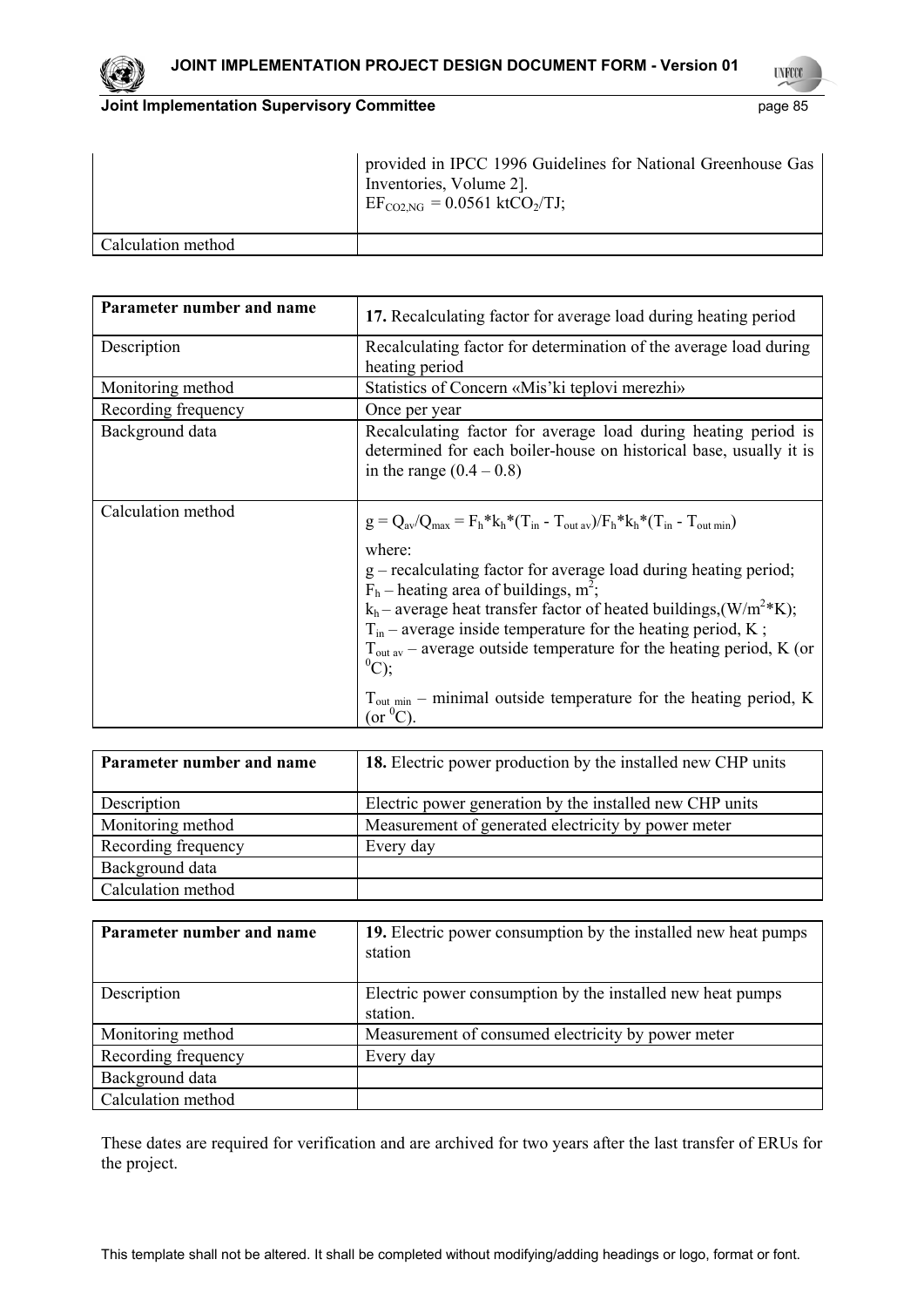| | |
|---|---|
| | provided in IPCC 1996 Guidelines for National Greenhouse Gas Inventories, Volume 2]. $EF_{CO2,NG}$ = 0.0561 $ktCO_2/TJ$; |
| Calculation method | |

| Parameter number and name | **17.** Recalculating factor for average load during heating period |
|---|---|
| Description | Recalculating factor for determination of the average load during heating period |
| Monitoring method | Statistics of Concern «Mis'ki teplovi merezhi» |
| Recording frequency | Once per year |
| Background data | Recalculating factor for average load during heating period is determined for each boiler-house on historical base, usually it is in the range (0.4 – 0.8) |
| Calculation method | $g = Q_{av}/Q_{max} = F_h*k_h*(T_{in} - T_{out\ av})/F_h*k_h*(T_{in} - T_{out\ min})$<br>where:<br>g – recalculating factor for average load during heating period;<br>$F_h$ – heating area of buildings, $m^2$;<br>$k_h$ – average heat transfer factor of heated buildings,($W/m^2*K$);<br>$T_{in}$ – average inside temperature for the heating period, K ;<br>$T_{out\ av}$ – average outside temperature for the heating period, K (or $^0C$);<br>$T_{out\ min}$ – minimal outside temperature for the heating period, K (or $^0C$). |

| Parameter number and name | **18.** Electric power production by the installed new CHP units |
|---|---|
| Description | Electric power generation by the installed new CHP units |
| Monitoring method | Measurement of generated electricity by power meter |
| Recording frequency | Every day |
| Background data | |
| Calculation method | |

| Parameter number and name | **19.** Electric power consumption by the installed new heat pumps station |
|---|---|
| Description | Electric power consumption by the installed new heat pumps station. |
| Monitoring method | Measurement of consumed electricity by power meter |
| Recording frequency | Every day |
| Background data | |
| Calculation method | |

These dates are required for verification and are archived for two years after the last transfer of ERUs for the project.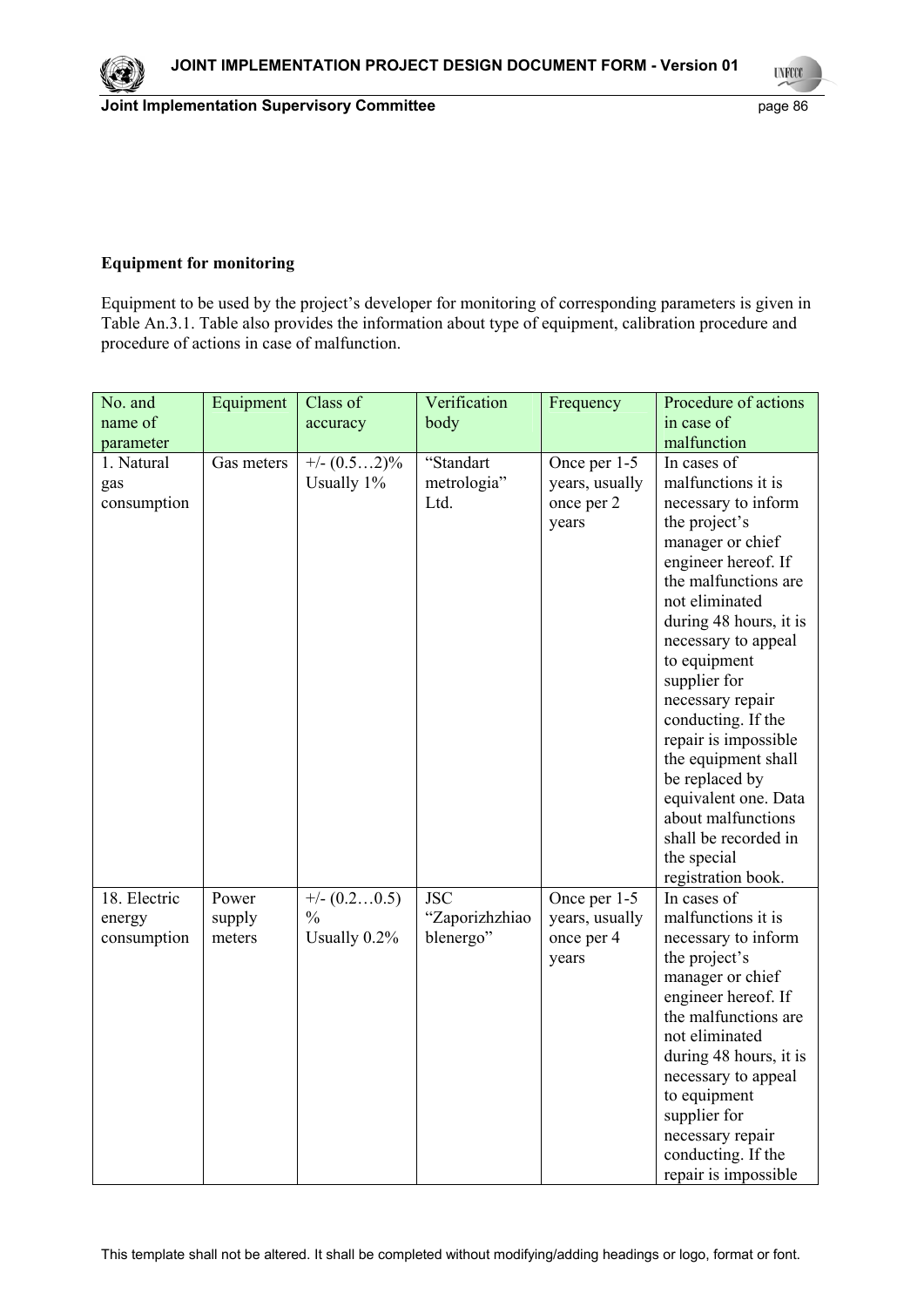**Equipment for monitoring**

Equipment to be used by the project's developer for monitoring of corresponding parameters is given in Table An.3.1. Table also provides the information about type of equipment, calibration procedure and procedure of actions in case of malfunction.

| No. and name of parameter | Equipment | Class of accuracy | Verification body | Frequency | Procedure of actions in case of malfunction |
|---|---|---|---|---|---|
| 1. Natural gas consumption | Gas meters | +/- (0.5…2)% Usually 1% | "Standart metrologia" Ltd. | Once per 1-5 years, usually once per 2 years | In cases of malfunctions it is necessary to inform the project's manager or chief engineer hereof. If the malfunctions are not eliminated during 48 hours, it is necessary to appeal to equipment supplier for necessary repair conducting. If the repair is impossible the equipment shall be replaced by equivalent one. Data about malfunctions shall be recorded in the special registration book. |
| 18. Electric energy consumption | Power supply meters | +/- (0.2…0.5) % Usually 0.2% | JSC "Zaporizhzhiaoblenergo" | Once per 1-5 years, usually once per 4 years | In cases of malfunctions it is necessary to inform the project's manager or chief engineer hereof. If the malfunctions are not eliminated during 48 hours, it is necessary to appeal to equipment supplier for necessary repair conducting. If the repair is impossible |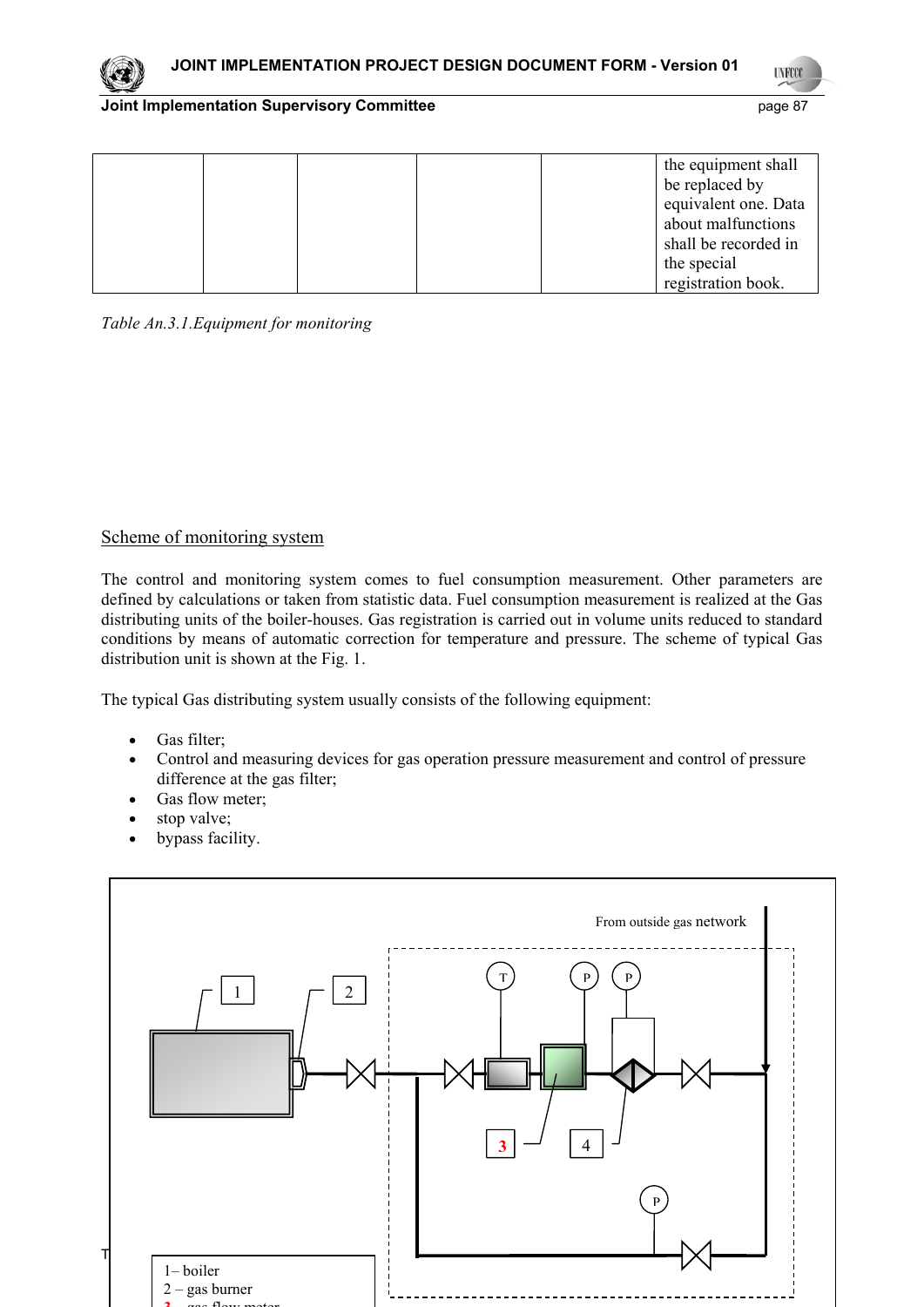| | | | | | the equipment shall be replaced by equivalent one. Data about malfunctions shall be recorded in the special registration book. |
|---|---|---|---|---|---|

*Table An.3.1.Equipment for monitoring*

Scheme of monitoring system

The control and monitoring system comes to fuel consumption measurement. Other parameters are defined by calculations or taken from statistic data. Fuel consumption measurement is realized at the Gas distributing units of the boiler-houses. Gas registration is carried out in volume units reduced to standard conditions by means of automatic correction for temperature and pressure. The scheme of typical Gas distribution unit is shown at the Fig. 1.

The typical Gas distributing system usually consists of the following equipment:

- Gas filter;
- Control and measuring devices for gas operation pressure measurement and control of pressure difference at the gas filter;
- Gas flow meter;
- stop valve;
- bypass facility.

From outside gas network

1 – boiler
2 – gas burner
3 – gas flow meter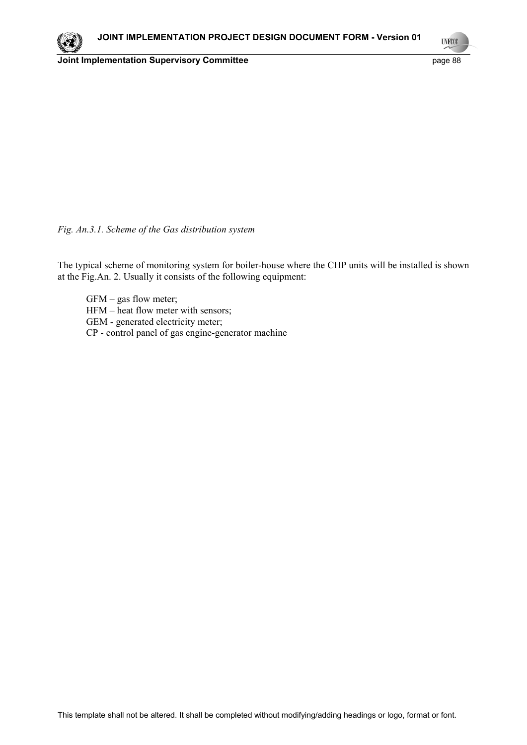*Fig. An.3.1. Scheme of the Gas distribution system*

The typical scheme of monitoring system for boiler-house where the CHP units will be installed is shown at the Fig.An. 2. Usually it consists of the following equipment:

GFM – gas flow meter;
HFM – heat flow meter with sensors;
GEM - generated electricity meter;
CP - control panel of gas engine-generator machine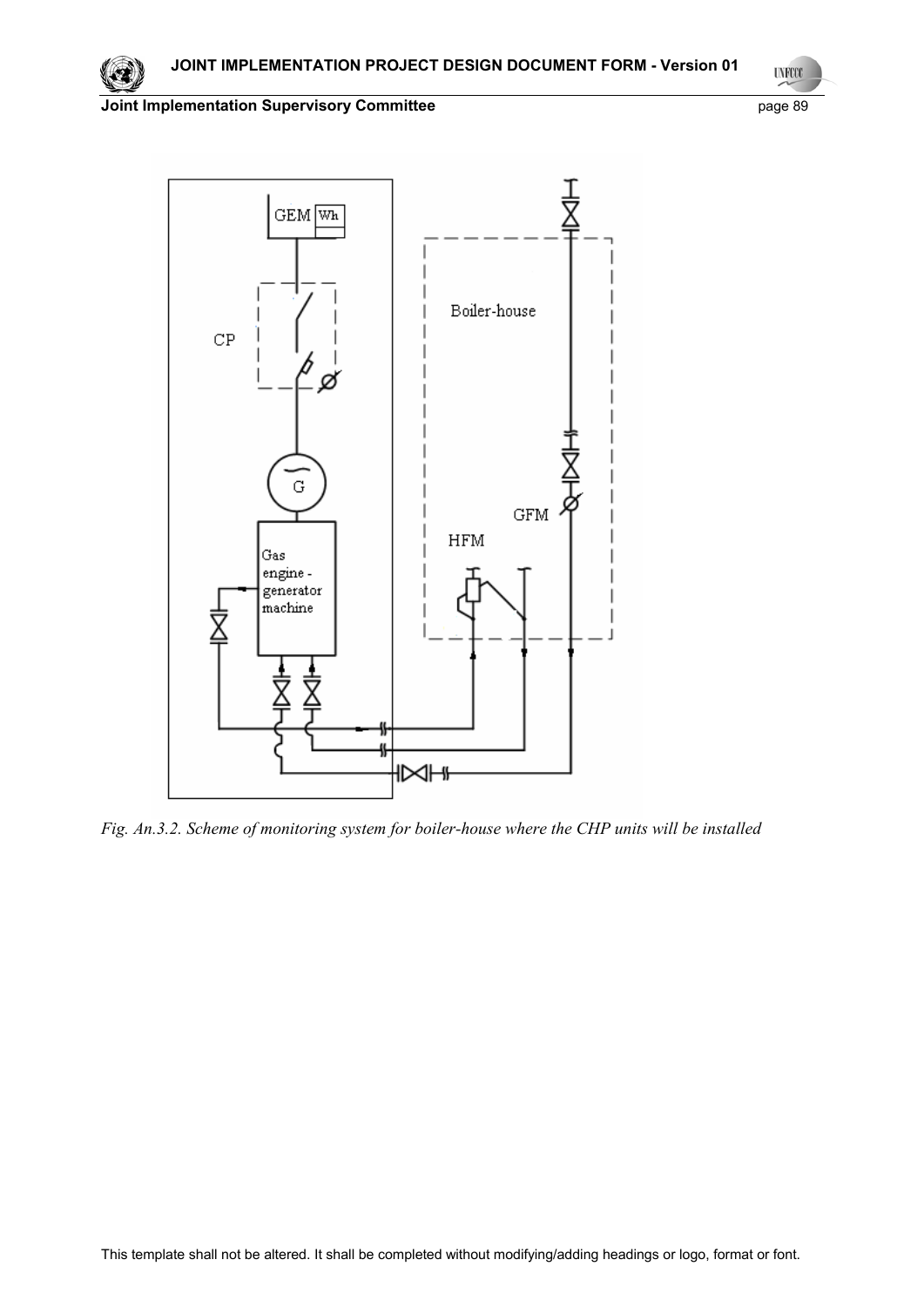*Fig. An.3.2. Scheme of monitoring system for boiler-house where the CHP units will be installed*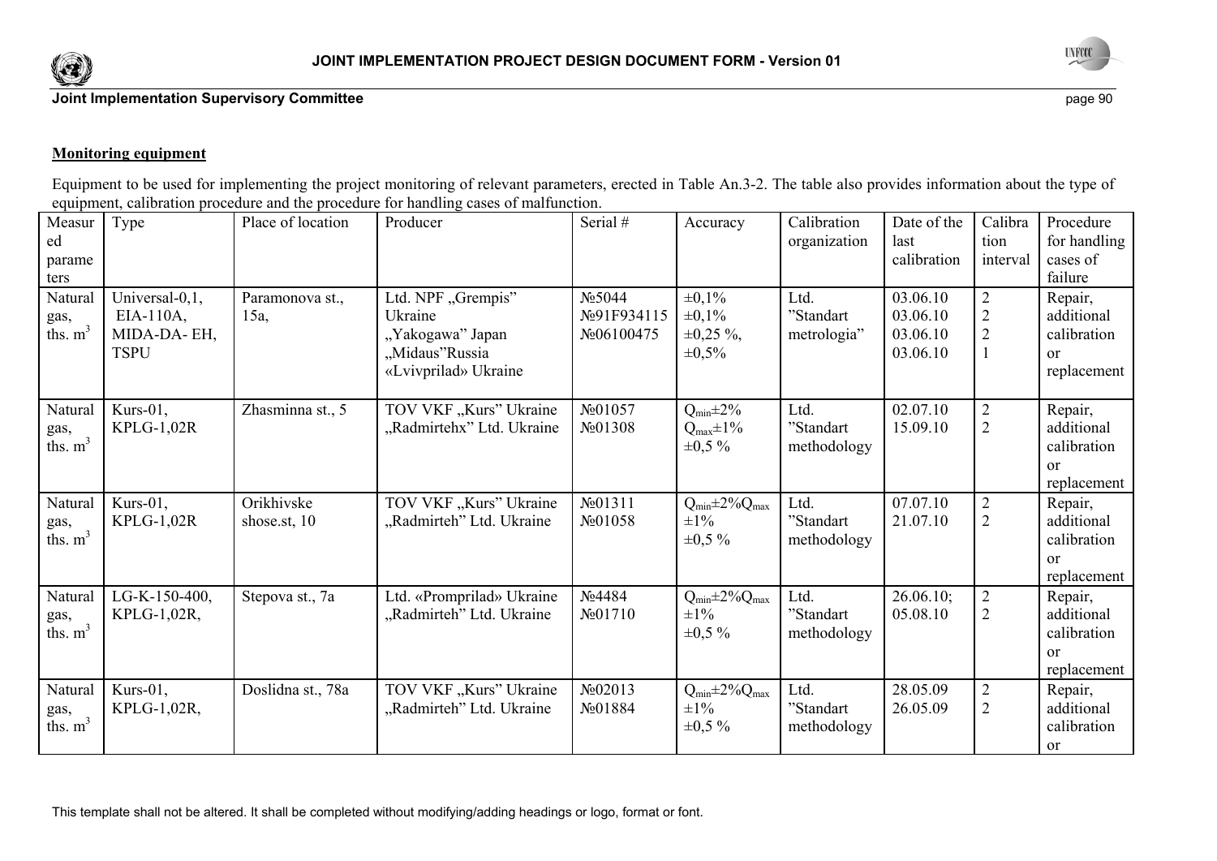**Monitoring equipment**

Equipment to be used for implementing the project monitoring of relevant parameters, erected in Table An.3-2. The table also provides information about the type of equipment, calibration procedure and the procedure for handling cases of malfunction.

| Measured parameters | Type | Place of location | Producer | Serial # | Accuracy | Calibration organization | Date of the last calibration | Calibration interval | Procedure for handling cases of failure |
|---|---|---|---|---|---|---|---|---|---|
| Natural gas, ths. $m^3$ | Universal-0,1, EIA-110A, MIDA-DA- EH, TSPU | Paramonova st., 15a, | Ltd. NPF „Grempis" Ukraine „Yakogawa" Japan „Midaus"Russia «Lvivprilad» Ukraine | №5044 №91F934115 №06100475 | ±0,1% ±0,1% ±0,25 %, ±0,5% | Ltd. "Standart metrologia" | 03.06.10 03.06.10 03.06.10 03.06.10 | 2 2 2 1 | Repair, additional calibration or replacement |
| Natural gas, ths. $m^3$ | Kurs-01, KPLG-1,02R | Zhasminna st., 5 | TOV VKF „Kurs" Ukraine „Radmirtehx" Ltd. Ukraine | №01057 №01308 | $Q_{min}$±2% $Q_{max}$±1% ±0,5 % | Ltd. "Standart methodology | 02.07.10 15.09.10 | 2 2 | Repair, additional calibration or replacement |
| Natural gas, ths. $m^3$ | Kurs-01, KPLG-1,02R | Orikhivske shose.st, 10 | TOV VKF „Kurs" Ukraine „Radmirteh" Ltd. Ukraine | №01311 №01058 | $Q_{min}$±2%$Q_{max}$ ±1% ±0,5 % | Ltd. "Standart methodology | 07.07.10 21.07.10 | 2 2 | Repair, additional calibration or replacement |
| Natural gas, ths. $m^3$ | LG-K-150-400, KPLG-1,02R, | Stepova st., 7a | Ltd. «Promprilad» Ukraine „Radmirteh" Ltd. Ukraine | №4484 №01710 | $Q_{min}$±2%$Q_{max}$ ±1% ±0,5 % | Ltd. "Standart methodology | 26.06.10; 05.08.10 | 2 2 | Repair, additional calibration or replacement |
| Natural gas, ths. $m^3$ | Kurs-01, KPLG-1,02R, | Doslidna st., 78a | TOV VKF „Kurs" Ukraine „Radmirteh" Ltd. Ukraine | №02013 №01884 | $Q_{min}$±2%$Q_{max}$ ±1% ±0,5 % | Ltd. "Standart methodology | 28.05.09 26.05.09 | 2 2 | Repair, additional calibration or |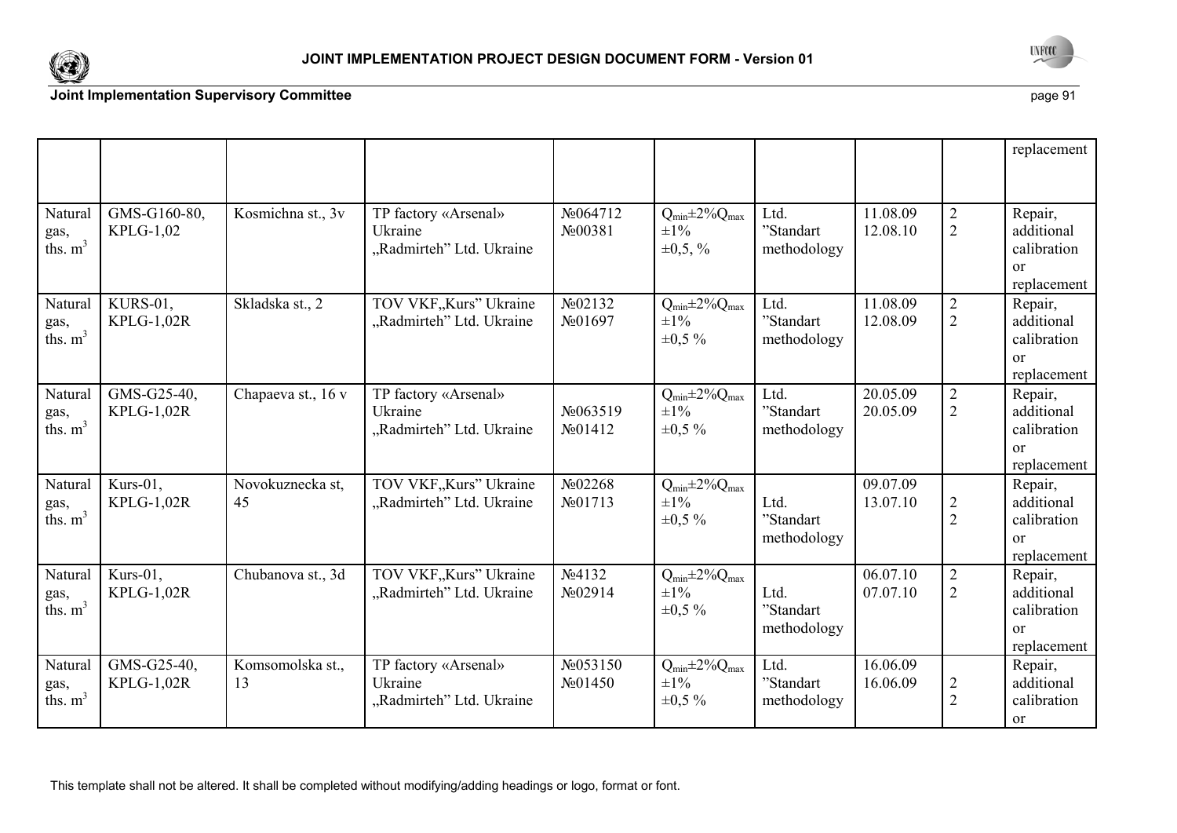| | | | | | | | | | |
|---|---|---|---|---|---|---|---|---|---|
| | | | | | | | | | replacement |
| Natural gas, ths. $m^3$ | GMS-G160-80, KPLG-1,02 | Kosmichna st., 3v | TP factory «Arsenal» Ukraine „Radmirteh" Ltd. Ukraine | №064712 №00381 | $Q_{min}$±2%$Q_{max}$ ±1% ±0,5, % | Ltd. "Standart methodology | 11.08.09 12.08.10 | 2 2 | Repair, additional calibration or replacement |
| Natural gas, ths. $m^3$ | KURS-01, KPLG-1,02R | Skladska st., 2 | TOV VKF„Kurs" Ukraine „Radmirteh" Ltd. Ukraine | №02132 №01697 | $Q_{min}$±2%$Q_{max}$ ±1% ±0,5 % | Ltd. "Standart methodology | 11.08.09 12.08.09 | 2 2 | Repair, additional calibration or replacement |
| Natural gas, ths. $m^3$ | GMS-G25-40, KPLG-1,02R | Chapaeva st., 16 v | TP factory «Arsenal» Ukraine „Radmirteh" Ltd. Ukraine | №063519 №01412 | $Q_{min}$±2%$Q_{max}$ ±1% ±0,5 % | Ltd. "Standart methodology | 20.05.09 20.05.09 | 2 2 | Repair, additional calibration or replacement |
| Natural gas, ths. $m^3$ | Kurs-01, KPLG-1,02R | Novokuznecka st, 45 | TOV VKF„Kurs" Ukraine „Radmirteh" Ltd. Ukraine | №02268 №01713 | $Q_{min}$±2%$Q_{max}$ ±1% ±0,5 % | Ltd. "Standart methodology | 09.07.09 13.07.10 | 2 2 | Repair, additional calibration or replacement |
| Natural gas, ths. $m^3$ | Kurs-01, KPLG-1,02R | Chubanova st., 3d | TOV VKF„Kurs" Ukraine „Radmirteh" Ltd. Ukraine | №4132 №02914 | $Q_{min}$±2%$Q_{max}$ ±1% ±0,5 % | Ltd. "Standart methodology | 06.07.10 07.07.10 | 2 2 | Repair, additional calibration or replacement |
| Natural gas, ths. $m^3$ | GMS-G25-40, KPLG-1,02R | Komsomolska st., 13 | TP factory «Arsenal» Ukraine „Radmirteh" Ltd. Ukraine | №053150 №01450 | $Q_{min}$±2%$Q_{max}$ ±1% ±0,5 % | Ltd. "Standart methodology | 16.06.09 16.06.09 | 2 2 | Repair, additional calibration or |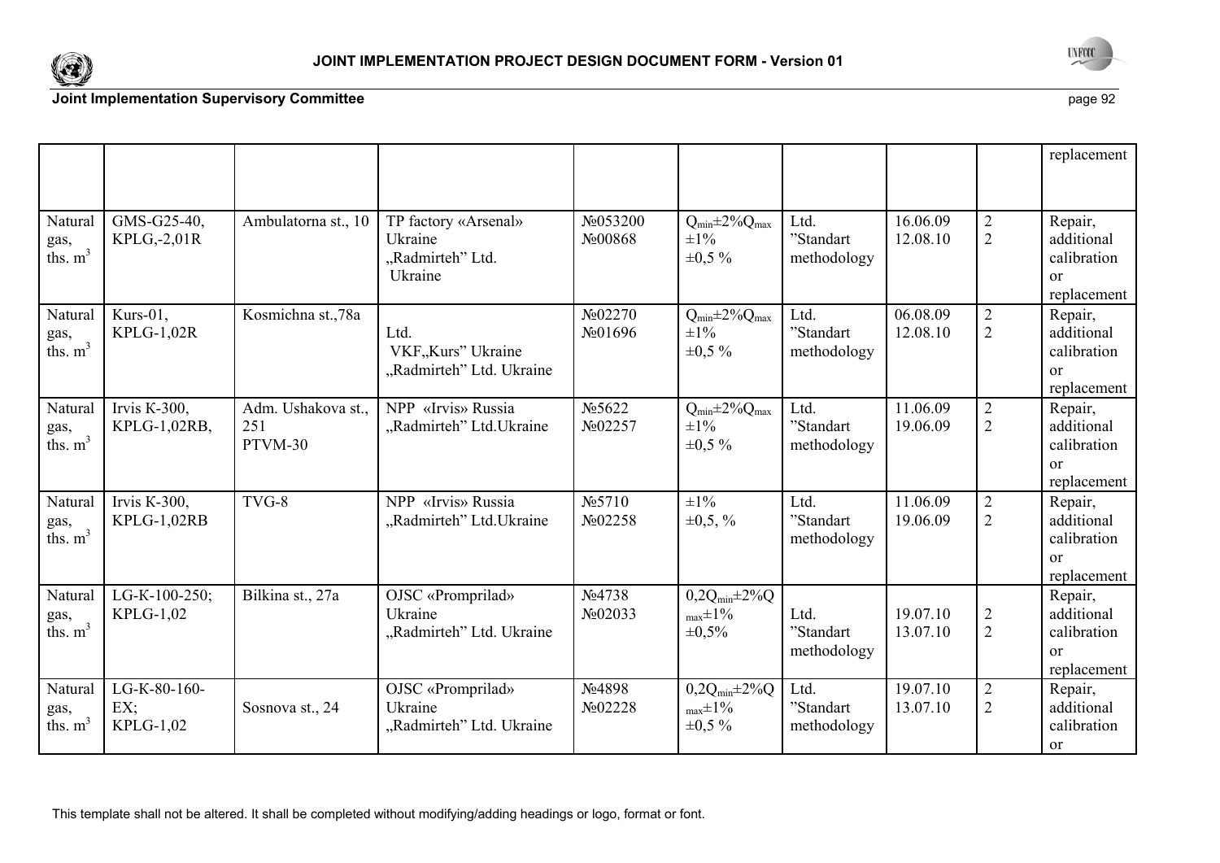| | | | | | | | | | |
|---|---|---|---|---|---|---|---|---|---|
| | | | | | | | | | replacement |
| Natural gas, ths. $m^3$ | GMS-G25-40, KPLG,-2,01R | Ambulatorna st., 10 | TP factory «Arsenal» Ukraine „Radmirteh" Ltd. Ukraine | №053200 №00868 | $Q_{min}$±2%$Q_{max}$ ±1% ±0,5 % | Ltd. "Standart methodology | 16.06.09 12.08.10 | 2 2 | Repair, additional calibration or replacement |
| Natural gas, ths. $m^3$ | Kurs-01, KPLG-1,02R | Kosmichna st.,78a | Ltd. VKF„Kurs" Ukraine „Radmirteh" Ltd. Ukraine | №02270 №01696 | $Q_{min}$±2%$Q_{max}$ ±1% ±0,5 % | Ltd. "Standart methodology | 06.08.09 12.08.10 | 2 2 | Repair, additional calibration or replacement |
| Natural gas, ths. $m^3$ | Irvis K-300, KPLG-1,02RB, | Adm. Ushakova st., 251 PTVM-30 | NPP «Irvis» Russia „Radmirteh" Ltd.Ukraine | №5622 №02257 | $Q_{min}$±2%$Q_{max}$ ±1% ±0,5 % | Ltd. "Standart methodology | 11.06.09 19.06.09 | 2 2 | Repair, additional calibration or replacement |
| Natural gas, ths. $m^3$ | Irvis K-300, KPLG-1,02RB | TVG-8 | NPP «Irvis» Russia „Radmirteh" Ltd.Ukraine | №5710 №02258 | ±1% ±0,5, % | Ltd. "Standart methodology | 11.06.09 19.06.09 | 2 2 | Repair, additional calibration or replacement |
| Natural gas, ths. $m^3$ | LG-K-100-250; KPLG-1,02 | Bilkina st., 27a | OJSC «Promprilad» Ukraine „Radmirteh" Ltd. Ukraine | №4738 №02033 | 0,2$Q_{min}$±2%$Q_{max}$±1% ±0,5% | Ltd. "Standart methodology | 19.07.10 13.07.10 | 2 2 | Repair, additional calibration or replacement |
| Natural gas, ths. $m^3$ | LG-K-80-160-EX; KPLG-1,02 | Sosnova st., 24 | OJSC «Promprilad» Ukraine „Radmirteh" Ltd. Ukraine | №4898 №02228 | 0,2$Q_{min}$±2%$Q_{max}$±1% ±0,5 % | Ltd. "Standart methodology | 19.07.10 13.07.10 | 2 2 | Repair, additional calibration or |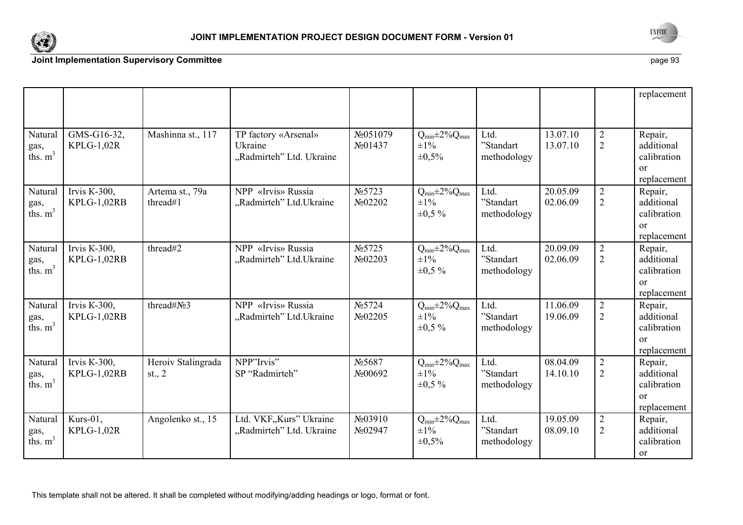| | | | | | | | | | |
|---|---|---|---|---|---|---|---|---|---|
| | | | | | | | | | replacement |
| Natural gas, ths. $m^3$ | GMS-G16-32, KPLG-1,02R | Mashinna st., 117 | TP factory «Arsenal» Ukraine „Radmirteh" Ltd. Ukraine | №051079 №01437 | $Q_{min}$±2%$Q_{max}$ ±1% ±0,5% | Ltd. "Standart methodology | 13.07.10 13.07.10 | 2 2 | Repair, additional calibration or replacement |
| Natural gas, ths. $m^3$ | Irvis K-300, KPLG-1,02RB | Artema st., 79a thread#1 | NPP «Irvis» Russia „Radmirteh" Ltd.Ukraine | №5723 №02202 | $Q_{min}$±2%$Q_{max}$ ±1% ±0,5 % | Ltd. "Standart methodology | 20.05.09 02.06.09 | 2 2 | Repair, additional calibration or replacement |
| Natural gas, ths. $m^3$ | Irvis K-300, KPLG-1,02RB | thread#2 | NPP «Irvis» Russia „Radmirteh" Ltd.Ukraine | №5725 №02203 | $Q_{min}$±2%$Q_{max}$ ±1% ±0,5 % | Ltd. "Standart methodology | 20.09.09 02.06.09 | 2 2 | Repair, additional calibration or replacement |
| Natural gas, ths. $m^3$ | Irvis K-300, KPLG-1,02RB | thread#№3 | NPP «Irvis» Russia „Radmirteh" Ltd.Ukraine | №5724 №02205 | $Q_{min}$±2%$Q_{max}$ ±1% ±0,5 % | Ltd. "Standart methodology | 11.06.09 19.06.09 | 2 2 | Repair, additional calibration or replacement |
| Natural gas, ths. $m^3$ | Irvis K-300, KPLG-1,02RB | Heroiv Stalingrada st., 2 | NPP"Irvis" SP "Radmirteh" | №5687 №00692 | $Q_{min}$±2%$Q_{max}$ ±1% ±0,5 % | Ltd. "Standart methodology | 08.04.09 14.10.10 | 2 2 | Repair, additional calibration or replacement |
| Natural gas, ths. $m^3$ | Kurs-01, KPLG-1,02R | Angolenko st., 15 | Ltd. VKF„Kurs" Ukraine „Radmirteh" Ltd. Ukraine | №03910 №02947 | $Q_{min}$±2%$Q_{max}$ ±1% ±0,5% | Ltd. "Standart methodology | 19.05.09 08.09.10 | 2 2 | Repair, additional calibration or |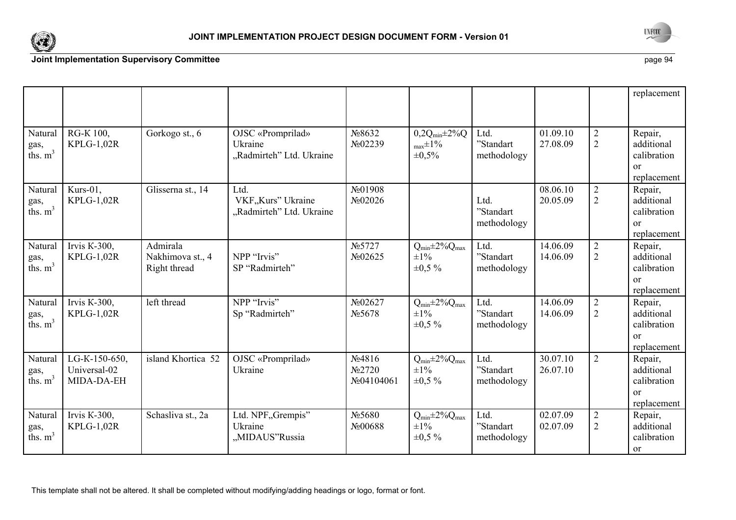| | | | | | | | | | |
|---|---|---|---|---|---|---|---|---|---|
| | | | | | | | | | replacement |
| Natural gas, ths. $m^3$ | RG-K 100, KPLG-1,02R | Gorkogo st., 6 | OJSC «Promprilad» Ukraine „Radmirteh" Ltd. Ukraine | №8632 №02239 | $0,2Q_{min}$±2%$Q_{max}$±1% ±0,5% | Ltd. "Standart methodology | 01.09.10 27.08.09 | 2 2 | Repair, additional calibration or replacement |
| Natural gas, ths. $m^3$ | Kurs-01, KPLG-1,02R | Glisserna st., 14 | Ltd. VKF„Kurs" Ukraine „Radmirteh" Ltd. Ukraine | №01908 №02026 | | Ltd. "Standart methodology | 08.06.10 20.05.09 | 2 2 | Repair, additional calibration or replacement |
| Natural gas, ths. $m^3$ | Irvis K-300, KPLG-1,02R | Admirala Nakhimova st., 4 Right thread | NPP "Irvis" SP "Radmirteh" | №5727 №02625 | $Q_{min}$±2%$Q_{max}$ ±1% ±0,5 % | Ltd. "Standart methodology | 14.06.09 14.06.09 | 2 2 | Repair, additional calibration or replacement |
| Natural gas, ths. $m^3$ | Irvis K-300, KPLG-1,02R | left thread | NPP "Irvis" Sp "Radmirteh" | №02627 №5678 | $Q_{min}$±2%$Q_{max}$ ±1% ±0,5 % | Ltd. "Standart methodology | 14.06.09 14.06.09 | 2 2 | Repair, additional calibration or replacement |
| Natural gas, ths. $m^3$ | LG-K-150-650, Universal-02 MIDA-DA-EH | island Khortica 52 | OJSC «Promprilad» Ukraine | №4816 №2720 №04104061 | $Q_{min}$±2%$Q_{max}$ ±1% ±0,5 % | Ltd. "Standart methodology | 30.07.10 26.07.10 | 2 | Repair, additional calibration or replacement |
| Natural gas, ths. $m^3$ | Irvis K-300, KPLG-1,02R | Schasliva st., 2a | Ltd. NPF„Grempis" Ukraine „MIDAUS"Russia | №5680 №00688 | $Q_{min}$±2%$Q_{max}$ ±1% ±0,5 % | Ltd. "Standart methodology | 02.07.09 02.07.09 | 2 2 | Repair, additional calibration or |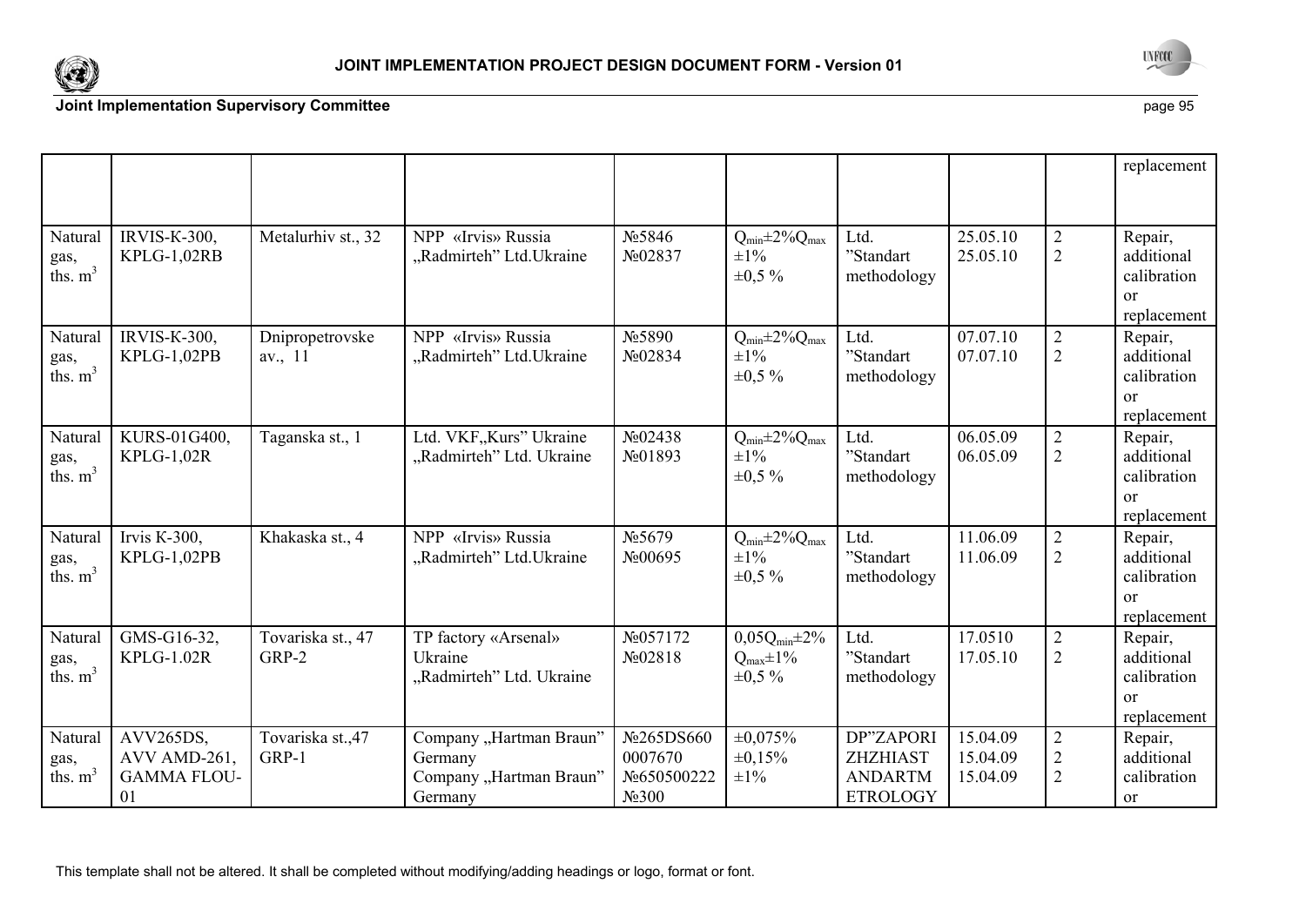| | | | | | | | | | |
|---|---|---|---|---|---|---|---|---|---|
| | | | | | | | | | replacement |
| Natural gas, ths. $m^3$ | IRVIS-K-300, KPLG-1,02RB | Metalurhiv st., 32 | NPP «Irvis» Russia „Radmirteh" Ltd.Ukraine | №5846 №02837 | $Q_{min}$±2%$Q_{max}$ ±1% ±0,5 % | Ltd. "Standart methodology | 25.05.10 25.05.10 | 2 2 | Repair, additional calibration or replacement |
| Natural gas, ths. $m^3$ | IRVIS-K-300, KPLG-1,02PB | Dnipropetrovske av., 11 | NPP «Irvis» Russia „Radmirteh" Ltd.Ukraine | №5890 №02834 | $Q_{min}$±2%$Q_{max}$ ±1% ±0,5 % | Ltd. "Standart methodology | 07.07.10 07.07.10 | 2 2 | Repair, additional calibration or replacement |
| Natural gas, ths. $m^3$ | KURS-01G400, KPLG-1,02R | Taganska st., 1 | Ltd. VKF„Kurs" Ukraine „Radmirteh" Ltd. Ukraine | №02438 №01893 | $Q_{min}$±2%$Q_{max}$ ±1% ±0,5 % | Ltd. "Standart methodology | 06.05.09 06.05.09 | 2 2 | Repair, additional calibration or replacement |
| Natural gas, ths. $m^3$ | Irvis K-300, KPLG-1,02PB | Khakaska st., 4 | NPP «Irvis» Russia „Radmirteh" Ltd.Ukraine | №5679 №00695 | $Q_{min}$±2%$Q_{max}$ ±1% ±0,5 % | Ltd. "Standart methodology | 11.06.09 11.06.09 | 2 2 | Repair, additional calibration or replacement |
| Natural gas, ths. $m^3$ | GMS-G16-32, KPLG-1.02R | Tovariska st., 47 GRP-2 | TP factory «Arsenal» Ukraine „Radmirteh" Ltd. Ukraine | №057172 №02818 | 0,05$Q_{min}$±2% $Q_{max}$±1% ±0,5 % | Ltd. "Standart methodology | 17.0510 17.05.10 | 2 2 | Repair, additional calibration or replacement |
| Natural gas, ths. $m^3$ | AVV265DS, AVV AMD-261, GAMMA FLOU-01 | Tovariska st.,47 GRP-1 | Company „Hartman Braun" Germany Company „Hartman Braun" Germany | №265DS660 0007670 №650500222 №300 | ±0,075% ±0,15% ±1% | DP"ZAPORI ZHZHIAST ANDARTM ETROLOGY | 15.04.09 15.04.09 15.04.09 | 2 2 2 | Repair, additional calibration or |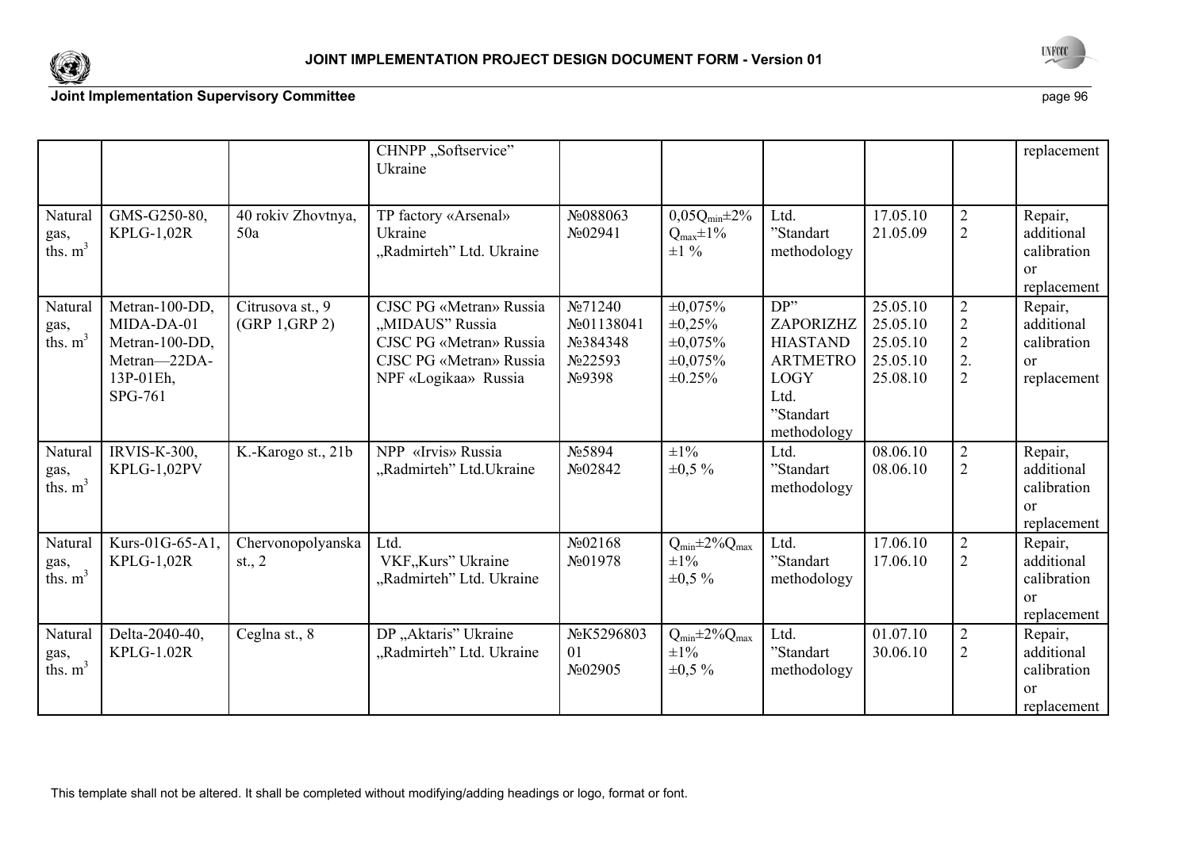|  |  |  | CHNPP „Softservice" Ukraine |  |  |  |  |  | replacement |
|---|---|---|---|---|---|---|---|---|---|
| Natural gas, ths. $m^3$ | GMS-G250-80, KPLG-1,02R | 40 rokiv Zhovtnya, 50a | TP factory «Arsenal» Ukraine<br>„Radmirteh" Ltd. Ukraine | №088063<br>№02941 | $0,05Q_{min}\pm2\%$<br>$Q_{max}\pm1\%$<br>±1 % | Ltd. "Standart methodology | 17.05.10<br>21.05.09 | 2<br>2 | Repair, additional calibration or replacement |
| Natural gas, ths. $m^3$ | Metran-100-DD, MIDA-DA-01 Metran-100-DD, Metran—22DA-13P-01Eh, SPG-761 | Citrusova st., 9 (GRP 1,GRP 2) | CJSC PG «Metran» Russia<br>„MIDAUS" Russia<br>CJSC PG «Metran» Russia<br>CJSC PG «Metran» Russia<br>NPF «Logikaa» Russia | №71240<br>№01138041<br>№384348<br>№22593<br>№9398 | ±0,075%<br>±0,25%<br>±0,075%<br>±0,075%<br>±0.25% | DP" ZAPORIZHZHIASTANDARTMETROLOGY Ltd. "Standart methodology | 25.05.10<br>25.05.10<br>25.05.10<br>25.05.10<br>25.08.10 | 2<br>2<br>2<br>2.<br>2 | Repair, additional calibration or replacement |
| Natural gas, ths. $m^3$ | IRVIS-K-300, KPLG-1,02PV | K.-Karogo st., 21b | NPP «Irvis» Russia<br>„Radmirteh" Ltd.Ukraine | №5894<br>№02842 | ±1%<br>±0,5 % | Ltd. "Standart methodology | 08.06.10<br>08.06.10 | 2<br>2 | Repair, additional calibration or replacement |
| Natural gas, ths. $m^3$ | Kurs-01G-65-A1, KPLG-1,02R | Chervonopolyanska st., 2 | Ltd. VKF„Kurs" Ukraine<br>„Radmirteh" Ltd. Ukraine | №02168<br>№01978 | $Q_{min}\pm2\%Q_{max}$<br>±1%<br>±0,5 % | Ltd. "Standart methodology | 17.06.10<br>17.06.10 | 2<br>2 | Repair, additional calibration or replacement |
| Natural gas, ths. $m^3$ | Delta-2040-40, KPLG-1.02R | Ceglna st., 8 | DP „Aktaris" Ukraine<br>„Radmirteh" Ltd. Ukraine | №K529680301<br>№02905 | $Q_{min}\pm2\%Q_{max}$<br>±1%<br>±0,5 % | Ltd. "Standart methodology | 01.07.10<br>30.06.10 | 2<br>2 | Repair, additional calibration or replacement |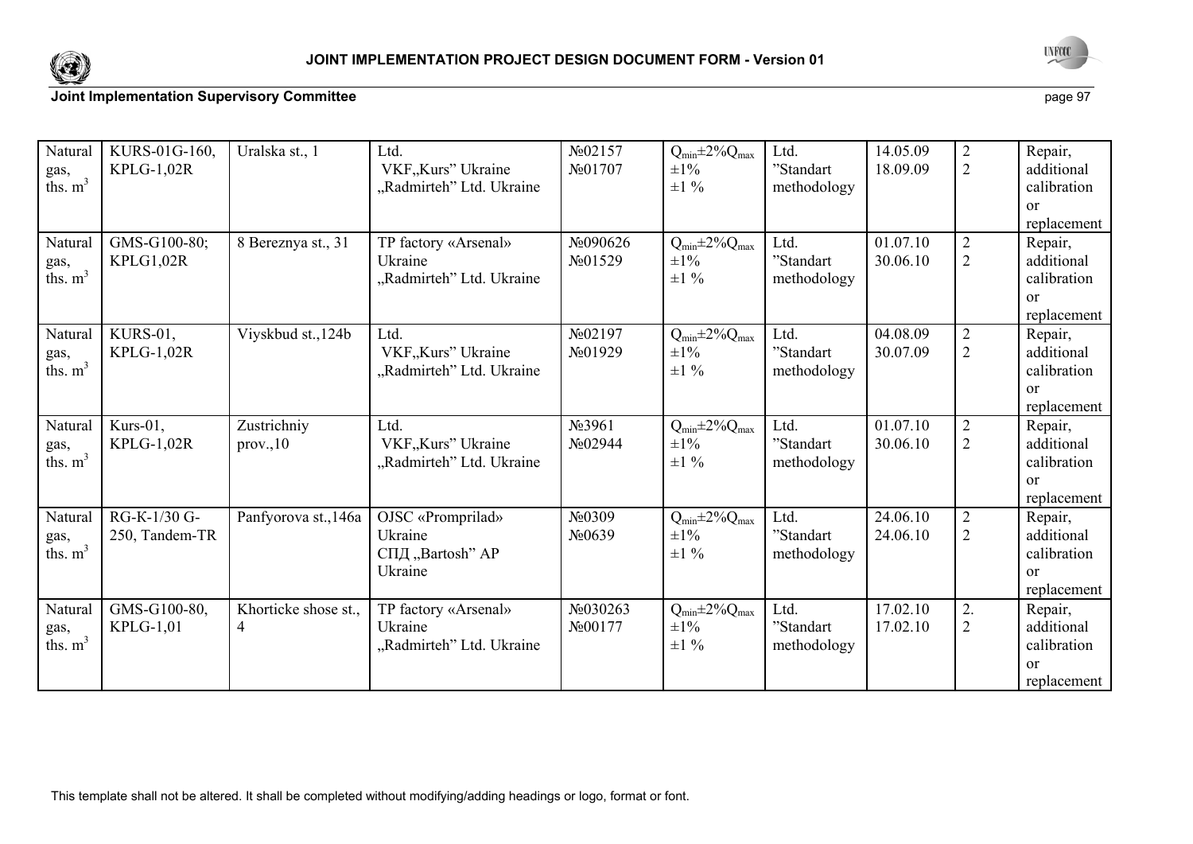| | | | | | | | | | |
|---|---|---|---|---|---|---|---|---|---|
| Natural gas, ths. $m^3$ | KURS-01G-160, KPLG-1,02R | Uralska st., 1 | Ltd. VKF„Kurs" Ukraine „Radmirteh" Ltd. Ukraine | №02157 №01707 | $Q_{min}$±2%$Q_{max}$ ±1% ±1 % | Ltd. "Standart methodology | 14.05.09 18.09.09 | 2 2 | Repair, additional calibration or replacement |
| Natural gas, ths. $m^3$ | GMS-G100-80; KPLG1,02R | 8 Bereznya st., 31 | TP factory «Arsenal» Ukraine „Radmirteh" Ltd. Ukraine | №090626 №01529 | $Q_{min}$±2%$Q_{max}$ ±1% ±1 % | Ltd. "Standart methodology | 01.07.10 30.06.10 | 2 2 | Repair, additional calibration or replacement |
| Natural gas, ths. $m^3$ | KURS-01, KPLG-1,02R | Viyskbud st.,124b | Ltd. VKF„Kurs" Ukraine „Radmirteh" Ltd. Ukraine | №02197 №01929 | $Q_{min}$±2%$Q_{max}$ ±1% ±1 % | Ltd. "Standart methodology | 04.08.09 30.07.09 | 2 2 | Repair, additional calibration or replacement |
| Natural gas, ths. $m^3$ | Kurs-01, KPLG-1,02R | Zustrichniy prov.,10 | Ltd. VKF„Kurs" Ukraine „Radmirteh" Ltd. Ukraine | №3961 №02944 | $Q_{min}$±2%$Q_{max}$ ±1% ±1 % | Ltd. "Standart methodology | 01.07.10 30.06.10 | 2 2 | Repair, additional calibration or replacement |
| Natural gas, ths. $m^3$ | RG-K-1/30 G-250, Tandem-TR | Panfyorova st.,146a | OJSC «Promprilad» Ukraine СПД „Bartosh" AP Ukraine | №0309 №0639 | $Q_{min}$±2%$Q_{max}$ ±1% ±1 % | Ltd. "Standart methodology | 24.06.10 24.06.10 | 2 2 | Repair, additional calibration or replacement |
| Natural gas, ths. $m^3$ | GMS-G100-80, KPLG-1,01 | Khorticke shose st., 4 | TP factory «Arsenal» Ukraine „Radmirteh" Ltd. Ukraine | №030263 №00177 | $Q_{min}$±2%$Q_{max}$ ±1% ±1 % | Ltd. "Standart methodology | 17.02.10 17.02.10 | 2. 2 | Repair, additional calibration or replacement |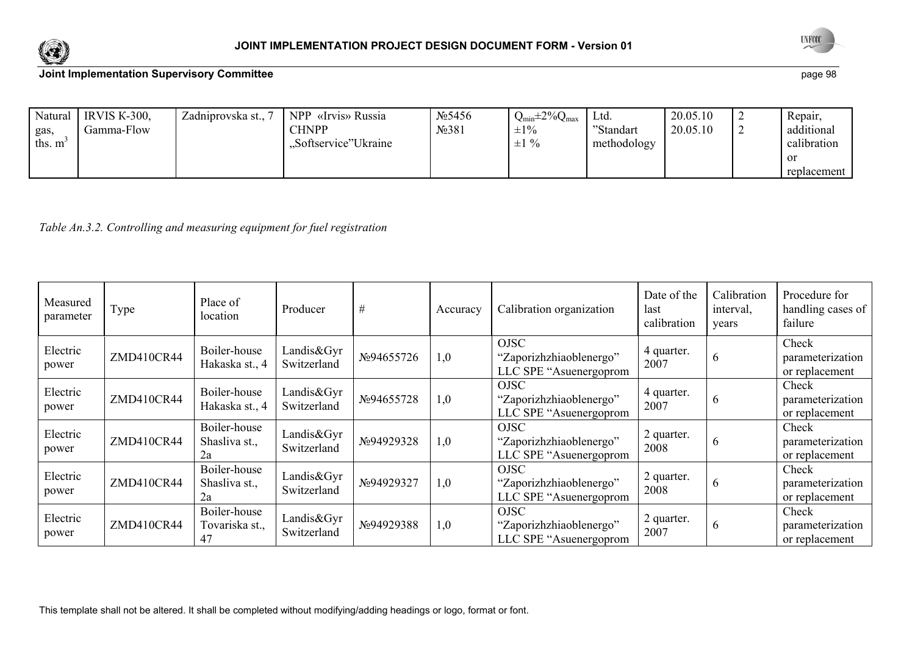| Natural gas, ths. $m^3$ | IRVIS K-300, Gamma-Flow | Zadniprovska st., 7 | NPP «Irvis» Russia CHNPP „Softservice"Ukraine | №5456 №381 | $Q_{min}$±2%$Q_{max}$ ±1% ±1 % | Ltd. "Standart methodology | 20.05.10 20.05.10 | 2 2 | Repair, additional calibration or replacement |
|---|---|---|---|---|---|---|---|---|---|

*Table An.3.2. Controlling and measuring equipment for fuel registration*

| Measured parameter | Type | Place of location | Producer | # | Accuracy | Calibration organization | Date of the last calibration | Calibration interval, years | Procedure for handling cases of failure |
|---|---|---|---|---|---|---|---|---|---|
| Electric power | ZMD410CR44 | Boiler-house Hakaska st., 4 | Landis&Gyr Switzerland | №94655726 | 1,0 | OJSC "Zaporizhzhiaoblenergo" LLC SPE "Asuenergoprom | 4 quarter. 2007 | 6 | Check parameterization or replacement |
| Electric power | ZMD410CR44 | Boiler-house Hakaska st., 4 | Landis&Gyr Switzerland | №94655728 | 1,0 | OJSC "Zaporizhzhiaoblenergo" LLC SPE "Asuenergoprom | 4 quarter. 2007 | 6 | Check parameterization or replacement |
| Electric power | ZMD410CR44 | Boiler-house Shasliva st., 2a | Landis&Gyr Switzerland | №94929328 | 1,0 | OJSC "Zaporizhzhiaoblenergo" LLC SPE "Asuenergoprom | 2 quarter. 2008 | 6 | Check parameterization or replacement |
| Electric power | ZMD410CR44 | Boiler-house Shasliva st., 2a | Landis&Gyr Switzerland | №94929327 | 1,0 | OJSC "Zaporizhzhiaoblenergo" LLC SPE "Asuenergoprom | 2 quarter. 2008 | 6 | Check parameterization or replacement |
| Electric power | ZMD410CR44 | Boiler-house Tovariska st., 47 | Landis&Gyr Switzerland | №94929388 | 1,0 | OJSC "Zaporizhzhiaoblenergo" LLC SPE "Asuenergoprom | 2 quarter. 2007 | 6 | Check parameterization or replacement |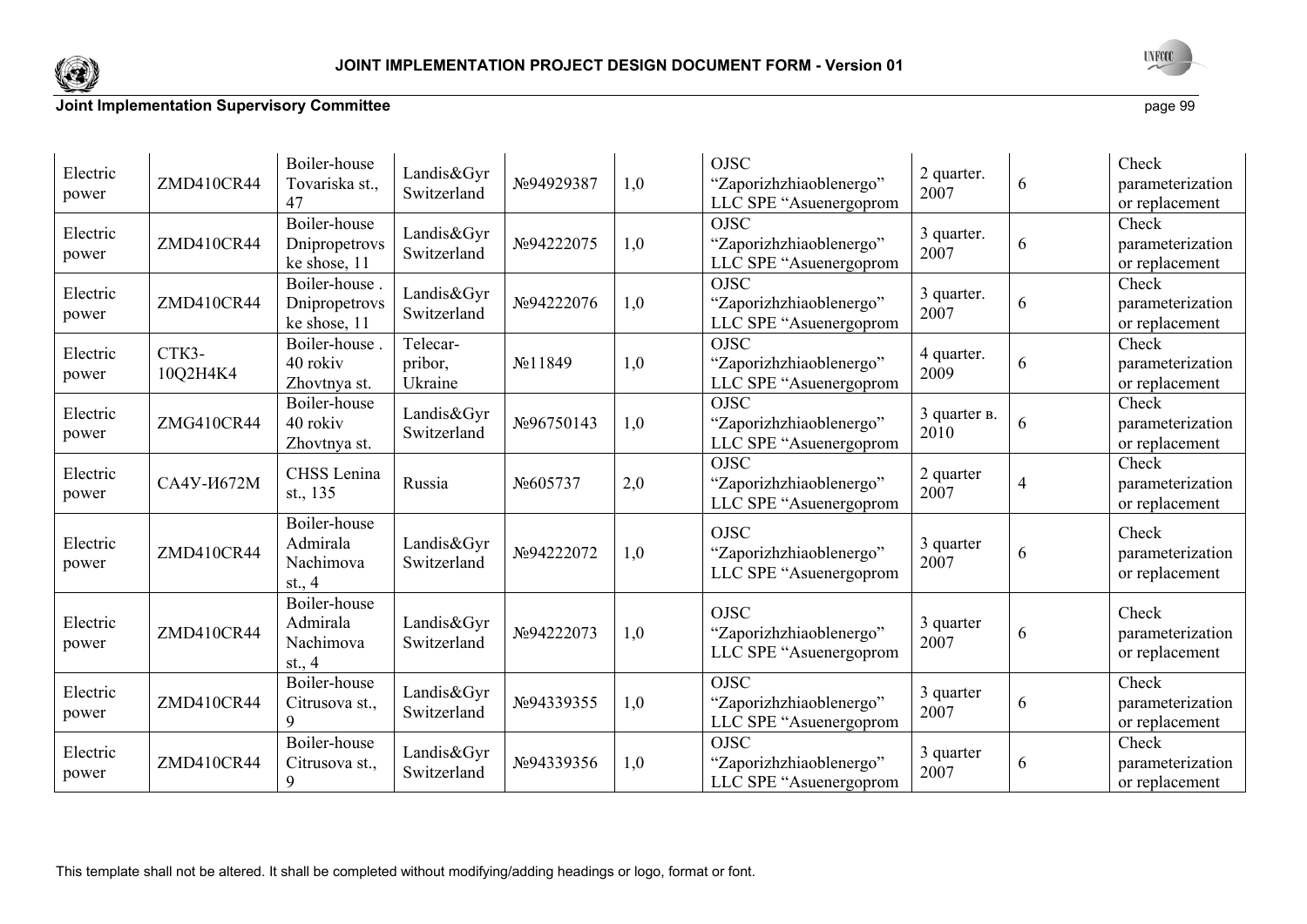| | | | | | | | | | |
|---|---|---|---|---|---|---|---|---|---|
| Electric power | ZMD410CR44 | Boiler-house Tovariska st., 47 | Landis&Gyr Switzerland | №94929387 | 1,0 | OJSC "Zaporizhzhiaoblenergo" LLC SPE "Asuenergoprom | 2 quarter. 2007 | 6 | Check parameterization or replacement |
| Electric power | ZMD410CR44 | Boiler-house Dnipropetrovske shose, 11 | Landis&Gyr Switzerland | №94222075 | 1,0 | OJSC "Zaporizhzhiaoblenergo" LLC SPE "Asuenergoprom | 3 quarter. 2007 | 6 | Check parameterization or replacement |
| Electric power | ZMD410CR44 | Boiler-house . Dnipropetrovske shose, 11 | Landis&Gyr Switzerland | №94222076 | 1,0 | OJSC "Zaporizhzhiaoblenergo" LLC SPE "Asuenergoprom | 3 quarter. 2007 | 6 | Check parameterization or replacement |
| Electric power | СТК3-10Q2H4K4 | Boiler-house . 40 rokiv Zhovtnya st. | Telecar-pribor, Ukraine | №11849 | 1,0 | OJSC "Zaporizhzhiaoblenergo" LLC SPE "Asuenergoprom | 4 quarter. 2009 | 6 | Check parameterization or replacement |
| Electric power | ZMG410CR44 | Boiler-house 40 rokiv Zhovtnya st. | Landis&Gyr Switzerland | №96750143 | 1,0 | OJSC "Zaporizhzhiaoblenergo" LLC SPE "Asuenergoprom | 3 quarter в. 2010 | 6 | Check parameterization or replacement |
| Electric power | СА4У-И672М | CHSS Lenina st., 135 | Russia | №605737 | 2,0 | OJSC "Zaporizhzhiaoblenergo" LLC SPE "Asuenergoprom | 2 quarter 2007 | 4 | Check parameterization or replacement |
| Electric power | ZMD410CR44 | Boiler-house Admirala Nachimova st., 4 | Landis&Gyr Switzerland | №94222072 | 1,0 | OJSC "Zaporizhzhiaoblenergo" LLC SPE "Asuenergoprom | 3 quarter 2007 | 6 | Check parameterization or replacement |
| Electric power | ZMD410CR44 | Boiler-house Admirala Nachimova st., 4 | Landis&Gyr Switzerland | №94222073 | 1,0 | OJSC "Zaporizhzhiaoblenergo" LLC SPE "Asuenergoprom | 3 quarter 2007 | 6 | Check parameterization or replacement |
| Electric power | ZMD410CR44 | Boiler-house Citrusova st., 9 | Landis&Gyr Switzerland | №94339355 | 1,0 | OJSC "Zaporizhzhiaoblenergo" LLC SPE "Asuenergoprom | 3 quarter 2007 | 6 | Check parameterization or replacement |
| Electric power | ZMD410CR44 | Boiler-house Citrusova st., 9 | Landis&Gyr Switzerland | №94339356 | 1,0 | OJSC "Zaporizhzhiaoblenergo" LLC SPE "Asuenergoprom | 3 quarter 2007 | 6 | Check parameterization or replacement |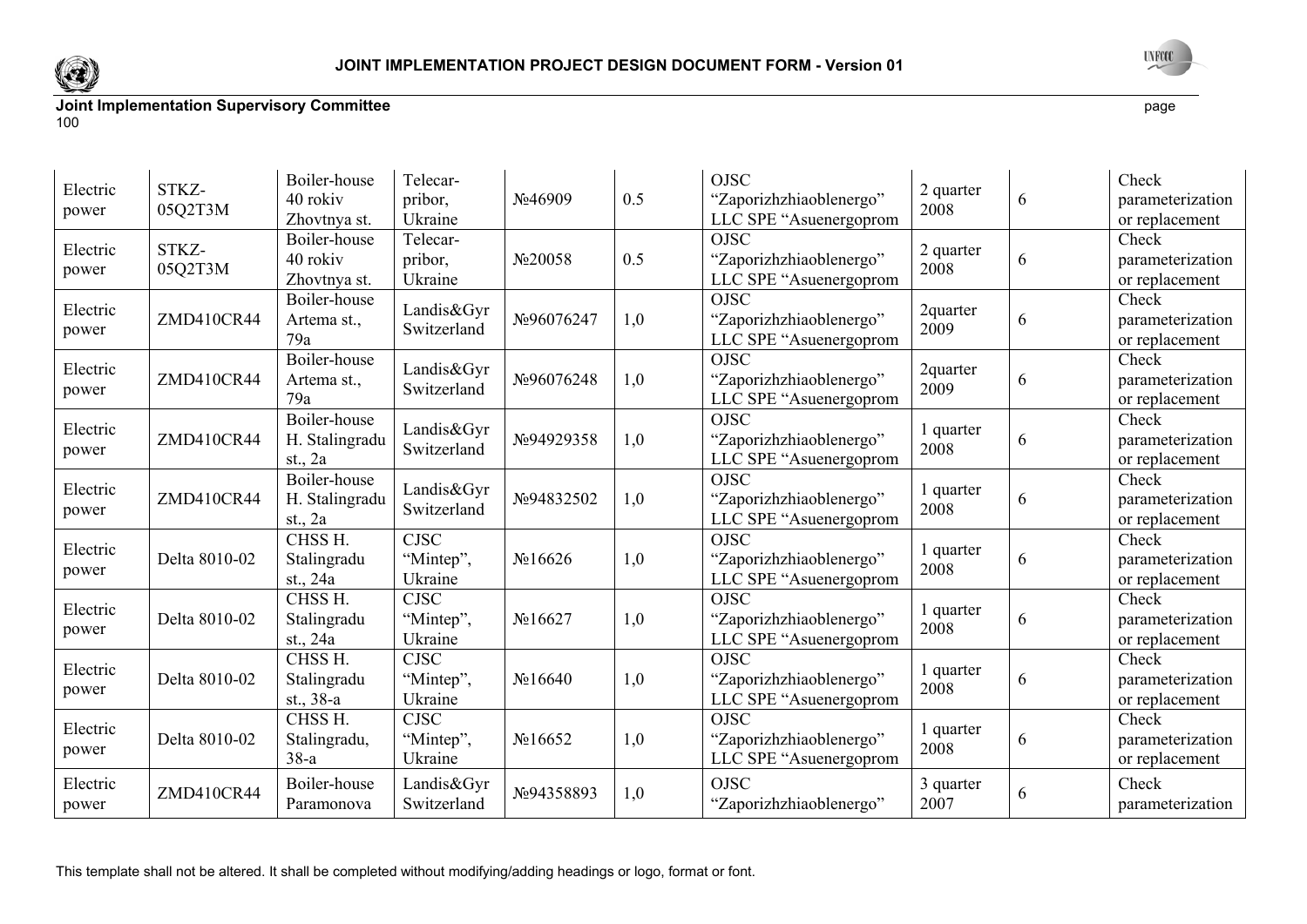| Electric power | STKZ-05Q2T3M | Boiler-house 40 rokiv Zhovtnya st. | Telecar-pribor, Ukraine | №46909 | 0.5 | OJSC "Zaporizhzhiaoblenergo" LLC SPE "Asuenergoprom | 2 quarter 2008 | 6 | Check parameterization or replacement |
|---|---|---|---|---|---|---|---|---|---|
| Electric power | STKZ-05Q2T3M | Boiler-house 40 rokiv Zhovtnya st. | Telecar-pribor, Ukraine | №20058 | 0.5 | OJSC "Zaporizhzhiaoblenergo" LLC SPE "Asuenergoprom | 2 quarter 2008 | 6 | Check parameterization or replacement |
| Electric power | ZMD410CR44 | Boiler-house Artema st., 79a | Landis&Gyr Switzerland | №96076247 | 1,0 | OJSC "Zaporizhzhiaoblenergo" LLC SPE "Asuenergoprom | 2quarter 2009 | 6 | Check parameterization or replacement |
| Electric power | ZMD410CR44 | Boiler-house Artema st., 79a | Landis&Gyr Switzerland | №96076248 | 1,0 | OJSC "Zaporizhzhiaoblenergo" LLC SPE "Asuenergoprom | 2quarter 2009 | 6 | Check parameterization or replacement |
| Electric power | ZMD410CR44 | Boiler-house H. Stalingradu st., 2a | Landis&Gyr Switzerland | №94929358 | 1,0 | OJSC "Zaporizhzhiaoblenergo" LLC SPE "Asuenergoprom | 1 quarter 2008 | 6 | Check parameterization or replacement |
| Electric power | ZMD410CR44 | Boiler-house H. Stalingradu st., 2a | Landis&Gyr Switzerland | №94832502 | 1,0 | OJSC "Zaporizhzhiaoblenergo" LLC SPE "Asuenergoprom | 1 quarter 2008 | 6 | Check parameterization or replacement |
| Electric power | Delta 8010-02 | CHSS H. Stalingradu st., 24a | CJSC "Mintep", Ukraine | №16626 | 1,0 | OJSC "Zaporizhzhiaoblenergo" LLC SPE "Asuenergoprom | 1 quarter 2008 | 6 | Check parameterization or replacement |
| Electric power | Delta 8010-02 | CHSS H. Stalingradu st., 24a | CJSC "Mintep", Ukraine | №16627 | 1,0 | OJSC "Zaporizhzhiaoblenergo" LLC SPE "Asuenergoprom | 1 quarter 2008 | 6 | Check parameterization or replacement |
| Electric power | Delta 8010-02 | CHSS H. Stalingradu st., 38-a | CJSC "Mintep", Ukraine | №16640 | 1,0 | OJSC "Zaporizhzhiaoblenergo" LLC SPE "Asuenergoprom | 1 quarter 2008 | 6 | Check parameterization or replacement |
| Electric power | Delta 8010-02 | CHSS H. Stalingradu, 38-a | CJSC "Mintep", Ukraine | №16652 | 1,0 | OJSC "Zaporizhzhiaoblenergo" LLC SPE "Asuenergoprom | 1 quarter 2008 | 6 | Check parameterization or replacement |
| Electric power | ZMD410CR44 | Boiler-house Paramonova | Landis&Gyr Switzerland | №94358893 | 1,0 | OJSC "Zaporizhzhiaoblenergo" | 3 quarter 2007 | 6 | Check parameterization |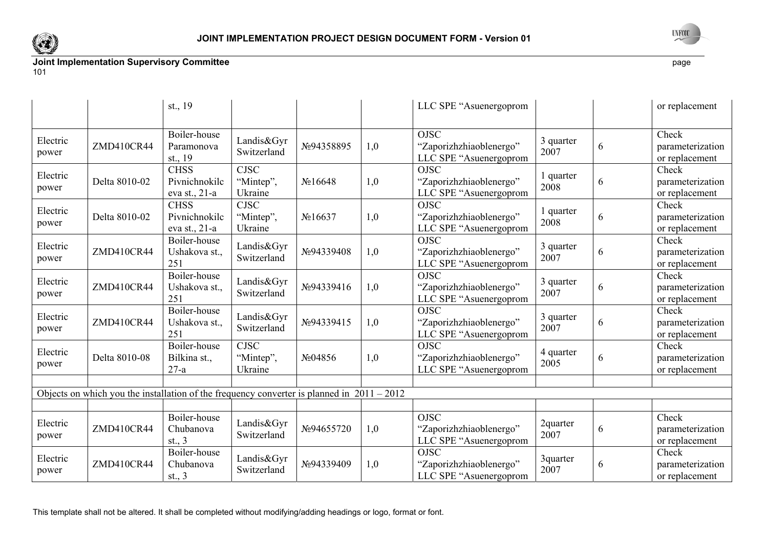| | | st., 19 | | | | LLC SPE “Asuenergoprom | | | or replacement |
|---|---|---|---|---|---|---|---|---|---|
| Electric power | ZMD410CR44 | Boiler-house Paramonova st., 19 | Landis&Gyr Switzerland | №94358895 | 1,0 | OJSC “Zaporizhzhiaoblenergo” LLC SPE “Asuenergoprom | 3 quarter 2007 | 6 | Check parameterization or replacement |
| Electric power | Delta 8010-02 | CHSS Pivnichnokilc eva st., 21-a | CJSC “Mintep”, Ukraine | №16648 | 1,0 | OJSC “Zaporizhzhiaoblenergo” LLC SPE “Asuenergoprom | 1 quarter 2008 | 6 | Check parameterization or replacement |
| Electric power | Delta 8010-02 | CHSS Pivnichnokilc eva st., 21-a | CJSC “Mintep”, Ukraine | №16637 | 1,0 | OJSC “Zaporizhzhiaoblenergo” LLC SPE “Asuenergoprom | 1 quarter 2008 | 6 | Check parameterization or replacement |
| Electric power | ZMD410CR44 | Boiler-house Ushakova st., 251 | Landis&Gyr Switzerland | №94339408 | 1,0 | OJSC “Zaporizhzhiaoblenergo” LLC SPE “Asuenergoprom | 3 quarter 2007 | 6 | Check parameterization or replacement |
| Electric power | ZMD410CR44 | Boiler-house Ushakova st., 251 | Landis&Gyr Switzerland | №94339416 | 1,0 | OJSC “Zaporizhzhiaoblenergo” LLC SPE “Asuenergoprom | 3 quarter 2007 | 6 | Check parameterization or replacement |
| Electric power | ZMD410CR44 | Boiler-house Ushakova st., 251 | Landis&Gyr Switzerland | №94339415 | 1,0 | OJSC “Zaporizhzhiaoblenergo” LLC SPE “Asuenergoprom | 3 quarter 2007 | 6 | Check parameterization or replacement |
| Electric power | Delta 8010-08 | Boiler-house Bilkina st., 27-a | CJSC “Mintep”, Ukraine | №04856 | 1,0 | OJSC “Zaporizhzhiaoblenergo” LLC SPE “Asuenergoprom | 4 quarter 2005 | 6 | Check parameterization or replacement |
| | | | | | | | | | |
| Objects on which you the installation of the frequency converter is planned in 2011 – 2012 | | | | | | | | | |
| | | | | | | | | | |
| Electric power | ZMD410CR44 | Boiler-house Chubanova st., 3 | Landis&Gyr Switzerland | №94655720 | 1,0 | OJSC “Zaporizhzhiaoblenergo” LLC SPE “Asuenergoprom | 2quarter 2007 | 6 | Check parameterization or replacement |
| Electric power | ZMD410CR44 | Boiler-house Chubanova st., 3 | Landis&Gyr Switzerland | №94339409 | 1,0 | OJSC “Zaporizhzhiaoblenergo” LLC SPE “Asuenergoprom | 3quarter 2007 | 6 | Check parameterization or replacement |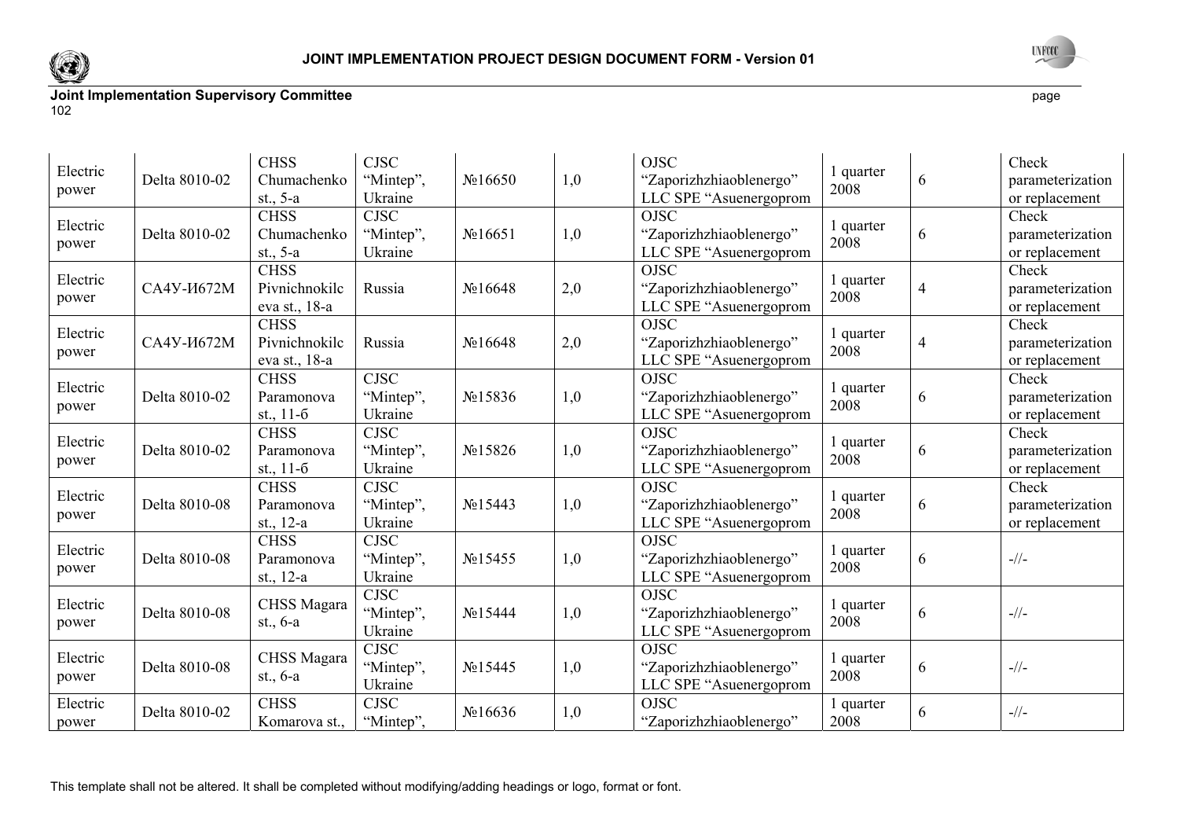| | | | | | | | | | |
|---|---|---|---|---|---|---|---|---|---|
| Electric power | Delta 8010-02 | CHSS Chumachenko st., 5-a | CJSC "Mintep", Ukraine | №16650 | 1,0 | OJSC "Zaporizhzhiaoblenergo" LLC SPE "Asuenergoprom | 1 quarter 2008 | 6 | Check parameterization or replacement |
| Electric power | Delta 8010-02 | CHSS Chumachenko st., 5-a | CJSC "Mintep", Ukraine | №16651 | 1,0 | OJSC "Zaporizhzhiaoblenergo" LLC SPE "Asuenergoprom | 1 quarter 2008 | 6 | Check parameterization or replacement |
| Electric power | СА4У-И672М | CHSS Pivnichnokilceva st., 18-a | Russia | №16648 | 2,0 | OJSC "Zaporizhzhiaoblenergo" LLC SPE "Asuenergoprom | 1 quarter 2008 | 4 | Check parameterization or replacement |
| Electric power | СА4У-И672М | CHSS Pivnichnokilceva st., 18-a | Russia | №16648 | 2,0 | OJSC "Zaporizhzhiaoblenergo" LLC SPE "Asuenergoprom | 1 quarter 2008 | 4 | Check parameterization or replacement |
| Electric power | Delta 8010-02 | CHSS Paramonova st., 11-б | CJSC "Mintep", Ukraine | №15836 | 1,0 | OJSC "Zaporizhzhiaoblenergo" LLC SPE "Asuenergoprom | 1 quarter 2008 | 6 | Check parameterization or replacement |
| Electric power | Delta 8010-02 | CHSS Paramonova st., 11-б | CJSC "Mintep", Ukraine | №15826 | 1,0 | OJSC "Zaporizhzhiaoblenergo" LLC SPE "Asuenergoprom | 1 quarter 2008 | 6 | Check parameterization or replacement |
| Electric power | Delta 8010-08 | CHSS Paramonova st., 12-a | CJSC "Mintep", Ukraine | №15443 | 1,0 | OJSC "Zaporizhzhiaoblenergo" LLC SPE "Asuenergoprom | 1 quarter 2008 | 6 | Check parameterization or replacement |
| Electric power | Delta 8010-08 | CHSS Paramonova st., 12-a | CJSC "Mintep", Ukraine | №15455 | 1,0 | OJSC "Zaporizhzhiaoblenergo" LLC SPE "Asuenergoprom | 1 quarter 2008 | 6 | -//- |
| Electric power | Delta 8010-08 | CHSS Magara st., 6-a | CJSC "Mintep", Ukraine | №15444 | 1,0 | OJSC "Zaporizhzhiaoblenergo" LLC SPE "Asuenergoprom | 1 quarter 2008 | 6 | -//- |
| Electric power | Delta 8010-08 | CHSS Magara st., 6-a | CJSC "Mintep", Ukraine | №15445 | 1,0 | OJSC "Zaporizhzhiaoblenergo" LLC SPE "Asuenergoprom | 1 quarter 2008 | 6 | -//- |
| Electric power | Delta 8010-02 | CHSS Komarova st., | CJSC "Mintep", | №16636 | 1,0 | OJSC "Zaporizhzhiaoblenergo" | 1 quarter 2008 | 6 | -//- |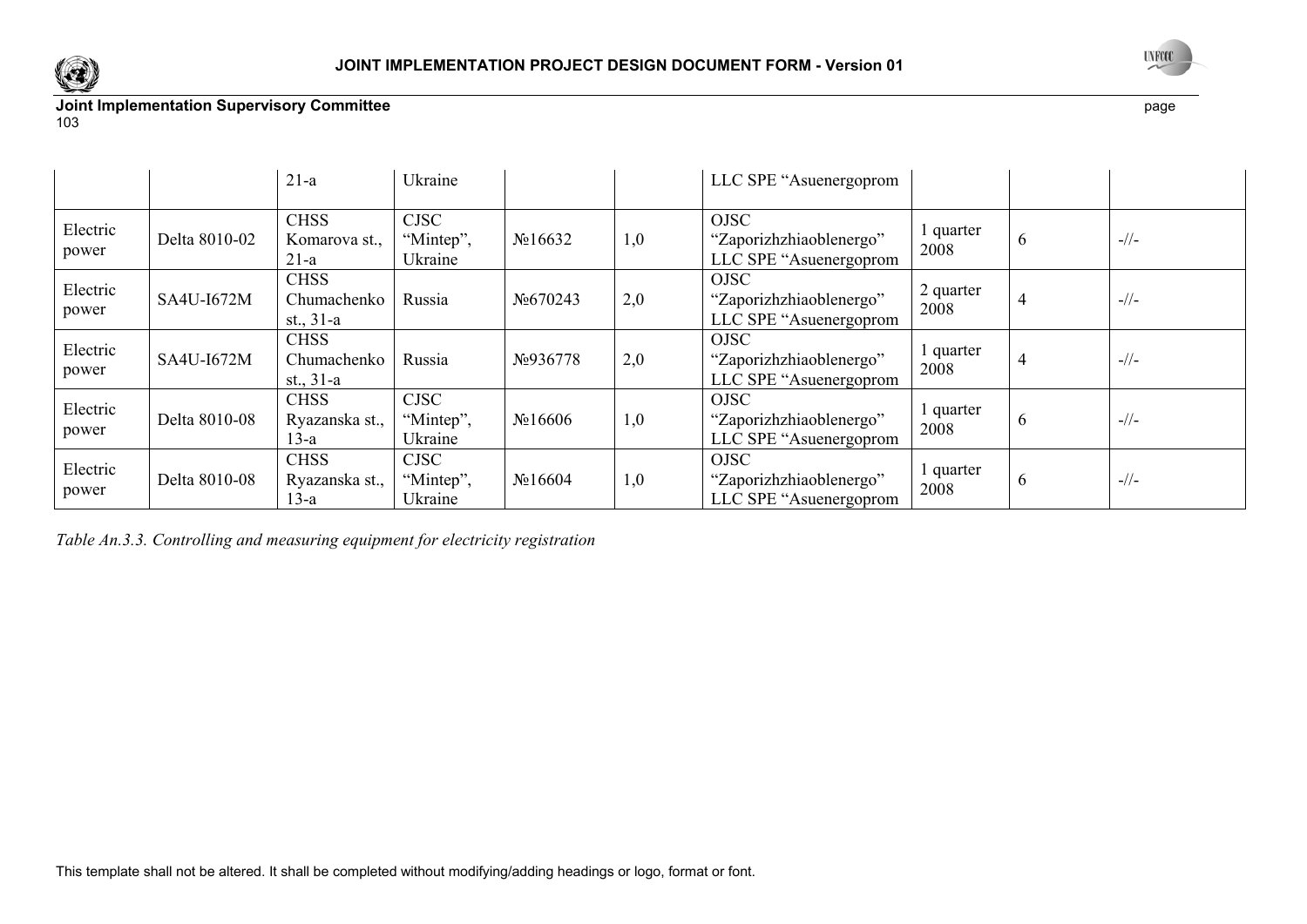|  |  | 21-a | Ukraine |  |  | LLC SPE "Asuenergoprom |  |  |  |
|---|---|---|---|---|---|---|---|---|---|
| Electric power | Delta 8010-02 | CHSS Komarova st., 21-a | CJSC "Mintep", Ukraine | №16632 | 1,0 | OJSC "Zaporizhzhiaoblenergo" LLC SPE "Asuenergoprom | 1 quarter 2008 | 6 | -//- |
| Electric power | SA4U-I672M | CHSS Chumachenko st., 31-a | Russia | №670243 | 2,0 | OJSC "Zaporizhzhiaoblenergo" LLC SPE "Asuenergoprom | 2 quarter 2008 | 4 | -//- |
| Electric power | SA4U-I672M | CHSS Chumachenko st., 31-a | Russia | №936778 | 2,0 | OJSC "Zaporizhzhiaoblenergo" LLC SPE "Asuenergoprom | 1 quarter 2008 | 4 | -//- |
| Electric power | Delta 8010-08 | CHSS Ryazanska st., 13-a | CJSC "Mintep", Ukraine | №16606 | 1,0 | OJSC "Zaporizhzhiaoblenergo" LLC SPE "Asuenergoprom | 1 quarter 2008 | 6 | -//- |
| Electric power | Delta 8010-08 | CHSS Ryazanska st., 13-a | CJSC "Mintep", Ukraine | №16604 | 1,0 | OJSC "Zaporizhzhiaoblenergo" LLC SPE "Asuenergoprom | 1 quarter 2008 | 6 | -//- |

*Table An.3.3. Controlling and measuring equipment for electricity registration*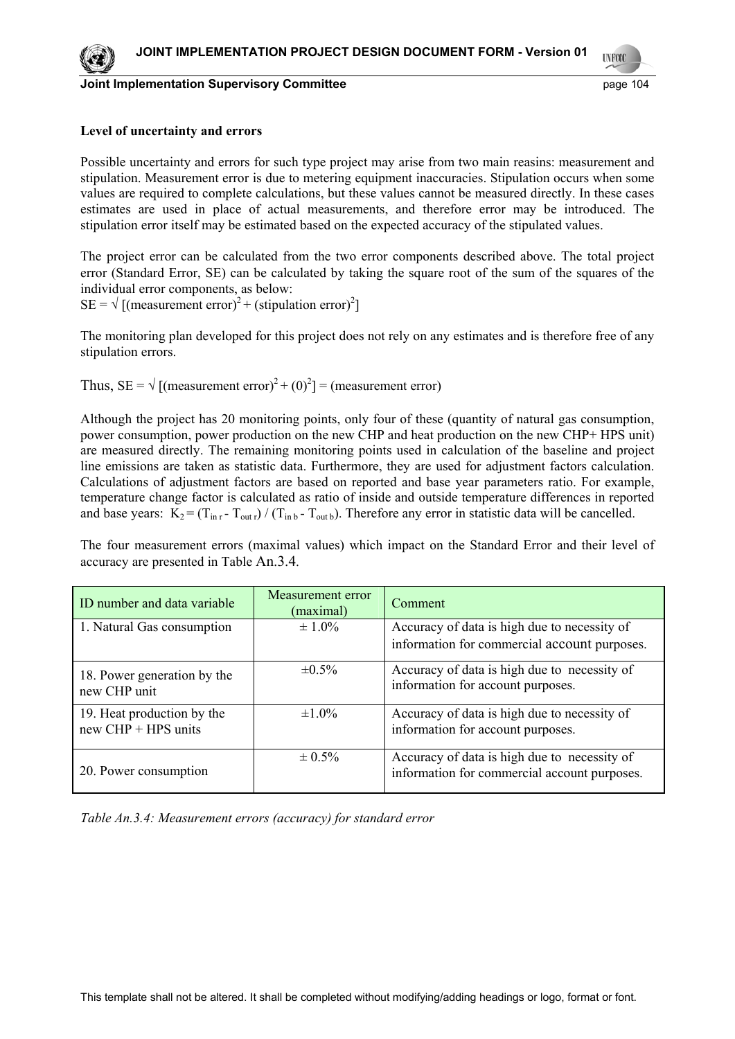**Level of uncertainty and errors**

Possible uncertainty and errors for such type project may arise from two main reasins: measurement and stipulation. Measurement error is due to metering equipment inaccuracies. Stipulation occurs when some values are required to complete calculations, but these values cannot be measured directly. In these cases estimates are used in place of actual measurements, and therefore error may be introduced. The stipulation error itself may be estimated based on the expected accuracy of the stipulated values.

The project error can be calculated from the two error components described above. The total project error (Standard Error, SE) can be calculated by taking the square root of the sum of the squares of the individual error components, as below:

$SE = \sqrt{[(\text{measurement error})^2 + (\text{stipulation error})^2]}$

The monitoring plan developed for this project does not rely on any estimates and is therefore free of any stipulation errors.

Thus, $SE = \sqrt{[(\text{measurement error})^2 + (0)^2]} = (\text{measurement error})$

Although the project has 20 monitoring points, only four of these (quantity of natural gas consumption, power consumption, power production on the new CHP and heat production on the new CHP+ HPS unit) are measured directly. The remaining monitoring points used in calculation of the baseline and project line emissions are taken as statistic data. Furthermore, they are used for adjustment factors calculation. Calculations of adjustment factors are based on reported and base year parameters ratio. For example, temperature change factor is calculated as ratio of inside and outside temperature differences in reported and base years: $K_2 = (T_{in\,r} - T_{out\,r}) / (T_{in\,b} - T_{out\,b})$. Therefore any error in statistic data will be cancelled.

The four measurement errors (maximal values) which impact on the Standard Error and their level of accuracy are presented in Table An.3.4.

| ID number and data variable | Measurement error (maximal) | Comment |
|---|---|---|
| 1. Natural Gas consumption | ± 1.0% | Accuracy of data is high due to necessity of information for commercial account purposes. |
| 18. Power generation by the new CHP unit | ±0.5% | Accuracy of data is high due to necessity of information for account purposes. |
| 19. Heat production by the new CHP + HPS units | ±1.0% | Accuracy of data is high due to necessity of information for account purposes. |
| 20. Power consumption | ± 0.5% | Accuracy of data is high due to necessity of information for commercial account purposes. |

*Table An.3.4: Measurement errors (accuracy) for standard error*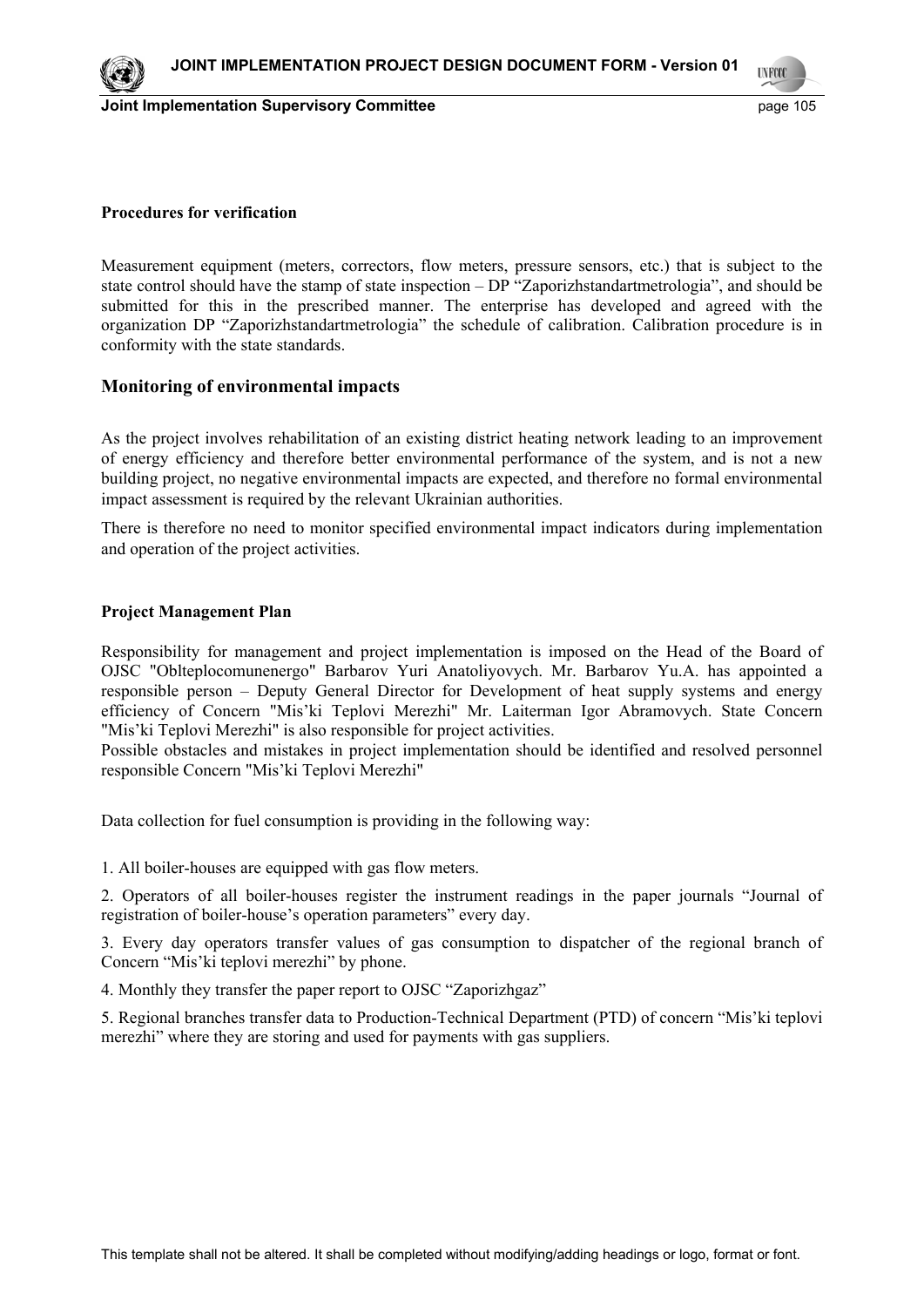**Procedures for verification**

Measurement equipment (meters, correctors, flow meters, pressure sensors, etc.) that is subject to the state control should have the stamp of state inspection – DP “Zaporizhstandartmetrologia”, and should be submitted for this in the prescribed manner. The enterprise has developed and agreed with the organization DP “Zaporizhstandartmetrologia” the schedule of calibration. Calibration procedure is in conformity with the state standards.

## Monitoring of environmental impacts

As the project involves rehabilitation of an existing district heating network leading to an improvement of energy efficiency and therefore better environmental performance of the system, and is not a new building project, no negative environmental impacts are expected, and therefore no formal environmental impact assessment is required by the relevant Ukrainian authorities.

There is therefore no need to monitor specified environmental impact indicators during implementation and operation of the project activities.

**Project Management Plan**

Responsibility for management and project implementation is imposed on the Head of the Board of OJSC "Oblteplocomunenergo" Barbarov Yuri Anatoliyovych. Mr. Barbarov Yu.A. has appointed a responsible person – Deputy General Director for Development of heat supply systems and energy efficiency of Concern "Mis’ki Teplovi Merezhi" Mr. Laiterman Igor Abramovych. State Concern "Mis’ki Teplovi Merezhi" is also responsible for project activities.
Possible obstacles and mistakes in project implementation should be identified and resolved personnel responsible Concern "Mis’ki Teplovi Merezhi"

Data collection for fuel consumption is providing in the following way:

1. All boiler-houses are equipped with gas flow meters.

2. Operators of all boiler-houses register the instrument readings in the paper journals “Journal of registration of boiler-house’s operation parameters” every day.

3. Every day operators transfer values of gas consumption to dispatcher of the regional branch of Concern “Mis’ki teplovi merezhi” by phone.

4. Monthly they transfer the paper report to OJSC “Zaporizhgaz”

5. Regional branches transfer data to Production-Technical Department (PTD) of concern “Mis’ki teplovi merezhi” where they are storing and used for payments with gas suppliers.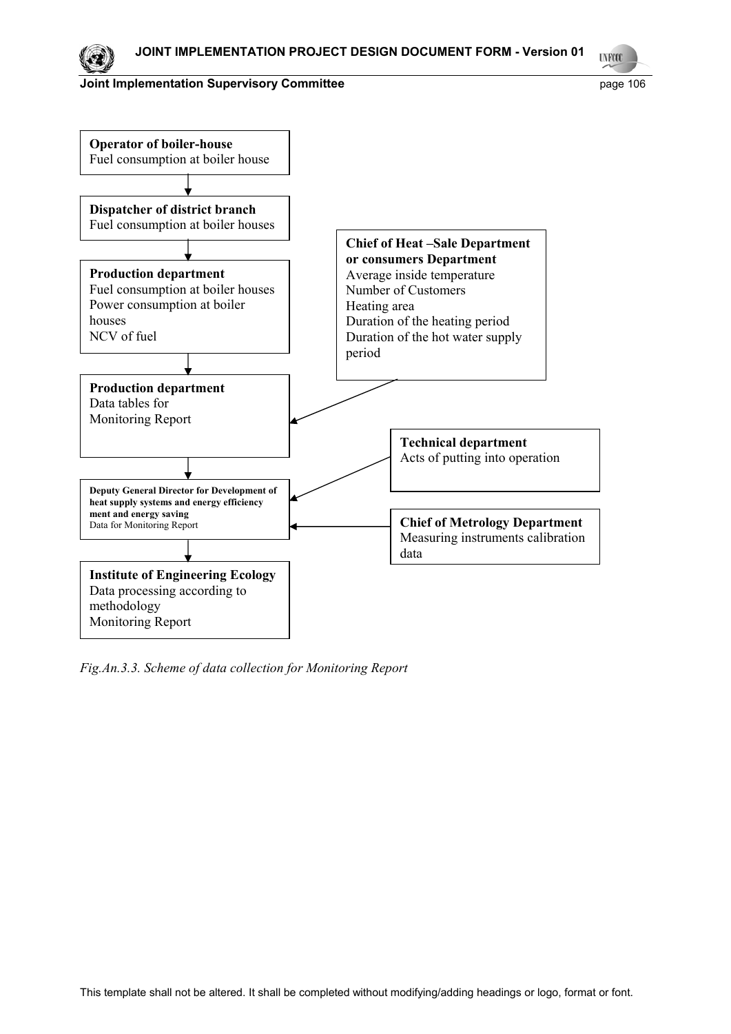**Operator of boiler-house**
Fuel consumption at boiler house

↓

**Dispatcher of district branch**
Fuel consumption at boiler houses

↓

**Production department**
Fuel consumption at boiler houses
Power consumption at boiler houses
NCV of fuel

↓

**Production department**
Data tables for Monitoring Report

← **Chief of Heat –Sale Department or consumers Department**
Average inside temperature
Number of Customers
Heating area
Duration of the heating period
Duration of the hot water supply period

↓

**Deputy General Director for Development of heat supply systems and energy efficiency ment and energy saving**
Data for Monitoring Report

← **Technical department**
Acts of putting into operation

← **Chief of Metrology Department**
Measuring instruments calibration data

↓

**Institute of Engineering Ecology**
Data processing according to methodology
Monitoring Report

*Fig.An.3.3. Scheme of data collection for Monitoring Report*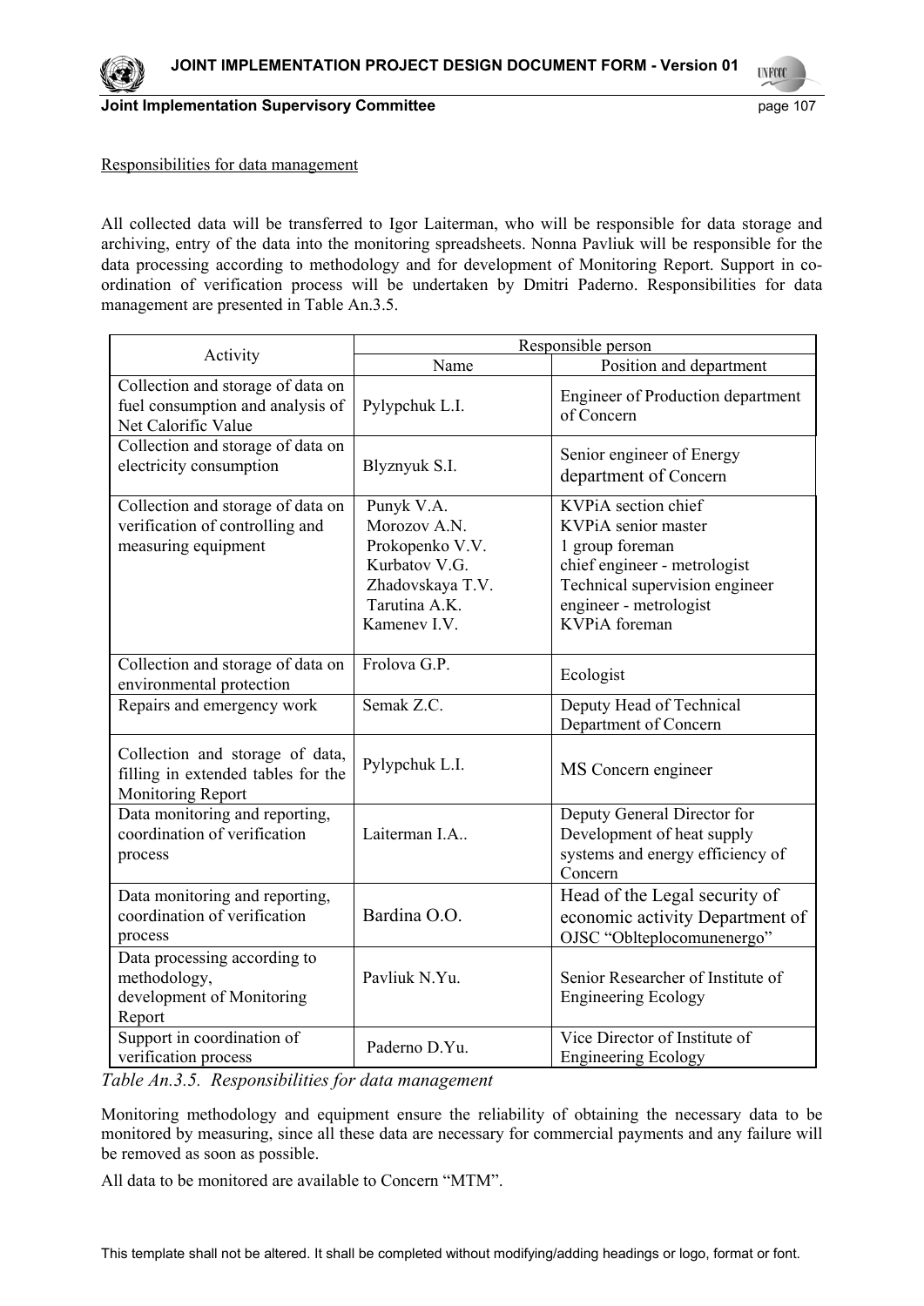Responsibilities for data management

All collected data will be transferred to Igor Laiterman, who will be responsible for data storage and archiving, entry of the data into the monitoring spreadsheets. Nonna Pavliuk will be responsible for the data processing according to methodology and for development of Monitoring Report. Support in co-ordination of verification process will be undertaken by Dmitri Paderno. Responsibilities for data management are presented in Table An.3.5.

| Activity | Responsible person | |
|---|---|---|
| | Name | Position and department |
| Collection and storage of data on fuel consumption and analysis of Net Calorific Value | Pylypchuk L.I. | Engineer of Production department of Concern |
| Collection and storage of data on electricity consumption | Blyznyuk S.I. | Senior engineer of Energy department of Concern |
| Collection and storage of data on verification of controlling and measuring equipment | Punyk V.A.<br>Morozov A.N.<br>Prokopenko V.V.<br>Kurbatov V.G.<br>Zhadovskaya T.V.<br>Tarutina A.K.<br>Kamenev I.V. | KVPiA section chief<br>KVPiA senior master<br>1 group foreman<br>chief engineer - metrologist<br>Technical supervision engineer<br>engineer - metrologist<br>KVPiA foreman |
| Collection and storage of data on environmental protection | Frolova G.P. | Ecologist |
| Repairs and emergency work | Semak Z.C. | Deputy Head of Technical Department of Concern |
| Collection and storage of data, filling in extended tables for the Monitoring Report | Pylypchuk L.I. | MS Concern engineer |
| Data monitoring and reporting, coordination of verification process | Laiterman I.A.. | Deputy General Director for Development of heat supply systems and energy efficiency of Concern |
| Data monitoring and reporting, coordination of verification process | Bardina O.O. | Head of the Legal security of economic activity Department of OJSC "Oblteplocomunenergo" |
| Data processing according to methodology, development of Monitoring Report | Pavliuk N.Yu. | Senior Researcher of Institute of Engineering Ecology |
| Support in coordination of verification process | Paderno D.Yu. | Vice Director of Institute of Engineering Ecology |

*Table An.3.5. Responsibilities for data management*

Monitoring methodology and equipment ensure the reliability of obtaining the necessary data to be monitored by measuring, since all these data are necessary for commercial payments and any failure will be removed as soon as possible.

All data to be monitored are available to Concern "MTM".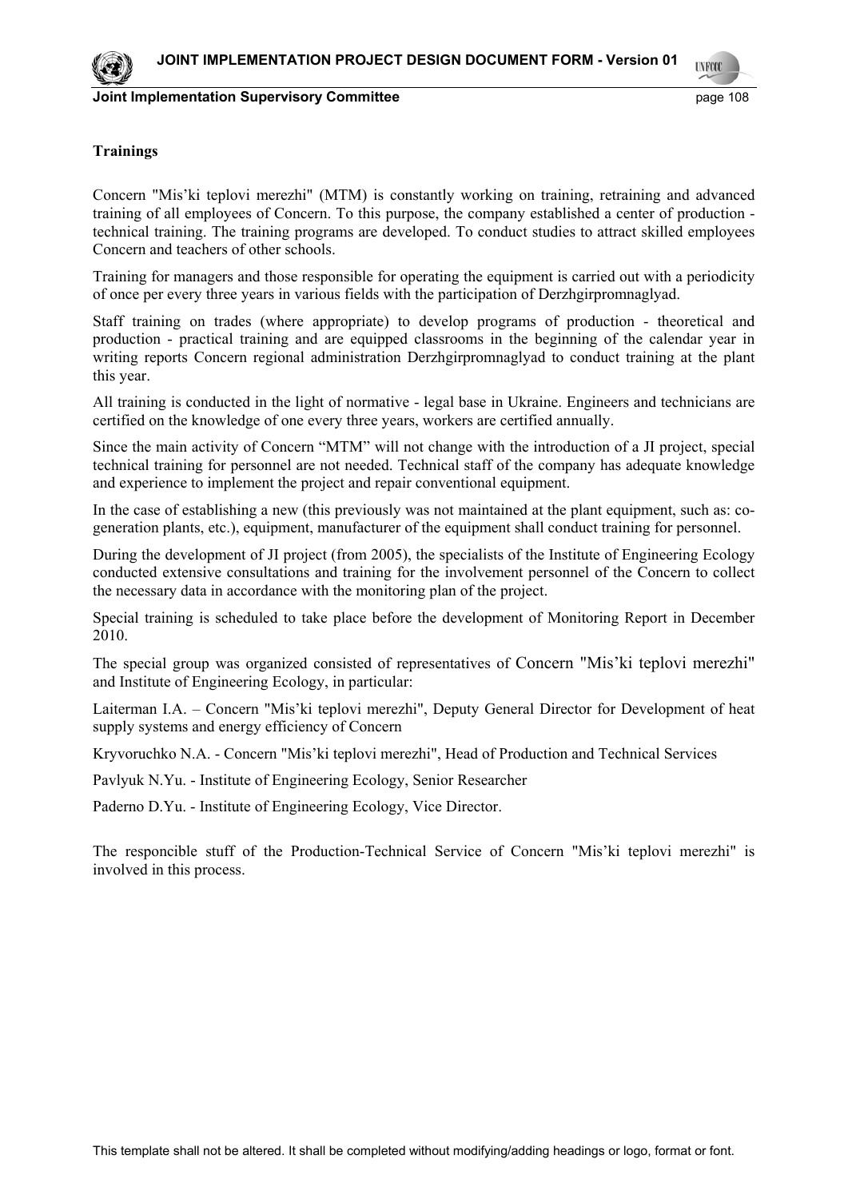**Trainings**

Concern "Mis'ki teplovi merezhi" (MTM) is constantly working on training, retraining and advanced training of all employees of Concern. To this purpose, the company established a center of production - technical training. The training programs are developed. To conduct studies to attract skilled employees Concern and teachers of other schools.

Training for managers and those responsible for operating the equipment is carried out with a periodicity of once per every three years in various fields with the participation of Derzhgirpromnaglyad.

Staff training on trades (where appropriate) to develop programs of production - theoretical and production - practical training and are equipped classrooms in the beginning of the calendar year in writing reports Concern regional administration Derzhgirpromnaglyad to conduct training at the plant this year.

All training is conducted in the light of normative - legal base in Ukraine. Engineers and technicians are certified on the knowledge of one every three years, workers are certified annually.

Since the main activity of Concern "MTM" will not change with the introduction of a JI project, special technical training for personnel are not needed. Technical staff of the company has adequate knowledge and experience to implement the project and repair conventional equipment.

In the case of establishing a new (this previously was not maintained at the plant equipment, such as: co-generation plants, etc.), equipment, manufacturer of the equipment shall conduct training for personnel.

During the development of JI project (from 2005), the specialists of the Institute of Engineering Ecology conducted extensive consultations and training for the involvement personnel of the Concern to collect the necessary data in accordance with the monitoring plan of the project.

Special training is scheduled to take place before the development of Monitoring Report in December 2010.

The special group was organized consisted of representatives of Concern "Mis'ki teplovi merezhi" and Institute of Engineering Ecology, in particular:

Laiterman I.A. – Concern "Mis'ki teplovi merezhi", Deputy General Director for Development of heat supply systems and energy efficiency of Concern

Kryvoruchko N.A. - Concern "Mis'ki teplovi merezhi", Head of Production and Technical Services

Pavlyuk N.Yu. - Institute of Engineering Ecology, Senior Researcher

Paderno D.Yu. - Institute of Engineering Ecology, Vice Director.

The responcible stuff of the Production-Technical Service of Concern "Mis'ki teplovi merezhi" is involved in this process.